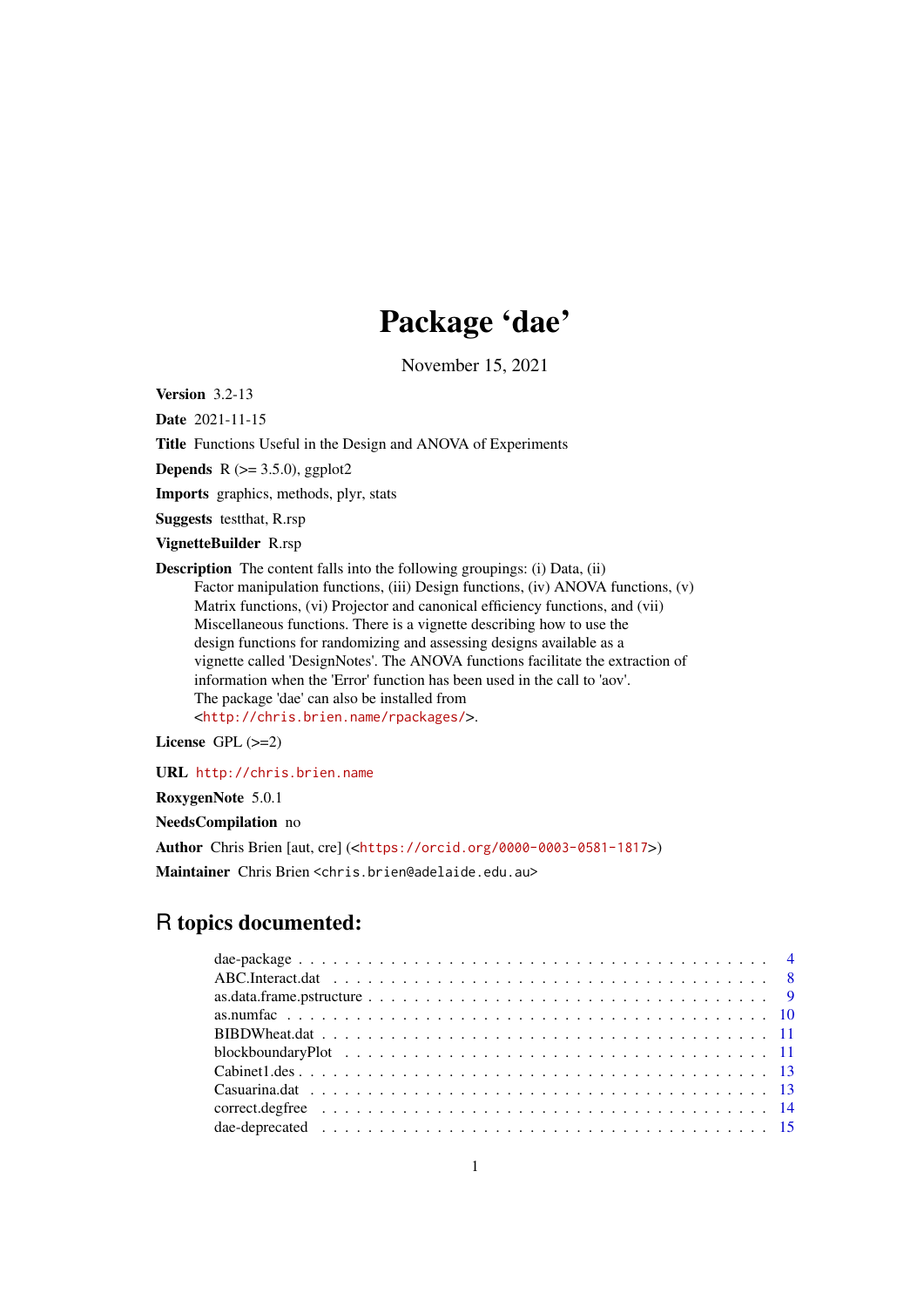# Package 'dae'

November 15, 2021

**Version** 3.2-13

**Date** 2021-11-15

**Title** Functions Useful in the Design and ANOVA of Experiments

**Depends** R (>= 3.5.0), ggplot2

**Imports** graphics, methods, plyr, stats

**Suggests** testthat, R.rsp

**VignetteBuilder** R.rsp

**Description** The content falls into the following groupings: (i) Data, (ii) Factor manipulation functions, (iii) Design functions, (iv) ANOVA functions, (v) Matrix functions, (vi) Projector and canonical efficiency functions, and (vii) Miscellaneous functions. There is a vignette describing how to use the design functions for randomizing and assessing designs available as a vignette called 'DesignNotes'. The ANOVA functions facilitate the extraction of information when the 'Error' function has been used in the call to 'aov'. The package 'dae' can also be installed from <http://chris.brien.name/rpackages/>.

**License** GPL (>=2)

**URL** http://chris.brien.name

**RoxygenNote** 5.0.1

**NeedsCompilation** no

**Author** Chris Brien [aut, cre] (<https://orcid.org/0000-0003-0581-1817>)

**Maintainer** Chris Brien <chris.brien@adelaide.edu.au>

## R topics documented:

dae-package . . . . . . . . . . . . . . . . . . . . . . . . . . . . . . . . . . . . . . . . . . 4
ABC.Interact.dat . . . . . . . . . . . . . . . . . . . . . . . . . . . . . . . . . . . . . . . 8
as.data.frame.pstructure . . . . . . . . . . . . . . . . . . . . . . . . . . . . . . . . . . . 9
as.numfac . . . . . . . . . . . . . . . . . . . . . . . . . . . . . . . . . . . . . . . . . . . 10
BIBDWheat.dat . . . . . . . . . . . . . . . . . . . . . . . . . . . . . . . . . . . . . . . . 11
blockboundaryPlot . . . . . . . . . . . . . . . . . . . . . . . . . . . . . . . . . . . . . . 11
Cabinet1.des . . . . . . . . . . . . . . . . . . . . . . . . . . . . . . . . . . . . . . . . . 13
Casuarina.dat . . . . . . . . . . . . . . . . . . . . . . . . . . . . . . . . . . . . . . . . 13
correct.degfree . . . . . . . . . . . . . . . . . . . . . . . . . . . . . . . . . . . . . . . 14
dae-deprecated . . . . . . . . . . . . . . . . . . . . . . . . . . . . . . . . . . . . . . . 15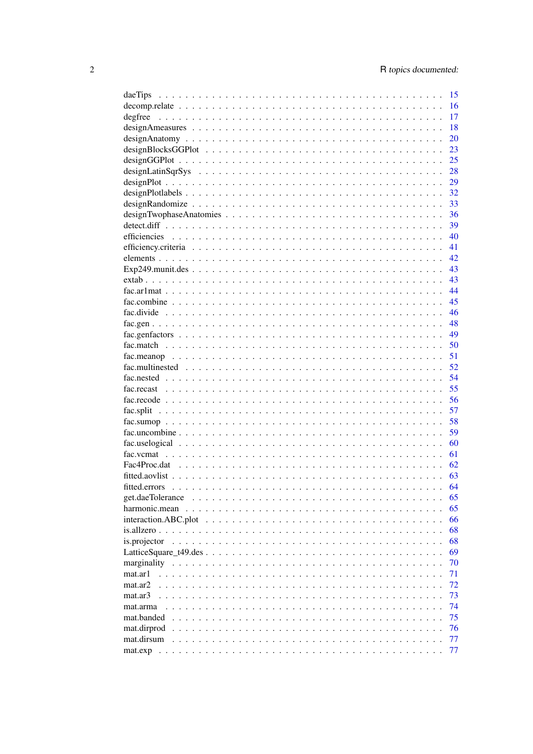daeTips . . . . . . . . . . . . . . . . . . . . . . . . . . . . . . . . . . . . . . . . 15
decomp.relate . . . . . . . . . . . . . . . . . . . . . . . . . . . . . . . . . . . . . 16
degfree . . . . . . . . . . . . . . . . . . . . . . . . . . . . . . . . . . . . . . . . 17
designAmeasures . . . . . . . . . . . . . . . . . . . . . . . . . . . . . . . . . . . . 18
designAnatomy . . . . . . . . . . . . . . . . . . . . . . . . . . . . . . . . . . . . . 20
designBlocksGGPlot . . . . . . . . . . . . . . . . . . . . . . . . . . . . . . . . . . 23
designGGPlot . . . . . . . . . . . . . . . . . . . . . . . . . . . . . . . . . . . . . 25
designLatinSqrSys . . . . . . . . . . . . . . . . . . . . . . . . . . . . . . . . . . . 28
designPlot . . . . . . . . . . . . . . . . . . . . . . . . . . . . . . . . . . . . . . 29
designPlotlabels . . . . . . . . . . . . . . . . . . . . . . . . . . . . . . . . . . . . 32
designRandomize . . . . . . . . . . . . . . . . . . . . . . . . . . . . . . . . . . . . 33
designTwophaseAnatomies . . . . . . . . . . . . . . . . . . . . . . . . . . . . . . . 36
detect.diff . . . . . . . . . . . . . . . . . . . . . . . . . . . . . . . . . . . . . . 39
efficiencies . . . . . . . . . . . . . . . . . . . . . . . . . . . . . . . . . . . . . . 40
efficiency.criteria . . . . . . . . . . . . . . . . . . . . . . . . . . . . . . . . . . . 41
elements . . . . . . . . . . . . . . . . . . . . . . . . . . . . . . . . . . . . . . . 42
Exp249.munit.des . . . . . . . . . . . . . . . . . . . . . . . . . . . . . . . . . . . 43
extab . . . . . . . . . . . . . . . . . . . . . . . . . . . . . . . . . . . . . . . . . 43
fac.ar1mat . . . . . . . . . . . . . . . . . . . . . . . . . . . . . . . . . . . . . . 44
fac.combine . . . . . . . . . . . . . . . . . . . . . . . . . . . . . . . . . . . . . . 45
fac.divide . . . . . . . . . . . . . . . . . . . . . . . . . . . . . . . . . . . . . . . 46
fac.gen . . . . . . . . . . . . . . . . . . . . . . . . . . . . . . . . . . . . . . . . 48
fac.genfactors . . . . . . . . . . . . . . . . . . . . . . . . . . . . . . . . . . . . . 49
fac.match . . . . . . . . . . . . . . . . . . . . . . . . . . . . . . . . . . . . . . . 50
fac.meanop . . . . . . . . . . . . . . . . . . . . . . . . . . . . . . . . . . . . . . 51
fac.multinested . . . . . . . . . . . . . . . . . . . . . . . . . . . . . . . . . . . . 52
fac.nested . . . . . . . . . . . . . . . . . . . . . . . . . . . . . . . . . . . . . . 54
fac.recast . . . . . . . . . . . . . . . . . . . . . . . . . . . . . . . . . . . . . . 55
fac.recode . . . . . . . . . . . . . . . . . . . . . . . . . . . . . . . . . . . . . . 56
fac.split . . . . . . . . . . . . . . . . . . . . . . . . . . . . . . . . . . . . . . . 57
fac.sumop . . . . . . . . . . . . . . . . . . . . . . . . . . . . . . . . . . . . . . . 58
fac.uncombine . . . . . . . . . . . . . . . . . . . . . . . . . . . . . . . . . . . . . 59
fac.uselogical . . . . . . . . . . . . . . . . . . . . . . . . . . . . . . . . . . . . . 60
fac.vcmat . . . . . . . . . . . . . . . . . . . . . . . . . . . . . . . . . . . . . . . 61
Fac4Proc.dat . . . . . . . . . . . . . . . . . . . . . . . . . . . . . . . . . . . . . 62
fitted.aovlist . . . . . . . . . . . . . . . . . . . . . . . . . . . . . . . . . . . . . 63
fitted.errors . . . . . . . . . . . . . . . . . . . . . . . . . . . . . . . . . . . . . 64
get.daeTolerance . . . . . . . . . . . . . . . . . . . . . . . . . . . . . . . . . . . . 65
harmonic.mean . . . . . . . . . . . . . . . . . . . . . . . . . . . . . . . . . . . . . 65
interaction.ABC.plot . . . . . . . . . . . . . . . . . . . . . . . . . . . . . . . . . . 66
is.allzero . . . . . . . . . . . . . . . . . . . . . . . . . . . . . . . . . . . . . . . 68
is.projector . . . . . . . . . . . . . . . . . . . . . . . . . . . . . . . . . . . . . . 68
LatticeSquare_t49.des . . . . . . . . . . . . . . . . . . . . . . . . . . . . . . . . . 69
marginality . . . . . . . . . . . . . . . . . . . . . . . . . . . . . . . . . . . . . . 70
mat.ar1 . . . . . . . . . . . . . . . . . . . . . . . . . . . . . . . . . . . . . . . . 71
mat.ar2 . . . . . . . . . . . . . . . . . . . . . . . . . . . . . . . . . . . . . . . . 72
mat.ar3 . . . . . . . . . . . . . . . . . . . . . . . . . . . . . . . . . . . . . . . . 73
mat.arma . . . . . . . . . . . . . . . . . . . . . . . . . . . . . . . . . . . . . . . 74
mat.banded . . . . . . . . . . . . . . . . . . . . . . . . . . . . . . . . . . . . . . 75
mat.dirprod . . . . . . . . . . . . . . . . . . . . . . . . . . . . . . . . . . . . . . 76
mat.dirsum . . . . . . . . . . . . . . . . . . . . . . . . . . . . . . . . . . . . . . . 77
mat.exp . . . . . . . . . . . . . . . . . . . . . . . . . . . . . . . . . . . . . . . . 77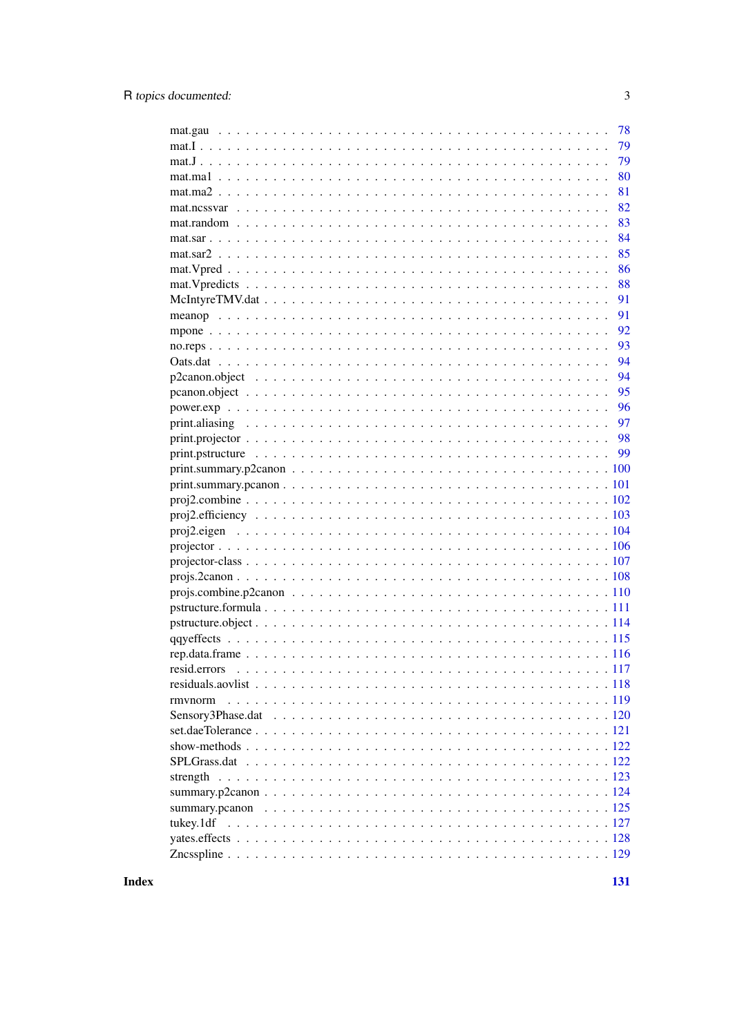mat.gau . . . . . . . . . . . . . . . . . . . . . . . . . . . . . . . . . . . . . . . . . 78
mat.I . . . . . . . . . . . . . . . . . . . . . . . . . . . . . . . . . . . . . . . . . . . 79
mat.J . . . . . . . . . . . . . . . . . . . . . . . . . . . . . . . . . . . . . . . . . . . 79
mat.ma1 . . . . . . . . . . . . . . . . . . . . . . . . . . . . . . . . . . . . . . . . . 80
mat.ma2 . . . . . . . . . . . . . . . . . . . . . . . . . . . . . . . . . . . . . . . . . 81
mat.ncssvar . . . . . . . . . . . . . . . . . . . . . . . . . . . . . . . . . . . . . . . 82
mat.random . . . . . . . . . . . . . . . . . . . . . . . . . . . . . . . . . . . . . . . 83
mat.sar . . . . . . . . . . . . . . . . . . . . . . . . . . . . . . . . . . . . . . . . . . 84
mat.sar2 . . . . . . . . . . . . . . . . . . . . . . . . . . . . . . . . . . . . . . . . . 85
mat.Vpred . . . . . . . . . . . . . . . . . . . . . . . . . . . . . . . . . . . . . . . . 86
mat.Vpredicts . . . . . . . . . . . . . . . . . . . . . . . . . . . . . . . . . . . . . . 88
McIntyreTMV.dat . . . . . . . . . . . . . . . . . . . . . . . . . . . . . . . . . . . . 91
meanop . . . . . . . . . . . . . . . . . . . . . . . . . . . . . . . . . . . . . . . . . 91
mpone . . . . . . . . . . . . . . . . . . . . . . . . . . . . . . . . . . . . . . . . . . 92
no.reps . . . . . . . . . . . . . . . . . . . . . . . . . . . . . . . . . . . . . . . . . . 93
Oats.dat . . . . . . . . . . . . . . . . . . . . . . . . . . . . . . . . . . . . . . . . . 94
p2canon.object . . . . . . . . . . . . . . . . . . . . . . . . . . . . . . . . . . . . . 94
pcanon.object . . . . . . . . . . . . . . . . . . . . . . . . . . . . . . . . . . . . . . 95
power.exp . . . . . . . . . . . . . . . . . . . . . . . . . . . . . . . . . . . . . . . . 96
print.aliasing . . . . . . . . . . . . . . . . . . . . . . . . . . . . . . . . . . . . . . 97
print.projector . . . . . . . . . . . . . . . . . . . . . . . . . . . . . . . . . . . . . 98
print.pstructure . . . . . . . . . . . . . . . . . . . . . . . . . . . . . . . . . . . . . 99
print.summary.p2canon . . . . . . . . . . . . . . . . . . . . . . . . . . . . . . . . . 100
print.summary.pcanon . . . . . . . . . . . . . . . . . . . . . . . . . . . . . . . . . . 101
proj2.combine . . . . . . . . . . . . . . . . . . . . . . . . . . . . . . . . . . . . . . 102
proj2.efficiency . . . . . . . . . . . . . . . . . . . . . . . . . . . . . . . . . . . . . 103
proj2.eigen . . . . . . . . . . . . . . . . . . . . . . . . . . . . . . . . . . . . . . . 104
projector . . . . . . . . . . . . . . . . . . . . . . . . . . . . . . . . . . . . . . . . 106
projector-class . . . . . . . . . . . . . . . . . . . . . . . . . . . . . . . . . . . . . 107
projs.2canon . . . . . . . . . . . . . . . . . . . . . . . . . . . . . . . . . . . . . . 108
projs.combine.p2canon . . . . . . . . . . . . . . . . . . . . . . . . . . . . . . . . . 110
pstructure.formula . . . . . . . . . . . . . . . . . . . . . . . . . . . . . . . . . . . 111
pstructure.object . . . . . . . . . . . . . . . . . . . . . . . . . . . . . . . . . . . . 114
qqyeffects . . . . . . . . . . . . . . . . . . . . . . . . . . . . . . . . . . . . . . . . 115
rep.data.frame . . . . . . . . . . . . . . . . . . . . . . . . . . . . . . . . . . . . . 116
resid.errors . . . . . . . . . . . . . . . . . . . . . . . . . . . . . . . . . . . . . . . 117
residuals.aovlist . . . . . . . . . . . . . . . . . . . . . . . . . . . . . . . . . . . . 118
rmvnorm . . . . . . . . . . . . . . . . . . . . . . . . . . . . . . . . . . . . . . . . 119
Sensory3Phase.dat . . . . . . . . . . . . . . . . . . . . . . . . . . . . . . . . . . . 120
set.daeTolerance . . . . . . . . . . . . . . . . . . . . . . . . . . . . . . . . . . . . 121
show-methods . . . . . . . . . . . . . . . . . . . . . . . . . . . . . . . . . . . . . . 122
SPLGrass.dat . . . . . . . . . . . . . . . . . . . . . . . . . . . . . . . . . . . . . . 122
strength . . . . . . . . . . . . . . . . . . . . . . . . . . . . . . . . . . . . . . . . 123
summary.p2canon . . . . . . . . . . . . . . . . . . . . . . . . . . . . . . . . . . . . 124
summary.pcanon . . . . . . . . . . . . . . . . . . . . . . . . . . . . . . . . . . . . . 125
tukey.1df . . . . . . . . . . . . . . . . . . . . . . . . . . . . . . . . . . . . . . . . 127
yates.effects . . . . . . . . . . . . . . . . . . . . . . . . . . . . . . . . . . . . . . 128
Zncsspline . . . . . . . . . . . . . . . . . . . . . . . . . . . . . . . . . . . . . . . 129

**Index** **131**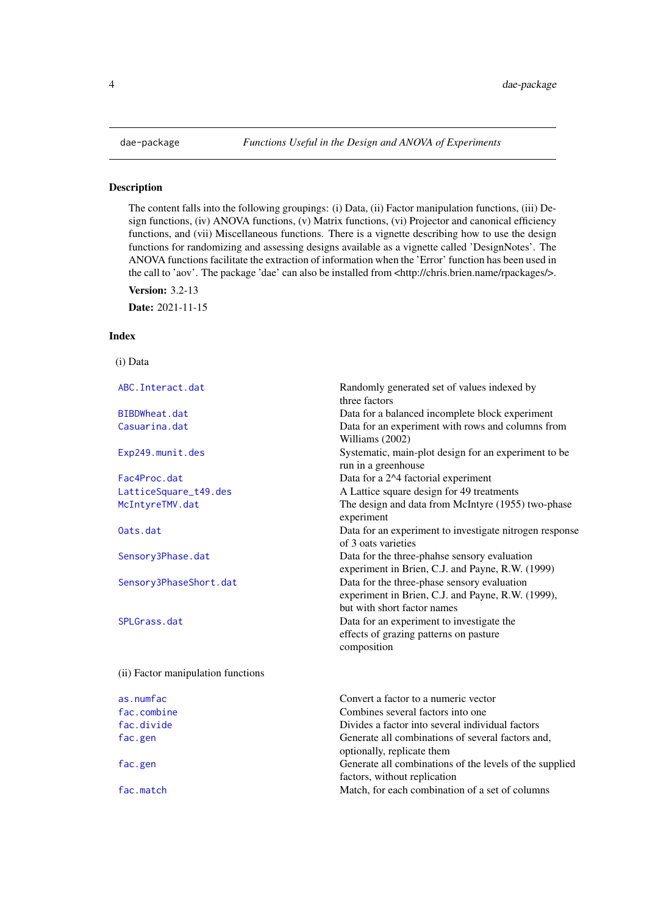| dae-package | *Functions Useful in the Design and ANOVA of Experiments* |
|---|---|

## Description

The content falls into the following groupings: (i) Data, (ii) Factor manipulation functions, (iii) Design functions, (iv) ANOVA functions, (v) Matrix functions, (vi) Projector and canonical efficiency functions, and (vii) Miscellaneous functions. There is a vignette describing how to use the design functions for randomizing and assessing designs available as a vignette called 'DesignNotes'. The ANOVA functions facilitate the extraction of information when the 'Error' function has been used in the call to 'aov'. The package 'dae' can also be installed from <http://chris.brien.name/rpackages/>.

**Version:** 3.2-13

**Date:** 2021-11-15

## Index

(i) Data

| | |
|---|---|
| `ABC.Interact.dat` | Randomly generated set of values indexed by three factors |
| `BIBDWheat.dat` | Data for a balanced incomplete block experiment |
| `Casuarina.dat` | Data for an experiment with rows and columns from Williams (2002) |
| `Exp249.munit.des` | Systematic, main-plot design for an experiment to be run in a greenhouse |
| `Fac4Proc.dat` | Data for a 2^4 factorial experiment |
| `LatticeSquare_t49.des` | A Lattice square design for 49 treatments |
| `McIntyreTMV.dat` | The design and data from McIntyre (1955) two-phase experiment |
| `Oats.dat` | Data for an experiment to investigate nitrogen response of 3 oats varieties |
| `Sensory3Phase.dat` | Data for the three-phahse sensory evaluation experiment in Brien, C.J. and Payne, R.W. (1999) |
| `Sensory3PhaseShort.dat` | Data for the three-phase sensory evaluation experiment in Brien, C.J. and Payne, R.W. (1999), but with short factor names |
| `SPLGrass.dat` | Data for an experiment to investigate the effects of grazing patterns on pasture composition |

(ii) Factor manipulation functions

| | |
|---|---|
| `as.numfac` | Convert a factor to a numeric vector |
| `fac.combine` | Combines several factors into one |
| `fac.divide` | Divides a factor into several individual factors |
| `fac.gen` | Generate all combinations of several factors and, optionally, replicate them |
| `fac.gen` | Generate all combinations of the levels of the supplied factors, without replication |
| `fac.match` | Match, for each combination of a set of columns |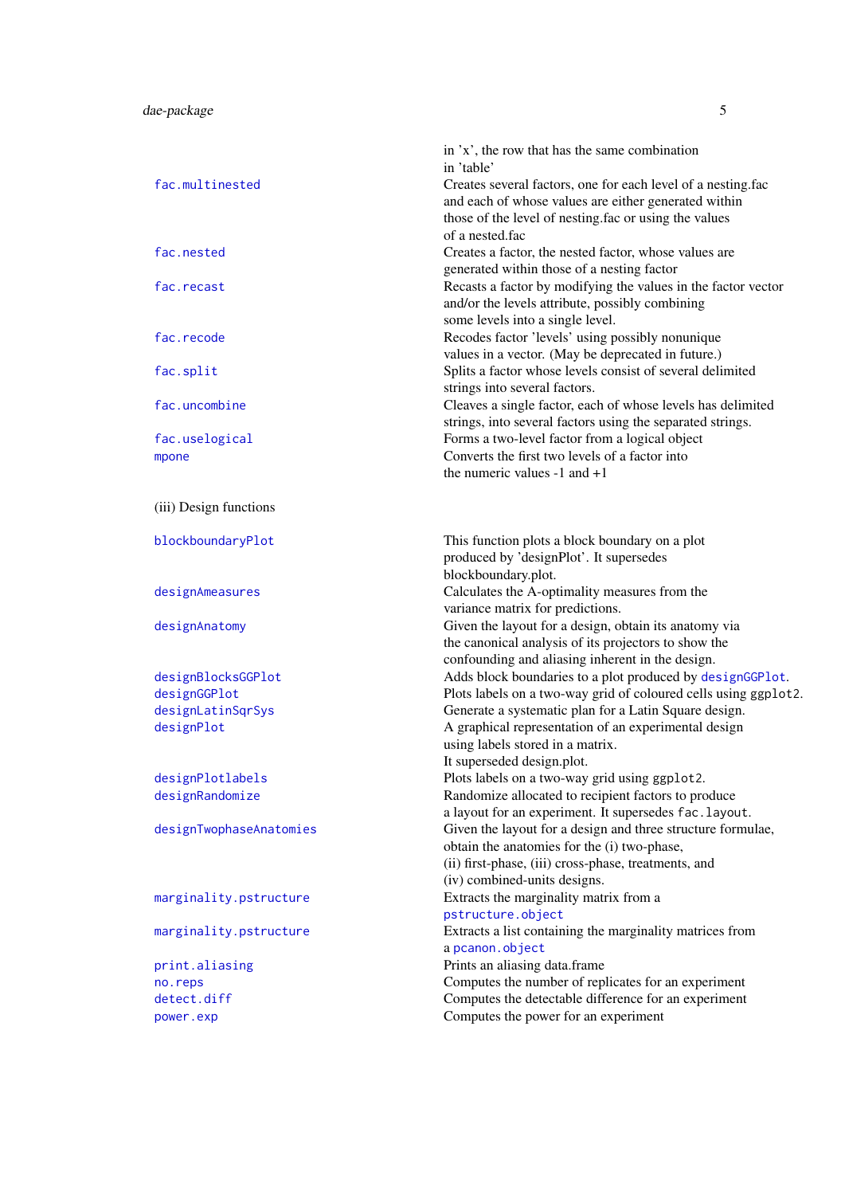| | |
|---|---|
| | in 'x', the row that has the same combination in 'table' |
| `fac.multinested` | Creates several factors, one for each level of a nesting.fac and each of whose values are either generated within those of the level of nesting.fac or using the values of a nested.fac |
| `fac.nested` | Creates a factor, the nested factor, whose values are generated within those of a nesting factor |
| `fac.recast` | Recasts a factor by modifying the values in the factor vector and/or the levels attribute, possibly combining some levels into a single level. |
| `fac.recode` | Recodes factor 'levels' using possibly nonunique values in a vector. (May be deprecated in future.) |
| `fac.split` | Splits a factor whose levels consist of several delimited strings into several factors. |
| `fac.uncombine` | Cleaves a single factor, each of whose levels has delimited strings, into several factors using the separated strings. |
| `fac.uselogical` | Forms a two-level factor from a logical object |
| `mpone` | Converts the first two levels of a factor into the numeric values -1 and +1 |

(iii) Design functions

| | |
|---|---|
| `blockboundaryPlot` | This function plots a block boundary on a plot produced by 'designPlot'. It supersedes blockboundary.plot. |
| `designAmeasures` | Calculates the A-optimality measures from the variance matrix for predictions. |
| `designAnatomy` | Given the layout for a design, obtain its anatomy via the canonical analysis of its projectors to show the confounding and aliasing inherent in the design. |
| `designBlocksGGPlot` | Adds block boundaries to a plot produced by `designGGPlot`. |
| `designGGPlot` | Plots labels on a two-way grid of coloured cells using `ggplot2`. |
| `designLatinSqrSys` | Generate a systematic plan for a Latin Square design. |
| `designPlot` | A graphical representation of an experimental design using labels stored in a matrix. It superseded design.plot. |
| `designPlotlabels` | Plots labels on a two-way grid using `ggplot2`. |
| `designRandomize` | Randomize allocated to recipient factors to produce a layout for an experiment. It supersedes `fac.layout`. |
| `designTwophaseAnatomies` | Given the layout for a design and three structure formulae, obtain the anatomies for the (i) two-phase, (ii) first-phase, (iii) cross-phase, treatments, and (iv) combined-units designs. |
| `marginality.pstructure` | Extracts the marginality matrix from a `pstructure.object` |
| `marginality.pstructure` | Extracts a list containing the marginality matrices from a `pcanon.object` |
| `print.aliasing` | Prints an aliasing data.frame |
| `no.reps` | Computes the number of replicates for an experiment |
| `detect.diff` | Computes the detectable difference for an experiment |
| `power.exp` | Computes the power for an experiment |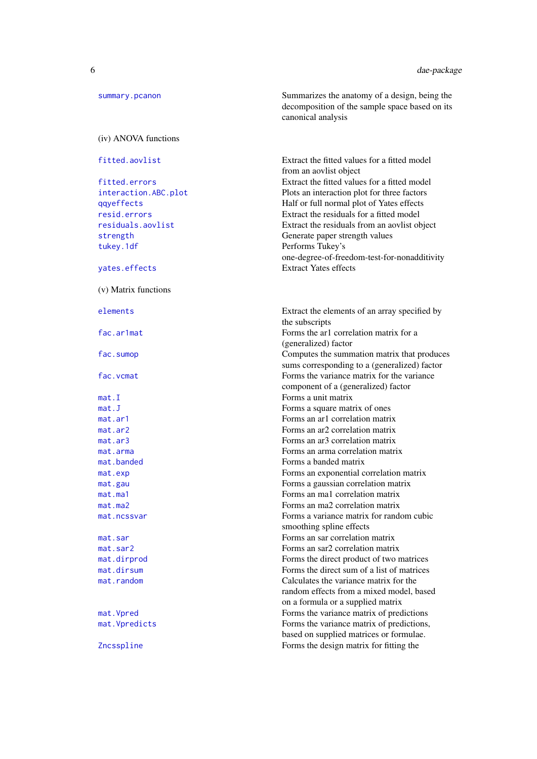| | |
|---|---|
| summary.pcanon | Summarizes the anatomy of a design, being the decomposition of the sample space based on its canonical analysis |

(iv) ANOVA functions

| | |
|---|---|
| fitted.aovlist | Extract the fitted values for a fitted model from an aovlist object |
| fitted.errors | Extract the fitted values for a fitted model |
| interaction.ABC.plot | Plots an interaction plot for three factors |
| qqyeffects | Half or full normal plot of Yates effects |
| resid.errors | Extract the residuals for a fitted model |
| residuals.aovlist | Extract the residuals from an aovlist object |
| strength | Generate paper strength values |
| tukey.1df | Performs Tukey's one-degree-of-freedom-test-for-nonadditivity |
| yates.effects | Extract Yates effects |

(v) Matrix functions

| | |
|---|---|
| elements | Extract the elements of an array specified by the subscripts |
| fac.ar1mat | Forms the ar1 correlation matrix for a (generalized) factor |
| fac.sumop | Computes the summation matrix that produces sums corresponding to a (generalized) factor |
| fac.vcmat | Forms the variance matrix for the variance component of a (generalized) factor |
| mat.I | Forms a unit matrix |
| mat.J | Forms a square matrix of ones |
| mat.ar1 | Forms an ar1 correlation matrix |
| mat.ar2 | Forms an ar2 correlation matrix |
| mat.ar3 | Forms an ar3 correlation matrix |
| mat.arma | Forms an arma correlation matrix |
| mat.banded | Forms a banded matrix |
| mat.exp | Forms an exponential correlation matrix |
| mat.gau | Forms a gaussian correlation matrix |
| mat.ma1 | Forms an ma1 correlation matrix |
| mat.ma2 | Forms an ma2 correlation matrix |
| mat.ncssvar | Forms a variance matrix for random cubic smoothing spline effects |
| mat.sar | Forms an sar correlation matrix |
| mat.sar2 | Forms an sar2 correlation matrix |
| mat.dirprod | Forms the direct product of two matrices |
| mat.dirsum | Forms the direct sum of a list of matrices |
| mat.random | Calculates the variance matrix for the random effects from a mixed model, based on a formula or a supplied matrix |
| mat.Vpred | Forms the variance matrix of predictions |
| mat.Vpredicts | Forms the variance matrix of predictions, based on supplied matrices or formulae. |
| Zncsspline | Forms the design matrix for fitting the |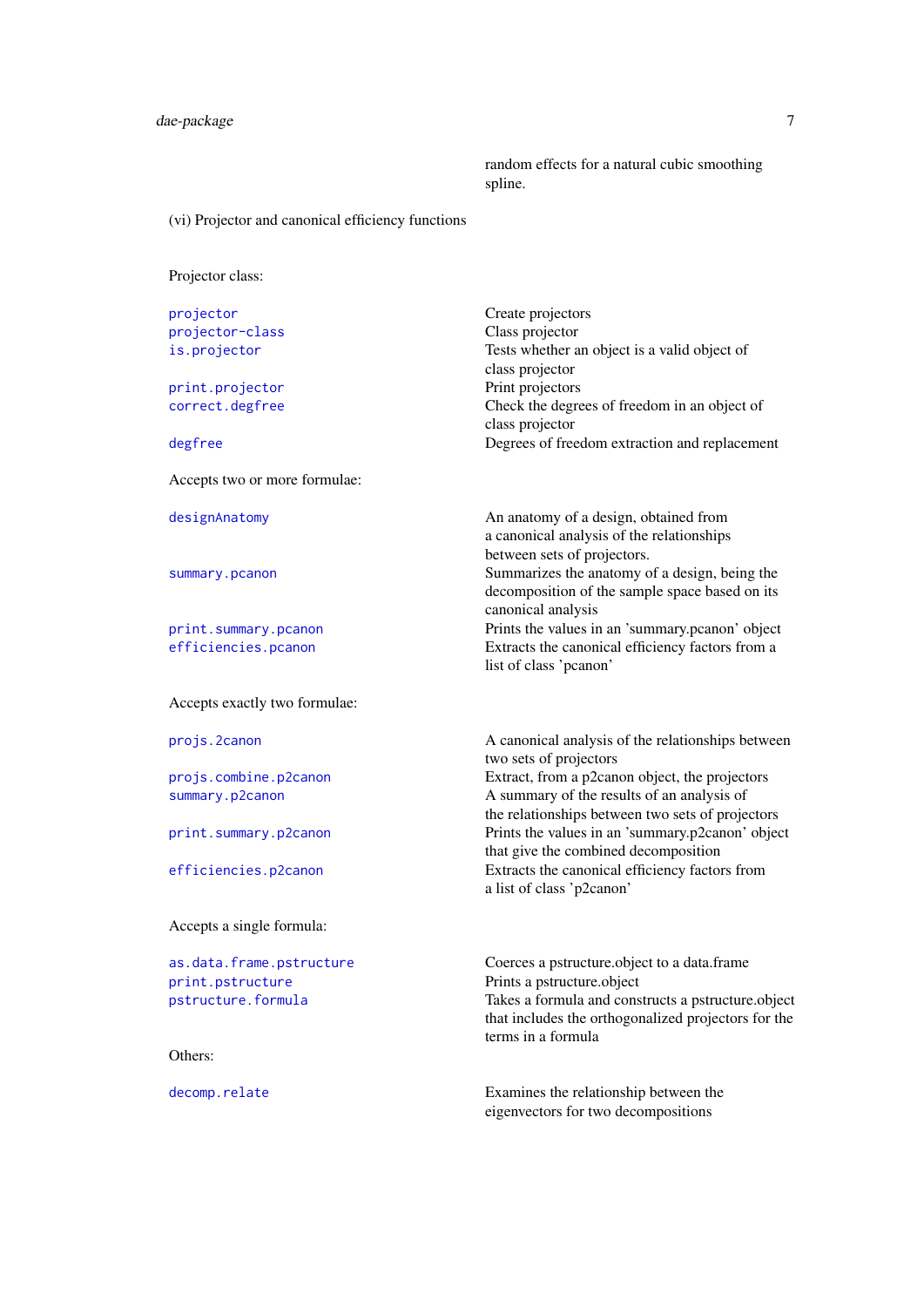| | random effects for a natural cubic smoothing spline. |
|---|---|

(vi) Projector and canonical efficiency functions

Projector class:

| | |
|---|---|
| `projector` | Create projectors |
| `projector-class` | Class projector |
| `is.projector` | Tests whether an object is a valid object of class projector |
| `print.projector` | Print projectors |
| `correct.degfree` | Check the degrees of freedom in an object of class projector |
| `degfree` | Degrees of freedom extraction and replacement |

Accepts two or more formulae:

| | |
|---|---|
| `designAnatomy` | An anatomy of a design, obtained from a canonical analysis of the relationships between sets of projectors. |
| `summary.pcanon` | Summarizes the anatomy of a design, being the decomposition of the sample space based on its canonical analysis |
| `print.summary.pcanon` | Prints the values in an 'summary.pcanon' object |
| `efficiencies.pcanon` | Extracts the canonical efficiency factors from a list of class 'pcanon' |

Accepts exactly two formulae:

| | |
|---|---|
| `projs.2canon` | A canonical analysis of the relationships between two sets of projectors |
| `projs.combine.p2canon` | Extract, from a p2canon object, the projectors |
| `summary.p2canon` | A summary of the results of an analysis of the relationships between two sets of projectors |
| `print.summary.p2canon` | Prints the values in an 'summary.p2canon' object that give the combined decomposition |
| `efficiencies.p2canon` | Extracts the canonical efficiency factors from a list of class 'p2canon' |

Accepts a single formula:

| | |
|---|---|
| `as.data.frame.pstructure` | Coerces a pstructure.object to a data.frame |
| `print.pstructure` | Prints a pstructure.object |
| `pstructure.formula` | Takes a formula and constructs a pstructure.object that includes the orthogonalized projectors for the terms in a formula |

Others:

| | |
|---|---|
| `decomp.relate` | Examines the relationship between the eigenvectors for two decompositions |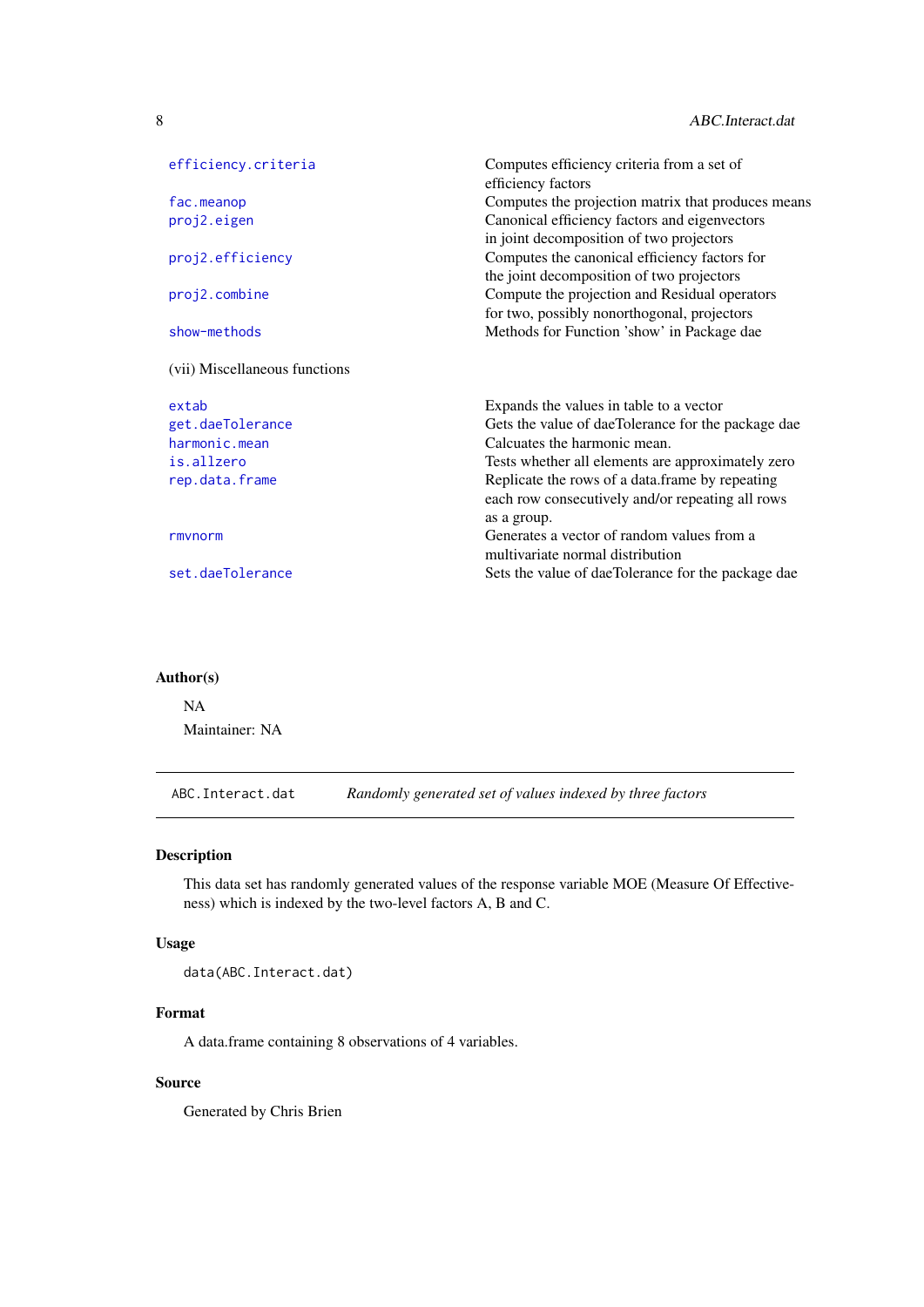| | |
|---|---|
| efficiency.criteria | Computes efficiency criteria from a set of efficiency factors |
| fac.meanop | Computes the projection matrix that produces means |
| proj2.eigen | Canonical efficiency factors and eigenvectors in joint decomposition of two projectors |
| proj2.efficiency | Computes the canonical efficiency factors for the joint decomposition of two projectors |
| proj2.combine | Compute the projection and Residual operators for two, possibly nonorthogonal, projectors |
| show-methods | Methods for Function 'show' in Package dae |

(vii) Miscellaneous functions

| | |
|---|---|
| extab | Expands the values in table to a vector |
| get.daeTolerance | Gets the value of daeTolerance for the package dae |
| harmonic.mean | Calcuates the harmonic mean. |
| is.allzero | Tests whether all elements are approximately zero |
| rep.data.frame | Replicate the rows of a data.frame by repeating each row consecutively and/or repeating all rows as a group. |
| rmvnorm | Generates a vector of random values from a multivariate normal distribution |
| set.daeTolerance | Sets the value of daeTolerance for the package dae |

### Author(s)

NA

Maintainer: NA

---

## ABC.Interact.dat — *Randomly generated set of values indexed by three factors*

---

### Description

This data set has randomly generated values of the response variable MOE (Measure Of Effectiveness) which is indexed by the two-level factors A, B and C.

### Usage

```
data(ABC.Interact.dat)
```

### Format

A data.frame containing 8 observations of 4 variables.

### Source

Generated by Chris Brien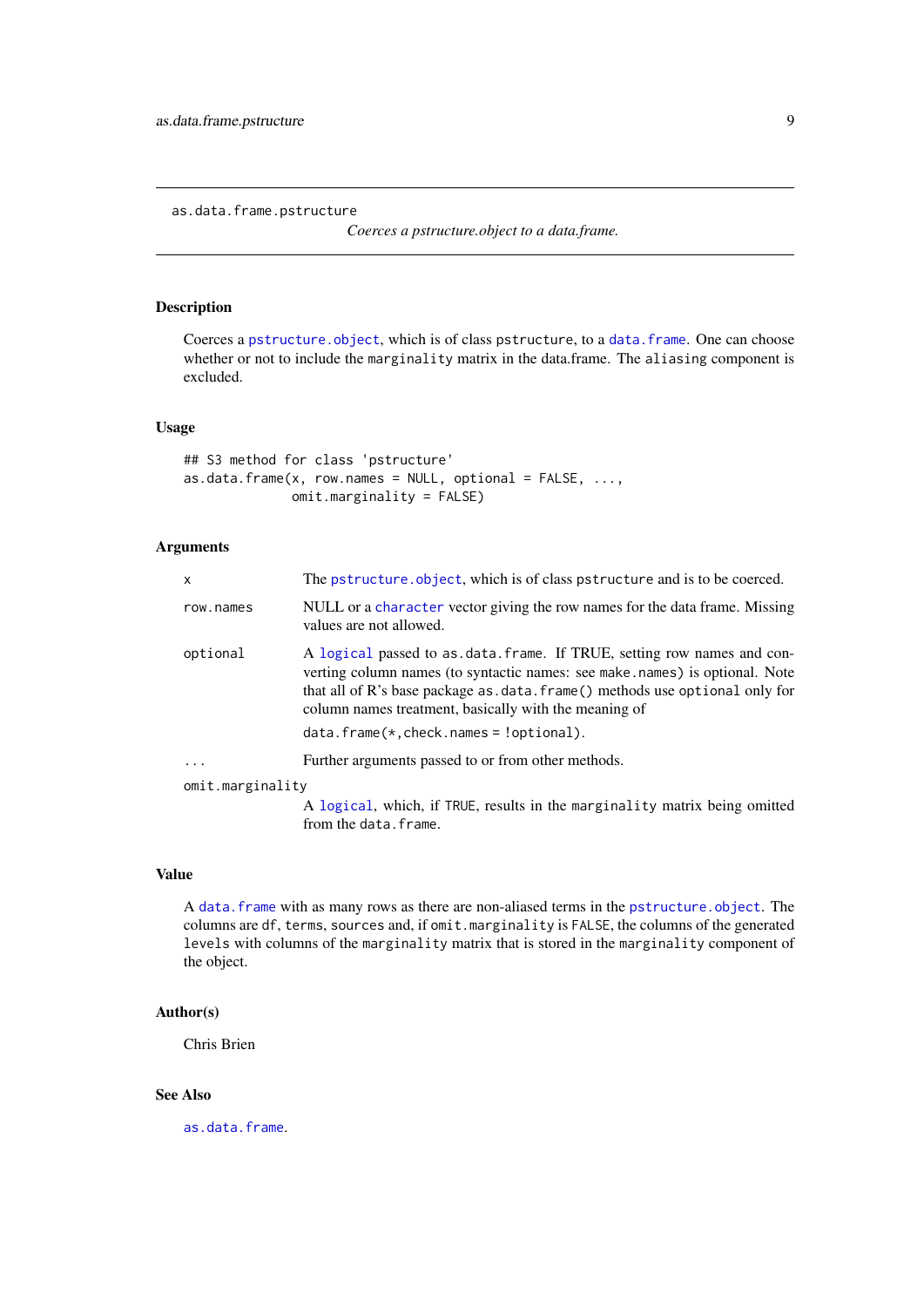## as.data.frame.pstructure

*Coerces a pstructure.object to a data.frame.*

### Description

Coerces a `pstructure.object`, which is of class `pstructure`, to a `data.frame`. One can choose whether or not to include the `marginality` matrix in the data.frame. The `aliasing` component is excluded.

### Usage

```
## S3 method for class 'pstructure'
as.data.frame(x, row.names = NULL, optional = FALSE, ...,
              omit.marginality = FALSE)
```

### Arguments

- `x` — The `pstructure.object`, which is of class `pstructure` and is to be coerced.
- `row.names` — NULL or a `character` vector giving the row names for the data frame. Missing values are not allowed.
- `optional` — A `logical` passed to `as.data.frame`. If TRUE, setting row names and converting column names (to syntactic names: see `make.names`) is optional. Note that all of R's base package `as.data.frame()` methods use `optional` only for column names treatment, basically with the meaning of

  `data.frame(*,check.names = !optional)`.
- `...` — Further arguments passed to or from other methods.
- `omit.marginality` — A `logical`, which, if `TRUE`, results in the `marginality` matrix being omitted from the `data.frame`.

### Value

A `data.frame` with as many rows as there are non-aliased terms in the `pstructure.object`. The columns are `df`, `terms`, `sources` and, if `omit.marginality` is `FALSE`, the columns of the generated `levels` with columns of the `marginality` matrix that is stored in the `marginality` component of the object.

### Author(s)

Chris Brien

### See Also

`as.data.frame`.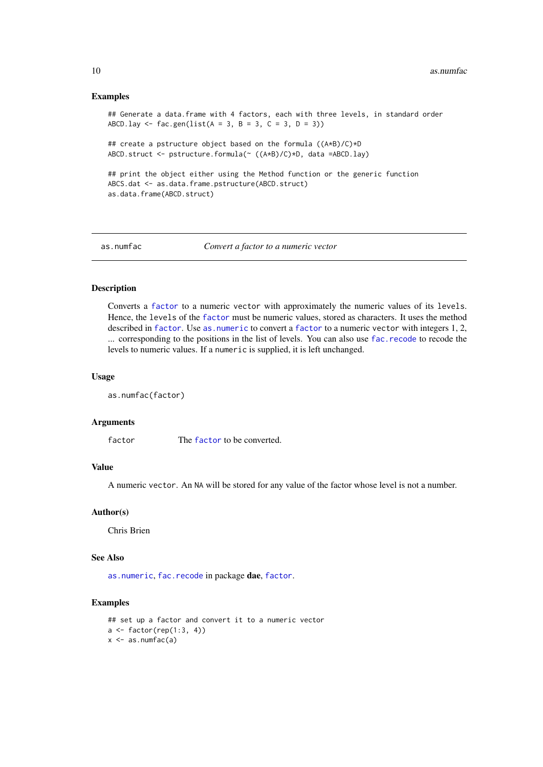### Examples

```
## Generate a data.frame with 4 factors, each with three levels, in standard order
ABCD.lay <- fac.gen(list(A = 3, B = 3, C = 3, D = 3))

## create a pstructure object based on the formula ((A*B)/C)*D
ABCD.struct <- pstructure.formula(~ ((A*B)/C)*D, data =ABCD.lay)

## print the object either using the Method function or the generic function
ABCS.dat <- as.data.frame.pstructure(ABCD.struct)
as.data.frame(ABCD.struct)
```

---

## as.numfac *Convert a factor to a numeric vector*

---

### Description

Converts a `factor` to a numeric `vector` with approximately the numeric values of its `levels`. Hence, the `levels` of the `factor` must be numeric values, stored as characters. It uses the method described in `factor`. Use `as.numeric` to convert a `factor` to a numeric `vector` with integers 1, 2, ... corresponding to the positions in the list of levels. You can also use `fac.recode` to recode the levels to numeric values. If a `numeric` is supplied, it is left unchanged.

### Usage

```
as.numfac(factor)
```

### Arguments

`factor` The `factor` to be converted.

### Value

A numeric `vector`. An `NA` will be stored for any value of the factor whose level is not a number.

### Author(s)

Chris Brien

### See Also

`as.numeric`, `fac.recode` in package **dae**, `factor`.

### Examples

```
## set up a factor and convert it to a numeric vector
a <- factor(rep(1:3, 4))
x <- as.numfac(a)
```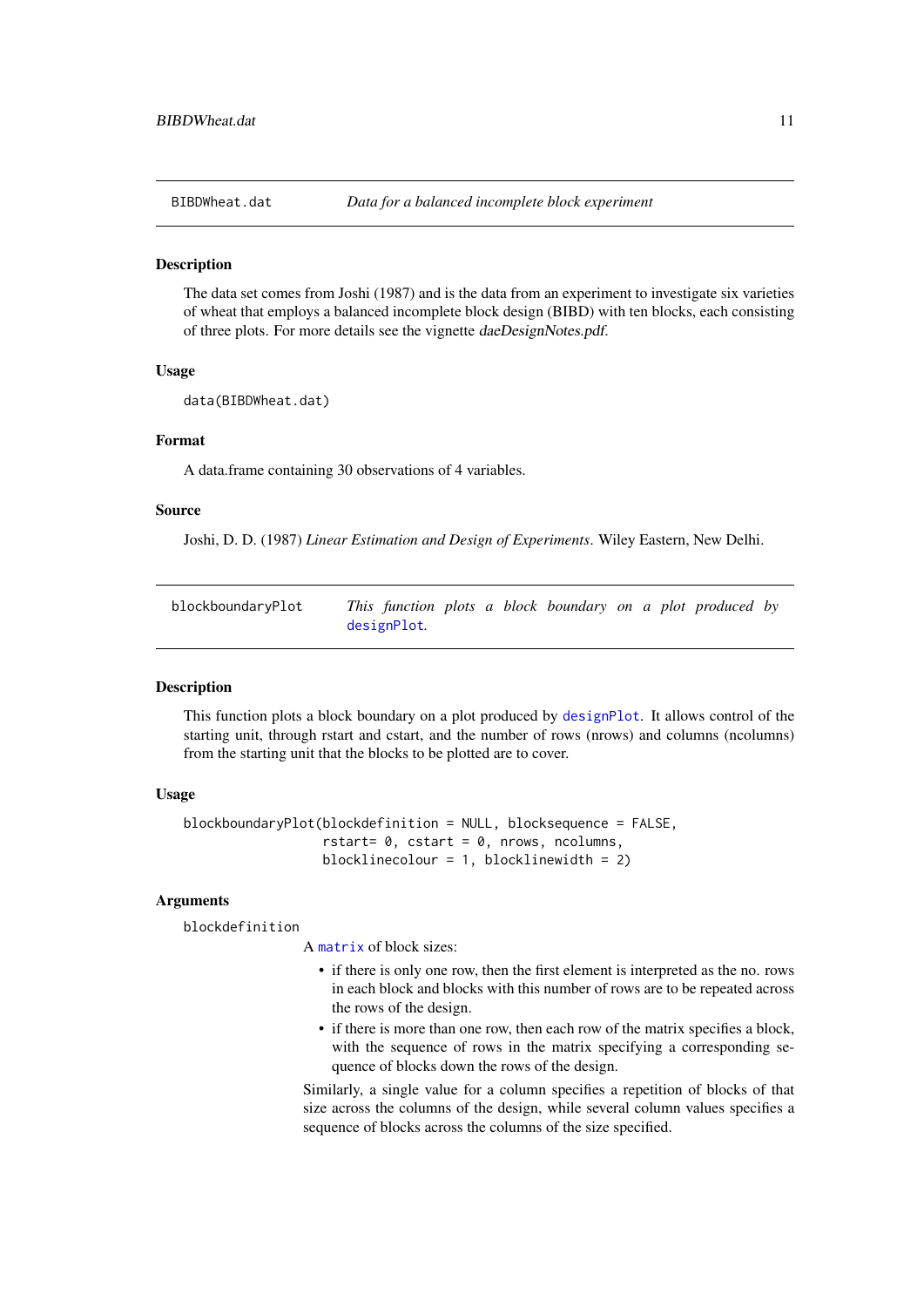## BIBDWheat.dat — *Data for a balanced incomplete block experiment*

### Description

The data set comes from Joshi (1987) and is the data from an experiment to investigate six varieties of wheat that employs a balanced incomplete block design (BIBD) with ten blocks, each consisting of three plots. For more details see the vignette *daeDesignNotes.pdf*.

### Usage

```
data(BIBDWheat.dat)
```

### Format

A data.frame containing 30 observations of 4 variables.

### Source

Joshi, D. D. (1987) *Linear Estimation and Design of Experiments*. Wiley Eastern, New Delhi.

## blockboundaryPlot — *This function plots a block boundary on a plot produced by designPlot.*

### Description

This function plots a block boundary on a plot produced by designPlot. It allows control of the starting unit, through rstart and cstart, and the number of rows (nrows) and columns (ncolumns) from the starting unit that the blocks to be plotted are to cover.

### Usage

```
blockboundaryPlot(blockdefinition = NULL, blocksequence = FALSE,
                  rstart= 0, cstart = 0, nrows, ncolumns,
                  blocklinecolour = 1, blocklinewidth = 2)
```

### Arguments

`blockdefinition`

A matrix of block sizes:

- if there is only one row, then the first element is interpreted as the no. rows in each block and blocks with this number of rows are to be repeated across the rows of the design.
- if there is more than one row, then each row of the matrix specifies a block, with the sequence of rows in the matrix specifying a corresponding sequence of blocks down the rows of the design.

Similarly, a single value for a column specifies a repetition of blocks of that size across the columns of the design, while several column values specifies a sequence of blocks across the columns of the size specified.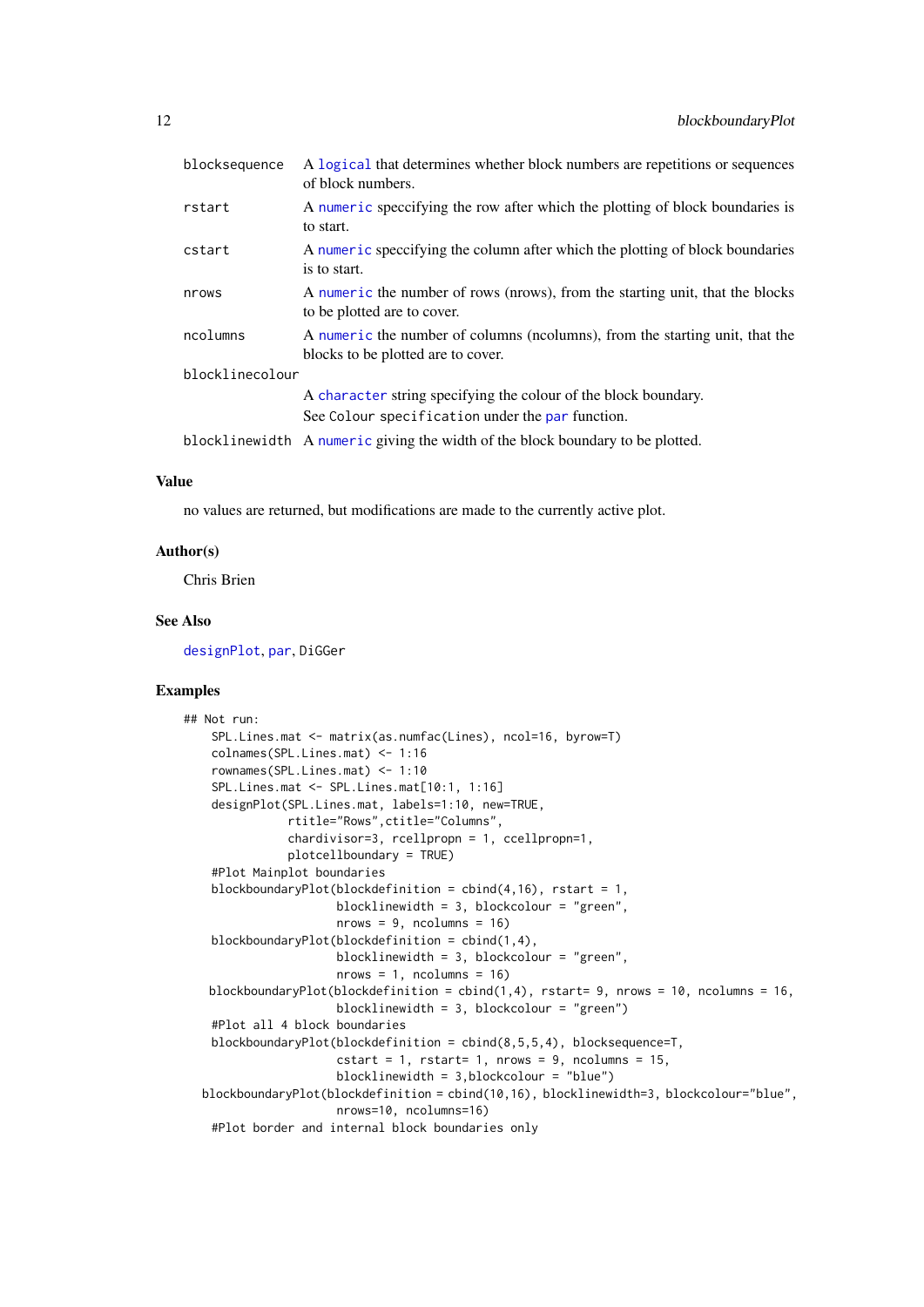| | |
|---|---|
| blocksequence | A logical that determines whether block numbers are repetitions or sequences of block numbers. |
| rstart | A numeric speccifying the row after which the plotting of block boundaries is to start. |
| cstart | A numeric speccifying the column after which the plotting of block boundaries is to start. |
| nrows | A numeric the number of rows (nrows), from the starting unit, that the blocks to be plotted are to cover. |
| ncolumns | A numeric the number of columns (ncolumns), from the starting unit, that the blocks to be plotted are to cover. |
| blocklinecolour | A character string specifying the colour of the block boundary. See Colour specification under the par function. |
| blocklinewidth | A numeric giving the width of the block boundary to be plotted. |

## Value

no values are returned, but modifications are made to the currently active plot.

## Author(s)

Chris Brien

## See Also

designPlot, par, DiGGer

## Examples

```
## Not run:
    SPL.Lines.mat <- matrix(as.numfac(Lines), ncol=16, byrow=T)
    colnames(SPL.Lines.mat) <- 1:16
    rownames(SPL.Lines.mat) <- 1:10
    SPL.Lines.mat <- SPL.Lines.mat[10:1, 1:16]
    designPlot(SPL.Lines.mat, labels=1:10, new=TRUE,
               rtitle="Rows",ctitle="Columns",
               chardivisor=3, rcellpropn = 1, ccellpropn=1,
               plotcellboundary = TRUE)
    #Plot Mainplot boundaries
    blockboundaryPlot(blockdefinition = cbind(4,16), rstart = 1,
                      blocklinewidth = 3, blockcolour = "green",
                      nrows = 9, ncolumns = 16)
    blockboundaryPlot(blockdefinition = cbind(1,4),
                      blocklinewidth = 3, blockcolour = "green",
                      nrows = 1, ncolumns = 16)
   blockboundaryPlot(blockdefinition = cbind(1,4), rstart= 9, nrows = 10, ncolumns = 16,
                      blocklinewidth = 3, blockcolour = "green")
    #Plot all 4 block boundaries
    blockboundaryPlot(blockdefinition = cbind(8,5,5,4), blocksequence=T,
                      cstart = 1, rstart= 1, nrows = 9, ncolumns = 15,
                      blocklinewidth = 3,blockcolour = "blue")
  blockboundaryPlot(blockdefinition = cbind(10,16), blocklinewidth=3, blockcolour="blue",
                      nrows=10, ncolumns=16)
    #Plot border and internal block boundaries only
```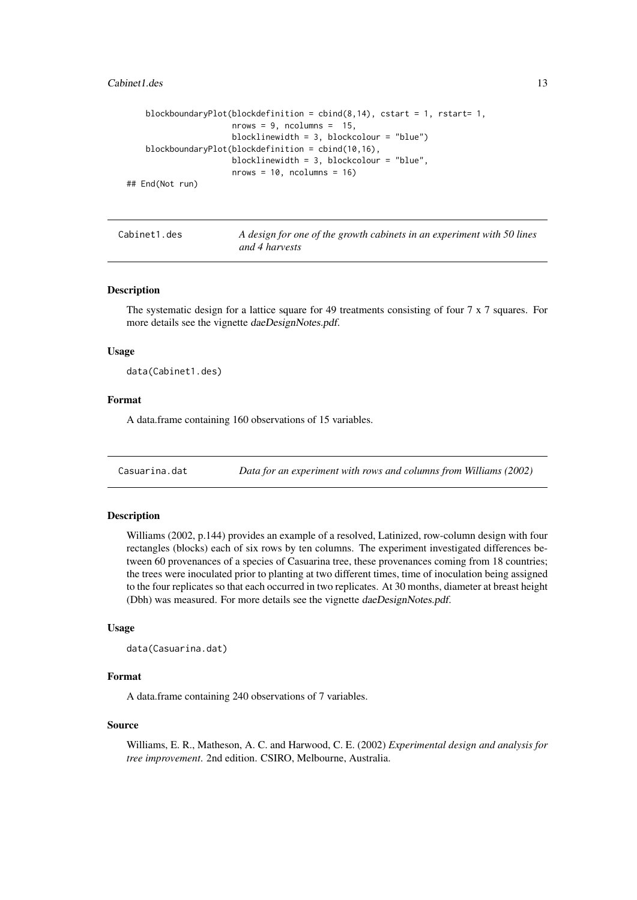```
    blockboundaryPlot(blockdefinition = cbind(8,14), cstart = 1, rstart= 1,
                      nrows = 9, ncolumns =  15,
                      blocklinewidth = 3, blockcolour = "blue")
    blockboundaryPlot(blockdefinition = cbind(10,16),
                      blocklinewidth = 3, blockcolour = "blue",
                      nrows = 10, ncolumns = 16)
## End(Not run)
```

---

## Cabinet1.des — *A design for one of the growth cabinets in an experiment with 50 lines and 4 harvests*

### Description

The systematic design for a lattice square for 49 treatments consisting of four 7 x 7 squares. For more details see the vignette *daeDesignNotes.pdf*.

### Usage

```
data(Cabinet1.des)
```

### Format

A data.frame containing 160 observations of 15 variables.

---

## Casuarina.dat — *Data for an experiment with rows and columns from Williams (2002)*

### Description

Williams (2002, p.144) provides an example of a resolved, Latinized, row-column design with four rectangles (blocks) each of six rows by ten columns. The experiment investigated differences between 60 provenances of a species of Casuarina tree, these provenances coming from 18 countries; the trees were inoculated prior to planting at two different times, time of inoculation being assigned to the four replicates so that each occurred in two replicates. At 30 months, diameter at breast height (Dbh) was measured. For more details see the vignette *daeDesignNotes.pdf*.

### Usage

```
data(Casuarina.dat)
```

### Format

A data.frame containing 240 observations of 7 variables.

### Source

Williams, E. R., Matheson, A. C. and Harwood, C. E. (2002) *Experimental design and analysis for tree improvement*. 2nd edition. CSIRO, Melbourne, Australia.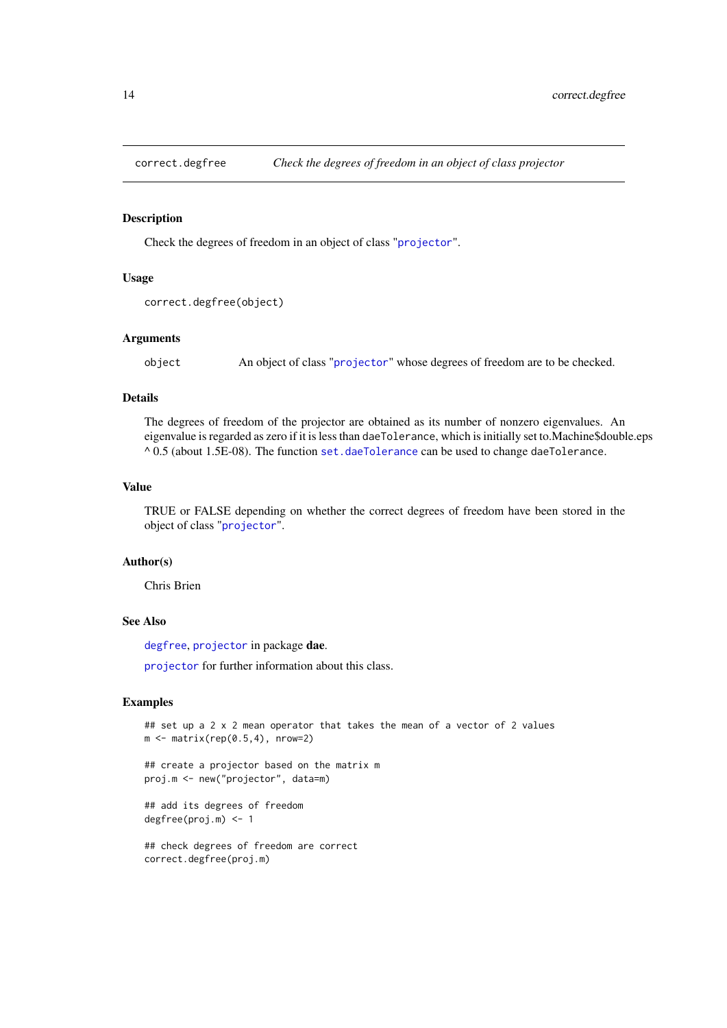# correct.degfree — *Check the degrees of freedom in an object of class projector*

## Description

Check the degrees of freedom in an object of class "projector".

## Usage

```
correct.degfree(object)
```

## Arguments

`object` An object of class "projector" whose degrees of freedom are to be checked.

## Details

The degrees of freedom of the projector are obtained as its number of nonzero eigenvalues. An eigenvalue is regarded as zero if it is less than `daeTolerance`, which is initially set to.Machine$double.eps ^ 0.5 (about 1.5E-08). The function `set.daeTolerance` can be used to change `daeTolerance`.

## Value

TRUE or FALSE depending on whether the correct degrees of freedom have been stored in the object of class "projector".

## Author(s)

Chris Brien

## See Also

`degfree`, `projector` in package **dae**.

`projector` for further information about this class.

## Examples

```
## set up a 2 x 2 mean operator that takes the mean of a vector of 2 values
m <- matrix(rep(0.5,4), nrow=2)

## create a projector based on the matrix m
proj.m <- new("projector", data=m)

## add its degrees of freedom
degfree(proj.m) <- 1

## check degrees of freedom are correct
correct.degfree(proj.m)
```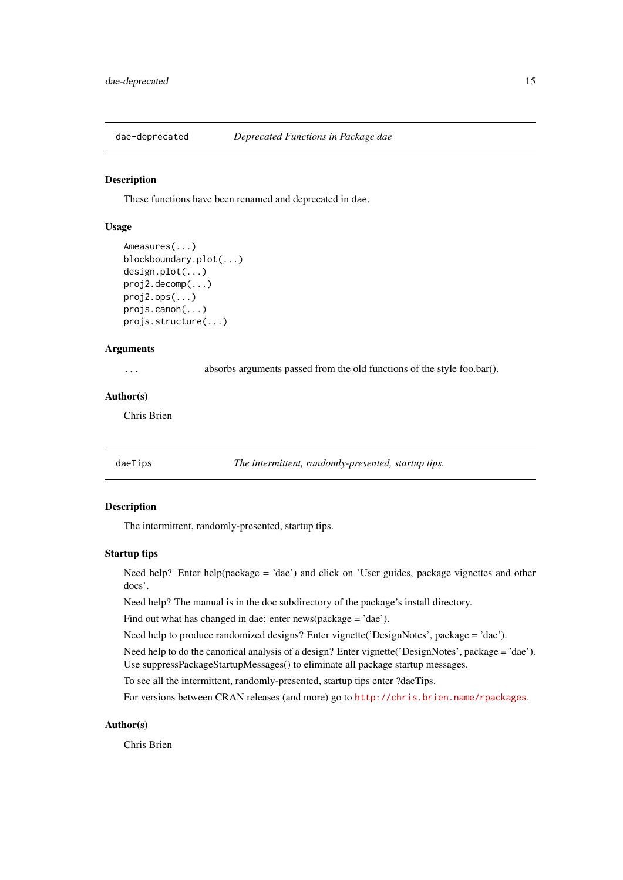## dae-deprecated — *Deprecated Functions in Package dae*

### Description

These functions have been renamed and deprecated in dae.

### Usage

```
Ameasures(...)
blockboundary.plot(...)
design.plot(...)
proj2.decomp(...)
proj2.ops(...)
projs.canon(...)
projs.structure(...)
```

### Arguments

| | |
|---|---|
| ... | absorbs arguments passed from the old functions of the style foo.bar(). |

### Author(s)

Chris Brien

## daeTips — *The intermittent, randomly-presented, startup tips.*

### Description

The intermittent, randomly-presented, startup tips.

### Startup tips

Need help? Enter help(package = 'dae') and click on 'User guides, package vignettes and other docs'.

Need help? The manual is in the doc subdirectory of the package's install directory.

Find out what has changed in dae: enter news(package = 'dae').

Need help to produce randomized designs? Enter vignette('DesignNotes', package = 'dae').

Need help to do the canonical analysis of a design? Enter vignette('DesignNotes', package = 'dae').
Use suppressPackageStartupMessages() to eliminate all package startup messages.

To see all the intermittent, randomly-presented, startup tips enter ?daeTips.

For versions between CRAN releases (and more) go to http://chris.brien.name/rpackages.

### Author(s)

Chris Brien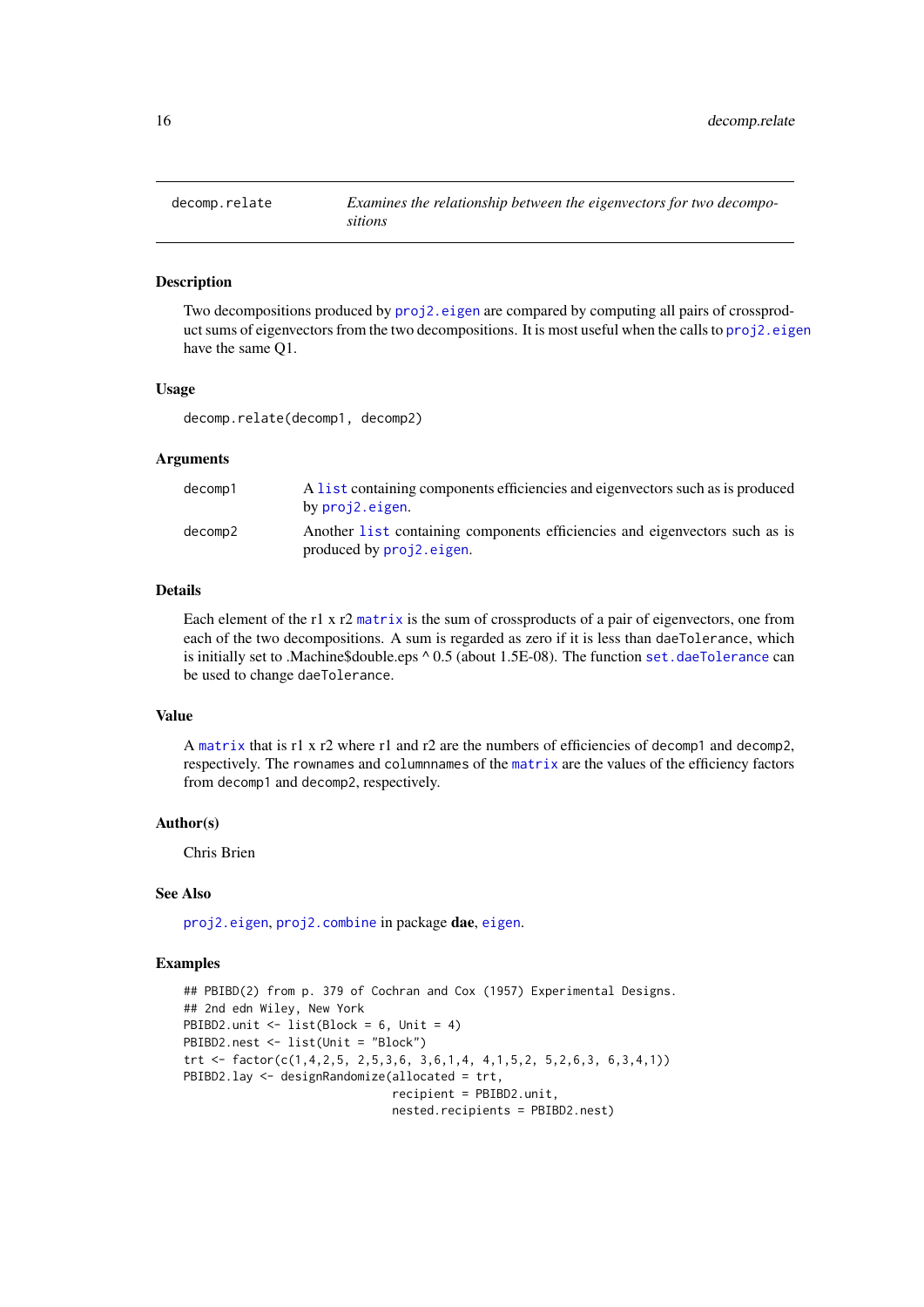decomp.relate — *Examines the relationship between the eigenvectors for two decompositions*

## Description

Two decompositions produced by proj2.eigen are compared by computing all pairs of crossproduct sums of eigenvectors from the two decompositions. It is most useful when the calls to proj2.eigen have the same Q1.

## Usage

```
decomp.relate(decomp1, decomp2)
```

## Arguments

| | |
|---|---|
| decomp1 | A list containing components efficiencies and eigenvectors such as is produced by proj2.eigen. |
| decomp2 | Another list containing components efficiencies and eigenvectors such as is produced by proj2.eigen. |

## Details

Each element of the r1 x r2 matrix is the sum of crossproducts of a pair of eigenvectors, one from each of the two decompositions. A sum is regarded as zero if it is less than daeTolerance, which is initially set to .Machine$double.eps ^ 0.5 (about 1.5E-08). The function set.daeTolerance can be used to change daeTolerance.

## Value

A matrix that is r1 x r2 where r1 and r2 are the numbers of efficiencies of decomp1 and decomp2, respectively. The rownames and columnnames of the matrix are the values of the efficiency factors from decomp1 and decomp2, respectively.

## Author(s)

Chris Brien

## See Also

proj2.eigen, proj2.combine in package **dae**, eigen.

## Examples

```
## PBIBD(2) from p. 379 of Cochran and Cox (1957) Experimental Designs.
## 2nd edn Wiley, New York
PBIBD2.unit <- list(Block = 6, Unit = 4)
PBIBD2.nest <- list(Unit = "Block")
trt <- factor(c(1,4,2,5, 2,5,3,6, 3,6,1,4, 4,1,5,2, 5,2,6,3, 6,3,4,1))
PBIBD2.lay <- designRandomize(allocated = trt,
                              recipient = PBIBD2.unit,
                              nested.recipients = PBIBD2.nest)
```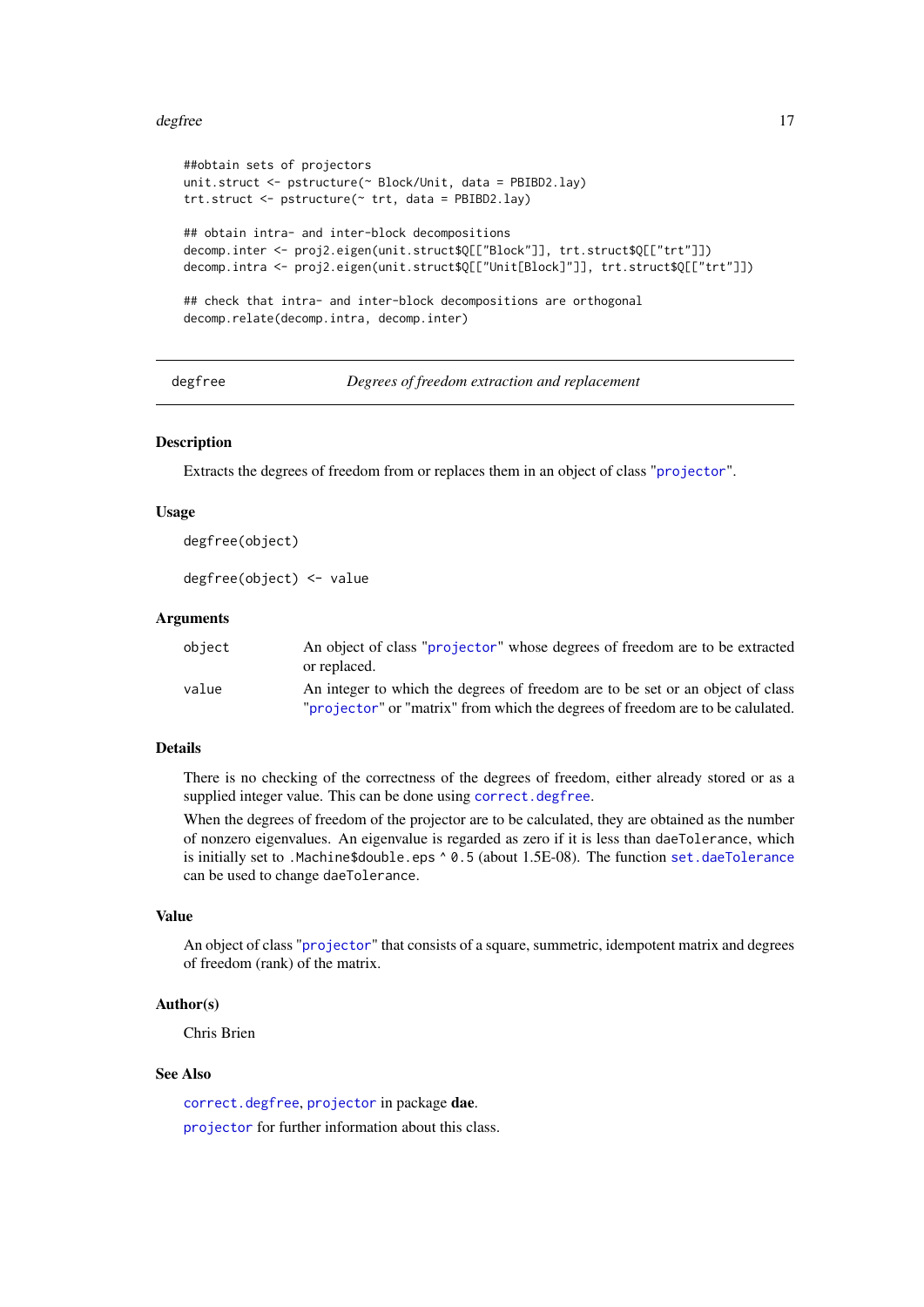```
##obtain sets of projectors
unit.struct <- pstructure(~ Block/Unit, data = PBIBD2.lay)
trt.struct <- pstructure(~ trt, data = PBIBD2.lay)

## obtain intra- and inter-block decompositions
decomp.inter <- proj2.eigen(unit.struct$Q[["Block"]], trt.struct$Q[["trt"]])
decomp.intra <- proj2.eigen(unit.struct$Q[["Unit[Block]"]], trt.struct$Q[["trt"]])

## check that intra- and inter-block decompositions are orthogonal
decomp.relate(decomp.intra, decomp.inter)
```

---

## degfree — *Degrees of freedom extraction and replacement*

---

### Description

Extracts the degrees of freedom from or replaces them in an object of class "projector".

### Usage

```
degfree(object)

degfree(object) <- value
```

### Arguments

| | |
|---|---|
| `object` | An object of class "projector" whose degrees of freedom are to be extracted or replaced. |
| `value` | An integer to which the degrees of freedom are to be set or an object of class "projector" or "matrix" from which the degrees of freedom are to be calulated. |

### Details

There is no checking of the correctness of the degrees of freedom, either already stored or as a supplied integer value. This can be done using `correct.degfree`.

When the degrees of freedom of the projector are to be calculated, they are obtained as the number of nonzero eigenvalues. An eigenvalue is regarded as zero if it is less than `daeTolerance`, which is initially set to `.Machine$double.eps ^ 0.5` (about 1.5E-08). The function `set.daeTolerance` can be used to change `daeTolerance`.

### Value

An object of class "projector" that consists of a square, summetric, idempotent matrix and degrees of freedom (rank) of the matrix.

### Author(s)

Chris Brien

### See Also

`correct.degfree`, `projector` in package **dae**.

`projector` for further information about this class.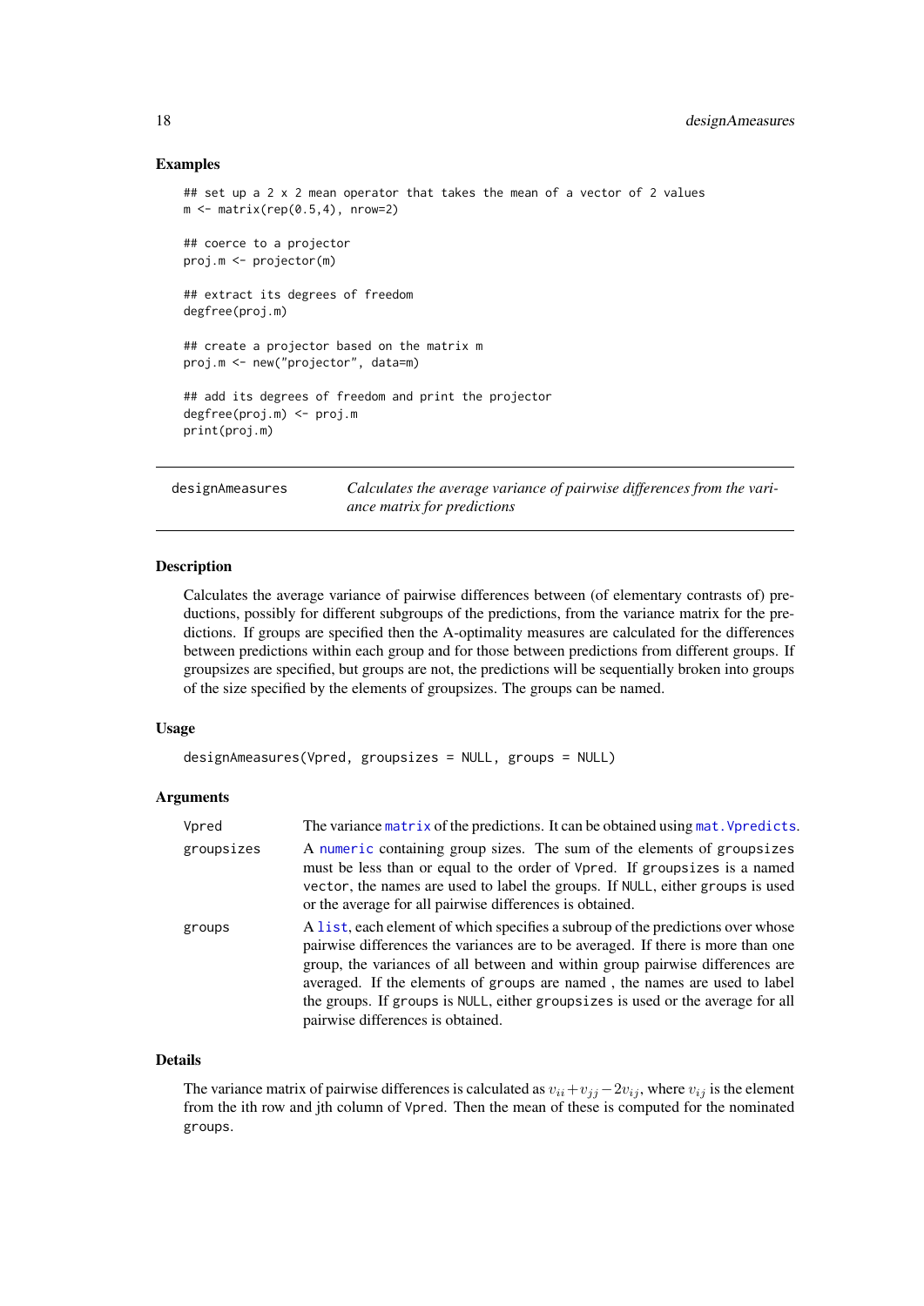### Examples

```
## set up a 2 x 2 mean operator that takes the mean of a vector of 2 values
m <- matrix(rep(0.5,4), nrow=2)

## coerce to a projector
proj.m <- projector(m)

## extract its degrees of freedom
degfree(proj.m)

## create a projector based on the matrix m
proj.m <- new("projector", data=m)

## add its degrees of freedom and print the projector
degfree(proj.m) <- proj.m
print(proj.m)
```

---

## designAmeasures — *Calculates the average variance of pairwise differences from the variance matrix for predictions*

---

### Description

Calculates the average variance of pairwise differences between (of elementary contrasts of) predictions, possibly for different subgroups of the predictions, from the variance matrix for the predictions. If groups are specified then the A-optimality measures are calculated for the differences between predictions within each group and for those between predictions from different groups. If groupsizes are specified, but groups are not, the predictions will be sequentially broken into groups of the size specified by the elements of groupsizes. The groups can be named.

### Usage

```
designAmeasures(Vpred, groupsizes = NULL, groups = NULL)
```

### Arguments

| | |
|---|---|
| `Vpred` | The variance `matrix` of the predictions. It can be obtained using `mat.Vpredicts`. |
| `groupsizes` | A `numeric` containing group sizes. The sum of the elements of `groupsizes` must be less than or equal to the order of `Vpred`. If `groupsizes` is a named `vector`, the names are used to label the groups. If `NULL`, either `groups` is used or the average for all pairwise differences is obtained. |
| `groups` | A `list`, each element of which specifies a subroup of the predictions over whose pairwise differences the variances are to be averaged. If there is more than one group, the variances of all between and within group pairwise differences are averaged. If the elements of `groups` are named , the names are used to label the groups. If `groups` is `NULL`, either `groupsizes` is used or the average for all pairwise differences is obtained. |

### Details

The variance matrix of pairwise differences is calculated as $v_{ii} + v_{jj} - 2v_{ij}$, where $v_{ij}$ is the element from the ith row and jth column of `Vpred`. Then the mean of these is computed for the nominated `groups`.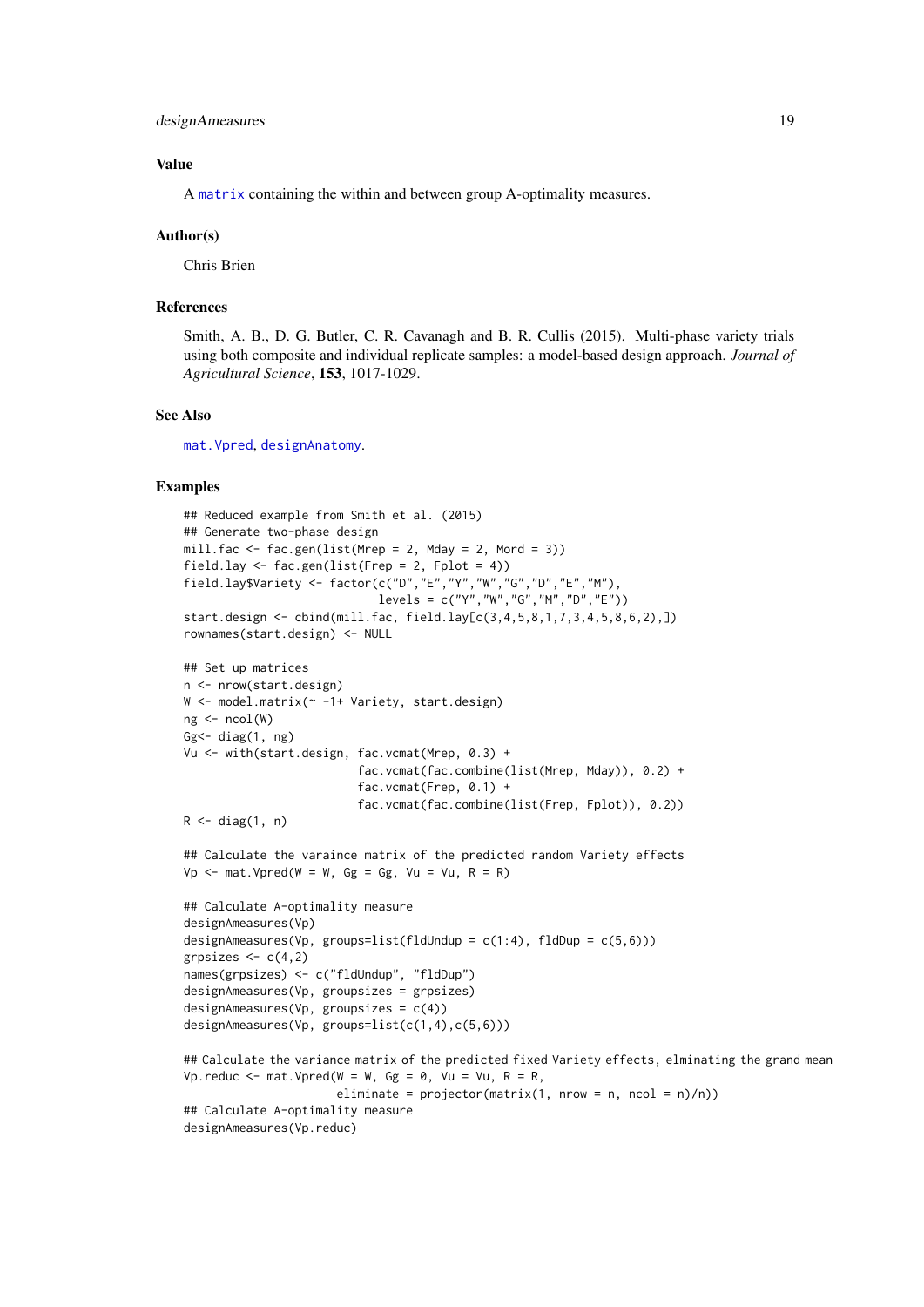## Value

A matrix containing the within and between group A-optimality measures.

## Author(s)

Chris Brien

## References

Smith, A. B., D. G. Butler, C. R. Cavanagh and B. R. Cullis (2015). Multi-phase variety trials using both composite and individual replicate samples: a model-based design approach. *Journal of Agricultural Science*, **153**, 1017-1029.

## See Also

mat.Vpred, designAnatomy.

## Examples

```
## Reduced example from Smith et al. (2015)
## Generate two-phase design
mill.fac <- fac.gen(list(Mrep = 2, Mday = 2, Mord = 3))
field.lay <- fac.gen(list(Frep = 2, Fplot = 4))
field.lay$Variety <- factor(c("D","E","Y","W","G","D","E","M"),
                             levels = c("Y","W","G","M","D","E"))
start.design <- cbind(mill.fac, field.lay[c(3,4,5,8,1,7,3,4,5,8,6,2),])
rownames(start.design) <- NULL

## Set up matrices
n <- nrow(start.design)
W <- model.matrix(~ -1+ Variety, start.design)
ng <- ncol(W)
Gg<- diag(1, ng)
Vu <- with(start.design, fac.vcmat(Mrep, 0.3) +
                         fac.vcmat(fac.combine(list(Mrep, Mday)), 0.2) +
                         fac.vcmat(Frep, 0.1) +
                         fac.vcmat(fac.combine(list(Frep, Fplot)), 0.2))
R <- diag(1, n)

## Calculate the varaince matrix of the predicted random Variety effects
Vp <- mat.Vpred(W = W, Gg = Gg, Vu = Vu, R = R)

## Calculate A-optimality measure
designAmeasures(Vp)
designAmeasures(Vp, groups=list(fldUndup = c(1:4), fldDup = c(5,6)))
grpsizes <- c(4,2)
names(grpsizes) <- c("fldUndup", "fldDup")
designAmeasures(Vp, groupsizes = grpsizes)
designAmeasures(Vp, groupsizes = c(4))
designAmeasures(Vp, groups=list(c(1,4),c(5,6)))

## Calculate the variance matrix of the predicted fixed Variety effects, elminating the grand mean
Vp.reduc <- mat.Vpred(W = W, Gg = 0, Vu = Vu, R = R,
                      eliminate = projector(matrix(1, nrow = n, ncol = n)/n))
## Calculate A-optimality measure
designAmeasures(Vp.reduc)
```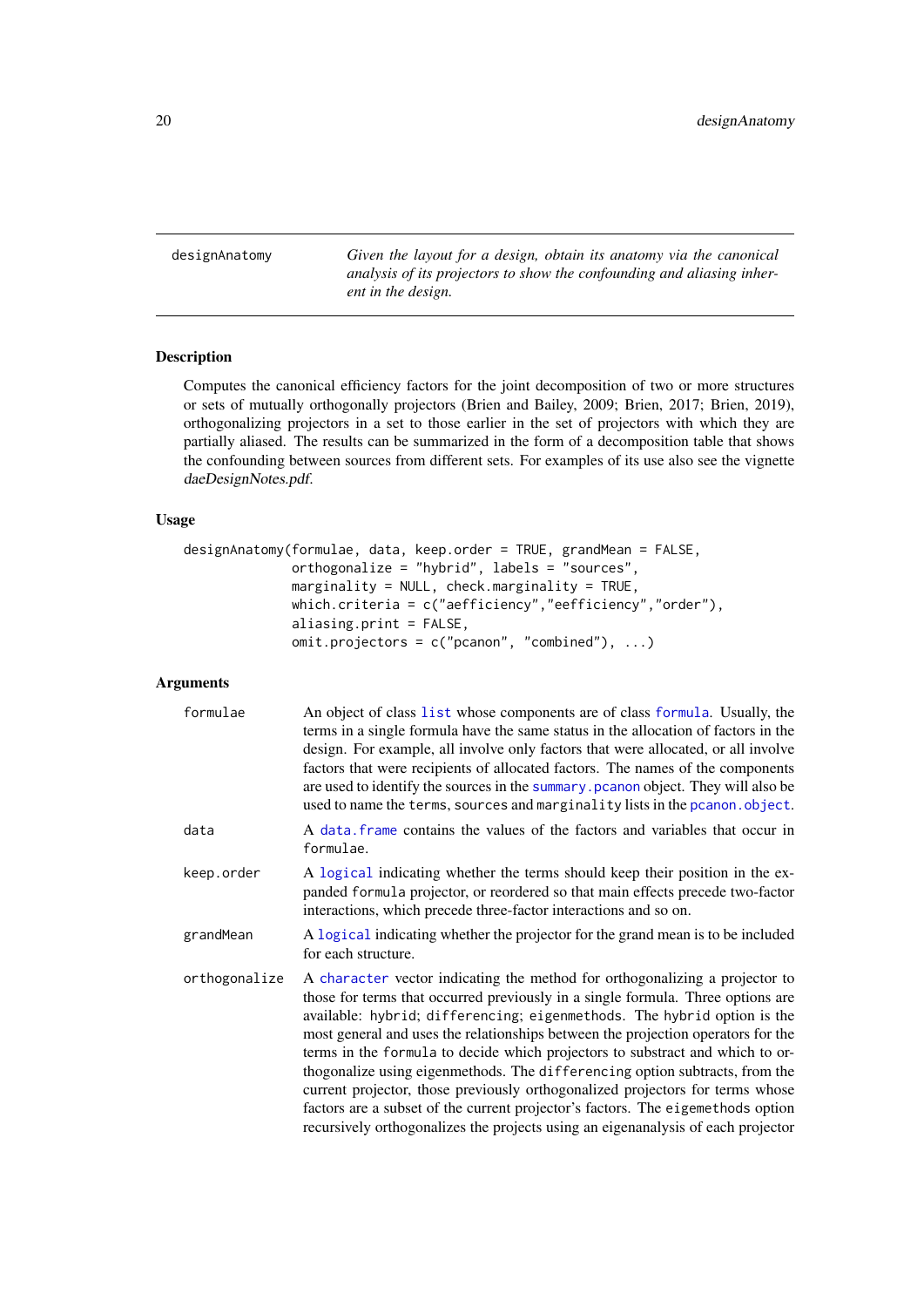designAnatomy — *Given the layout for a design, obtain its anatomy via the canonical analysis of its projectors to show the confounding and aliasing inherent in the design.*

## Description

Computes the canonical efficiency factors for the joint decomposition of two or more structures or sets of mutually orthogonally projectors (Brien and Bailey, 2009; Brien, 2017; Brien, 2019), orthogonalizing projectors in a set to those earlier in the set of projectors with which they are partially aliased. The results can be summarized in the form of a decomposition table that shows the confounding between sources from different sets. For examples of its use also see the vignette *daeDesignNotes.pdf*.

## Usage

```
designAnatomy(formulae, data, keep.order = TRUE, grandMean = FALSE,
              orthogonalize = "hybrid", labels = "sources",
              marginality = NULL, check.marginality = TRUE,
              which.criteria = c("aefficiency","eefficiency","order"),
              aliasing.print = FALSE,
              omit.projectors = c("pcanon", "combined"), ...)
```

## Arguments

**formulae** An object of class `list` whose components are of class `formula`. Usually, the terms in a single formula have the same status in the allocation of factors in the design. For example, all involve only factors that were allocated, or all involve factors that were recipients of allocated factors. The names of the components are used to identify the sources in the `summary.pcanon` object. They will also be used to name the `terms`, `sources` and `marginality` lists in the `pcanon.object`.

**data** A `data.frame` contains the values of the factors and variables that occur in `formulae`.

**keep.order** A `logical` indicating whether the terms should keep their position in the expanded `formula` projector, or reordered so that main effects precede two-factor interactions, which precede three-factor interactions and so on.

**grandMean** A `logical` indicating whether the projector for the grand mean is to be included for each structure.

**orthogonalize** A `character` vector indicating the method for orthogonalizing a projector to those for terms that occurred previously in a single formula. Three options are available: `hybrid`; `differencing`; `eigenmethods`. The `hybrid` option is the most general and uses the relationships between the projection operators for the terms in the `formula` to decide which projectors to substract and which to orthogonalize using eigenmethods. The `differencing` option subtracts, from the current projector, those previously orthogonalized projectors for terms whose factors are a subset of the current projector's factors. The `eigemethods` option recursively orthogonalizes the projects using an eigenanalysis of each projector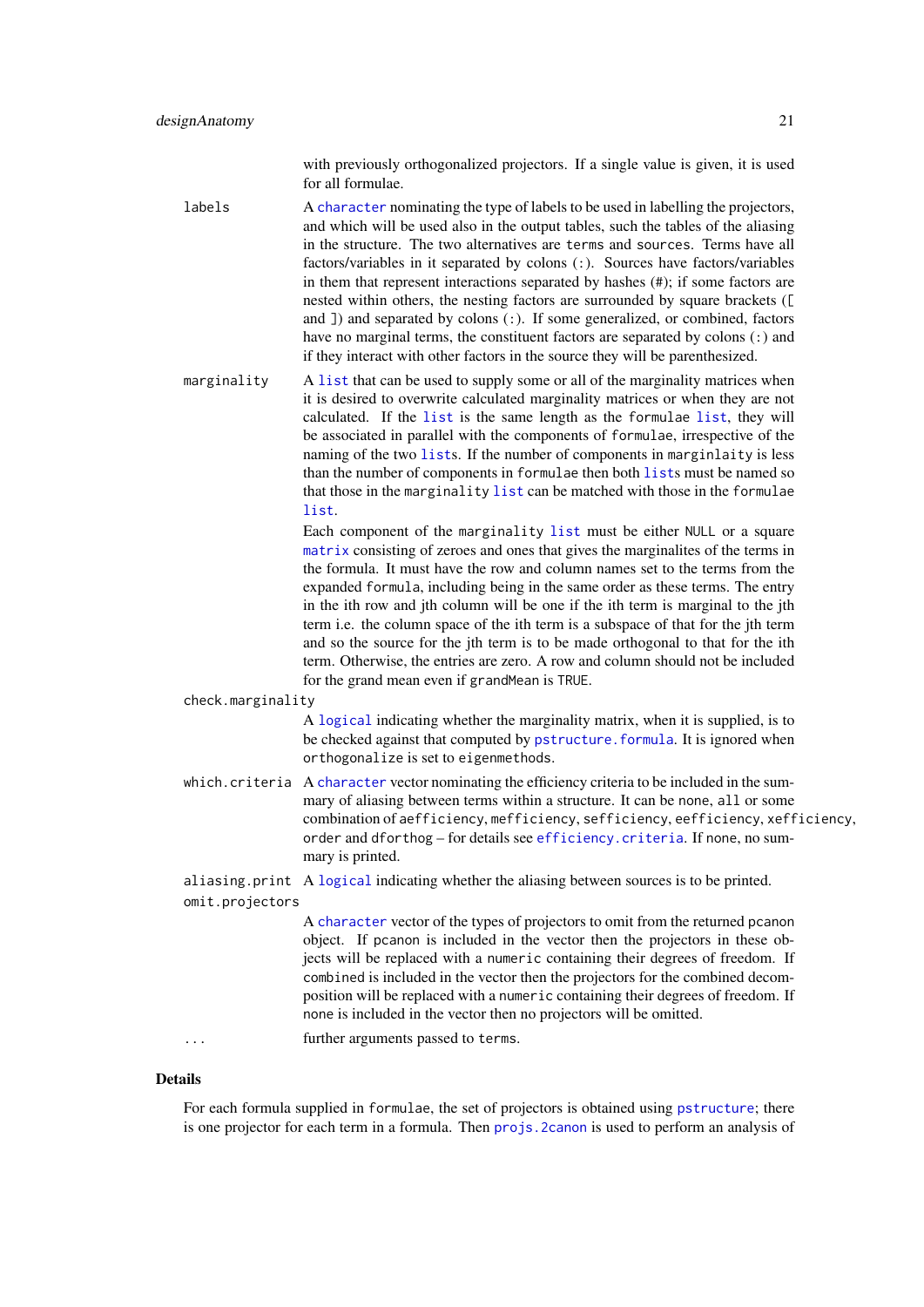with previously orthogonalized projectors. If a single value is given, it is used for all formulae.

`labels`
: A `character` nominating the type of labels to be used in labelling the projectors, and which will be used also in the output tables, such the tables of the aliasing in the structure. The two alternatives are `terms` and `sources`. Terms have all factors/variables in it separated by colons (`:`). Sources have factors/variables in them that represent interactions separated by hashes (`#`); if some factors are nested within others, the nesting factors are surrounded by square brackets (`[` and `]`) and separated by colons (`:`). If some generalized, or combined, factors have no marginal terms, the constituent factors are separated by colons (`:`) and if they interact with other factors in the source they will be parenthesized.

`marginality`
: A `list` that can be used to supply some or all of the marginality matrices when it is desired to overwrite calculated marginality matrices or when they are not calculated. If the `list` is the same length as the `formulae` `list`, they will be associated in parallel with the components of `formulae`, irrespective of the naming of the two `list`s. If the number of components in `marginlaity` is less than the number of components in `formulae` then both `list`s must be named so that those in the `marginality` `list` can be matched with those in the `formulae` `list`.

  Each component of the `marginality` `list` must be either `NULL` or a square `matrix` consisting of zeroes and ones that gives the marginalites of the terms in the formula. It must have the row and column names set to the terms from the expanded `formula`, including being in the same order as these terms. The entry in the ith row and jth column will be one if the ith term is marginal to the jth term i.e. the column space of the ith term is a subspace of that for the jth term and so the source for the jth term is to be made orthogonal to that for the ith term. Otherwise, the entries are zero. A row and column should not be included for the grand mean even if `grandMean` is `TRUE`.

`check.marginality`
: A `logical` indicating whether the marginality matrix, when it is supplied, is to be checked against that computed by `pstructure.formula`. It is ignored when `orthogonalize` is set to `eigenmethods`.

`which.criteria`
: A `character` vector nominating the efficiency criteria to be included in the summary of aliasing between terms within a structure. It can be `none`, `all` or some combination of `aefficiency`, `mefficiency`, `sefficiency`, `eefficiency`, `xefficiency`, `order` and `dforthog` – for details see `efficiency.criteria`. If `none`, no summary is printed.

`aliasing.print`
: A `logical` indicating whether the aliasing between sources is to be printed.

`omit.projectors`
: A `character` vector of the types of projectors to omit from the returned `pcanon` object. If `pcanon` is included in the vector then the projectors in these objects will be replaced with a `numeric` containing their degrees of freedom. If `combined` is included in the vector then the projectors for the combined decomposition will be replaced with a `numeric` containing their degrees of freedom. If `none` is included in the vector then no projectors will be omitted.

`...`
: further arguments passed to `terms`.

## Details

For each formula supplied in `formulae`, the set of projectors is obtained using `pstructure`; there is one projector for each term in a formula. Then `projs.2canon` is used to perform an analysis of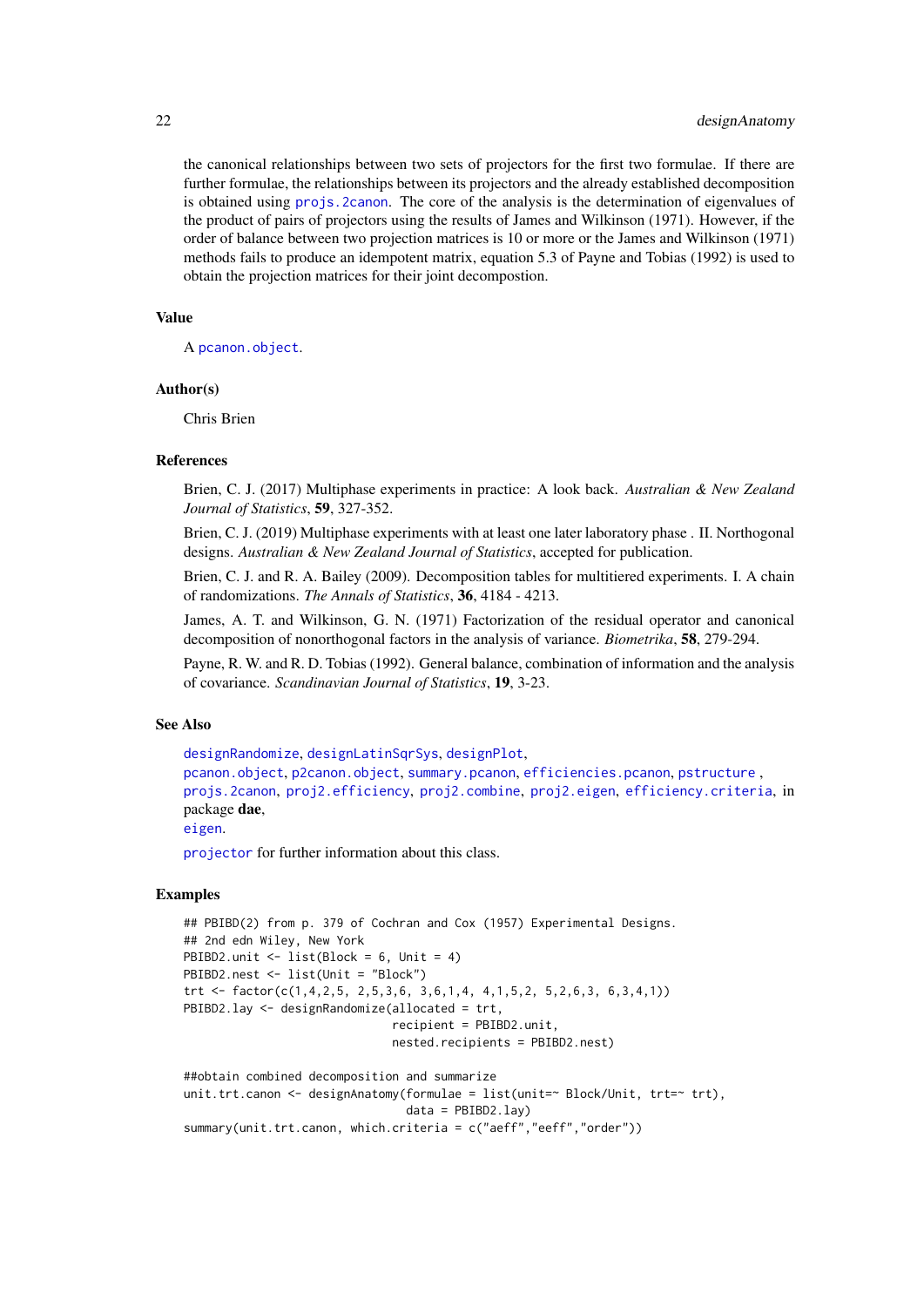the canonical relationships between two sets of projectors for the first two formulae. If there are further formulae, the relationships between its projectors and the already established decomposition is obtained using projs.2canon. The core of the analysis is the determination of eigenvalues of the product of pairs of projectors using the results of James and Wilkinson (1971). However, if the order of balance between two projection matrices is 10 or more or the James and Wilkinson (1971) methods fails to produce an idempotent matrix, equation 5.3 of Payne and Tobias (1992) is used to obtain the projection matrices for their joint decompostion.

### Value

A pcanon.object.

### Author(s)

Chris Brien

### References

Brien, C. J. (2017) Multiphase experiments in practice: A look back. *Australian & New Zealand Journal of Statistics*, **59**, 327-352.

Brien, C. J. (2019) Multiphase experiments with at least one later laboratory phase . II. Northogonal designs. *Australian & New Zealand Journal of Statistics*, accepted for publication.

Brien, C. J. and R. A. Bailey (2009). Decomposition tables for multitiered experiments. I. A chain of randomizations. *The Annals of Statistics*, **36**, 4184 - 4213.

James, A. T. and Wilkinson, G. N. (1971) Factorization of the residual operator and canonical decomposition of nonorthogonal factors in the analysis of variance. *Biometrika*, **58**, 279-294.

Payne, R. W. and R. D. Tobias (1992). General balance, combination of information and the analysis of covariance. *Scandinavian Journal of Statistics*, **19**, 3-23.

### See Also

designRandomize, designLatinSqrSys, designPlot,
pcanon.object, p2canon.object, summary.pcanon, efficiencies.pcanon, pstructure ,
projs.2canon, proj2.efficiency, proj2.combine, proj2.eigen, efficiency.criteria, in package **dae**,
eigen.

projector for further information about this class.

### Examples

```
## PBIBD(2) from p. 379 of Cochran and Cox (1957) Experimental Designs.
## 2nd edn Wiley, New York
PBIBD2.unit <- list(Block = 6, Unit = 4)
PBIBD2.nest <- list(Unit = "Block")
trt <- factor(c(1,4,2,5, 2,5,3,6, 3,6,1,4, 4,1,5,2, 5,2,6,3, 6,3,4,1))
PBIBD2.lay <- designRandomize(allocated = trt,
                              recipient = PBIBD2.unit,
                              nested.recipients = PBIBD2.nest)

##obtain combined decomposition and summarize
unit.trt.canon <- designAnatomy(formulae = list(unit=~ Block/Unit, trt=~ trt),
                                data = PBIBD2.lay)
summary(unit.trt.canon, which.criteria = c("aeff","eeff","order"))
```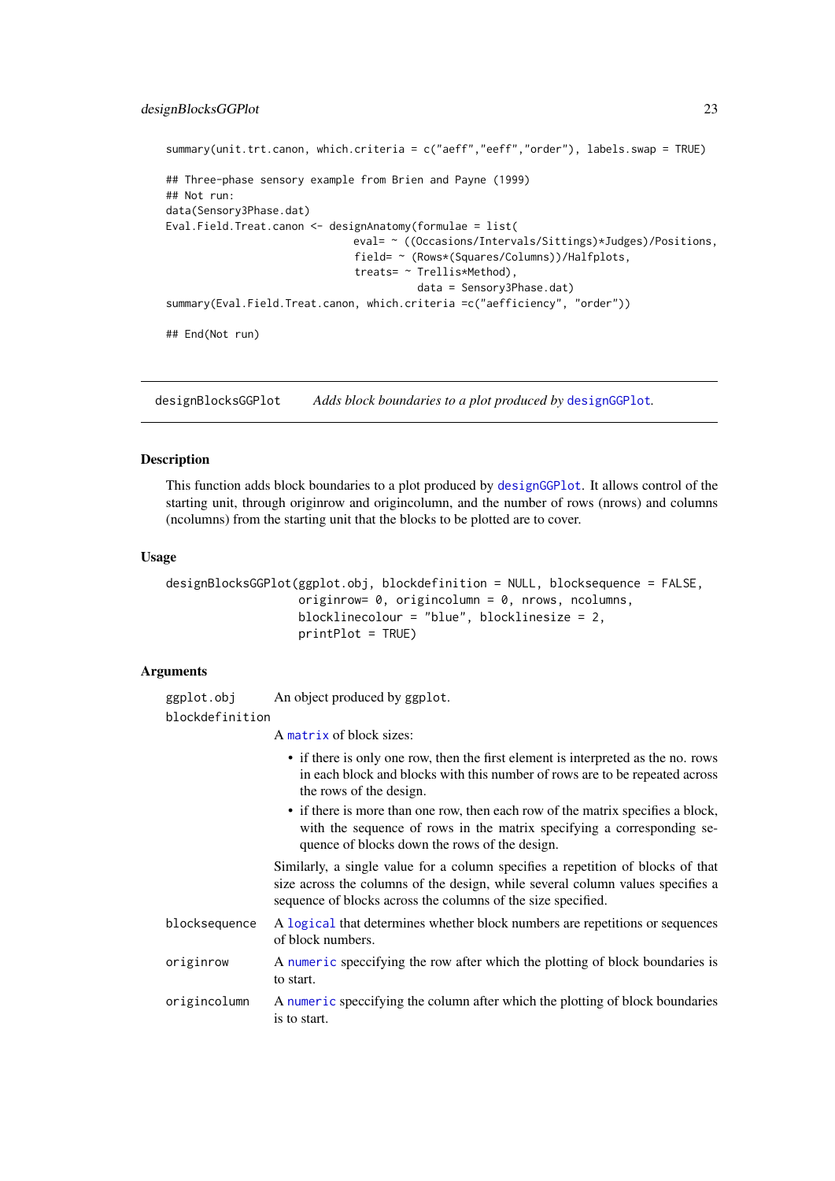```
summary(unit.trt.canon, which.criteria = c("aeff","eeff","order"), labels.swap = TRUE)

## Three-phase sensory example from Brien and Payne (1999)
## Not run:
data(Sensory3Phase.dat)
Eval.Field.Treat.canon <- designAnatomy(formulae = list(
                              eval= ~ ((Occasions/Intervals/Sittings)*Judges)/Positions,
                              field= ~ (Rows*(Squares/Columns))/Halfplots,
                              treats= ~ Trellis*Method),
                                        data = Sensory3Phase.dat)
summary(Eval.Field.Treat.canon, which.criteria =c("aefficiency", "order"))

## End(Not run)
```

---

## designBlocksGGPlot — *Adds block boundaries to a plot produced by* `designGGPlot`.

### Description

This function adds block boundaries to a plot produced by `designGGPlot`. It allows control of the starting unit, through originrow and origincolumn, and the number of rows (nrows) and columns (ncolumns) from the starting unit that the blocks to be plotted are to cover.

### Usage

```
designBlocksGGPlot(ggplot.obj, blockdefinition = NULL, blocksequence = FALSE,
                   originrow= 0, origincolumn = 0, nrows, ncolumns,
                   blocklinecolour = "blue", blocklinesize = 2,
                   printPlot = TRUE)
```

### Arguments

`ggplot.obj` — An object produced by ggplot.

`blockdefinition` — A `matrix` of block sizes:

- if there is only one row, then the first element is interpreted as the no. rows in each block and blocks with this number of rows are to be repeated across the rows of the design.
- if there is more than one row, then each row of the matrix specifies a block, with the sequence of rows in the matrix specifying a corresponding sequence of blocks down the rows of the design.

Similarly, a single value for a column specifies a repetition of blocks of that size across the columns of the design, while several column values specifies a sequence of blocks across the columns of the size specified.

`blocksequence` — A `logical` that determines whether block numbers are repetitions or sequences of block numbers.

`originrow` — A `numeric` speccifying the row after which the plotting of block boundaries is to start.

`origincolumn` — A `numeric` speccifying the column after which the plotting of block boundaries is to start.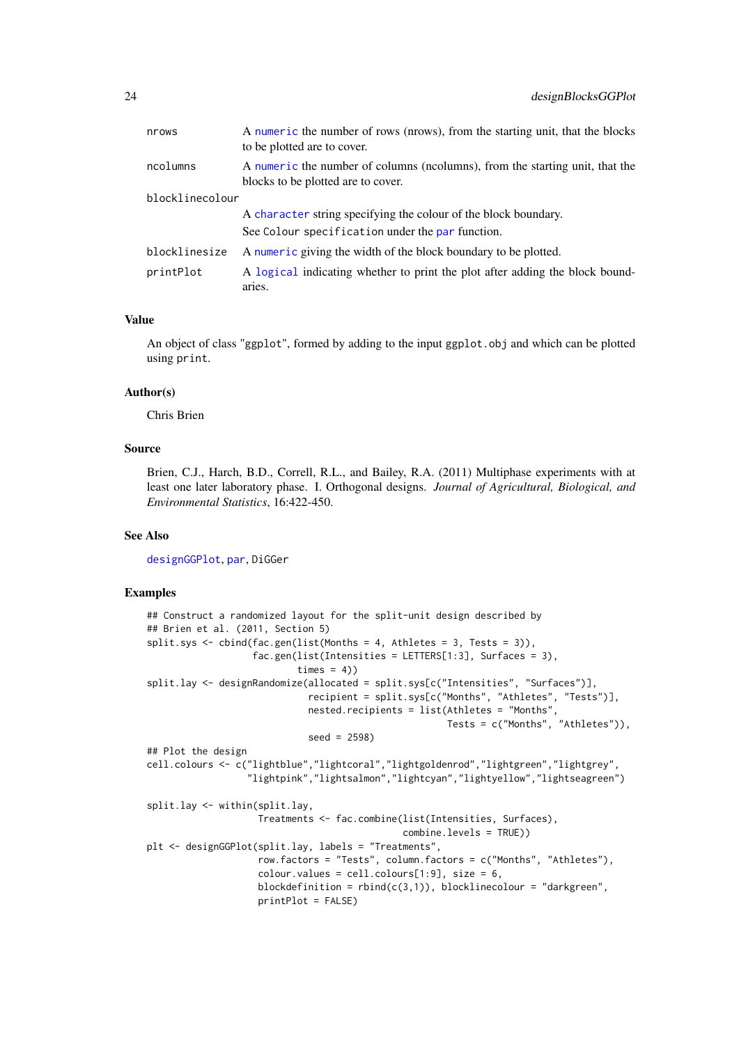| | |
|---|---|
| nrows | A numeric the number of rows (nrows), from the starting unit, that the blocks to be plotted are to cover. |
| ncolumns | A numeric the number of columns (ncolumns), from the starting unit, that the blocks to be plotted are to cover. |
| blocklinecolour | A character string specifying the colour of the block boundary. See Colour specification under the par function. |
| blocklinesize | A numeric giving the width of the block boundary to be plotted. |
| printPlot | A logical indicating whether to print the plot after adding the block boundaries. |

### Value

An object of class "ggplot", formed by adding to the input ggplot.obj and which can be plotted using print.

### Author(s)

Chris Brien

### Source

Brien, C.J., Harch, B.D., Correll, R.L., and Bailey, R.A. (2011) Multiphase experiments with at least one later laboratory phase. I. Orthogonal designs. *Journal of Agricultural, Biological, and Environmental Statistics*, 16:422-450.

### See Also

designGGPlot, par, DiGGer

### Examples

```
## Construct a randomized layout for the split-unit design described by
## Brien et al. (2011, Section 5)
split.sys <- cbind(fac.gen(list(Months = 4, Athletes = 3, Tests = 3)),
                   fac.gen(list(Intensities = LETTERS[1:3], Surfaces = 3),
                           times = 4))
split.lay <- designRandomize(allocated = split.sys[c("Intensities", "Surfaces")],
                             recipient = split.sys[c("Months", "Athletes", "Tests")],
                             nested.recipients = list(Athletes = "Months",
                                                      Tests = c("Months", "Athletes")),
                             seed = 2598)
## Plot the design
cell.colours <- c("lightblue","lightcoral","lightgoldenrod","lightgreen","lightgrey",
                  "lightpink","lightsalmon","lightcyan","lightyellow","lightseagreen")

split.lay <- within(split.lay,
                    Treatments <- fac.combine(list(Intensities, Surfaces),
                                              combine.levels = TRUE))
plt <- designGGPlot(split.lay, labels = "Treatments",
                    row.factors = "Tests", column.factors = c("Months", "Athletes"),
                    colour.values = cell.colours[1:9], size = 6,
                    blockdefinition = rbind(c(3,1)), blocklinecolour = "darkgreen",
                    printPlot = FALSE)
```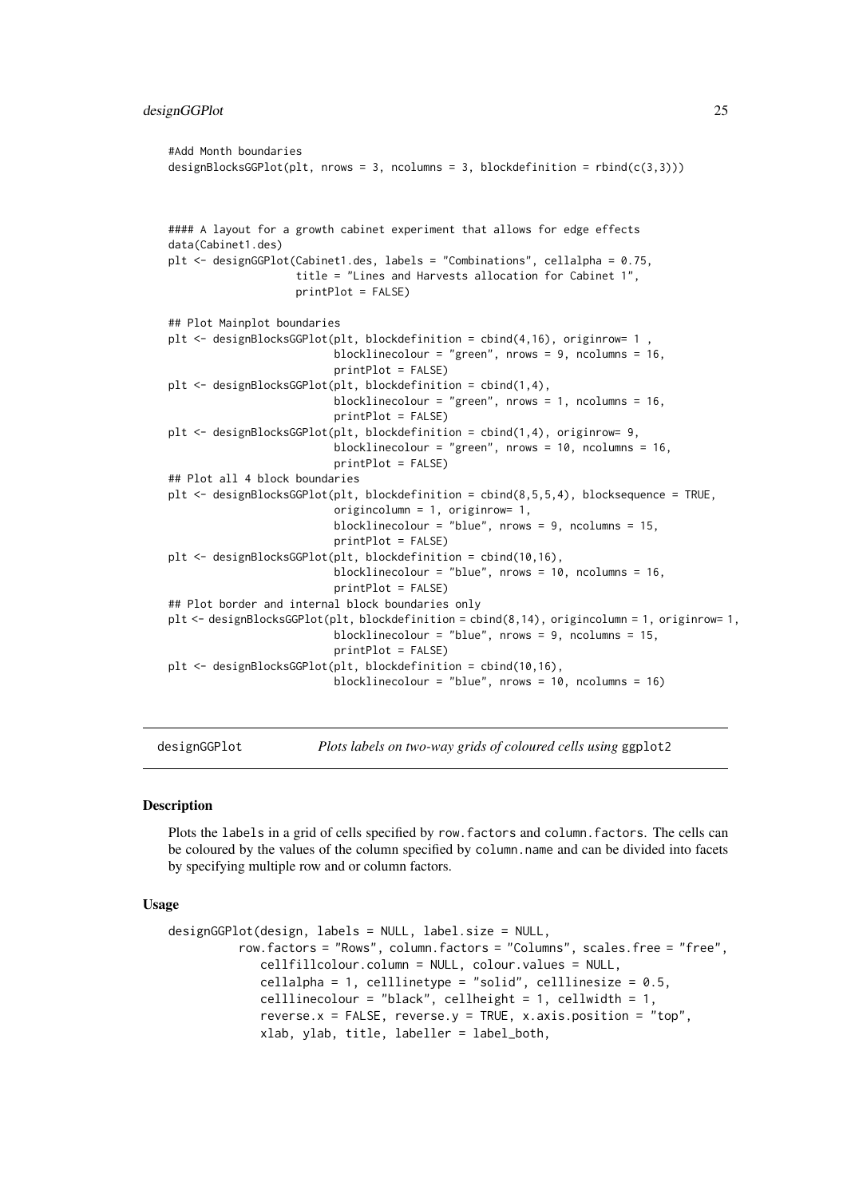```
#Add Month boundaries
designBlocksGGPlot(plt, nrows = 3, ncolumns = 3, blockdefinition = rbind(c(3,3)))


#### A layout for a growth cabinet experiment that allows for edge effects
data(Cabinet1.des)
plt <- designGGPlot(Cabinet1.des, labels = "Combinations", cellalpha = 0.75,
                    title = "Lines and Harvests allocation for Cabinet 1",
                    printPlot = FALSE)

## Plot Mainplot boundaries
plt <- designBlocksGGPlot(plt, blockdefinition = cbind(4,16), originrow= 1 ,
                          blocklinecolour = "green", nrows = 9, ncolumns = 16,
                          printPlot = FALSE)
plt <- designBlocksGGPlot(plt, blockdefinition = cbind(1,4),
                          blocklinecolour = "green", nrows = 1, ncolumns = 16,
                          printPlot = FALSE)
plt <- designBlocksGGPlot(plt, blockdefinition = cbind(1,4), originrow= 9,
                          blocklinecolour = "green", nrows = 10, ncolumns = 16,
                          printPlot = FALSE)
## Plot all 4 block boundaries
plt <- designBlocksGGPlot(plt, blockdefinition = cbind(8,5,5,4), blocksequence = TRUE,
                          origincolumn = 1, originrow= 1,
                          blocklinecolour = "blue", nrows = 9, ncolumns = 15,
                          printPlot = FALSE)
plt <- designBlocksGGPlot(plt, blockdefinition = cbind(10,16),
                          blocklinecolour = "blue", nrows = 10, ncolumns = 16,
                          printPlot = FALSE)
## Plot border and internal block boundaries only
plt <- designBlocksGGPlot(plt, blockdefinition = cbind(8,14), origincolumn = 1, originrow= 1,
                          blocklinecolour = "blue", nrows = 9, ncolumns = 15,
                          printPlot = FALSE)
plt <- designBlocksGGPlot(plt, blockdefinition = cbind(10,16),
                          blocklinecolour = "blue", nrows = 10, ncolumns = 16)
```

## designGGPlot — *Plots labels on two-way grids of coloured cells using* ggplot2

### Description

Plots the labels in a grid of cells specified by row.factors and column.factors. The cells can be coloured by the values of the column specified by column.name and can be divided into facets by specifying multiple row and or column factors.

### Usage

```
designGGPlot(design, labels = NULL, label.size = NULL,
          row.factors = "Rows", column.factors = "Columns", scales.free = "free",
             cellfillcolour.column = NULL, colour.values = NULL,
             cellalpha = 1, celllinetype = "solid", celllinesize = 0.5,
             celllinecolour = "black", cellheight = 1, cellwidth = 1,
             reverse.x = FALSE, reverse.y = TRUE, x.axis.position = "top",
             xlab, ylab, title, labeller = label_both,
```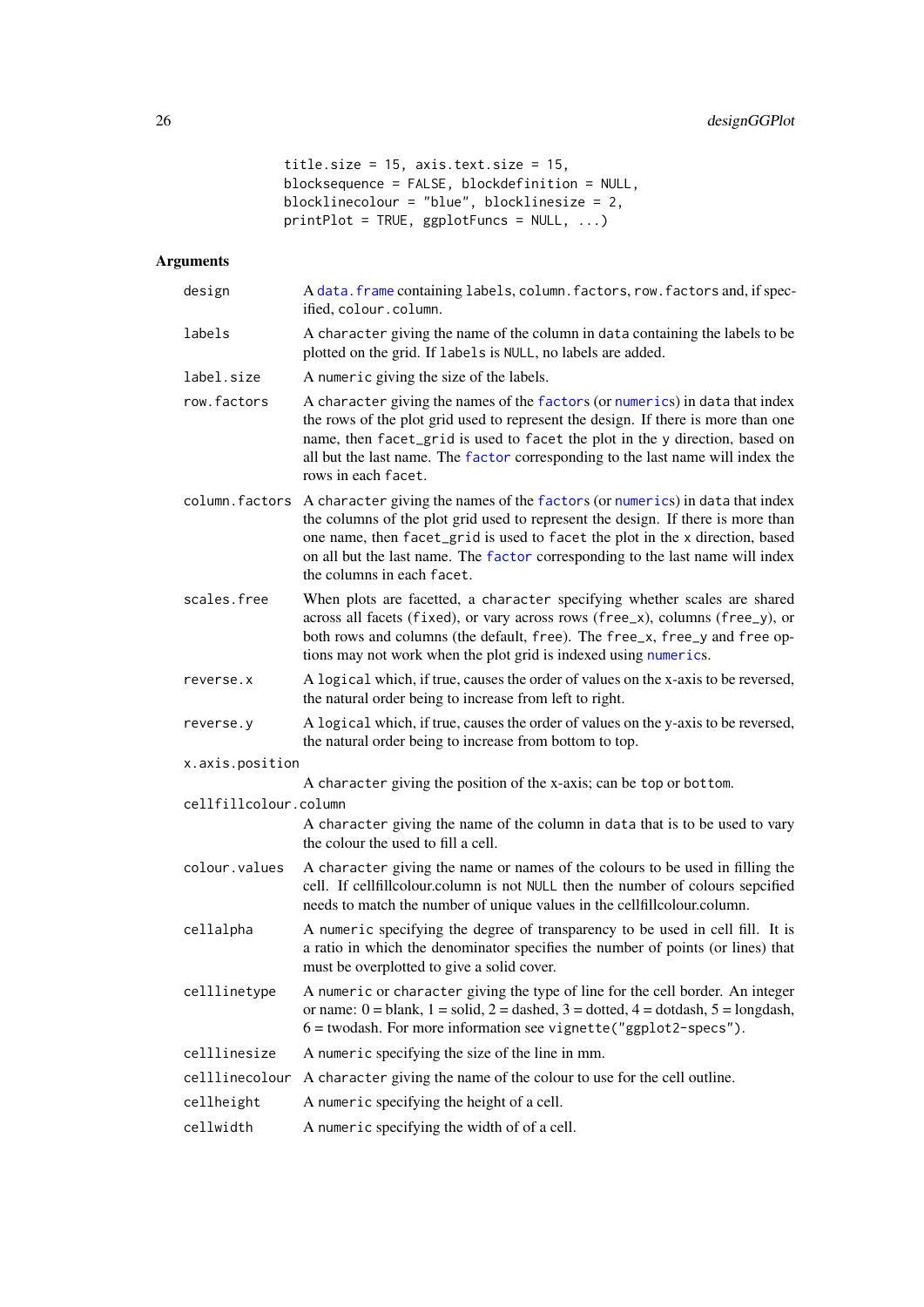```
title.size = 15, axis.text.size = 15,
blocksequence = FALSE, blockdefinition = NULL,
blocklinecolour = "blue", blocklinesize = 2,
printPlot = TRUE, ggplotFuncs = NULL, ...)
```

### Arguments

- `design` — A `data.frame` containing `labels`, `column.factors`, `row.factors` and, if specified, `colour.column`.
- `labels` — A `character` giving the name of the column in `data` containing the labels to be plotted on the grid. If `labels` is `NULL`, no labels are added.
- `label.size` — A `numeric` giving the size of the labels.
- `row.factors` — A `character` giving the names of the `factor`s (or `numeric`s) in `data` that index the rows of the plot grid used to represent the design. If there is more than one name, then `facet_grid` is used to `facet` the plot in the `y` direction, based on all but the last name. The `factor` corresponding to the last name will index the rows in each `facet`.
- `column.factors` — A `character` giving the names of the `factor`s (or `numeric`s) in `data` that index the columns of the plot grid used to represent the design. If there is more than one name, then `facet_grid` is used to `facet` the plot in the `x` direction, based on all but the last name. The `factor` corresponding to the last name will index the columns in each `facet`.
- `scales.free` — When plots are facetted, a `character` specifying whether scales are shared across all facets (`fixed`), or vary across rows (`free_x`), columns (`free_y`), or both rows and columns (the default, `free`). The `free_x`, `free_y` and `free` options may not work when the plot grid is indexed using `numeric`s.
- `reverse.x` — A `logical` which, if true, causes the order of values on the x-axis to be reversed, the natural order being to increase from left to right.
- `reverse.y` — A `logical` which, if true, causes the order of values on the y-axis to be reversed, the natural order being to increase from bottom to top.
- `x.axis.position` — A `character` giving the position of the x-axis; can be `top` or `bottom`.
- `cellfillcolour.column` — A `character` giving the name of the column in `data` that is to be used to vary the colour the used to fill a cell.
- `colour.values` — A `character` giving the name or names of the colours to be used in filling the cell. If cellfillcolour.column is not `NULL` then the number of colours sepcified needs to match the number of unique values in the cellfillcolour.column.
- `cellalpha` — A `numeric` specifying the degree of transparency to be used in cell fill. It is a ratio in which the denominator specifies the number of points (or lines) that must be overplotted to give a solid cover.
- `celllinetype` — A `numeric` or `character` giving the type of line for the cell border. An integer or name: 0 = blank, 1 = solid, 2 = dashed, 3 = dotted, 4 = dotdash, 5 = longdash, 6 = twodash. For more information see `vignette("ggplot2-specs")`.
- `celllinesize` — A `numeric` specifying the size of the line in mm.
- `celllinecolour` — A `character` giving the name of the colour to use for the cell outline.
- `cellheight` — A `numeric` specifying the height of a cell.
- `cellwidth` — A `numeric` specifying the width of of a cell.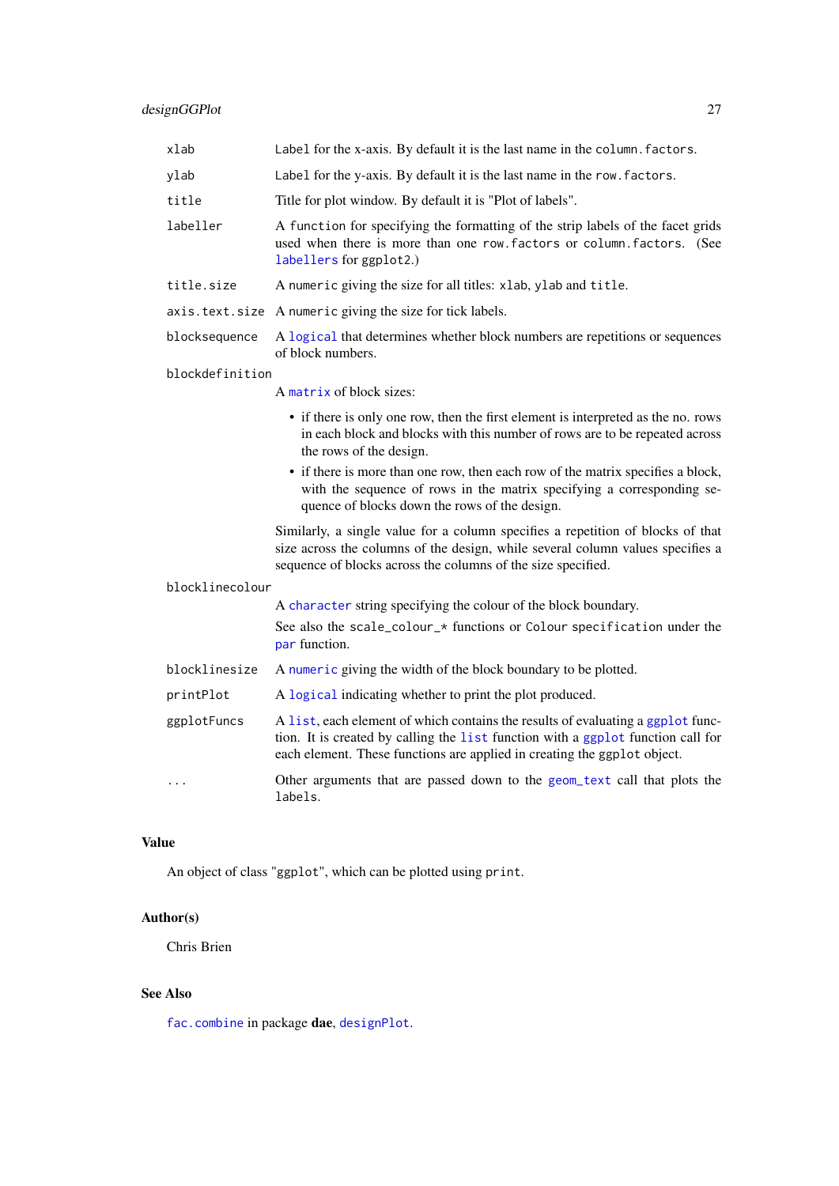| | |
|---|---|
| `xlab` | `Label` for the x-axis. By default it is the last name in the `column.factors`. |
| `ylab` | `Label` for the y-axis. By default it is the last name in the `row.factors`. |
| `title` | Title for plot window. By default it is "Plot of labels". |
| `labeller` | A `function` for specifying the formatting of the strip labels of the facet grids used when there is more than one `row.factors` or `column.factors`. (See `labellers` for ggplot2.) |
| `title.size` | A `numeric` giving the size for all titles: `xlab`, `ylab` and `title`. |
| `axis.text.size` | A `numeric` giving the size for tick labels. |
| `blocksequence` | A `logical` that determines whether block numbers are repetitions or sequences of block numbers. |
| `blockdefinition` | A `matrix` of block sizes:<br>• if there is only one row, then the first element is interpreted as the no. rows in each block and blocks with this number of rows are to be repeated across the rows of the design.<br>• if there is more than one row, then each row of the matrix specifies a block, with the sequence of rows in the matrix specifying a corresponding sequence of blocks down the rows of the design.<br>Similarly, a single value for a column specifies a repetition of blocks of that size across the columns of the design, while several column values specifies a sequence of blocks across the columns of the size specified. |
| `blocklinecolour` | A `character` string specifying the colour of the block boundary.<br>See also the `scale_colour_*` functions or `Colour specification` under the `par` function. |
| `blocklinesize` | A `numeric` giving the width of the block boundary to be plotted. |
| `printPlot` | A `logical` indicating whether to print the plot produced. |
| `ggplotFuncs` | A `list`, each element of which contains the results of evaluating a `ggplot` function. It is created by calling the `list` function with a `ggplot` function call for each element. These functions are applied in creating the `ggplot` object. |
| `...` | Other arguments that are passed down to the `geom_text` call that plots the `labels`. |

## Value

An object of class "`ggplot`", which can be plotted using `print`.

## Author(s)

Chris Brien

## See Also

`fac.combine` in package **dae**, `designPlot`.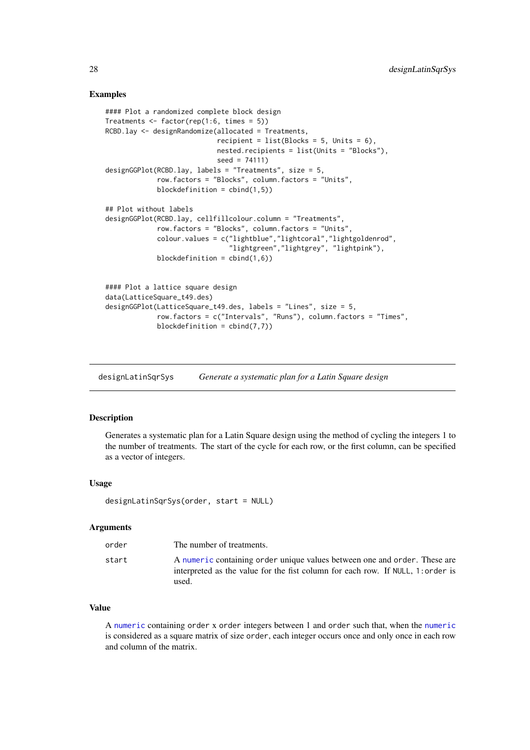## Examples

```
#### Plot a randomized complete block design
Treatments <- factor(rep(1:6, times = 5))
RCBD.lay <- designRandomize(allocated = Treatments,
                            recipient = list(Blocks = 5, Units = 6),
                            nested.recipients = list(Units = "Blocks"),
                            seed = 74111)
designGGPlot(RCBD.lay, labels = "Treatments", size = 5,
             row.factors = "Blocks", column.factors = "Units",
             blockdefinition = cbind(1,5))

## Plot without labels
designGGPlot(RCBD.lay, cellfillcolour.column = "Treatments",
             row.factors = "Blocks", column.factors = "Units",
             colour.values = c("lightblue","lightcoral","lightgoldenrod",
                               "lightgreen","lightgrey", "lightpink"),
             blockdefinition = cbind(1,6))


#### Plot a lattice square design
data(LatticeSquare_t49.des)
designGGPlot(LatticeSquare_t49.des, labels = "Lines", size = 5,
             row.factors = c("Intervals", "Runs"), column.factors = "Times",
             blockdefinition = cbind(7,7))
```

---

# designLatinSqrSys — *Generate a systematic plan for a Latin Square design*

## Description

Generates a systematic plan for a Latin Square design using the method of cycling the integers 1 to the number of treatments. The start of the cycle for each row, or the first column, can be specified as a vector of integers.

## Usage

```
designLatinSqrSys(order, start = NULL)
```

## Arguments

| | |
|---|---|
| `order` | The number of treatments. |
| `start` | A `numeric` containing `order` unique values between one and `order`. These are interpreted as the value for the fist column for each row. If `NULL`, `1:order` is used. |

## Value

A `numeric` containing `order` x `order` integers between 1 and `order` such that, when the `numeric` is considered as a square matrix of size `order`, each integer occurs once and only once in each row and column of the matrix.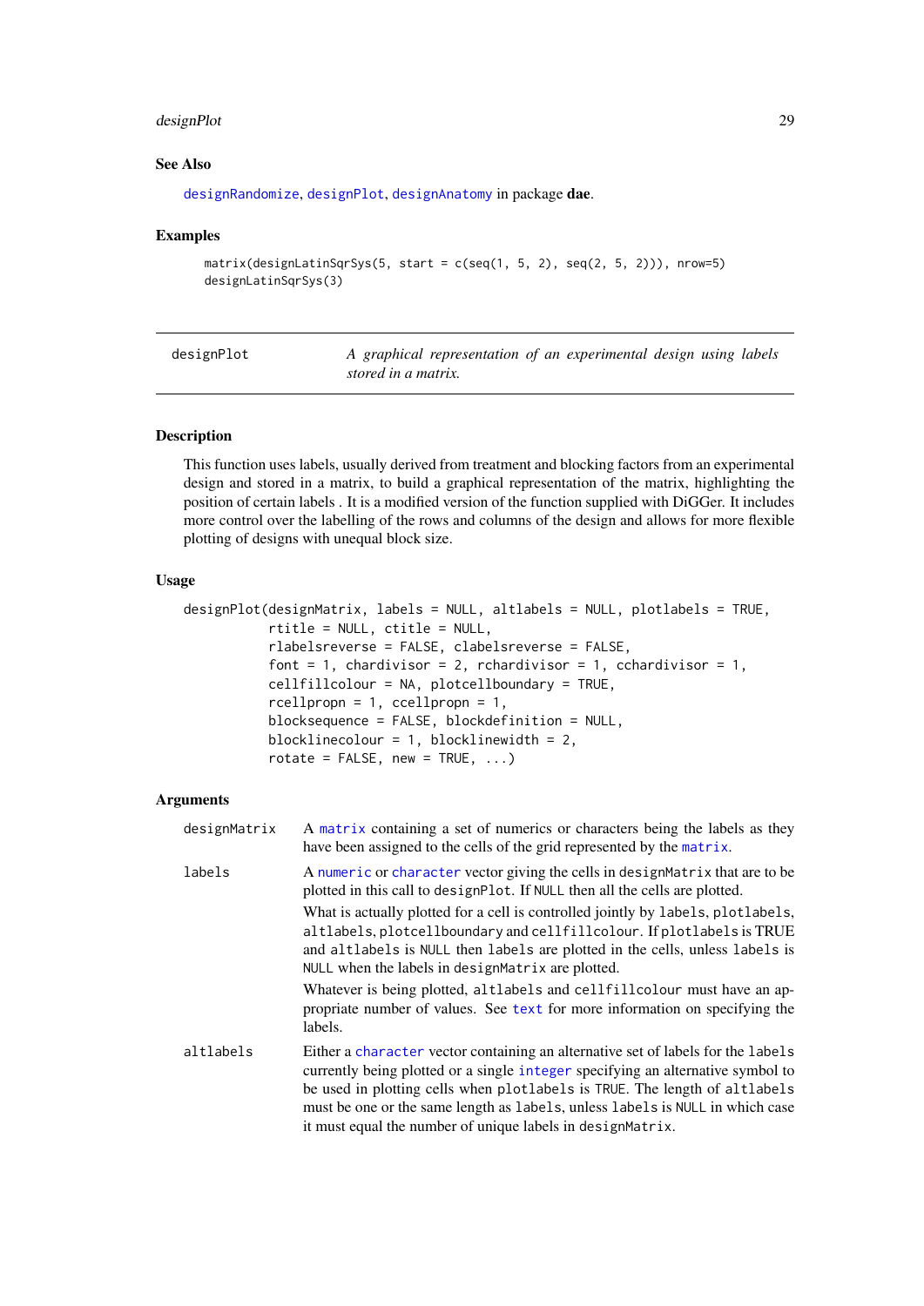### See Also

designRandomize, designPlot, designAnatomy in package **dae**.

### Examples

```
matrix(designLatinSqrSys(5, start = c(seq(1, 5, 2), seq(2, 5, 2))), nrow=5)
designLatinSqrSys(3)
```

---

designPlot — *A graphical representation of an experimental design using labels stored in a matrix.*

---

### Description

This function uses labels, usually derived from treatment and blocking factors from an experimental design and stored in a matrix, to build a graphical representation of the matrix, highlighting the position of certain labels . It is a modified version of the function supplied with DiGGer. It includes more control over the labelling of the rows and columns of the design and allows for more flexible plotting of designs with unequal block size.

### Usage

```
designPlot(designMatrix, labels = NULL, altlabels = NULL, plotlabels = TRUE,
           rtitle = NULL, ctitle = NULL,
           rlabelsreverse = FALSE, clabelsreverse = FALSE,
           font = 1, chardivisor = 2, rchardivisor = 1, cchardivisor = 1,
           cellfillcolour = NA, plotcellboundary = TRUE,
           rcellpropn = 1, ccellpropn = 1,
           blocksequence = FALSE, blockdefinition = NULL,
           blocklinecolour = 1, blocklinewidth = 2,
           rotate = FALSE, new = TRUE, ...)
```

### Arguments

`designMatrix` A matrix containing a set of numerics or characters being the labels as they have been assigned to the cells of the grid represented by the matrix.

`labels` A numeric or character vector giving the cells in `designMatrix` that are to be plotted in this call to `designPlot`. If `NULL` then all the cells are plotted.

What is actually plotted for a cell is controlled jointly by `labels`, `plotlabels`, `altlabels`, `plotcellboundary` and `cellfillcolour`. If `plotlabels` is TRUE and `altlabels` is `NULL` then `labels` are plotted in the cells, unless `labels` is `NULL` when the labels in `designMatrix` are plotted.

Whatever is being plotted, `altlabels` and `cellfillcolour` must have an appropriate number of values. See text for more information on specifying the labels.

`altlabels` Either a character vector containing an alternative set of labels for the `labels` currently being plotted or a single integer specifying an alternative symbol to be used in plotting cells when `plotlabels` is `TRUE`. The length of `altlabels` must be one or the same length as `labels`, unless `labels` is `NULL` in which case it must equal the number of unique labels in `designMatrix`.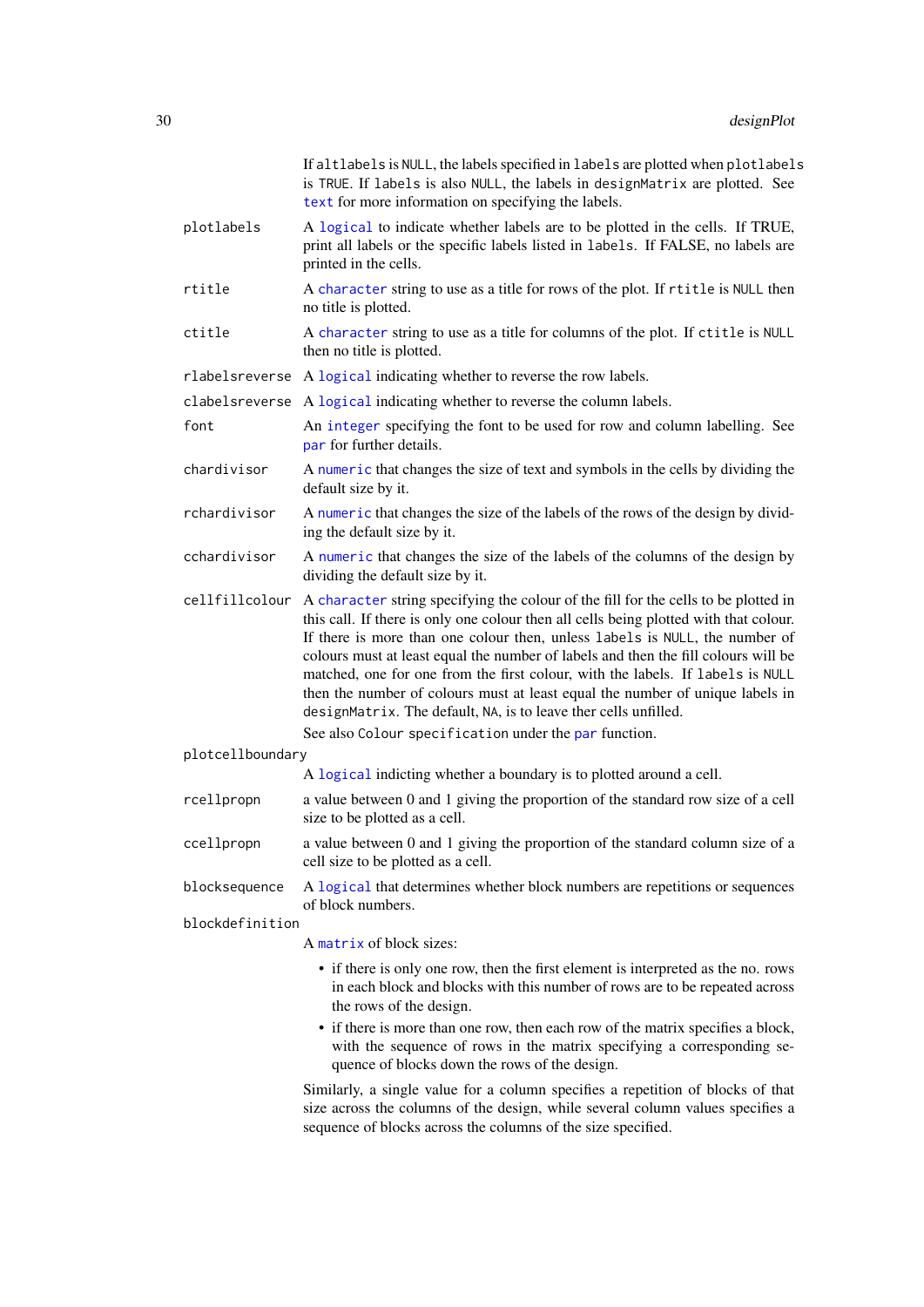If `altlabels` is `NULL`, the labels specified in `labels` are plotted when `plotlabels` is `TRUE`. If `labels` is also `NULL`, the labels in `designMatrix` are plotted. See `text` for more information on specifying the labels.

`plotlabels`
: A `logical` to indicate whether labels are to be plotted in the cells. If TRUE, print all labels or the specific labels listed in `labels`. If FALSE, no labels are printed in the cells.

`rtitle`
: A `character` string to use as a title for rows of the plot. If `rtitle` is `NULL` then no title is plotted.

`ctitle`
: A `character` string to use as a title for columns of the plot. If `ctitle` is `NULL` then no title is plotted.

`rlabelsreverse`
: A `logical` indicating whether to reverse the row labels.

`clabelsreverse`
: A `logical` indicating whether to reverse the column labels.

`font`
: An `integer` specifying the font to be used for row and column labelling. See `par` for further details.

`chardivisor`
: A `numeric` that changes the size of text and symbols in the cells by dividing the default size by it.

`rchardivisor`
: A `numeric` that changes the size of the labels of the rows of the design by dividing the default size by it.

`cchardivisor`
: A `numeric` that changes the size of the labels of the columns of the design by dividing the default size by it.

`cellfillcolour`
: A `character` string specifying the colour of the fill for the cells to be plotted in this call. If there is only one colour then all cells being plotted with that colour. If there is more than one colour then, unless `labels` is `NULL`, the number of colours must at least equal the number of labels and then the fill colours will be matched, one for one from the first colour, with the labels. If `labels` is `NULL` then the number of colours must at least equal the number of unique labels in `designMatrix`. The default, `NA`, is to leave ther cells unfilled.

  See also `Colour specification` under the `par` function.

`plotcellboundary`
: A `logical` indicting whether a boundary is to plotted around a cell.

`rcellpropn`
: a value between 0 and 1 giving the proportion of the standard row size of a cell size to be plotted as a cell.

`ccellpropn`
: a value between 0 and 1 giving the proportion of the standard column size of a cell size to be plotted as a cell.

`blocksequence`
: A `logical` that determines whether block numbers are repetitions or sequences of block numbers.

`blockdefinition`
: A `matrix` of block sizes:

  - if there is only one row, then the first element is interpreted as the no. rows in each block and blocks with this number of rows are to be repeated across the rows of the design.
  - if there is more than one row, then each row of the matrix specifies a block, with the sequence of rows in the matrix specifying a corresponding sequence of blocks down the rows of the design.

  Similarly, a single value for a column specifies a repetition of blocks of that size across the columns of the design, while several column values specifies a sequence of blocks across the columns of the size specified.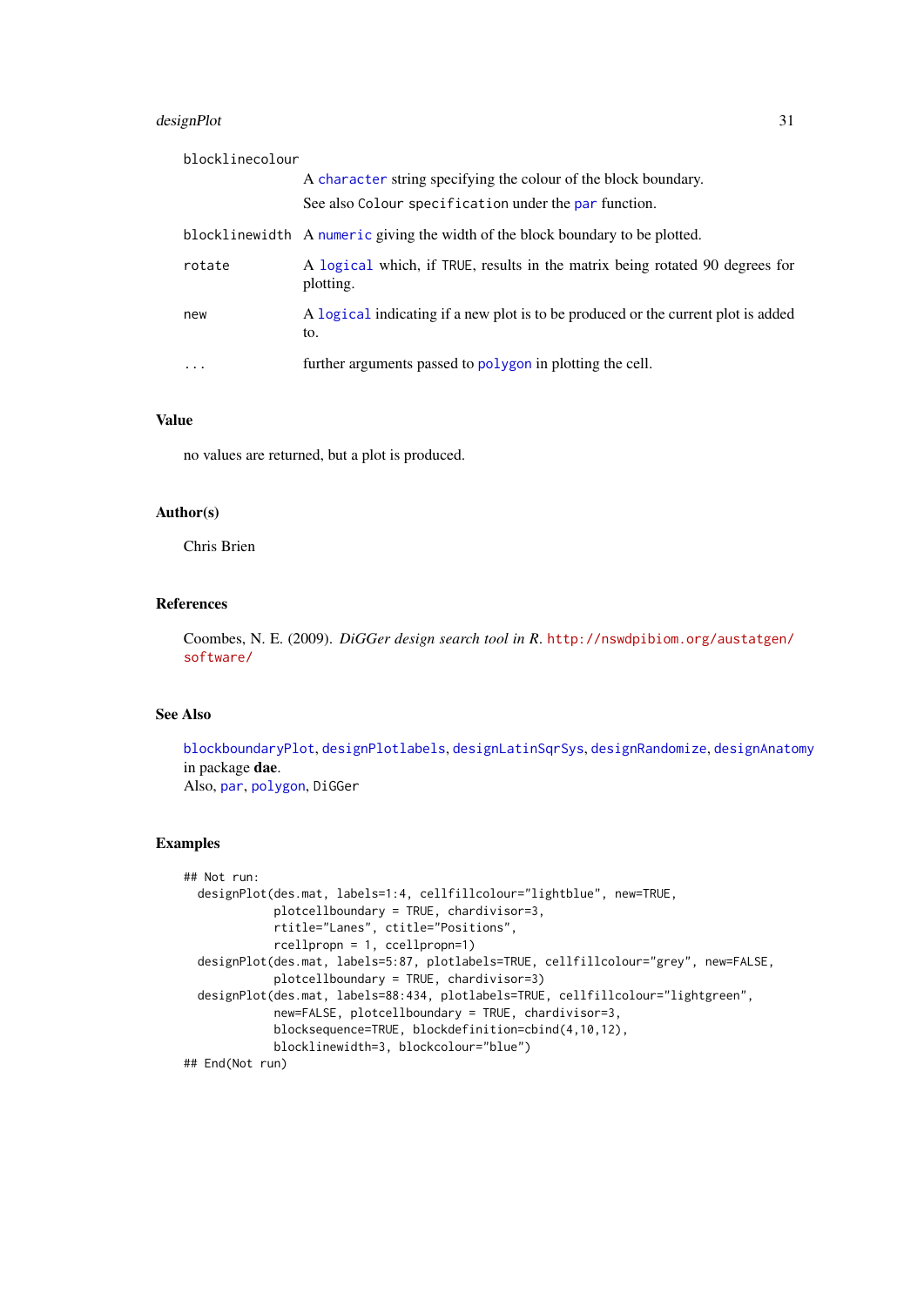blocklinecolour
: A character string specifying the colour of the block boundary.

  See also Colour specification under the par function.

blocklinewidth
: A numeric giving the width of the block boundary to be plotted.

rotate
: A logical which, if TRUE, results in the matrix being rotated 90 degrees for plotting.

new
: A logical indicating if a new plot is to be produced or the current plot is added to.

...
: further arguments passed to polygon in plotting the cell.

## Value

no values are returned, but a plot is produced.

## Author(s)

Chris Brien

## References

Coombes, N. E. (2009). *DiGGer design search tool in R*. http://nswdpibiom.org/austatgen/software/

## See Also

blockboundaryPlot, designPlotlabels, designLatinSqrSys, designRandomize, designAnatomy in package **dae**.
Also, par, polygon, DiGGer

## Examples

```
## Not run:
  designPlot(des.mat, labels=1:4, cellfillcolour="lightblue", new=TRUE,
             plotcellboundary = TRUE, chardivisor=3,
             rtitle="Lanes", ctitle="Positions",
             rcellpropn = 1, ccellpropn=1)
  designPlot(des.mat, labels=5:87, plotlabels=TRUE, cellfillcolour="grey", new=FALSE,
             plotcellboundary = TRUE, chardivisor=3)
  designPlot(des.mat, labels=88:434, plotlabels=TRUE, cellfillcolour="lightgreen",
             new=FALSE, plotcellboundary = TRUE, chardivisor=3,
             blocksequence=TRUE, blockdefinition=cbind(4,10,12),
             blocklinewidth=3, blockcolour="blue")
## End(Not run)
```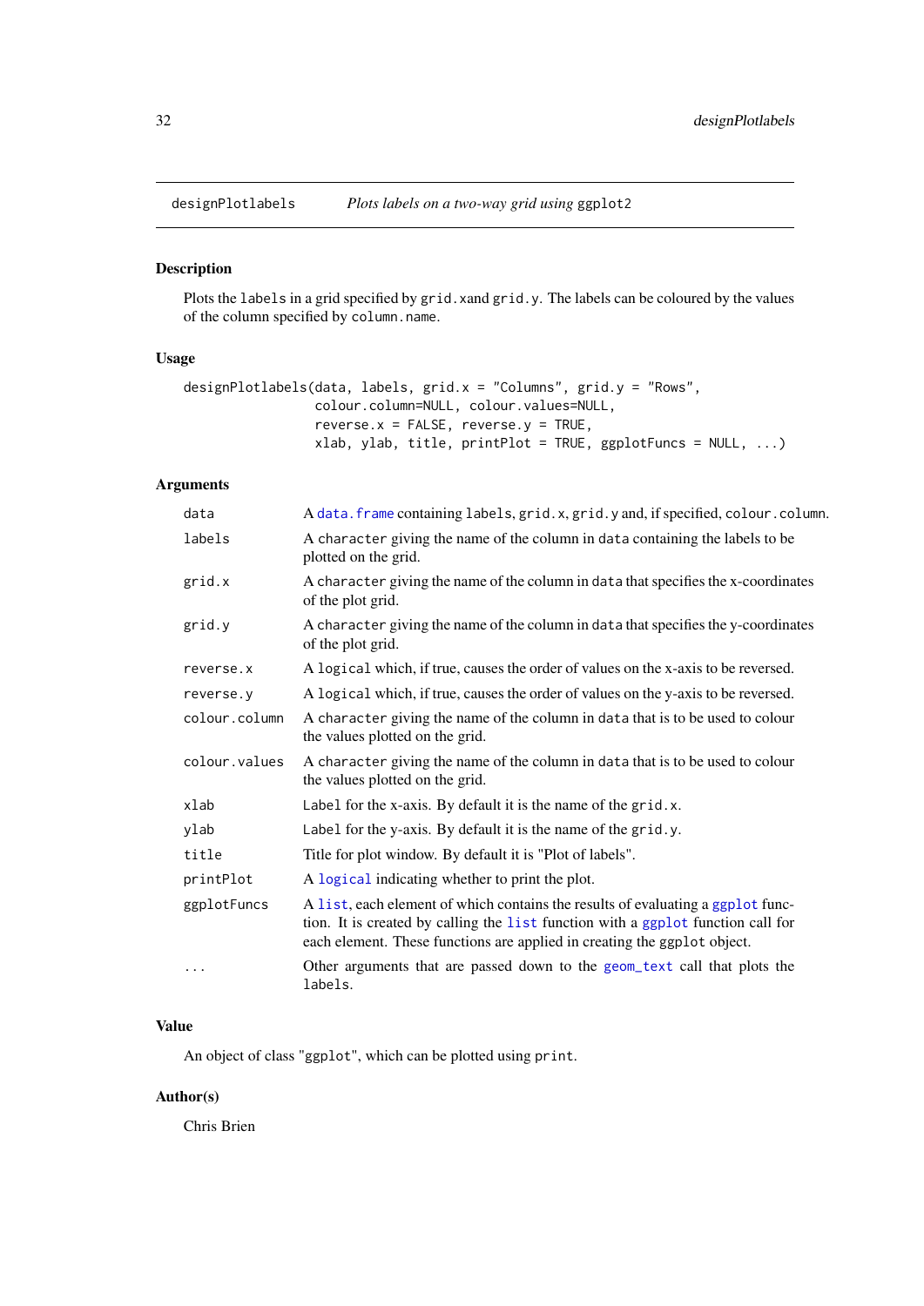designPlotlabels — *Plots labels on a two-way grid using* ggplot2

## Description

Plots the labels in a grid specified by grid.xand grid.y. The labels can be coloured by the values of the column specified by column.name.

## Usage

```
designPlotlabels(data, labels, grid.x = "Columns", grid.y = "Rows",
                 colour.column=NULL, colour.values=NULL,
                 reverse.x = FALSE, reverse.y = TRUE,
                 xlab, ylab, title, printPlot = TRUE, ggplotFuncs = NULL, ...)
```

## Arguments

| | |
|---|---|
| data | A data.frame containing labels, grid.x, grid.y and, if specified, colour.column. |
| labels | A character giving the name of the column in data containing the labels to be plotted on the grid. |
| grid.x | A character giving the name of the column in data that specifies the x-coordinates of the plot grid. |
| grid.y | A character giving the name of the column in data that specifies the y-coordinates of the plot grid. |
| reverse.x | A logical which, if true, causes the order of values on the x-axis to be reversed. |
| reverse.y | A logical which, if true, causes the order of values on the y-axis to be reversed. |
| colour.column | A character giving the name of the column in data that is to be used to colour the values plotted on the grid. |
| colour.values | A character giving the name of the column in data that is to be used to colour the values plotted on the grid. |
| xlab | Label for the x-axis. By default it is the name of the grid.x. |
| ylab | Label for the y-axis. By default it is the name of the grid.y. |
| title | Title for plot window. By default it is "Plot of labels". |
| printPlot | A logical indicating whether to print the plot. |
| ggplotFuncs | A list, each element of which contains the results of evaluating a ggplot function. It is created by calling the list function with a ggplot function call for each element. These functions are applied in creating the ggplot object. |
| ... | Other arguments that are passed down to the geom_text call that plots the labels. |

## Value

An object of class "ggplot", which can be plotted using print.

## Author(s)

Chris Brien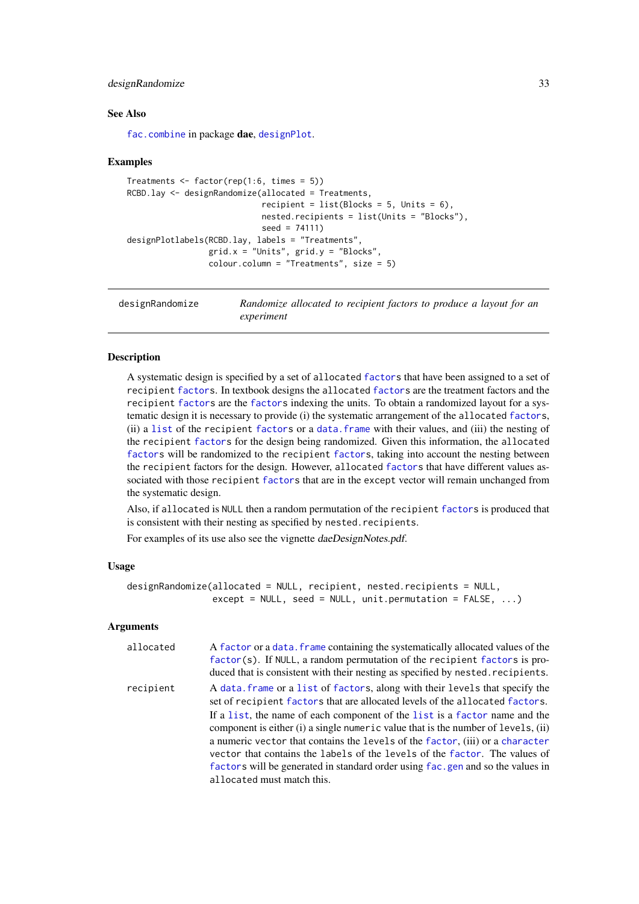### See Also

fac.combine in package **dae**, designPlot.

### Examples

```
Treatments <- factor(rep(1:6, times = 5))
RCBD.lay <- designRandomize(allocated = Treatments,
                            recipient = list(Blocks = 5, Units = 6),
                            nested.recipients = list(Units = "Blocks"),
                            seed = 74111)
designPlotlabels(RCBD.lay, labels = "Treatments",
                 grid.x = "Units", grid.y = "Blocks",
                 colour.column = "Treatments", size = 5)
```

---

## designRandomize — *Randomize allocated to recipient factors to produce a layout for an experiment*

---

### Description

A systematic design is specified by a set of `allocated` `factor`s that have been assigned to a set of `recipient` `factor`s. In textbook designs the `allocated` `factor`s are the treatment factors and the `recipient` `factor`s are the `factor`s indexing the units. To obtain a randomized layout for a systematic design it is necessary to provide (i) the systematic arrangement of the `allocated` `factor`s, (ii) a `list` of the `recipient` `factor`s or a `data.frame` with their values, and (iii) the nesting of the `recipient` `factor`s for the design being randomized. Given this information, the `allocated` `factor`s will be randomized to the `recipient` `factor`s, taking into account the nesting between the `recipient` factors for the design. However, `allocated` `factor`s that have different values associated with those `recipient` `factor`s that are in the `except` vector will remain unchanged from the systematic design.

Also, if `allocated` is `NULL` then a random permutation of the `recipient` `factor`s is produced that is consistent with their nesting as specified by `nested.recipients`.

For examples of its use also see the vignette *daeDesignNotes.pdf*.

### Usage

```
designRandomize(allocated = NULL, recipient, nested.recipients = NULL,
                except = NULL, seed = NULL, unit.permutation = FALSE, ...)
```

### Arguments

`allocated` — A `factor` or a `data.frame` containing the systematically allocated values of the `factor`(s). If `NULL`, a random permutation of the `recipient` `factor`s is produced that is consistent with their nesting as specified by `nested.recipients`.

`recipient` — A `data.frame` or a `list` of `factor`s, along with their `levels` that specify the set of `recipient` `factor`s that are allocated levels of the `allocated` `factor`s. If a `list`, the name of each component of the `list` is a `factor` name and the component is either (i) a single `numeric` value that is the number of `levels`, (ii) a numeric `vector` that contains the `levels` of the `factor`, (iii) or a `character` `vector` that contains the `labels` of the `levels` of the `factor`. The values of `factor`s will be generated in standard order using `fac.gen` and so the values in `allocated` must match this.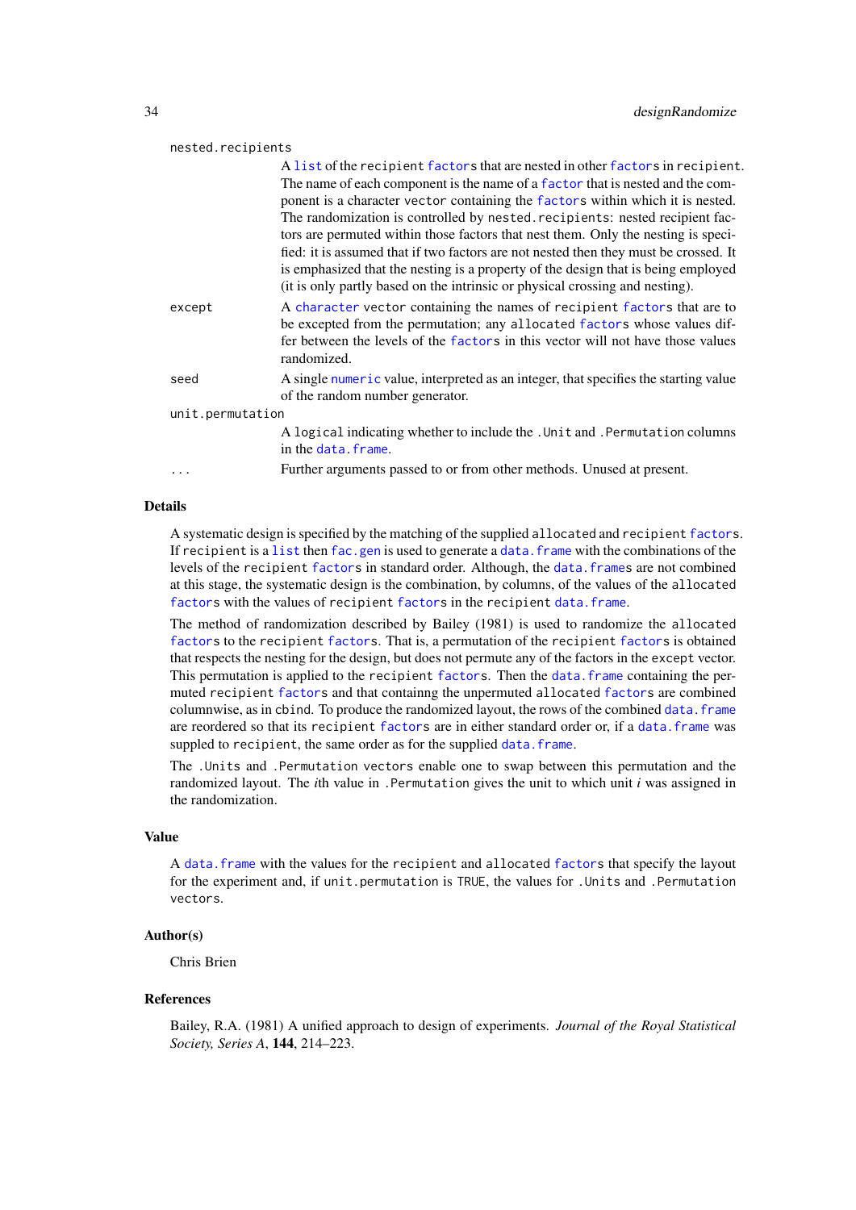`nested.recipients`
: A `list` of the `recipient` `factor`s that are nested in other `factor`s in `recipient`. The name of each component is the name of a `factor` that is nested and the component is a character `vector` containing the `factor`s within which it is nested. The randomization is controlled by `nested.recipients`: nested recipient factors are permuted within those factors that nest them. Only the nesting is specified: it is assumed that if two factors are not nested then they must be crossed. It is emphasized that the nesting is a property of the design that is being employed (it is only partly based on the intrinsic or physical crossing and nesting).

`except`
: A `character` vector containing the names of `recipient` `factor`s that are to be excepted from the permutation; any `allocated` `factor`s whose values differ between the levels of the `factor`s in this vector will not have those values randomized.

`seed`
: A single `numeric` value, interpreted as an integer, that specifies the starting value of the random number generator.

`unit.permutation`
: A `logical` indicating whether to include the `.Unit` and `.Permutation` columns in the `data.frame`.

`...`
: Further arguments passed to or from other methods. Unused at present.

## Details

A systematic design is specified by the matching of the supplied `allocated` and `recipient` `factor`s. If `recipient` is a `list` then `fac.gen` is used to generate a `data.frame` with the combinations of the levels of the `recipient` `factor`s in standard order. Although, the `data.frame`s are not combined at this stage, the systematic design is the combination, by columns, of the values of the `allocated` `factor`s with the values of `recipient` `factor`s in the `recipient` `data.frame`.

The method of randomization described by Bailey (1981) is used to randomize the `allocated` `factor`s to the `recipient` `factor`s. That is, a permutation of the `recipient` `factor`s is obtained that respects the nesting for the design, but does not permute any of the factors in the `except` vector. This permutation is applied to the `recipient` `factor`s. Then the `data.frame` containing the permuted `recipient` `factor`s and that containng the unpermuted `allocated` `factor`s are combined columnwise, as in `cbind`. To produce the randomized layout, the rows of the combined `data.frame` are reordered so that its `recipient` `factor`s are in either standard order or, if a `data.frame` was suppled to `recipient`, the same order as for the supplied `data.frame`.

The `.Units` and `.Permutation vectors` enable one to swap between this permutation and the randomized layout. The *i*th value in `.Permutation` gives the unit to which unit *i* was assigned in the randomization.

## Value

A `data.frame` with the values for the `recipient` and `allocated` `factor`s that specify the layout for the experiment and, if `unit.permutation` is `TRUE`, the values for `.Units` and `.Permutation` `vectors`.

## Author(s)

Chris Brien

## References

Bailey, R.A. (1981) A unified approach to design of experiments. *Journal of the Royal Statistical Society, Series A*, **144**, 214–223.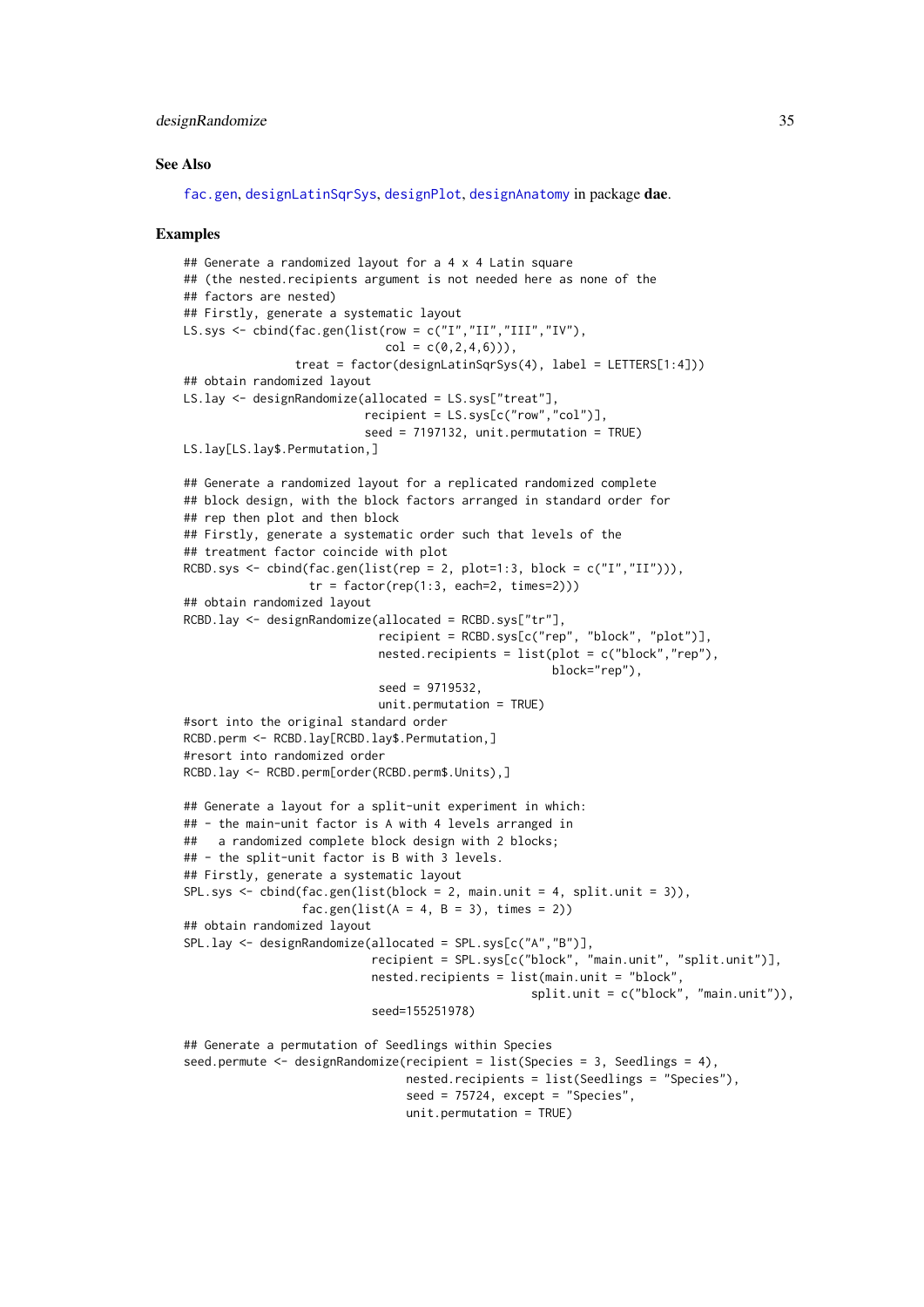### See Also

`fac.gen`, `designLatinSqrSys`, `designPlot`, `designAnatomy` in package **dae**.

### Examples

```
## Generate a randomized layout for a 4 x 4 Latin square
## (the nested.recipients argument is not needed here as none of the
## factors are nested)
## Firstly, generate a systematic layout
LS.sys <- cbind(fac.gen(list(row = c("I","II","III","IV"),
                             col = c(0,2,4,6))),
                treat = factor(designLatinSqrSys(4), label = LETTERS[1:4]))
## obtain randomized layout
LS.lay <- designRandomize(allocated = LS.sys["treat"],
                          recipient = LS.sys[c("row","col")],
                          seed = 7197132, unit.permutation = TRUE)
LS.lay[LS.lay$.Permutation,]

## Generate a randomized layout for a replicated randomized complete
## block design, with the block factors arranged in standard order for
## rep then plot and then block
## Firstly, generate a systematic order such that levels of the
## treatment factor coincide with plot
RCBD.sys <- cbind(fac.gen(list(rep = 2, plot=1:3, block = c("I","II"))),
                  tr = factor(rep(1:3, each=2, times=2)))
## obtain randomized layout
RCBD.lay <- designRandomize(allocated = RCBD.sys["tr"],
                            recipient = RCBD.sys[c("rep", "block", "plot")],
                            nested.recipients = list(plot = c("block","rep"),
                                                     block="rep"),
                            seed = 9719532,
                            unit.permutation = TRUE)
#sort into the original standard order
RCBD.perm <- RCBD.lay[RCBD.lay$.Permutation,]
#resort into randomized order
RCBD.lay <- RCBD.perm[order(RCBD.perm$.Units),]

## Generate a layout for a split-unit experiment in which:
## - the main-unit factor is A with 4 levels arranged in
##   a randomized complete block design with 2 blocks;
## - the split-unit factor is B with 3 levels.
## Firstly, generate a systematic layout
SPL.sys <- cbind(fac.gen(list(block = 2, main.unit = 4, split.unit = 3)),
                 fac.gen(list(A = 4, B = 3), times = 2))
## obtain randomized layout
SPL.lay <- designRandomize(allocated = SPL.sys[c("A","B")],
                           recipient = SPL.sys[c("block", "main.unit", "split.unit")],
                           nested.recipients = list(main.unit = "block",
                                                    split.unit = c("block", "main.unit")),
                           seed=155251978)

## Generate a permutation of Seedlings within Species
seed.permute <- designRandomize(recipient = list(Species = 3, Seedlings = 4),
                                nested.recipients = list(Seedlings = "Species"),
                                seed = 75724, except = "Species",
                                unit.permutation = TRUE)
```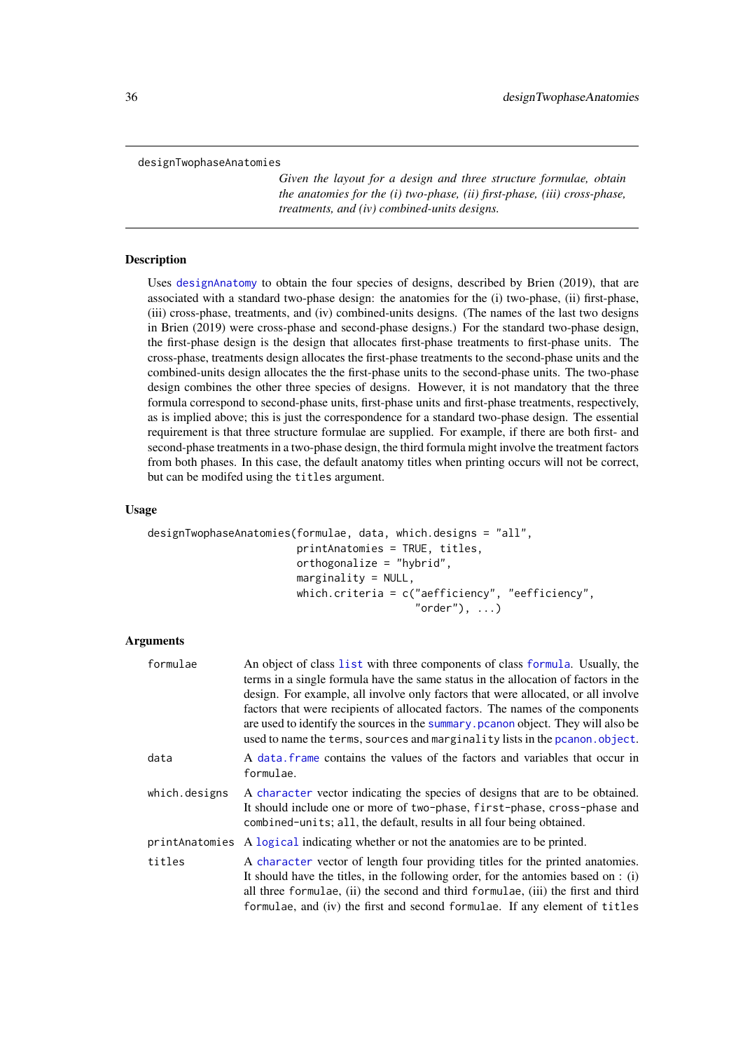designTwophaseAnatomies

*Given the layout for a design and three structure formulae, obtain the anatomies for the (i) two-phase, (ii) first-phase, (iii) cross-phase, treatments, and (iv) combined-units designs.*

---

### Description

Uses designAnatomy to obtain the four species of designs, described by Brien (2019), that are associated with a standard two-phase design: the anatomies for the (i) two-phase, (ii) first-phase, (iii) cross-phase, treatments, and (iv) combined-units designs. (The names of the last two designs in Brien (2019) were cross-phase and second-phase designs.) For the standard two-phase design, the first-phase design is the design that allocates first-phase treatments to first-phase units. The cross-phase, treatments design allocates the first-phase treatments to the second-phase units and the combined-units design allocates the the first-phase units to the second-phase units. The two-phase design combines the other three species of designs. However, it is not mandatory that the three formula correspond to second-phase units, first-phase units and first-phase treatments, respectively, as is implied above; this is just the correspondence for a standard two-phase design. The essential requirement is that three structure formulae are supplied. For example, if there are both first- and second-phase treatments in a two-phase design, the third formula might involve the treatment factors from both phases. In this case, the default anatomy titles when printing occurs will not be correct, but can be modifed using the `titles` argument.

### Usage

```
designTwophaseAnatomies(formulae, data, which.designs = "all",
                        printAnatomies = TRUE, titles,
                        orthogonalize = "hybrid",
                        marginality = NULL,
                        which.criteria = c("aefficiency", "eefficiency",
                                           "order"), ...)
```

### Arguments

| | |
|---|---|
| `formulae` | An object of class list with three components of class formula. Usually, the terms in a single formula have the same status in the allocation of factors in the design. For example, all involve only factors that were allocated, or all involve factors that were recipients of allocated factors. The names of the components are used to identify the sources in the summary.pcanon object. They will also be used to name the `terms`, `sources` and `marginality` lists in the pcanon.object. |
| `data` | A data.frame contains the values of the factors and variables that occur in `formulae`. |
| `which.designs` | A character vector indicating the species of designs that are to be obtained. It should include one or more of `two-phase`, `first-phase`, `cross-phase` and `combined-units`; `all`, the default, results in all four being obtained. |
| `printAnatomies` | A logical indicating whether or not the anatomies are to be printed. |
| `titles` | A character vector of length four providing titles for the printed anatomies. It should have the titles, in the following order, for the antomies based on : (i) all three `formulae`, (ii) the second and third `formulae`, (iii) the first and third `formulae`, and (iv) the first and second `formulae`. If any element of `titles` |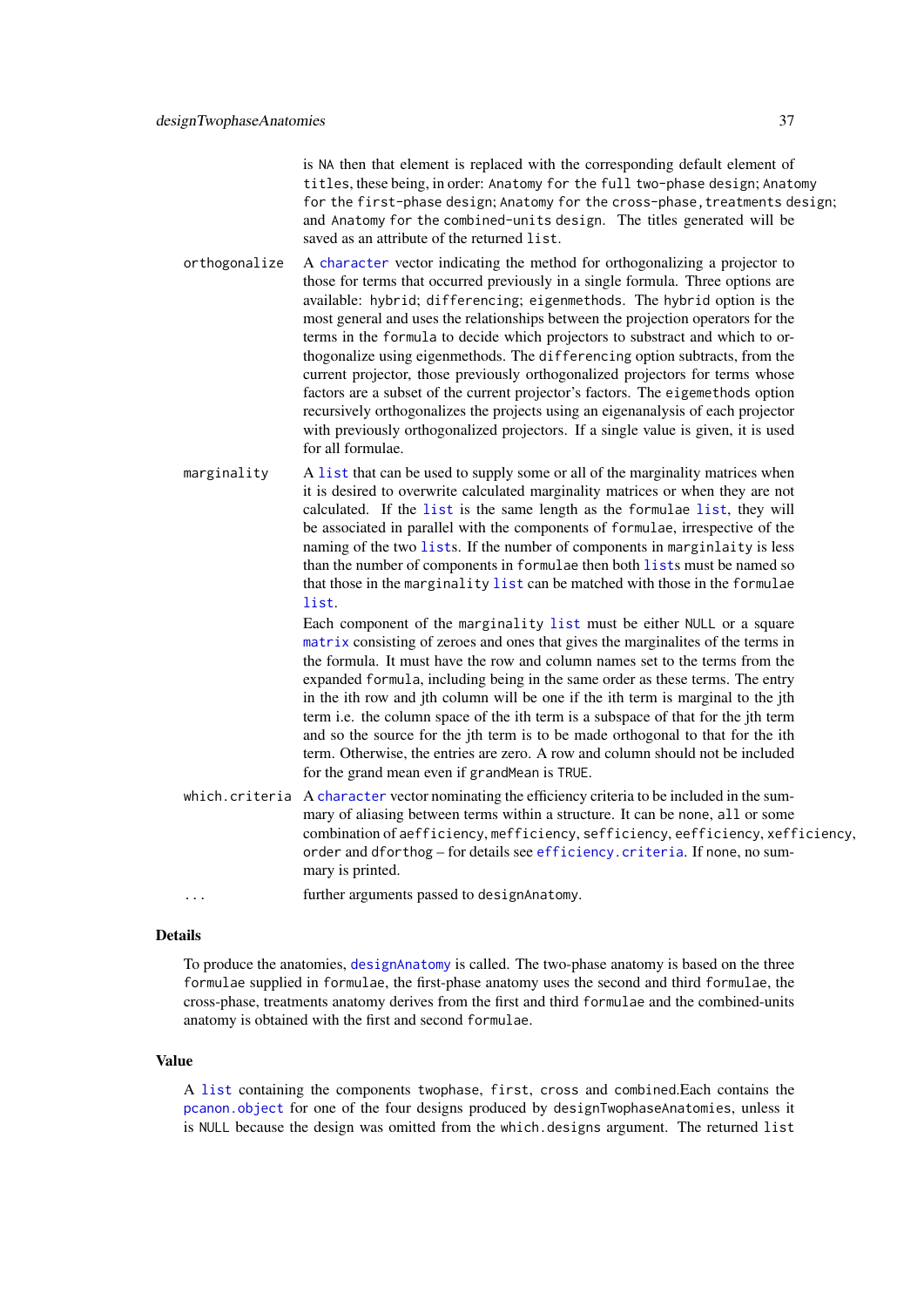is NA then that element is replaced with the corresponding default element of titles, these being, in order: Anatomy for the full two-phase design; Anatomy for the first-phase design; Anatomy for the cross-phase, treatments design; and Anatomy for the combined-units design. The titles generated will be saved as an attribute of the returned list.

orthogonalize
: A character vector indicating the method for orthogonalizing a projector to those for terms that occurred previously in a single formula. Three options are available: hybrid; differencing; eigenmethods. The hybrid option is the most general and uses the relationships between the projection operators for the terms in the formula to decide which projectors to substract and which to orthogonalize using eigenmethods. The differencing option subtracts, from the current projector, those previously orthogonalized projectors for terms whose factors are a subset of the current projector's factors. The eigemethods option recursively orthogonalizes the projects using an eigenanalysis of each projector with previously orthogonalized projectors. If a single value is given, it is used for all formulae.

marginality
: A list that can be used to supply some or all of the marginality matrices when it is desired to overwrite calculated marginality matrices or when they are not calculated. If the list is the same length as the formulae list, they will be associated in parallel with the components of formulae, irrespective of the naming of the two lists. If the number of components in marginlaity is less than the number of components in formulae then both lists must be named so that those in the marginality list can be matched with those in the formulae list.

  Each component of the marginality list must be either NULL or a square matrix consisting of zeroes and ones that gives the marginalites of the terms in the formula. It must have the row and column names set to the terms from the expanded formula, including being in the same order as these terms. The entry in the ith row and jth column will be one if the ith term is marginal to the jth term i.e. the column space of the ith term is a subspace of that for the jth term and so the source for the jth term is to be made orthogonal to that for the ith term. Otherwise, the entries are zero. A row and column should not be included for the grand mean even if grandMean is TRUE.

which.criteria
: A character vector nominating the efficiency criteria to be included in the summary of aliasing between terms within a structure. It can be none, all or some combination of aefficiency, mefficiency, sefficiency, eefficiency, xefficiency, order and dforthog – for details see efficiency.criteria. If none, no summary is printed.

...
: further arguments passed to designAnatomy.

## Details

To produce the anatomies, designAnatomy is called. The two-phase anatomy is based on the three formulae supplied in formulae, the first-phase anatomy uses the second and third formulae, the cross-phase, treatments anatomy derives from the first and third formulae and the combined-units anatomy is obtained with the first and second formulae.

## Value

A list containing the components twophase, first, cross and combined.Each contains the pcanon.object for one of the four designs produced by designTwophaseAnatomies, unless it is NULL because the design was omitted from the which.designs argument. The returned list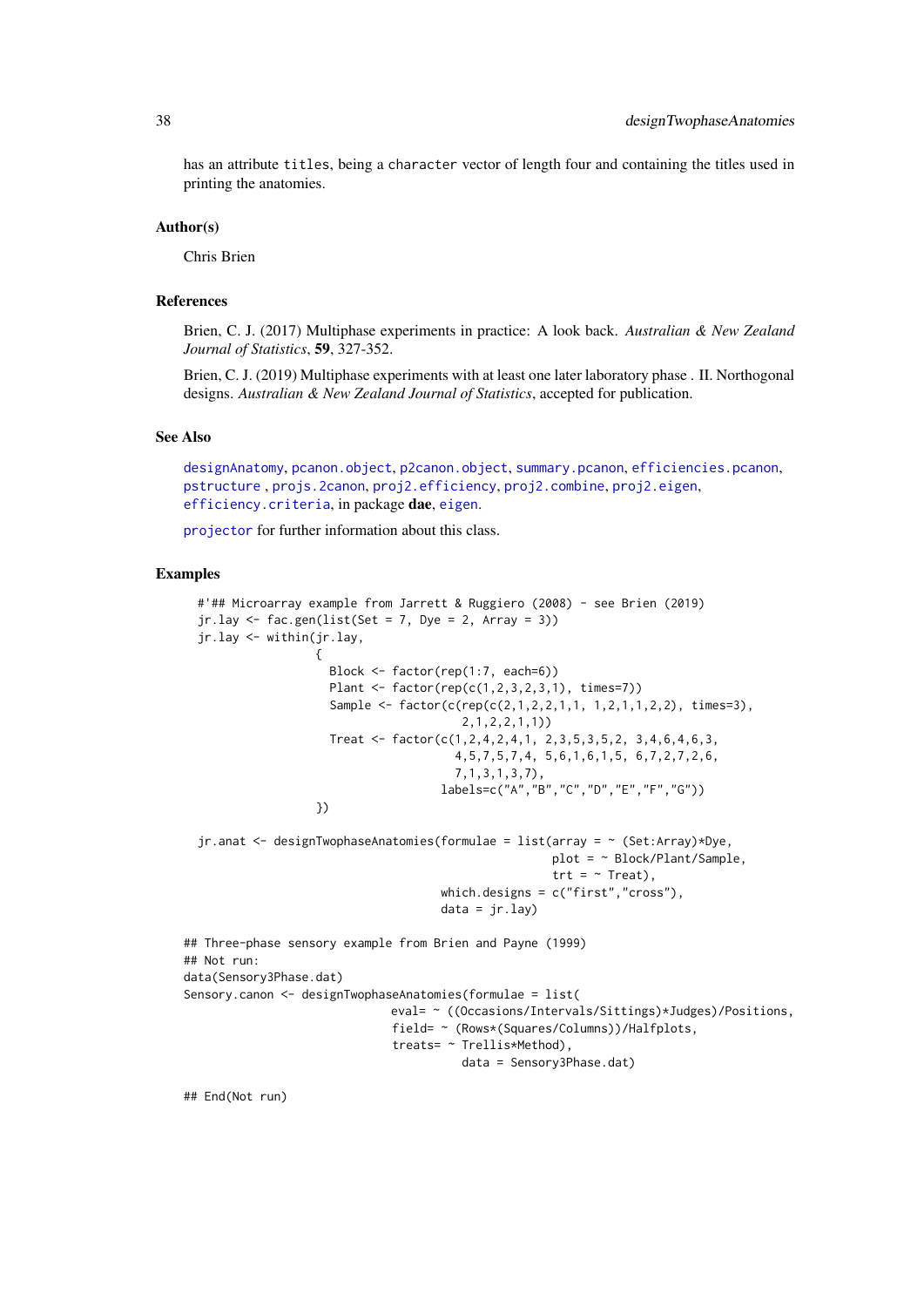has an attribute `titles`, being a `character` vector of length four and containing the titles used in printing the anatomies.

### Author(s)

Chris Brien

### References

Brien, C. J. (2017) Multiphase experiments in practice: A look back. *Australian & New Zealand Journal of Statistics*, **59**, 327-352.

Brien, C. J. (2019) Multiphase experiments with at least one later laboratory phase . II. Northogonal designs. *Australian & New Zealand Journal of Statistics*, accepted for publication.

### See Also

`designAnatomy`, `pcanon.object`, `p2canon.object`, `summary.pcanon`, `efficiencies.pcanon`, `pstructure` , `projs.2canon`, `proj2.efficiency`, `proj2.combine`, `proj2.eigen`, `efficiency.criteria`, in package **dae**, `eigen`.

`projector` for further information about this class.

### Examples

```
  #'## Microarray example from Jarrett & Ruggiero (2008) - see Brien (2019)
  jr.lay <- fac.gen(list(Set = 7, Dye = 2, Array = 3))
  jr.lay <- within(jr.lay,
                   {
                     Block <- factor(rep(1:7, each=6))
                     Plant <- factor(rep(c(1,2,3,2,3,1), times=7))
                     Sample <- factor(c(rep(c(2,1,2,2,1,1, 1,2,1,1,2,2), times=3),
                                       2,1,2,2,1,1))
                     Treat <- factor(c(1,2,4,2,4,1, 2,3,5,3,5,2, 3,4,6,4,6,3,
                                      4,5,7,5,7,4, 5,6,1,6,1,5, 6,7,2,7,2,6,
                                      7,1,3,1,3,7),
                                    labels=c("A","B","C","D","E","F","G"))
                   })

  jr.anat <- designTwophaseAnatomies(formulae = list(array = ~ (Set:Array)*Dye,
                                                    plot = ~ Block/Plant/Sample,
                                                    trt = ~ Treat),
                                    which.designs = c("first","cross"),
                                    data = jr.lay)

## Three-phase sensory example from Brien and Payne (1999)
## Not run:
data(Sensory3Phase.dat)
Sensory.canon <- designTwophaseAnatomies(formulae = list(
                              eval= ~ ((Occasions/Intervals/Sittings)*Judges)/Positions,
                              field= ~ (Rows*(Squares/Columns))/Halfplots,
                              treats= ~ Trellis*Method),
                                        data = Sensory3Phase.dat)

## End(Not run)
```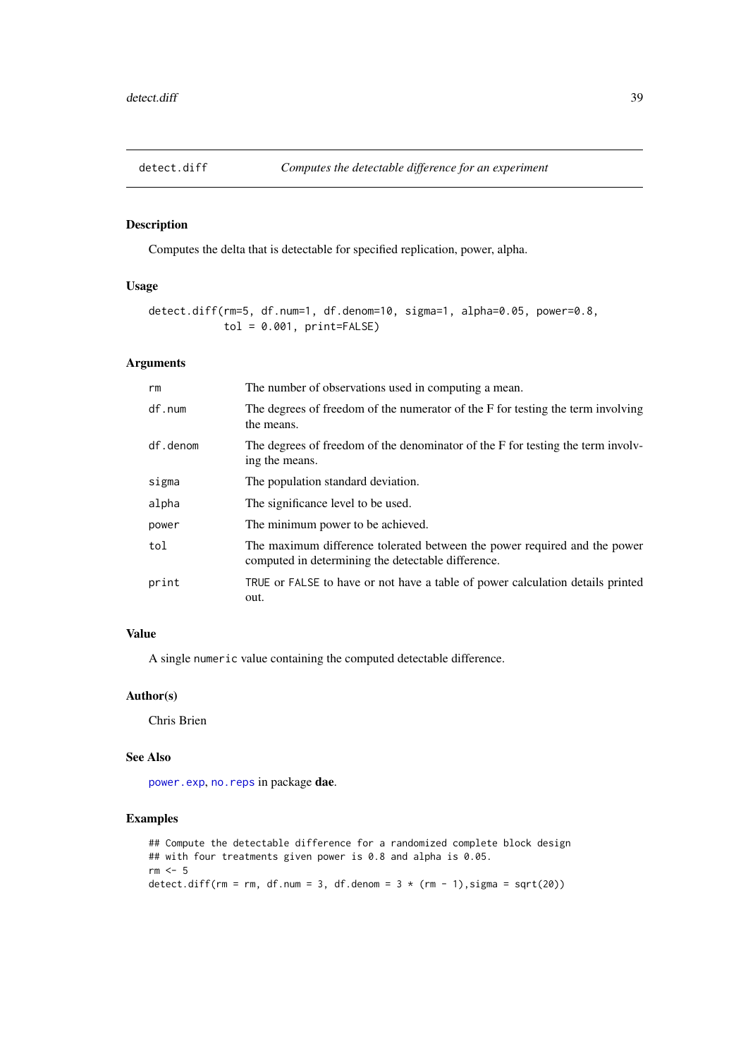`detect.diff` *Computes the detectable difference for an experiment*

## Description

Computes the delta that is detectable for specified replication, power, alpha.

## Usage

```
detect.diff(rm=5, df.num=1, df.denom=10, sigma=1, alpha=0.05, power=0.8,
            tol = 0.001, print=FALSE)
```

## Arguments

| | |
|---|---|
| `rm` | The number of observations used in computing a mean. |
| `df.num` | The degrees of freedom of the numerator of the F for testing the term involving the means. |
| `df.denom` | The degrees of freedom of the denominator of the F for testing the term involving the means. |
| `sigma` | The population standard deviation. |
| `alpha` | The significance level to be used. |
| `power` | The minimum power to be achieved. |
| `tol` | The maximum difference tolerated between the power required and the power computed in determining the detectable difference. |
| `print` | `TRUE` or `FALSE` to have or not have a table of power calculation details printed out. |

## Value

A single `numeric` value containing the computed detectable difference.

## Author(s)

Chris Brien

## See Also

`power.exp`, `no.reps` in package **dae**.

## Examples

```
## Compute the detectable difference for a randomized complete block design
## with four treatments given power is 0.8 and alpha is 0.05.
rm <- 5
detect.diff(rm = rm, df.num = 3, df.denom = 3 * (rm - 1),sigma = sqrt(20))
```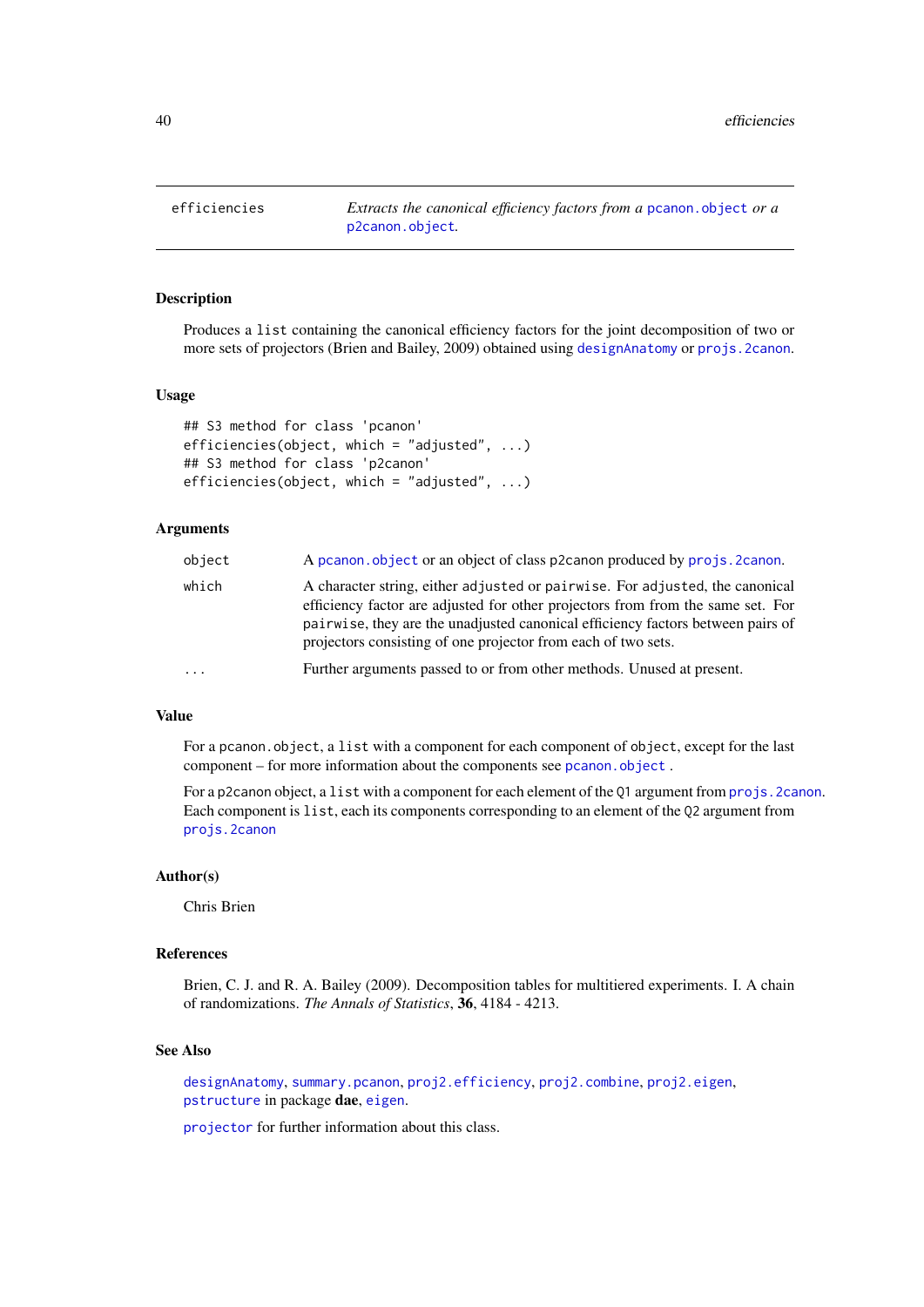efficiencies — *Extracts the canonical efficiency factors from a* pcanon.object *or a* p2canon.object.

### Description

Produces a list containing the canonical efficiency factors for the joint decomposition of two or more sets of projectors (Brien and Bailey, 2009) obtained using designAnatomy or projs.2canon.

### Usage

```
## S3 method for class 'pcanon'
efficiencies(object, which = "adjusted", ...)
## S3 method for class 'p2canon'
efficiencies(object, which = "adjusted", ...)
```

### Arguments

| | |
|---|---|
| object | A pcanon.object or an object of class p2canon produced by projs.2canon. |
| which | A character string, either adjusted or pairwise. For adjusted, the canonical efficiency factor are adjusted for other projectors from from the same set. For pairwise, they are the unadjusted canonical efficiency factors between pairs of projectors consisting of one projector from each of two sets. |
| ... | Further arguments passed to or from other methods. Unused at present. |

### Value

For a pcanon.object, a list with a component for each component of object, except for the last component – for more information about the components see pcanon.object .

For a p2canon object, a list with a component for each element of the Q1 argument from projs.2canon. Each component is list, each its components corresponding to an element of the Q2 argument from projs.2canon

### Author(s)

Chris Brien

### References

Brien, C. J. and R. A. Bailey (2009). Decomposition tables for multitiered experiments. I. A chain of randomizations. *The Annals of Statistics*, **36**, 4184 - 4213.

### See Also

designAnatomy, summary.pcanon, proj2.efficiency, proj2.combine, proj2.eigen, pstructure in package **dae**, eigen.

projector for further information about this class.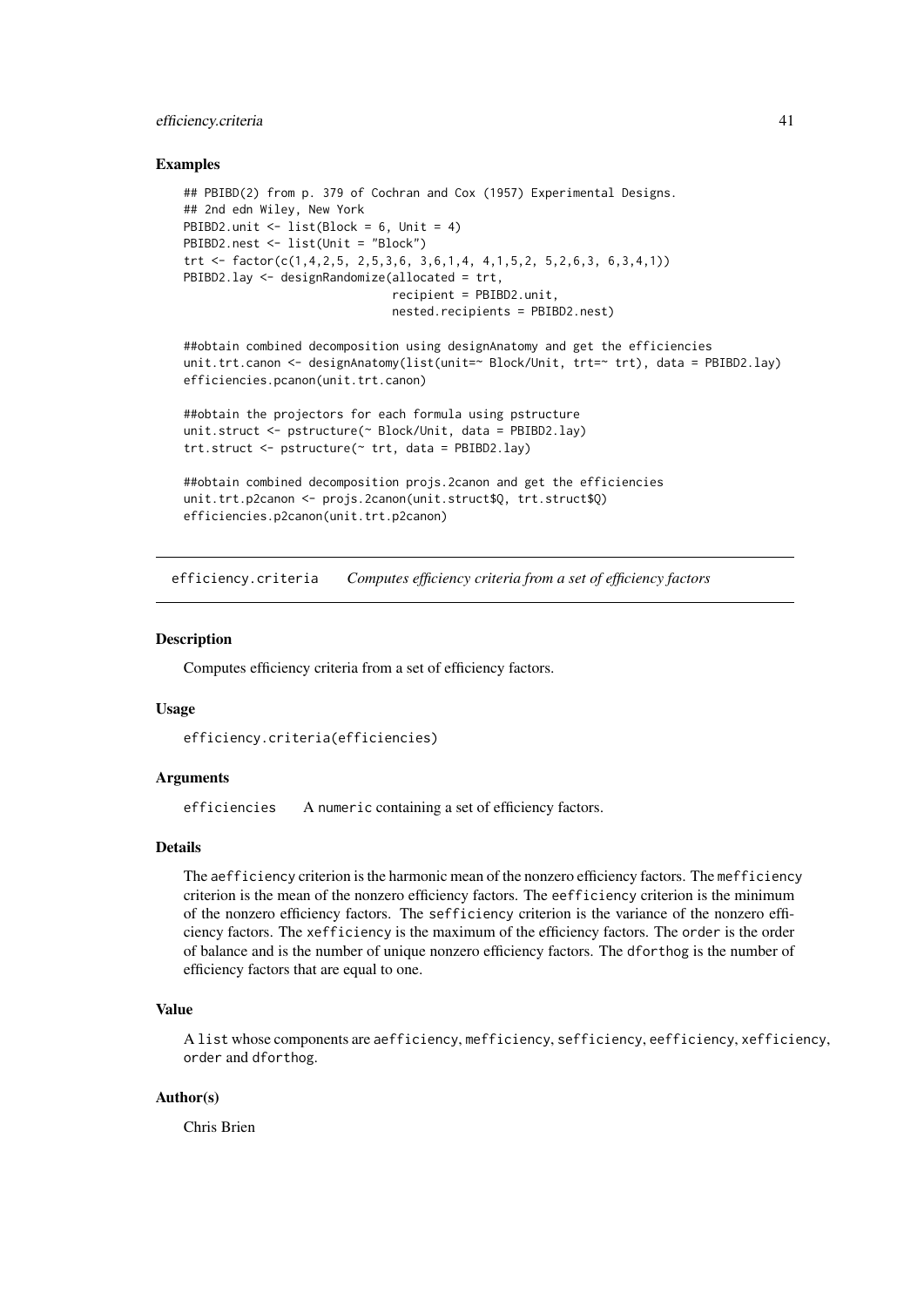### Examples

```
## PBIBD(2) from p. 379 of Cochran and Cox (1957) Experimental Designs.
## 2nd edn Wiley, New York
PBIBD2.unit <- list(Block = 6, Unit = 4)
PBIBD2.nest <- list(Unit = "Block")
trt <- factor(c(1,4,2,5, 2,5,3,6, 3,6,1,4, 4,1,5,2, 5,2,6,3, 6,3,4,1))
PBIBD2.lay <- designRandomize(allocated = trt,
                              recipient = PBIBD2.unit,
                              nested.recipients = PBIBD2.nest)

##obtain combined decomposition using designAnatomy and get the efficiencies
unit.trt.canon <- designAnatomy(list(unit=~ Block/Unit, trt=~ trt), data = PBIBD2.lay)
efficiencies.pcanon(unit.trt.canon)

##obtain the projectors for each formula using pstructure
unit.struct <- pstructure(~ Block/Unit, data = PBIBD2.lay)
trt.struct <- pstructure(~ trt, data = PBIBD2.lay)

##obtain combined decomposition projs.2canon and get the efficiencies
unit.trt.p2canon <- projs.2canon(unit.struct$Q, trt.struct$Q)
efficiencies.p2canon(unit.trt.p2canon)
```

---

## efficiency.criteria — *Computes efficiency criteria from a set of efficiency factors*

### Description

Computes efficiency criteria from a set of efficiency factors.

### Usage

```
efficiency.criteria(efficiencies)
```

### Arguments

`efficiencies` — A `numeric` containing a set of efficiency factors.

### Details

The `aefficiency` criterion is the harmonic mean of the nonzero efficiency factors. The `mefficiency` criterion is the mean of the nonzero efficiency factors. The `eefficiency` criterion is the minimum of the nonzero efficiency factors. The `sefficiency` criterion is the variance of the nonzero efficiency factors. The `xefficiency` is the maximum of the efficiency factors. The `order` is the order of balance and is the number of unique nonzero efficiency factors. The `dforthog` is the number of efficiency factors that are equal to one.

### Value

A `list` whose components are `aefficiency`, `mefficiency`, `sefficiency`, `eefficiency`, `xefficiency`, `order` and `dforthog`.

### Author(s)

Chris Brien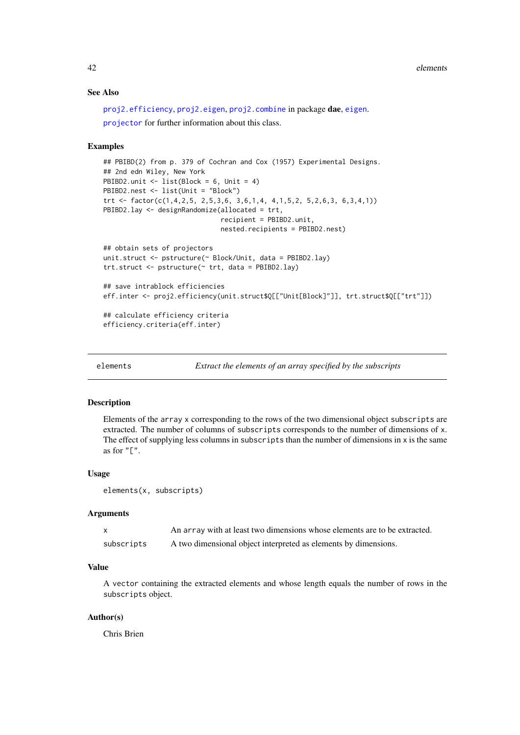### See Also

proj2.efficiency, proj2.eigen, proj2.combine in package **dae**, eigen.

projector for further information about this class.

### Examples

```
## PBIBD(2) from p. 379 of Cochran and Cox (1957) Experimental Designs.
## 2nd edn Wiley, New York
PBIBD2.unit <- list(Block = 6, Unit = 4)
PBIBD2.nest <- list(Unit = "Block")
trt <- factor(c(1,4,2,5, 2,5,3,6, 3,6,1,4, 4,1,5,2, 5,2,6,3, 6,3,4,1))
PBIBD2.lay <- designRandomize(allocated = trt,
                              recipient = PBIBD2.unit,
                              nested.recipients = PBIBD2.nest)

## obtain sets of projectors
unit.struct <- pstructure(~ Block/Unit, data = PBIBD2.lay)
trt.struct <- pstructure(~ trt, data = PBIBD2.lay)

## save intrablock efficiencies
eff.inter <- proj2.efficiency(unit.struct$Q[["Unit[Block]"]], trt.struct$Q[["trt"]])

## calculate efficiency criteria
efficiency.criteria(eff.inter)
```

---

## elements — *Extract the elements of an array specified by the subscripts*

### Description

Elements of the array x corresponding to the rows of the two dimensional object subscripts are extracted. The number of columns of subscripts corresponds to the number of dimensions of x. The effect of supplying less columns in subscripts than the number of dimensions in x is the same as for "[".

### Usage

```
elements(x, subscripts)
```

### Arguments

| | |
|---|---|
| x | An array with at least two dimensions whose elements are to be extracted. |
| subscripts | A two dimensional object interpreted as elements by dimensions. |

### Value

A vector containing the extracted elements and whose length equals the number of rows in the subscripts object.

### Author(s)

Chris Brien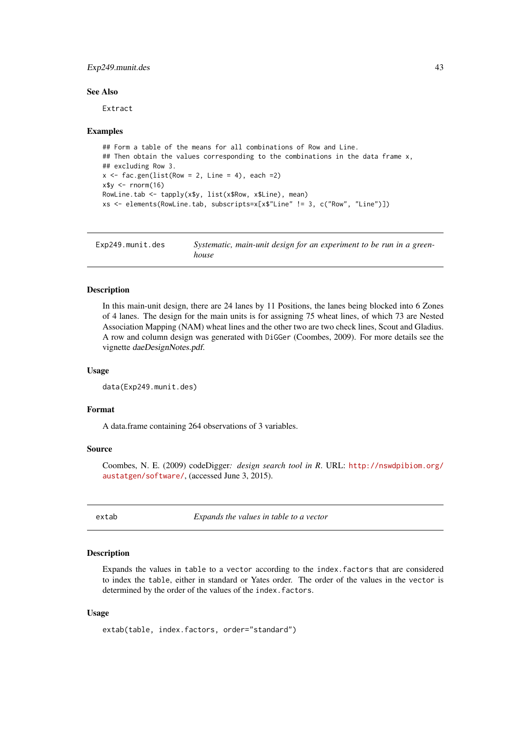### See Also

Extract

### Examples

```
## Form a table of the means for all combinations of Row and Line.
## Then obtain the values corresponding to the combinations in the data frame x,
## excluding Row 3.
x <- fac.gen(list(Row = 2, Line = 4), each =2)
x$y <- rnorm(16)
RowLine.tab <- tapply(x$y, list(x$Row, x$Line), mean)
xs <- elements(RowLine.tab, subscripts=x[x$"Line" != 3, c("Row", "Line")])
```

---

## Exp249.munit.des — *Systematic, main-unit design for an experiment to be run in a greenhouse*

### Description

In this main-unit design, there are 24 lanes by 11 Positions, the lanes being blocked into 6 Zones of 4 lanes. The design for the main units is for assigning 75 wheat lines, of which 73 are Nested Association Mapping (NAM) wheat lines and the other two are two check lines, Scout and Gladius. A row and column design was generated with DiGGer (Coombes, 2009). For more details see the vignette *daeDesignNotes.pdf*.

### Usage

```
data(Exp249.munit.des)
```

### Format

A data.frame containing 264 observations of 3 variables.

### Source

Coombes, N. E. (2009) codeDigger*: design search tool in R*. URL: http://nswdpibiom.org/austatgen/software/, (accessed June 3, 2015).

---

## extab — *Expands the values in table to a vector*

### Description

Expands the values in table to a vector according to the index.factors that are considered to index the table, either in standard or Yates order. The order of the values in the vector is determined by the order of the values of the index.factors.

### Usage

```
extab(table, index.factors, order="standard")
```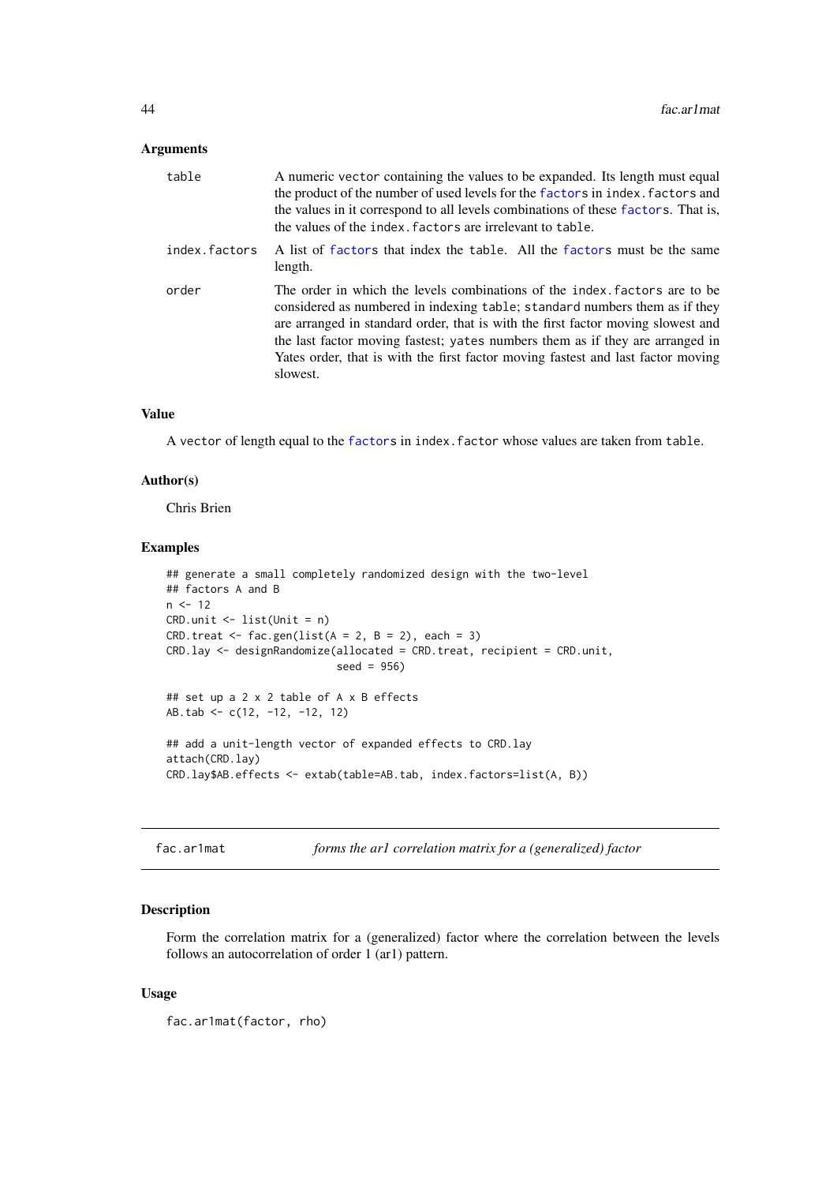### Arguments

| | |
|---|---|
| `table` | A numeric `vector` containing the values to be expanded. Its length must equal the product of the number of used levels for the `factor`s in `index.factors` and the values in it correspond to all levels combinations of these `factor`s. That is, the values of the `index.factors` are irrelevant to `table`. |
| `index.factors` | A list of `factor`s that index the `table`. All the `factor`s must be the same length. |
| `order` | The order in which the levels combinations of the `index.factors` are to be considered as numbered in indexing `table`; `standard` numbers them as if they are arranged in standard order, that is with the first factor moving slowest and the last factor moving fastest; `yates` numbers them as if they are arranged in Yates order, that is with the first factor moving fastest and last factor moving slowest. |

### Value

A `vector` of length equal to the `factor`s in `index.factor` whose values are taken from `table`.

### Author(s)

Chris Brien

### Examples

```
## generate a small completely randomized design with the two-level
## factors A and B
n <- 12
CRD.unit <- list(Unit = n)
CRD.treat <- fac.gen(list(A = 2, B = 2), each = 3)
CRD.lay <- designRandomize(allocated = CRD.treat, recipient = CRD.unit,
                           seed = 956)

## set up a 2 x 2 table of A x B effects
AB.tab <- c(12, -12, -12, 12)

## add a unit-length vector of expanded effects to CRD.lay
attach(CRD.lay)
CRD.lay$AB.effects <- extab(table=AB.tab, index.factors=list(A, B))
```

---

## fac.ar1mat — *forms the ar1 correlation matrix for a (generalized) factor*

### Description

Form the correlation matrix for a (generalized) factor where the correlation between the levels follows an autocorrelation of order 1 (ar1) pattern.

### Usage

```
fac.ar1mat(factor, rho)
```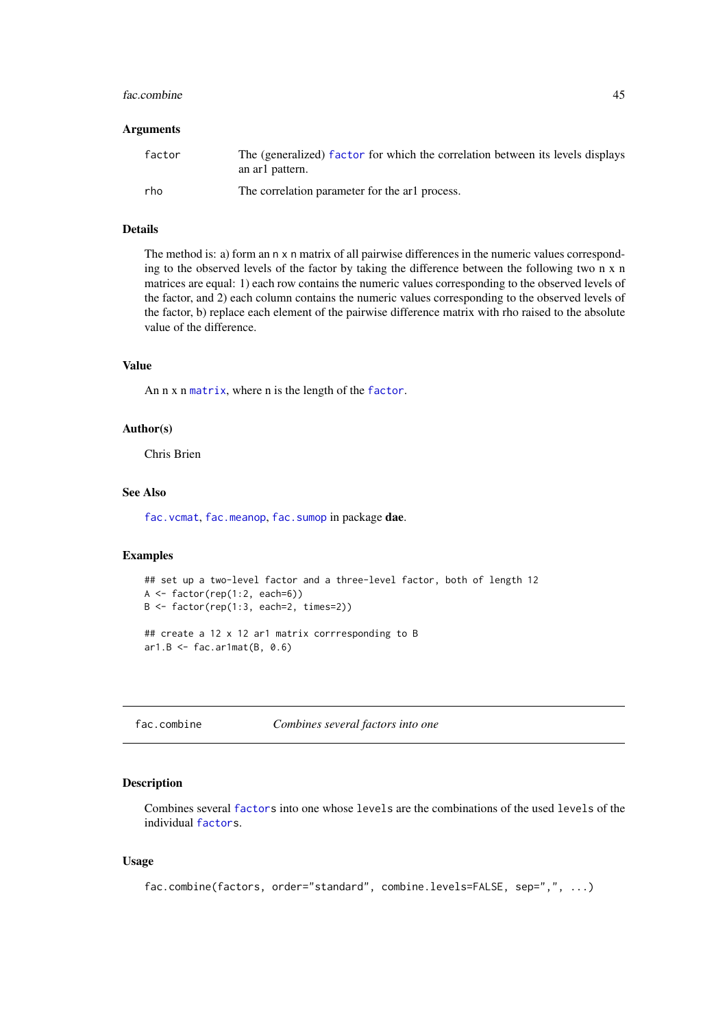### Arguments

| | |
|---|---|
| factor | The (generalized) factor for which the correlation between its levels displays an ar1 pattern. |
| rho | The correlation parameter for the ar1 process. |

### Details

The method is: a) form an n x n matrix of all pairwise differences in the numeric values corresponding to the observed levels of the factor by taking the difference between the following two n x n matrices are equal: 1) each row contains the numeric values corresponding to the observed levels of the factor, and 2) each column contains the numeric values corresponding to the observed levels of the factor, b) replace each element of the pairwise difference matrix with rho raised to the absolute value of the difference.

### Value

An n x n matrix, where n is the length of the factor.

### Author(s)

Chris Brien

### See Also

fac.vcmat, fac.meanop, fac.sumop in package **dae**.

### Examples

```
## set up a two-level factor and a three-level factor, both of length 12
A <- factor(rep(1:2, each=6))
B <- factor(rep(1:3, each=2, times=2))

## create a 12 x 12 ar1 matrix corrresponding to B
ar1.B <- fac.ar1mat(B, 0.6)
```

---

## fac.combine — *Combines several factors into one*

### Description

Combines several factors into one whose levels are the combinations of the used levels of the individual factors.

### Usage

```
fac.combine(factors, order="standard", combine.levels=FALSE, sep=",", ...)
```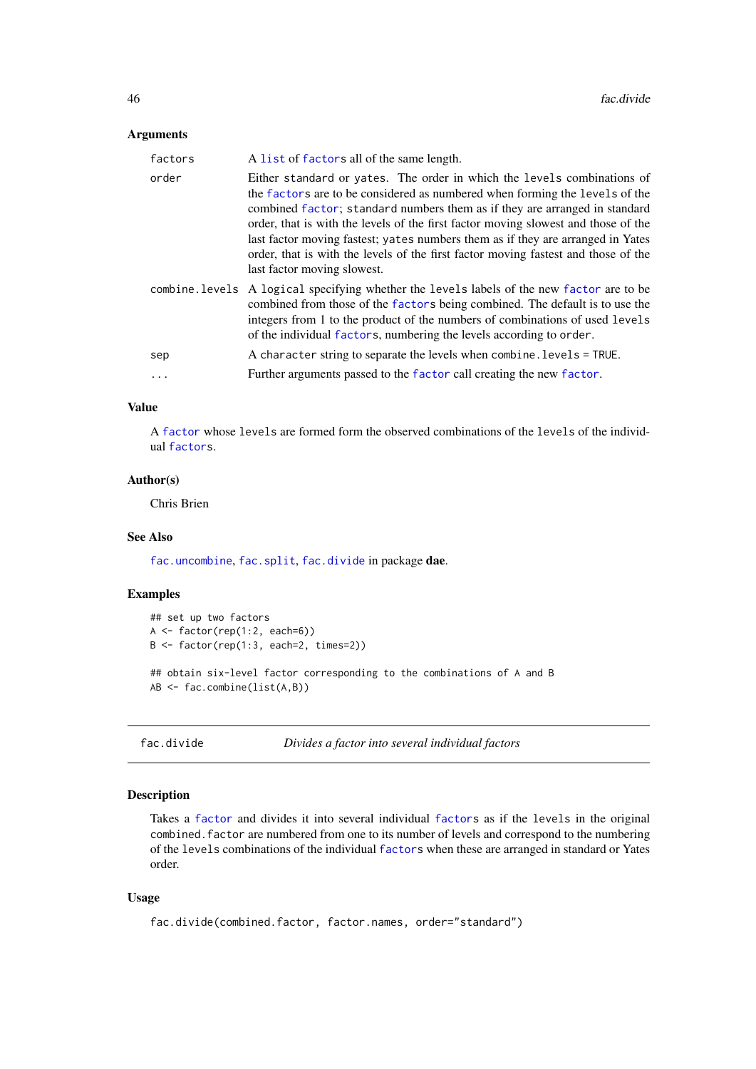### Arguments

| | |
|---|---|
| `factors` | A `list` of `factor`s all of the same length. |
| `order` | Either `standard` or `yates`. The order in which the `levels` combinations of the `factor`s are to be considered as numbered when forming the `levels` of the combined `factor`; `standard` numbers them as if they are arranged in standard order, that is with the levels of the first factor moving slowest and those of the last factor moving fastest; `yates` numbers them as if they are arranged in Yates order, that is with the levels of the first factor moving fastest and those of the last factor moving slowest. |
| `combine.levels` | A `logical` specifying whether the `levels` labels of the new `factor` are to be combined from those of the `factor`s being combined. The default is to use the integers from 1 to the product of the numbers of combinations of used `levels` of the individual `factor`s, numbering the levels according to `order`. |
| `sep` | A `character` string to separate the levels when `combine.levels = TRUE`. |
| `...` | Further arguments passed to the `factor` call creating the new `factor`. |

### Value

A `factor` whose `levels` are formed form the observed combinations of the `levels` of the individual `factor`s.

### Author(s)

Chris Brien

### See Also

`fac.uncombine`, `fac.split`, `fac.divide` in package **dae**.

### Examples

```
## set up two factors
A <- factor(rep(1:2, each=6))
B <- factor(rep(1:3, each=2, times=2))

## obtain six-level factor corresponding to the combinations of A and B
AB <- fac.combine(list(A,B))
```

---

## fac.divide — *Divides a factor into several individual factors*

### Description

Takes a `factor` and divides it into several individual `factor`s as if the `levels` in the original `combined.factor` are numbered from one to its number of levels and correspond to the numbering of the `levels` combinations of the individual `factor`s when these are arranged in standard or Yates order.

### Usage

```
fac.divide(combined.factor, factor.names, order="standard")
```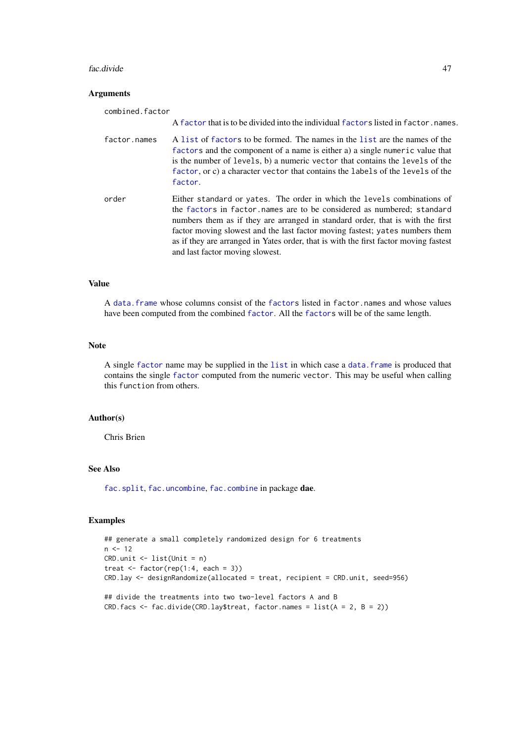### Arguments

combined.factor
: A `factor` that is to be divided into the individual `factor`s listed in `factor.names`.

factor.names
: A `list` of `factor`s to be formed. The names in the `list` are the names of the `factor`s and the component of a name is either a) a single `numeric` value that is the number of `levels`, b) a numeric `vector` that contains the `levels` of the `factor`, or c) a character `vector` that contains the `labels` of the `levels` of the `factor`.

order
: Either `standard` or `yates`. The order in which the `levels` combinations of the `factor`s in `factor.names` are to be considered as numbered; `standard` numbers them as if they are arranged in standard order, that is with the first factor moving slowest and the last factor moving fastest; `yates` numbers them as if they are arranged in Yates order, that is with the first factor moving fastest and last factor moving slowest.

### Value

A `data.frame` whose columns consist of the `factor`s listed in `factor.names` and whose values have been computed from the combined `factor`. All the `factor`s will be of the same length.

### Note

A single `factor` name may be supplied in the `list` in which case a `data.frame` is produced that contains the single `factor` computed from the numeric `vector`. This may be useful when calling this `function` from others.

### Author(s)

Chris Brien

### See Also

`fac.split`, `fac.uncombine`, `fac.combine` in package **dae**.

### Examples

```
## generate a small completely randomized design for 6 treatments
n <- 12
CRD.unit <- list(Unit = n)
treat <- factor(rep(1:4, each = 3))
CRD.lay <- designRandomize(allocated = treat, recipient = CRD.unit, seed=956)

## divide the treatments into two two-level factors A and B
CRD.facs <- fac.divide(CRD.lay$treat, factor.names = list(A = 2, B = 2))
```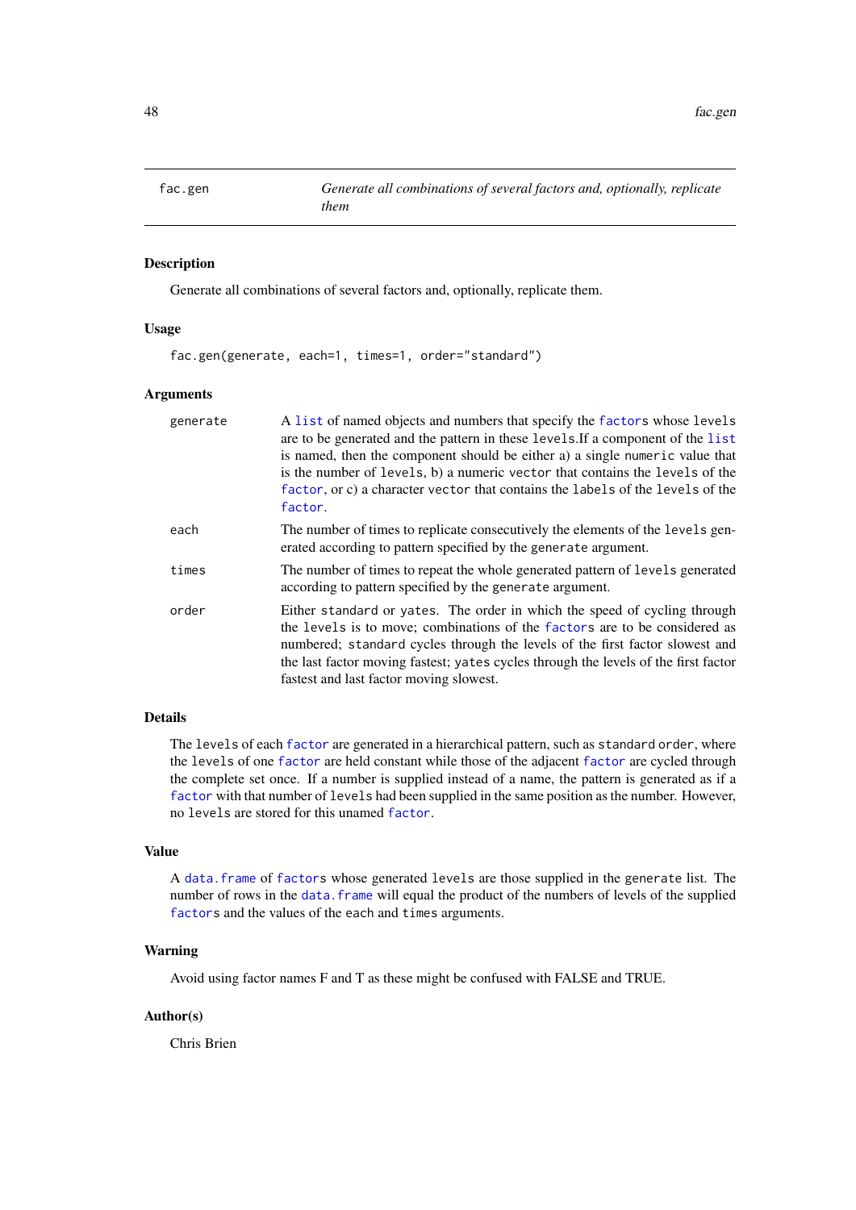# fac.gen

*Generate all combinations of several factors and, optionally, replicate them*

## Description

Generate all combinations of several factors and, optionally, replicate them.

## Usage

```
fac.gen(generate, each=1, times=1, order="standard")
```

## Arguments

| | |
|---|---|
| `generate` | A `list` of named objects and numbers that specify the `factors` whose `levels` are to be generated and the pattern in these `levels`.If a component of the `list` is named, then the component should be either a) a single `numeric` value that is the number of `levels`, b) a numeric `vector` that contains the `levels` of the `factor`, or c) a character `vector` that contains the `labels` of the `levels` of the `factor`. |
| `each` | The number of times to replicate consecutively the elements of the `levels` generated according to pattern specified by the `generate` argument. |
| `times` | The number of times to repeat the whole generated pattern of `levels` generated according to pattern specified by the `generate` argument. |
| `order` | Either `standard` or `yates`. The order in which the speed of cycling through the `levels` is to move; combinations of the `factors` are to be considered as numbered; `standard` cycles through the levels of the first factor slowest and the last factor moving fastest; `yates` cycles through the levels of the first factor fastest and last factor moving slowest. |

## Details

The `levels` of each `factor` are generated in a hierarchical pattern, such as `standard order`, where the `levels` of one `factor` are held constant while those of the adjacent `factor` are cycled through the complete set once. If a number is supplied instead of a name, the pattern is generated as if a `factor` with that number of `levels` had been supplied in the same position as the number. However, no `levels` are stored for this unamed `factor`.

## Value

A `data.frame` of `factors` whose generated `levels` are those supplied in the `generate` list. The number of rows in the `data.frame` will equal the product of the numbers of levels of the supplied `factors` and the values of the `each` and `times` arguments.

## Warning

Avoid using factor names F and T as these might be confused with FALSE and TRUE.

## Author(s)

Chris Brien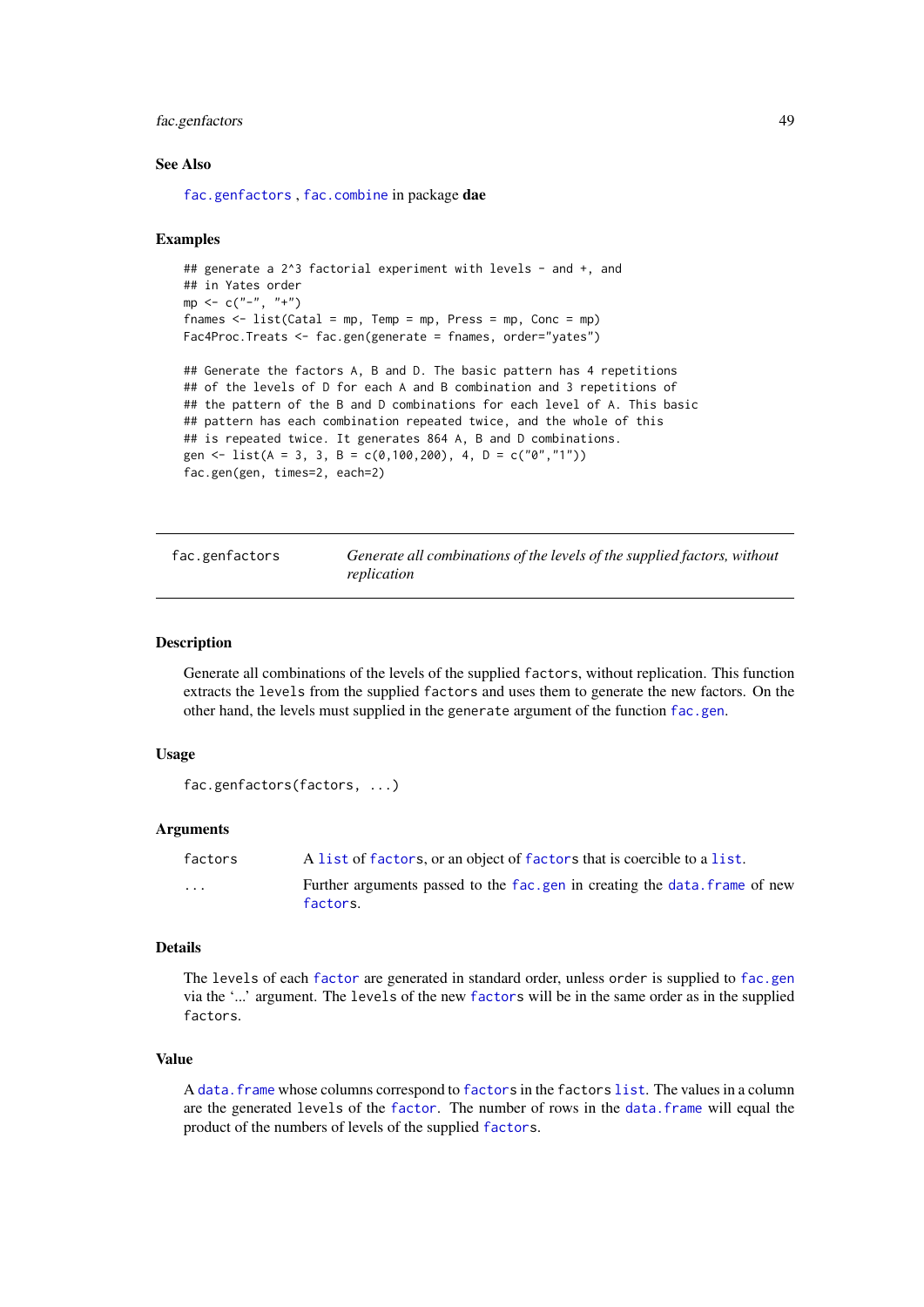### See Also

fac.genfactors , fac.combine in package **dae**

### Examples

```
## generate a 2^3 factorial experiment with levels - and +, and
## in Yates order
mp <- c("-", "+")
fnames <- list(Catal = mp, Temp = mp, Press = mp, Conc = mp)
Fac4Proc.Treats <- fac.gen(generate = fnames, order="yates")

## Generate the factors A, B and D. The basic pattern has 4 repetitions
## of the levels of D for each A and B combination and 3 repetitions of
## the pattern of the B and D combinations for each level of A. This basic
## pattern has each combination repeated twice, and the whole of this
## is repeated twice. It generates 864 A, B and D combinations.
gen <- list(A = 3, 3, B = c(0,100,200), 4, D = c("0","1"))
fac.gen(gen, times=2, each=2)
```

---

## fac.genfactors — *Generate all combinations of the levels of the supplied factors, without replication*

### Description

Generate all combinations of the levels of the supplied factors, without replication. This function extracts the levels from the supplied factors and uses them to generate the new factors. On the other hand, the levels must supplied in the generate argument of the function fac.gen.

### Usage

```
fac.genfactors(factors, ...)
```

### Arguments

| | |
|---|---|
| factors | A list of factors, or an object of factors that is coercible to a list. |
| ... | Further arguments passed to the fac.gen in creating the data.frame of new factors. |

### Details

The levels of each factor are generated in standard order, unless order is supplied to fac.gen via the '...' argument. The levels of the new factors will be in the same order as in the supplied factors.

### Value

A data.frame whose columns correspond to factors in the factors list. The values in a column are the generated levels of the factor. The number of rows in the data.frame will equal the product of the numbers of levels of the supplied factors.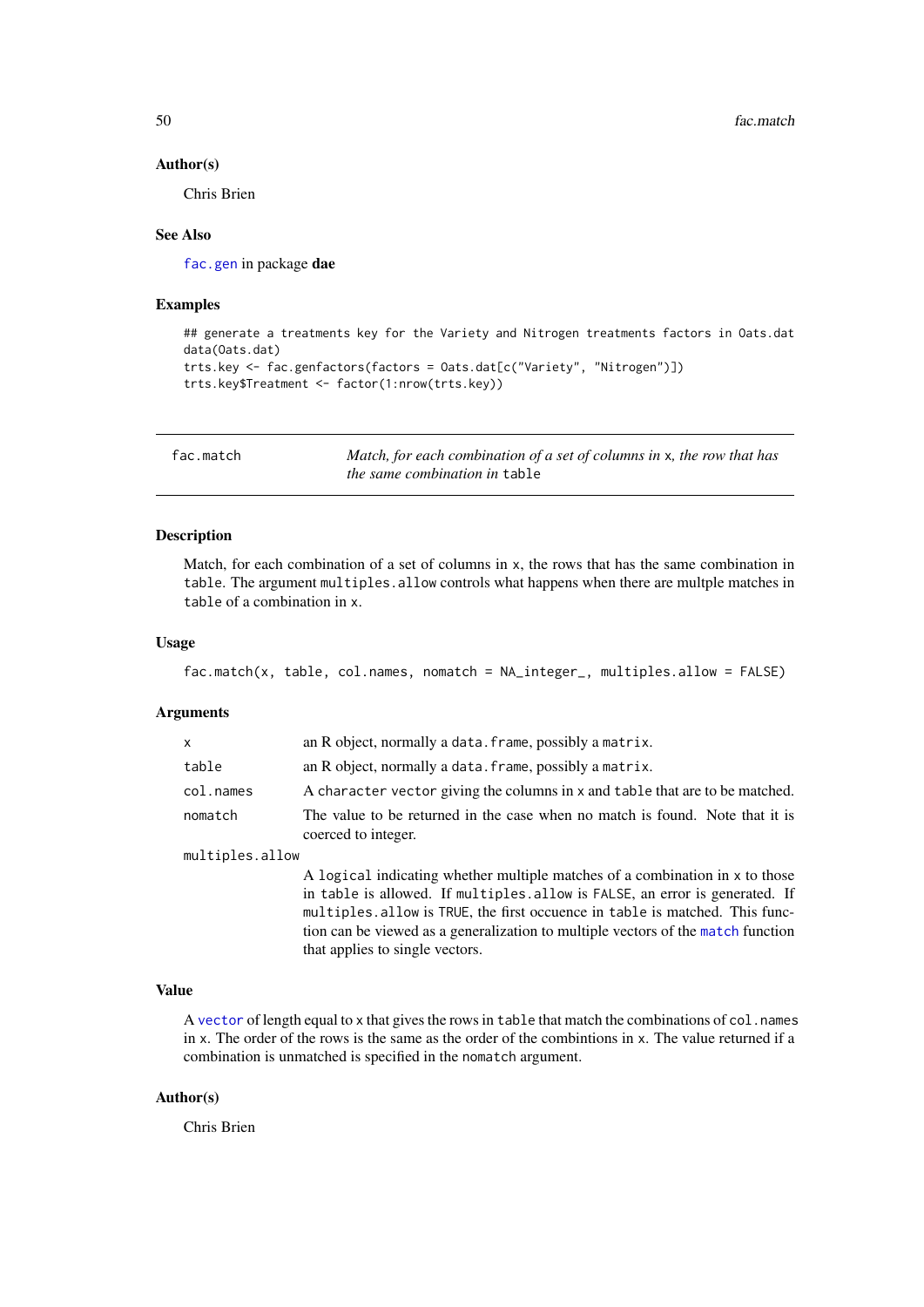### Author(s)

Chris Brien

### See Also

`fac.gen` in package **dae**

### Examples

```
## generate a treatments key for the Variety and Nitrogen treatments factors in Oats.dat
data(Oats.dat)
trts.key <- fac.genfactors(factors = Oats.dat[c("Variety", "Nitrogen")])
trts.key$Treatment <- factor(1:nrow(trts.key))
```

---

## fac.match — *Match, for each combination of a set of columns in* `x`*, the row that has the same combination in* `table`

### Description

Match, for each combination of a set of columns in `x`, the rows that has the same combination in `table`. The argument `multiples.allow` controls what happens when there are multple matches in `table` of a combination in `x`.

### Usage

```
fac.match(x, table, col.names, nomatch = NA_integer_, multiples.allow = FALSE)
```

### Arguments

| | |
|---|---|
| `x` | an R object, normally a `data.frame`, possibly a `matrix`. |
| `table` | an R object, normally a `data.frame`, possibly a `matrix`. |
| `col.names` | A `character vector` giving the columns in `x` and `table` that are to be matched. |
| `nomatch` | The value to be returned in the case when no match is found. Note that it is coerced to integer. |
| `multiples.allow` | A `logical` indicating whether multiple matches of a combination in `x` to those in `table` is allowed. If `multiples.allow` is `FALSE`, an error is generated. If `multiples.allow` is `TRUE`, the first occuence in `table` is matched. This function can be viewed as a generalization to multiple vectors of the `match` function that applies to single vectors. |

### Value

A `vector` of length equal to `x` that gives the rows in `table` that match the combinations of `col.names` in `x`. The order of the rows is the same as the order of the combintions in `x`. The value returned if a combination is unmatched is specified in the `nomatch` argument.

### Author(s)

Chris Brien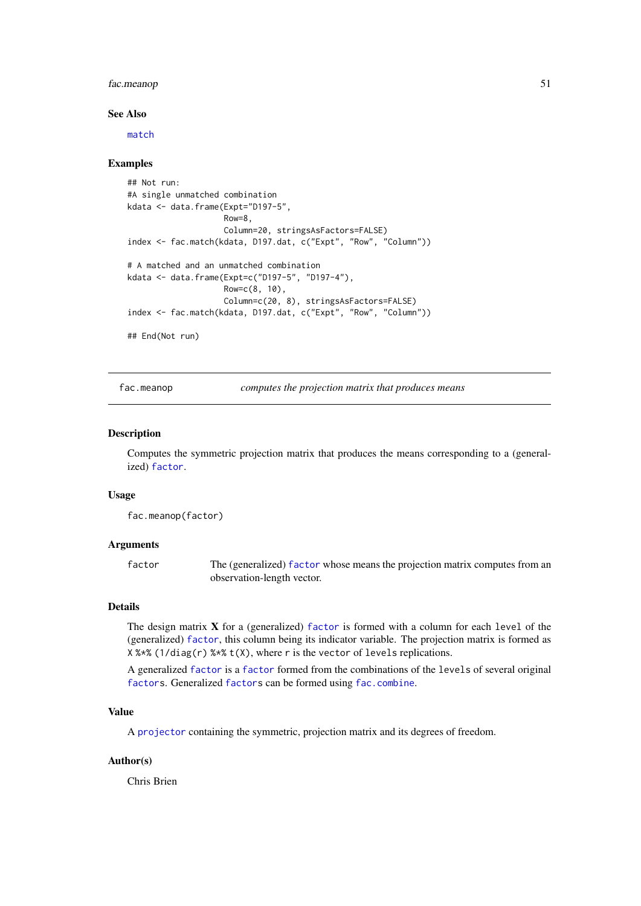### See Also

match

### Examples

```
## Not run:
#A single unmatched combination
kdata <- data.frame(Expt="D197-5",
                    Row=8,
                    Column=20, stringsAsFactors=FALSE)
index <- fac.match(kdata, D197.dat, c("Expt", "Row", "Column"))

# A matched and an unmatched combination
kdata <- data.frame(Expt=c("D197-5", "D197-4"),
                    Row=c(8, 10),
                    Column=c(20, 8), stringsAsFactors=FALSE)
index <- fac.match(kdata, D197.dat, c("Expt", "Row", "Column"))

## End(Not run)
```

---

## fac.meanop — *computes the projection matrix that produces means*

### Description

Computes the symmetric projection matrix that produces the means corresponding to a (generalized) factor.

### Usage

```
fac.meanop(factor)
```

### Arguments

| | |
|---|---|
| factor | The (generalized) factor whose means the projection matrix computes from an observation-length vector. |

### Details

The design matrix **X** for a (generalized) factor is formed with a column for each level of the (generalized) factor, this column being its indicator variable. The projection matrix is formed as X %*% (1/diag(r) %*% t(X), where r is the vector of levels replications.

A generalized factor is a factor formed from the combinations of the levels of several original factors. Generalized factors can be formed using fac.combine.

### Value

A projector containing the symmetric, projection matrix and its degrees of freedom.

### Author(s)

Chris Brien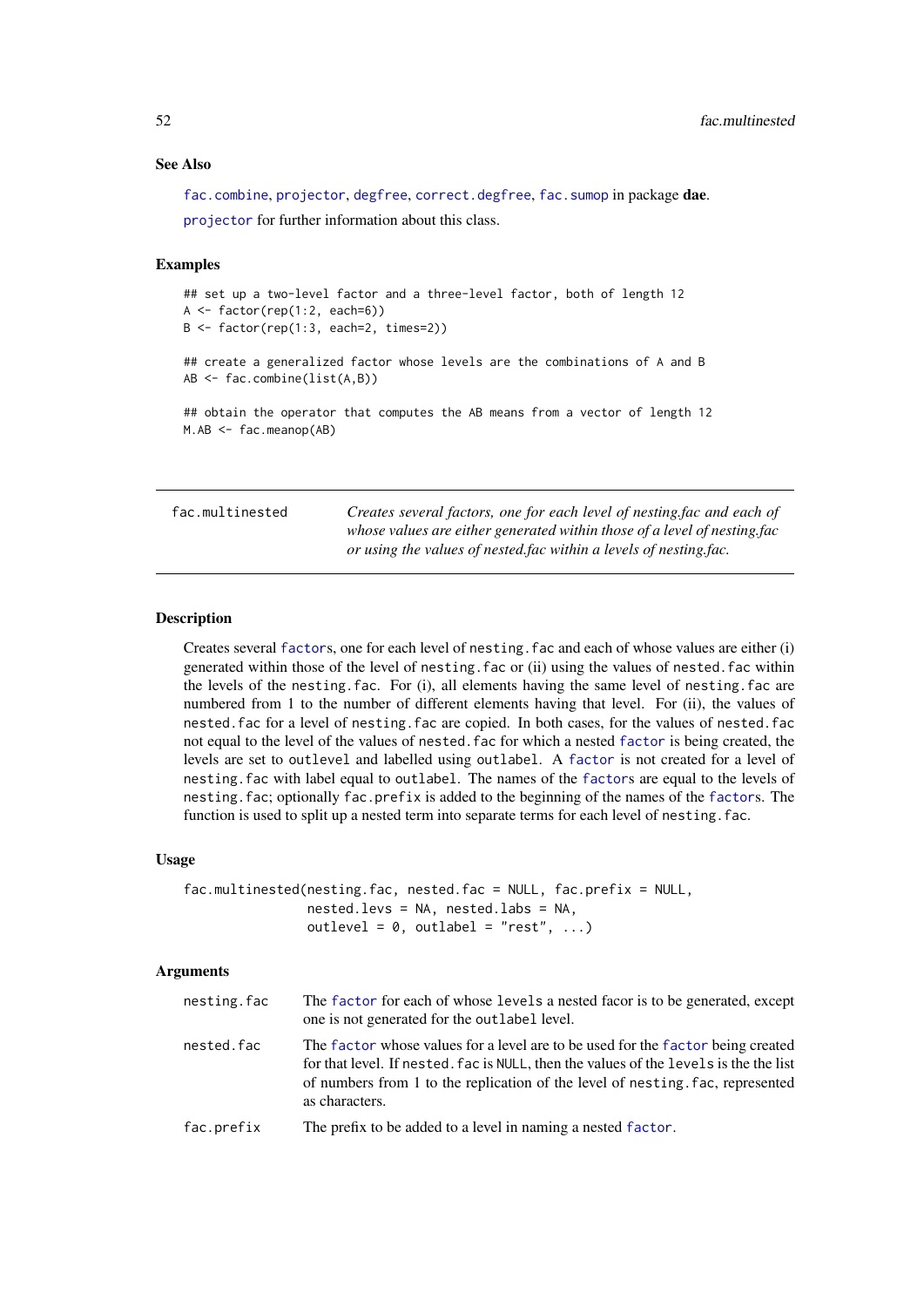### See Also

fac.combine, projector, degfree, correct.degfree, fac.sumop in package **dae**.

projector for further information about this class.

### Examples

```
## set up a two-level factor and a three-level factor, both of length 12
A <- factor(rep(1:2, each=6))
B <- factor(rep(1:3, each=2, times=2))

## create a generalized factor whose levels are the combinations of A and B
AB <- fac.combine(list(A,B))

## obtain the operator that computes the AB means from a vector of length 12
M.AB <- fac.meanop(AB)
```

---

## fac.multinested

*Creates several factors, one for each level of nesting.fac and each of whose values are either generated within those of a level of nesting.fac or using the values of nested.fac within a levels of nesting.fac.*

---

### Description

Creates several factors, one for each level of nesting.fac and each of whose values are either (i) generated within those of the level of nesting.fac or (ii) using the values of nested.fac within the levels of the nesting.fac. For (i), all elements having the same level of nesting.fac are numbered from 1 to the number of different elements having that level. For (ii), the values of nested.fac for a level of nesting.fac are copied. In both cases, for the values of nested.fac not equal to the level of the values of nested.fac for which a nested factor is being created, the levels are set to outlevel and labelled using outlabel. A factor is not created for a level of nesting.fac with label equal to outlabel. The names of the factors are equal to the levels of nesting.fac; optionally fac.prefix is added to the beginning of the names of the factors. The function is used to split up a nested term into separate terms for each level of nesting.fac.

### Usage

```
fac.multinested(nesting.fac, nested.fac = NULL, fac.prefix = NULL,
                nested.levs = NA, nested.labs = NA,
                outlevel = 0, outlabel = "rest", ...)
```

### Arguments

| | |
|---|---|
| nesting.fac | The factor for each of whose levels a nested facor is to be generated, except one is not generated for the outlabel level. |
| nested.fac | The factor whose values for a level are to be used for the factor being created for that level. If nested.fac is NULL, then the values of the levels is the the list of numbers from 1 to the replication of the level of nesting.fac, represented as characters. |
| fac.prefix | The prefix to be added to a level in naming a nested factor. |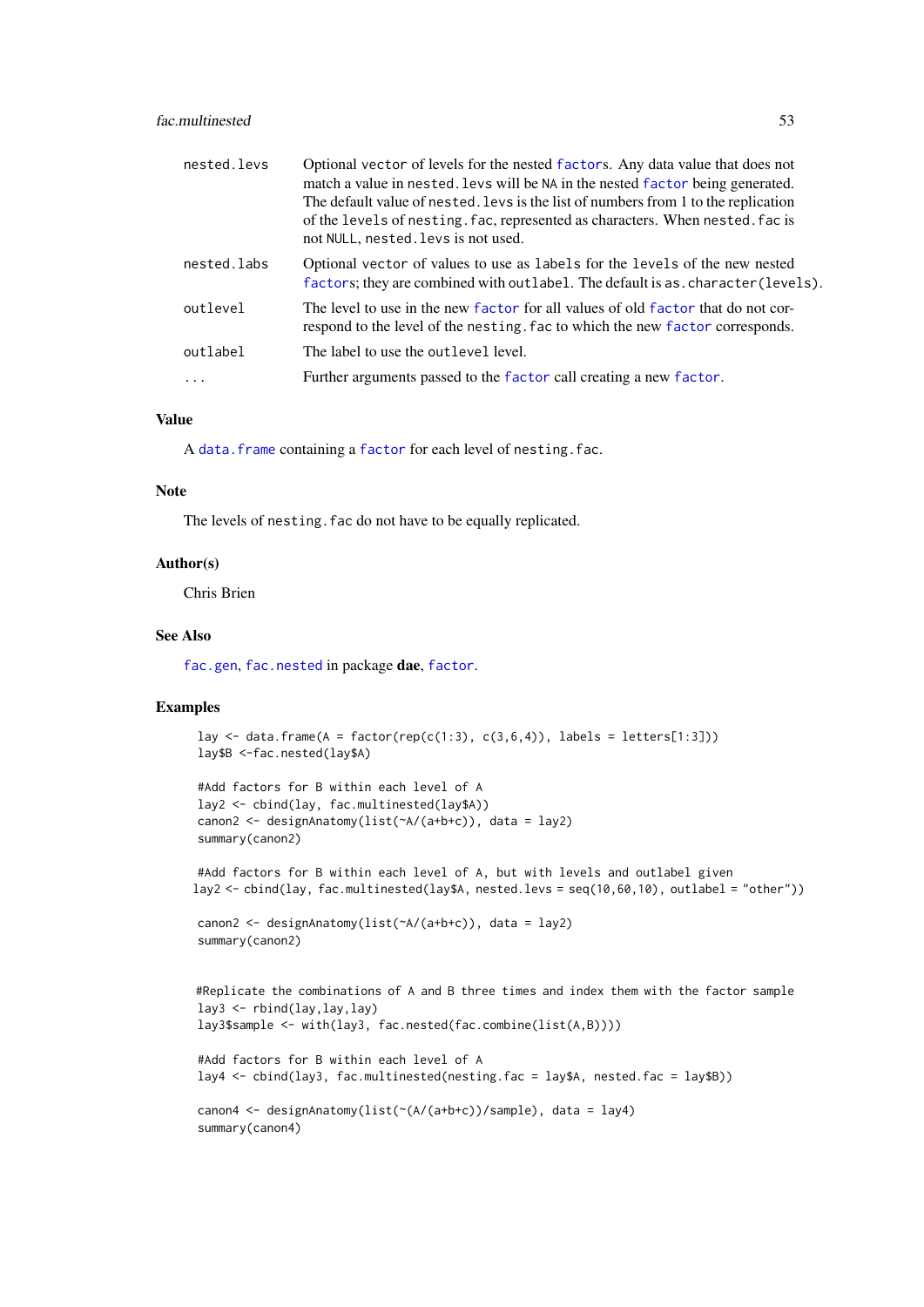| | |
|---|---|
| nested.levs | Optional vector of levels for the nested factors. Any data value that does not match a value in nested.levs will be NA in the nested factor being generated. The default value of nested.levs is the list of numbers from 1 to the replication of the levels of nesting.fac, represented as characters. When nested.fac is not NULL, nested.levs is not used. |
| nested.labs | Optional vector of values to use as labels for the levels of the new nested factors; they are combined with outlabel. The default is as.character(levels). |
| outlevel | The level to use in the new factor for all values of old factor that do not correspond to the level of the nesting.fac to which the new factor corresponds. |
| outlabel | The label to use the outlevel level. |
| ... | Further arguments passed to the factor call creating a new factor. |

### Value

A data.frame containing a factor for each level of nesting.fac.

### Note

The levels of nesting.fac do not have to be equally replicated.

### Author(s)

Chris Brien

### See Also

fac.gen, fac.nested in package **dae**, factor.

### Examples

```
lay <- data.frame(A = factor(rep(c(1:3), c(3,6,4)), labels = letters[1:3]))
lay$B <-fac.nested(lay$A)

#Add factors for B within each level of A
lay2 <- cbind(lay, fac.multinested(lay$A))
canon2 <- designAnatomy(list(~A/(a+b+c)), data = lay2)
summary(canon2)

#Add factors for B within each level of A, but with levels and outlabel given
lay2 <- cbind(lay, fac.multinested(lay$A, nested.levs = seq(10,60,10), outlabel = "other"))

canon2 <- designAnatomy(list(~A/(a+b+c)), data = lay2)
summary(canon2)


#Replicate the combinations of A and B three times and index them with the factor sample
lay3 <- rbind(lay,lay,lay)
lay3$sample <- with(lay3, fac.nested(fac.combine(list(A,B))))

#Add factors for B within each level of A
lay4 <- cbind(lay3, fac.multinested(nesting.fac = lay$A, nested.fac = lay$B))

canon4 <- designAnatomy(list(~(A/(a+b+c))/sample), data = lay4)
summary(canon4)
```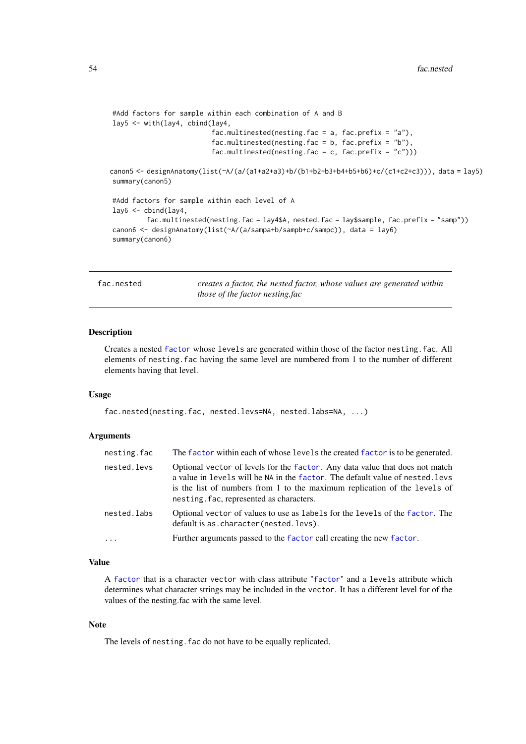```
#Add factors for sample within each combination of A and B
lay5 <- with(lay4, cbind(lay4,
                         fac.multinested(nesting.fac = a, fac.prefix = "a"),
                         fac.multinested(nesting.fac = b, fac.prefix = "b"),
                         fac.multinested(nesting.fac = c, fac.prefix = "c")))

canon5 <- designAnatomy(list(~A/(a/(a1+a2+a3)+b/(b1+b2+b3+b4+b5+b6)+c/(c1+c2+c3))), data = lay5)
summary(canon5)

#Add factors for sample within each level of A
lay6 <- cbind(lay4,
        fac.multinested(nesting.fac = lay4$A, nested.fac = lay$sample, fac.prefix = "samp"))
canon6 <- designAnatomy(list(~A/(a/sampa+b/sampb+c/sampc)), data = lay6)
summary(canon6)
```

## fac.nested — *creates a factor, the nested factor, whose values are generated within those of the factor nesting.fac*

### Description

Creates a nested `factor` whose `levels` are generated within those of the factor `nesting.fac`. All elements of `nesting.fac` having the same level are numbered from 1 to the number of different elements having that level.

### Usage

```
fac.nested(nesting.fac, nested.levs=NA, nested.labs=NA, ...)
```

### Arguments

| | |
|---|---|
| `nesting.fac` | The `factor` within each of whose `levels` the created `factor` is to be generated. |
| `nested.levs` | Optional `vector` of levels for the `factor`. Any data value that does not match a value in `levels` will be `NA` in the `factor`. The default value of `nested.levs` is the list of numbers from 1 to the maximum replication of the levels of `nesting.fac`, represented as characters. |
| `nested.labs` | Optional `vector` of values to use as `labels` for the `levels` of the `factor`. The default is `as.character(nested.levs)`. |
| `...` | Further arguments passed to the `factor` call creating the new `factor`. |

### Value

A `factor` that is a character `vector` with class attribute "`factor`" and a `levels` attribute which determines what character strings may be included in the `vector`. It has a different level for of the values of the nesting.fac with the same level.

### Note

The levels of `nesting.fac` do not have to be equally replicated.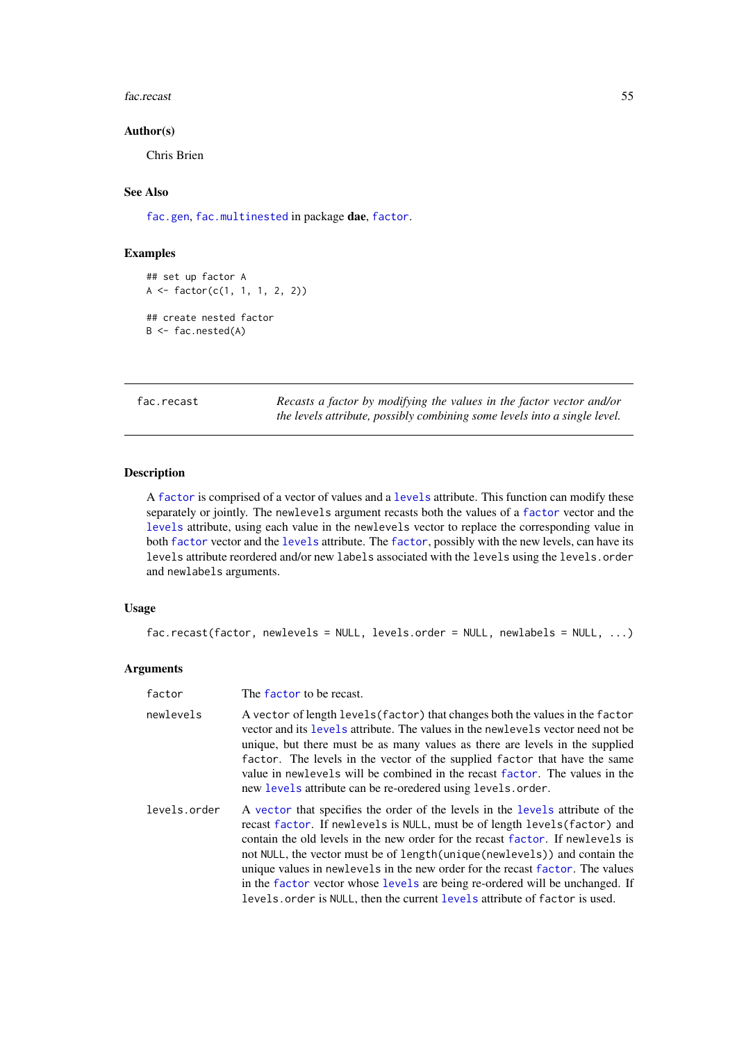### Author(s)

Chris Brien

### See Also

`fac.gen`, `fac.multinested` in package **dae**, `factor`.

### Examples

```
## set up factor A
A <- factor(c(1, 1, 1, 2, 2))

## create nested factor
B <- fac.nested(A)
```

---

## fac.recast — *Recasts a factor by modifying the values in the factor vector and/or the levels attribute, possibly combining some levels into a single level.*

---

### Description

A `factor` is comprised of a vector of values and a `levels` attribute. This function can modify these separately or jointly. The `newlevels` argument recasts both the values of a `factor` vector and the `levels` attribute, using each value in the `newlevels` vector to replace the corresponding value in both `factor` vector and the `levels` attribute. The `factor`, possibly with the new levels, can have its `levels` attribute reordered and/or new `labels` associated with the `levels` using the `levels.order` and `newlabels` arguments.

### Usage

```
fac.recast(factor, newlevels = NULL, levels.order = NULL, newlabels = NULL, ...)
```

### Arguments

`factor` The `factor` to be recast.

`newlevels` A vector of length `levels(factor)` that changes both the values in the `factor` vector and its `levels` attribute. The values in the `newlevels` vector need not be unique, but there must be as many values as there are levels in the supplied `factor`. The levels in the vector of the supplied `factor` that have the same value in `newlevels` will be combined in the recast `factor`. The values in the new `levels` attribute can be re-oredered using `levels.order`.

`levels.order` A `vector` that specifies the order of the levels in the `levels` attribute of the recast `factor`. If `newlevels` is `NULL`, must be of length `levels(factor)` and contain the old levels in the new order for the recast `factor`. If `newlevels` is not `NULL`, the vector must be of `length(unique(newlevels))` and contain the unique values in `newlevels` in the new order for the recast `factor`. The values in the `factor` vector whose `levels` are being re-ordered will be unchanged. If `levels.order` is `NULL`, then the current `levels` attribute of `factor` is used.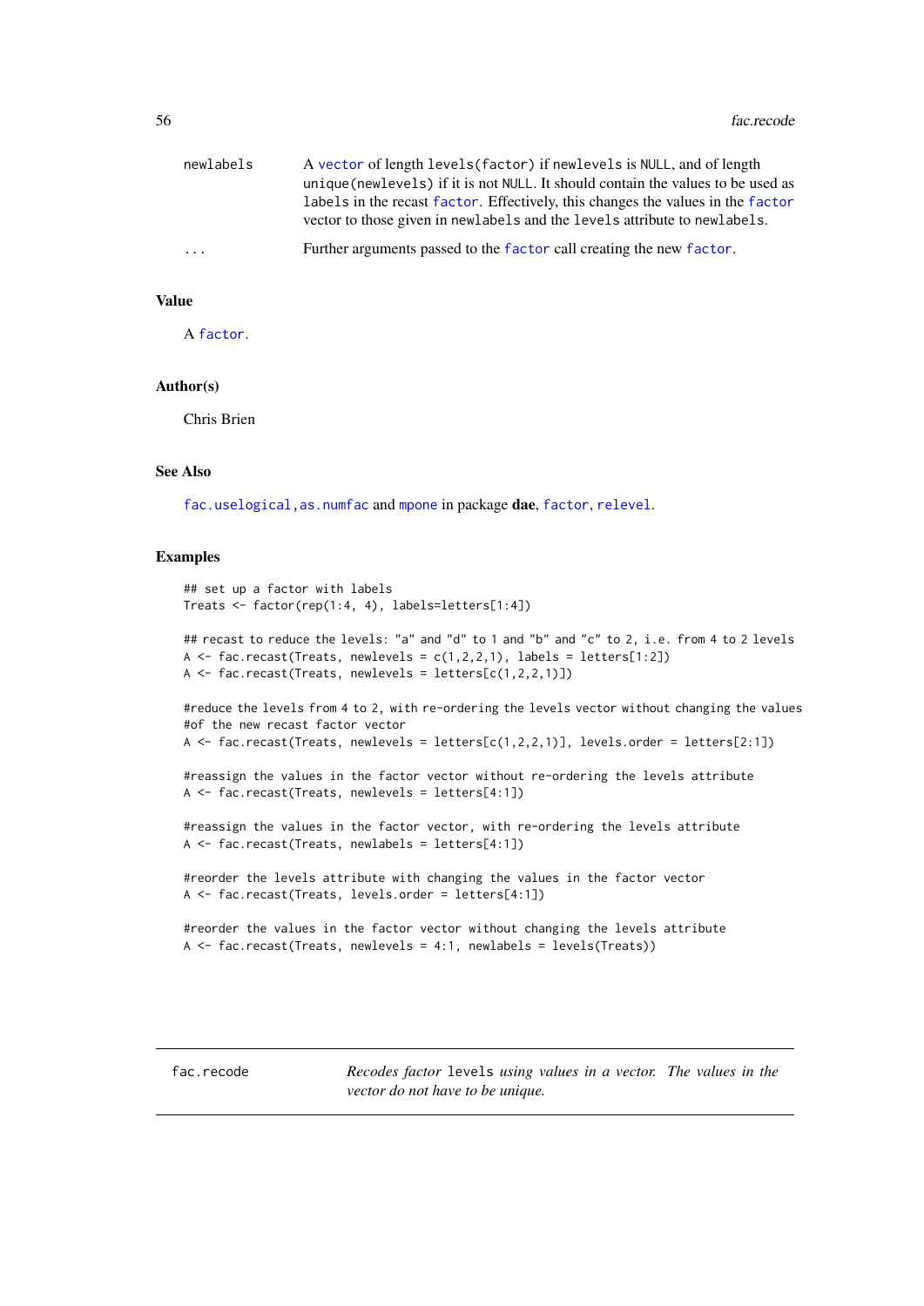| | |
|---|---|
| newlabels | A vector of length levels(factor) if newlevels is NULL, and of length unique(newlevels) if it is not NULL. It should contain the values to be used as labels in the recast factor. Effectively, this changes the values in the factor vector to those given in newlabels and the levels attribute to newlabels. |
| ... | Further arguments passed to the factor call creating the new factor. |

### Value

A factor.

### Author(s)

Chris Brien

### See Also

fac.uselogical, as.numfac and mpone in package **dae**, factor, relevel.

### Examples

```
## set up a factor with labels
Treats <- factor(rep(1:4, 4), labels=letters[1:4])

## recast to reduce the levels: "a" and "d" to 1 and "b" and "c" to 2, i.e. from 4 to 2 levels
A <- fac.recast(Treats, newlevels = c(1,2,2,1), labels = letters[1:2])
A <- fac.recast(Treats, newlevels = letters[c(1,2,2,1)])

#reduce the levels from 4 to 2, with re-ordering the levels vector without changing the values
#of the new recast factor vector
A <- fac.recast(Treats, newlevels = letters[c(1,2,2,1)], levels.order = letters[2:1])

#reassign the values in the factor vector without re-ordering the levels attribute
A <- fac.recast(Treats, newlevels = letters[4:1])

#reassign the values in the factor vector, with re-ordering the levels attribute
A <- fac.recast(Treats, newlabels = letters[4:1])

#reorder the levels attribute with changing the values in the factor vector
A <- fac.recast(Treats, levels.order = letters[4:1])

#reorder the values in the factor vector without changing the levels attribute
A <- fac.recast(Treats, newlevels = 4:1, newlabels = levels(Treats))
```

---

fac.recode &nbsp;&nbsp;&nbsp;&nbsp; *Recodes factor* levels *using values in a vector. The values in the vector do not have to be unique.*

---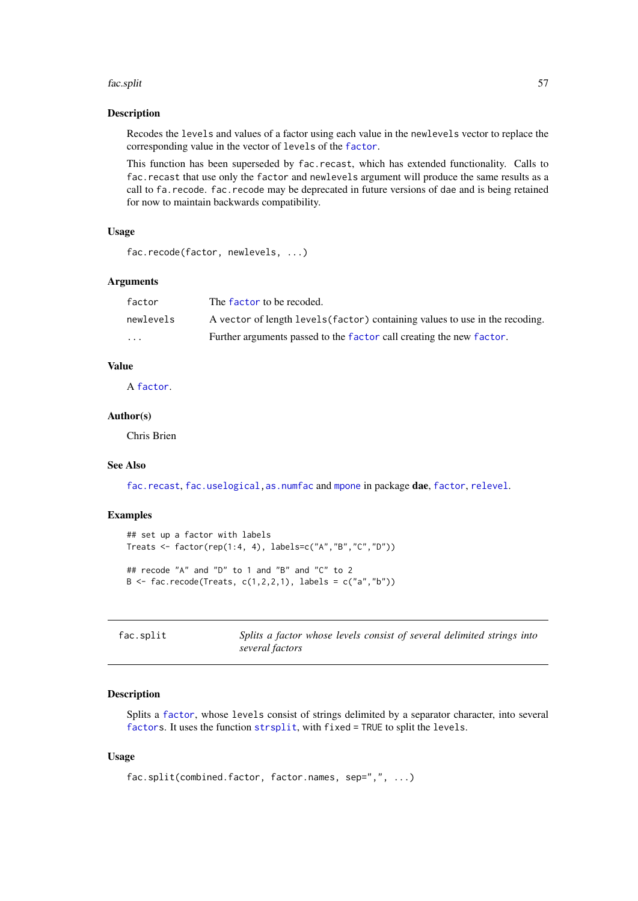### Description

Recodes the levels and values of a factor using each value in the newlevels vector to replace the corresponding value in the vector of levels of the factor.

This function has been superseded by fac.recast, which has extended functionality. Calls to fac.recast that use only the factor and newlevels argument will produce the same results as a call to fa.recode. fac.recode may be deprecated in future versions of dae and is being retained for now to maintain backwards compatibility.

### Usage

```
fac.recode(factor, newlevels, ...)
```

### Arguments

| | |
|---|---|
| factor | The factor to be recoded. |
| newlevels | A vector of length levels(factor) containing values to use in the recoding. |
| ... | Further arguments passed to the factor call creating the new factor. |

### Value

A factor.

### Author(s)

Chris Brien

### See Also

fac.recast, fac.uselogical, as.numfac and mpone in package **dae**, factor, relevel.

### Examples

```
## set up a factor with labels
Treats <- factor(rep(1:4, 4), labels=c("A","B","C","D"))

## recode "A" and "D" to 1 and "B" and "C" to 2
B <- fac.recode(Treats, c(1,2,2,1), labels = c("a","b"))
```

---

## fac.split — *Splits a factor whose levels consist of several delimited strings into several factors*

---

### Description

Splits a factor, whose levels consist of strings delimited by a separator character, into several factors. It uses the function strsplit, with fixed = TRUE to split the levels.

### Usage

```
fac.split(combined.factor, factor.names, sep=",", ...)
```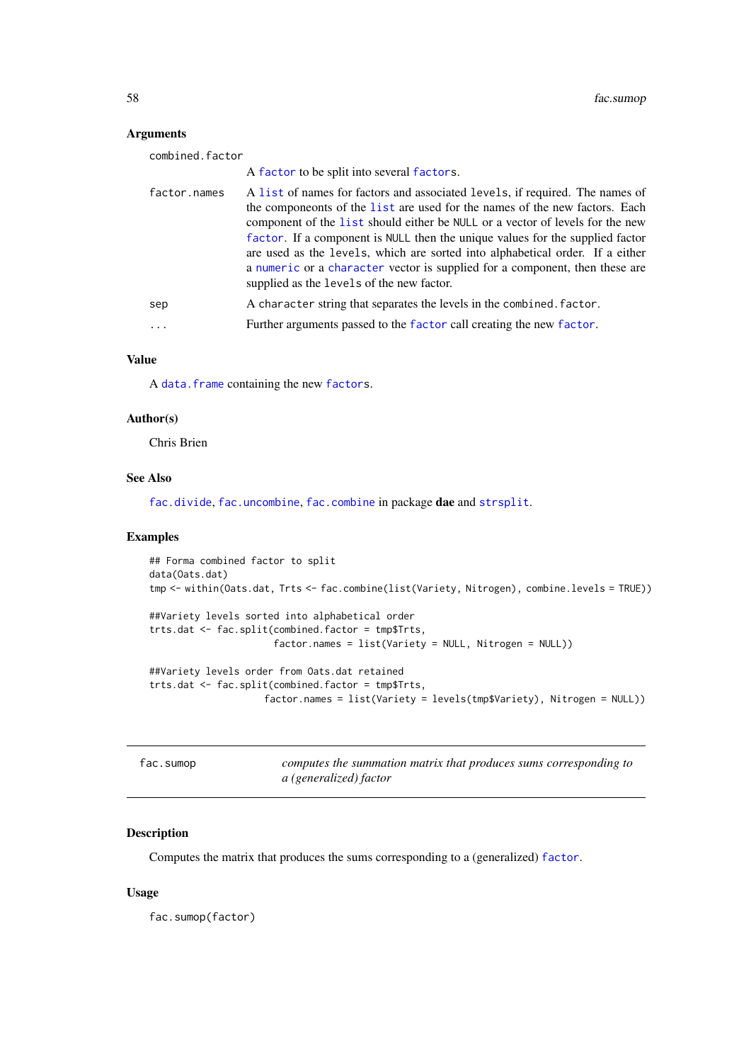### Arguments

`combined.factor`
: A factor to be split into several factors.

`factor.names`
: A list of names for factors and associated levels, if required. The names of the componeonts of the list are used for the names of the new factors. Each component of the list should either be NULL or a vector of levels for the new factor. If a component is NULL then the unique values for the supplied factor are used as the levels, which are sorted into alphabetical order. If a either a numeric or a character vector is supplied for a component, then these are supplied as the levels of the new factor.

`sep`
: A character string that separates the levels in the combined.factor.

`...`
: Further arguments passed to the factor call creating the new factor.

### Value

A data.frame containing the new factors.

### Author(s)

Chris Brien

### See Also

fac.divide, fac.uncombine, fac.combine in package **dae** and strsplit.

### Examples

```
## Forma combined factor to split
data(Oats.dat)
tmp <- within(Oats.dat, Trts <- fac.combine(list(Variety, Nitrogen), combine.levels = TRUE))

##Variety levels sorted into alphabetical order
trts.dat <- fac.split(combined.factor = tmp$Trts,
                      factor.names = list(Variety = NULL, Nitrogen = NULL))

##Variety levels order from Oats.dat retained
trts.dat <- fac.split(combined.factor = tmp$Trts,
                    factor.names = list(Variety = levels(tmp$Variety), Nitrogen = NULL))
```

---

## fac.sumop — *computes the summation matrix that produces sums corresponding to a (generalized) factor*

---

### Description

Computes the matrix that produces the sums corresponding to a (generalized) factor.

### Usage

```
fac.sumop(factor)
```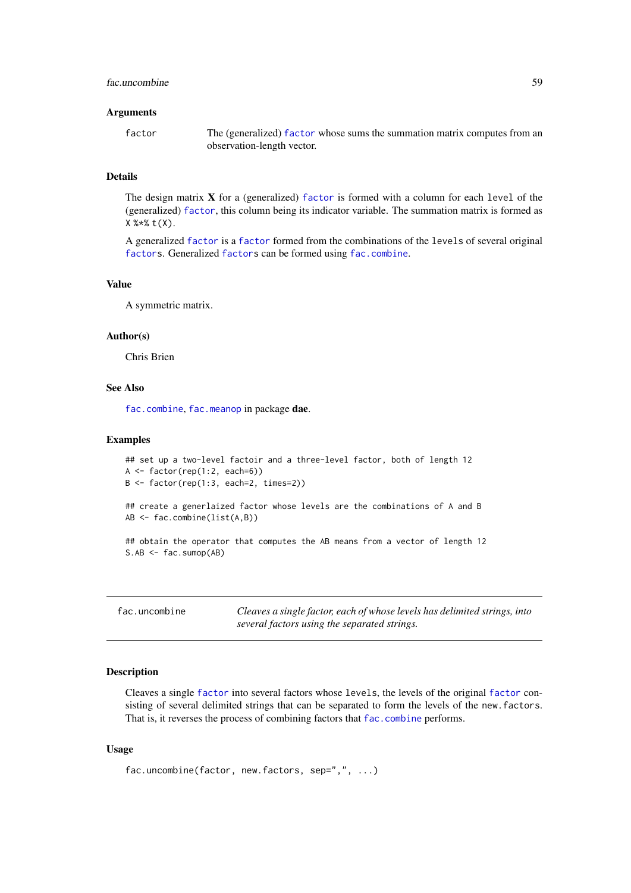### Arguments

`factor` The (generalized) factor whose sums the summation matrix computes from an observation-length vector.

### Details

The design matrix **X** for a (generalized) factor is formed with a column for each level of the (generalized) factor, this column being its indicator variable. The summation matrix is formed as X %*% t(X).

A generalized factor is a factor formed from the combinations of the levels of several original factors. Generalized factors can be formed using fac.combine.

### Value

A symmetric matrix.

### Author(s)

Chris Brien

### See Also

fac.combine, fac.meanop in package **dae**.

### Examples

```
## set up a two-level factoir and a three-level factor, both of length 12
A <- factor(rep(1:2, each=6))
B <- factor(rep(1:3, each=2, times=2))

## create a generlaized factor whose levels are the combinations of A and B
AB <- fac.combine(list(A,B))

## obtain the operator that computes the AB means from a vector of length 12
S.AB <- fac.sumop(AB)
```

---

## fac.uncombine

*Cleaves a single factor, each of whose levels has delimited strings, into several factors using the separated strings.*

### Description

Cleaves a single factor into several factors whose levels, the levels of the original factor consisting of several delimited strings that can be separated to form the levels of the new.factors. That is, it reverses the process of combining factors that fac.combine performs.

### Usage

```
fac.uncombine(factor, new.factors, sep=",", ...)
```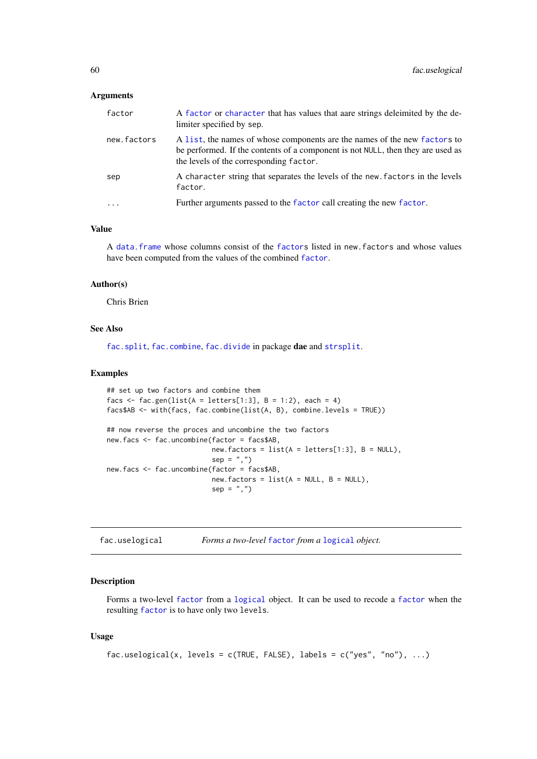### Arguments

- **factor** — A factor or character that has values that aare strings deleimited by the delimiter specified by sep.
- **new.factors** — A list, the names of whose components are the names of the new factors to be performed. If the contents of a component is not NULL, then they are used as the levels of the corresponding factor.
- **sep** — A character string that separates the levels of the new.factors in the levels factor.
- **...** — Further arguments passed to the factor call creating the new factor.

### Value

A data.frame whose columns consist of the factors listed in new.factors and whose values have been computed from the values of the combined factor.

### Author(s)

Chris Brien

### See Also

fac.split, fac.combine, fac.divide in package **dae** and strsplit.

### Examples

```
## set up two factors and combine them
facs <- fac.gen(list(A = letters[1:3], B = 1:2), each = 4)
facs$AB <- with(facs, fac.combine(list(A, B), combine.levels = TRUE))

## now reverse the proces and uncombine the two factors
new.facs <- fac.uncombine(factor = facs$AB,
                          new.factors = list(A = letters[1:3], B = NULL),
                          sep = ",")
new.facs <- fac.uncombine(factor = facs$AB,
                          new.factors = list(A = NULL, B = NULL),
                          sep = ",")
```

---

## fac.uselogical — *Forms a two-level factor from a logical object.*

---

### Description

Forms a two-level factor from a logical object. It can be used to recode a factor when the resulting factor is to have only two levels.

### Usage

```
fac.uselogical(x, levels = c(TRUE, FALSE), labels = c("yes", "no"), ...)
```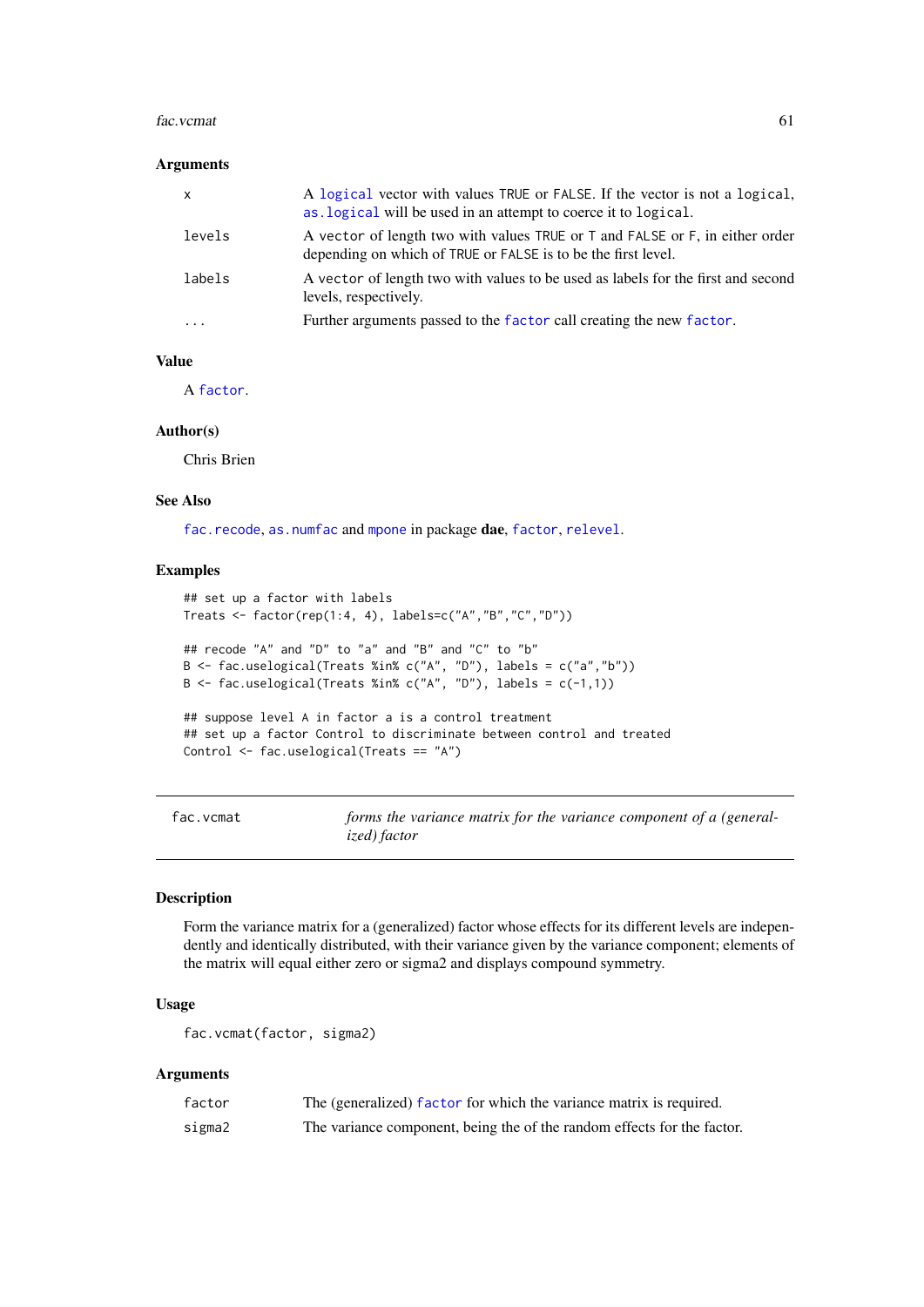### Arguments

| | |
|---|---|
| x | A logical vector with values TRUE or FALSE. If the vector is not a logical, as.logical will be used in an attempt to coerce it to logical. |
| levels | A vector of length two with values TRUE or T and FALSE or F, in either order depending on which of TRUE or FALSE is to be the first level. |
| labels | A vector of length two with values to be used as labels for the first and second levels, respectively. |
| ... | Further arguments passed to the factor call creating the new factor. |

### Value

A factor.

### Author(s)

Chris Brien

### See Also

fac.recode, as.numfac and mpone in package **dae**, factor, relevel.

### Examples

```
## set up a factor with labels
Treats <- factor(rep(1:4, 4), labels=c("A","B","C","D"))

## recode "A" and "D" to "a" and "B" and "C" to "b"
B <- fac.uselogical(Treats %in% c("A", "D"), labels = c("a","b"))
B <- fac.uselogical(Treats %in% c("A", "D"), labels = c(-1,1))

## suppose level A in factor a is a control treatment
## set up a factor Control to discriminate between control and treated
Control <- fac.uselogical(Treats == "A")
```

---

## fac.vcmat — *forms the variance matrix for the variance component of a (generalized) factor*

---

### Description

Form the variance matrix for a (generalized) factor whose effects for its different levels are independently and identically distributed, with their variance given by the variance component; elements of the matrix will equal either zero or sigma2 and displays compound symmetry.

### Usage

```
fac.vcmat(factor, sigma2)
```

### Arguments

| | |
|---|---|
| factor | The (generalized) factor for which the variance matrix is required. |
| sigma2 | The variance component, being the of the random effects for the factor. |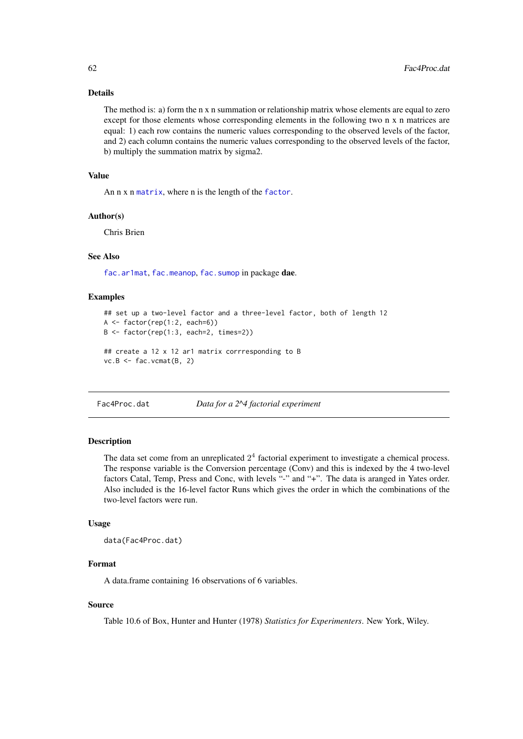### Details

The method is: a) form the n x n summation or relationship matrix whose elements are equal to zero except for those elements whose corresponding elements in the following two n x n matrices are equal: 1) each row contains the numeric values corresponding to the observed levels of the factor, and 2) each column contains the numeric values corresponding to the observed levels of the factor, b) multiply the summation matrix by sigma2.

### Value

An n x n `matrix`, where n is the length of the `factor`.

### Author(s)

Chris Brien

### See Also

`fac.ar1mat`, `fac.meanop`, `fac.sumop` in package **dae**.

### Examples

```
## set up a two-level factor and a three-level factor, both of length 12
A <- factor(rep(1:2, each=6))
B <- factor(rep(1:3, each=2, times=2))

## create a 12 x 12 ar1 matrix corrresponding to B
vc.B <- fac.vcmat(B, 2)
```

---

## Fac4Proc.dat — *Data for a 2^4 factorial experiment*

### Description

The data set come from an unreplicated $2^4$ factorial experiment to investigate a chemical process. The response variable is the Conversion percentage (Conv) and this is indexed by the 4 two-level factors Catal, Temp, Press and Conc, with levels "-" and "+". The data is aranged in Yates order. Also included is the 16-level factor Runs which gives the order in which the combinations of the two-level factors were run.

### Usage

```
data(Fac4Proc.dat)
```

### Format

A data.frame containing 16 observations of 6 variables.

### Source

Table 10.6 of Box, Hunter and Hunter (1978) *Statistics for Experimenters*. New York, Wiley.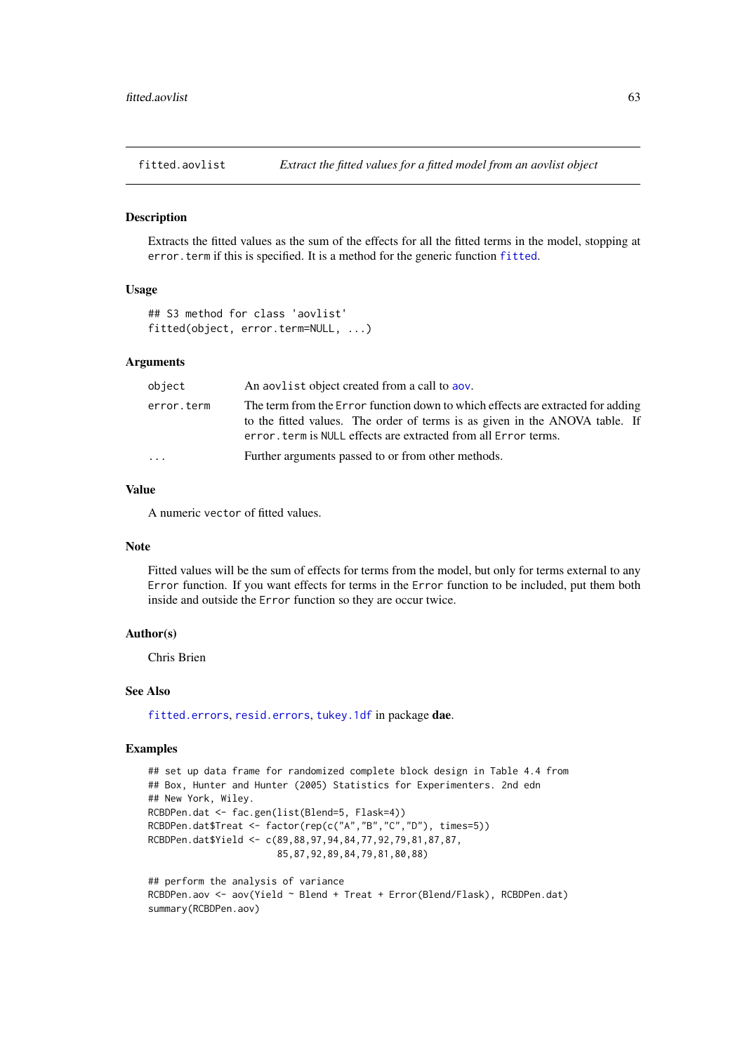## fitted.aovlist — *Extract the fitted values for a fitted model from an aovlist object*

### Description

Extracts the fitted values as the sum of the effects for all the fitted terms in the model, stopping at `error.term` if this is specified. It is a method for the generic function `fitted`.

### Usage

```
## S3 method for class 'aovlist'
fitted(object, error.term=NULL, ...)
```

### Arguments

| | |
|---|---|
| `object` | An `aovlist` object created from a call to `aov`. |
| `error.term` | The term from the `Error` function down to which effects are extracted for adding to the fitted values. The order of terms is as given in the ANOVA table. If `error.term` is `NULL` effects are extracted from all `Error` terms. |
| `...` | Further arguments passed to or from other methods. |

### Value

A numeric `vector` of fitted values.

### Note

Fitted values will be the sum of effects for terms from the model, but only for terms external to any `Error` function. If you want effects for terms in the `Error` function to be included, put them both inside and outside the `Error` function so they are occur twice.

### Author(s)

Chris Brien

### See Also

`fitted.errors`, `resid.errors`, `tukey.1df` in package **dae**.

### Examples

```
## set up data frame for randomized complete block design in Table 4.4 from
## Box, Hunter and Hunter (2005) Statistics for Experimenters. 2nd edn
## New York, Wiley.
RCBDPen.dat <- fac.gen(list(Blend=5, Flask=4))
RCBDPen.dat$Treat <- factor(rep(c("A","B","C","D"), times=5))
RCBDPen.dat$Yield <- c(89,88,97,94,84,77,92,79,81,87,87,
                       85,87,92,89,84,79,81,80,88)

## perform the analysis of variance
RCBDPen.aov <- aov(Yield ~ Blend + Treat + Error(Blend/Flask), RCBDPen.dat)
summary(RCBDPen.aov)
```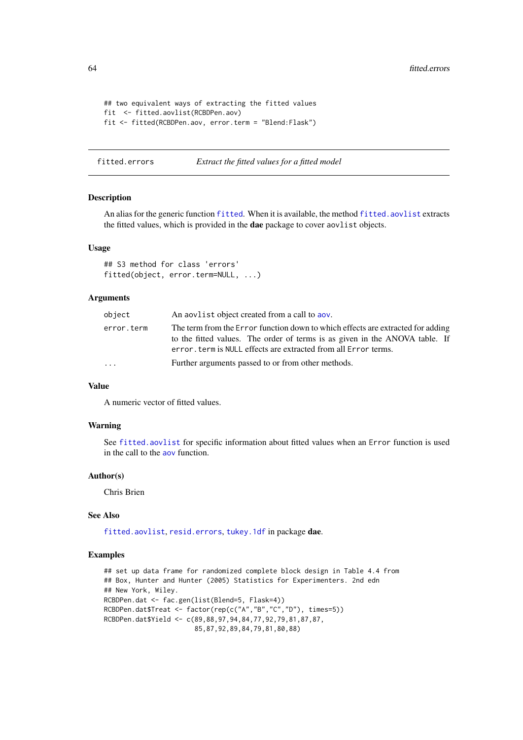```
## two equivalent ways of extracting the fitted values
fit  <- fitted.aovlist(RCBDPen.aov)
fit <- fitted(RCBDPen.aov, error.term = "Blend:Flask")
```

## fitted.errors *Extract the fitted values for a fitted model*

### Description

An alias for the generic function `fitted`. When it is available, the method `fitted.aovlist` extracts the fitted values, which is provided in the **dae** package to cover `aovlist` objects.

### Usage

```
## S3 method for class 'errors'
fitted(object, error.term=NULL, ...)
```

### Arguments

| | |
|---|---|
| `object` | An `aovlist` object created from a call to `aov`. |
| `error.term` | The term from the `Error` function down to which effects are extracted for adding to the fitted values. The order of terms is as given in the ANOVA table. If `error.term` is `NULL` effects are extracted from all `Error` terms. |
| `...` | Further arguments passed to or from other methods. |

### Value

A numeric vector of fitted values.

### Warning

See `fitted.aovlist` for specific information about fitted values when an `Error` function is used in the call to the `aov` function.

### Author(s)

Chris Brien

### See Also

`fitted.aovlist`, `resid.errors`, `tukey.1df` in package **dae**.

### Examples

```
## set up data frame for randomized complete block design in Table 4.4 from
## Box, Hunter and Hunter (2005) Statistics for Experimenters. 2nd edn
## New York, Wiley.
RCBDPen.dat <- fac.gen(list(Blend=5, Flask=4))
RCBDPen.dat$Treat <- factor(rep(c("A","B","C","D"), times=5))
RCBDPen.dat$Yield <- c(89,88,97,94,84,77,92,79,81,87,87,
                       85,87,92,89,84,79,81,80,88)
```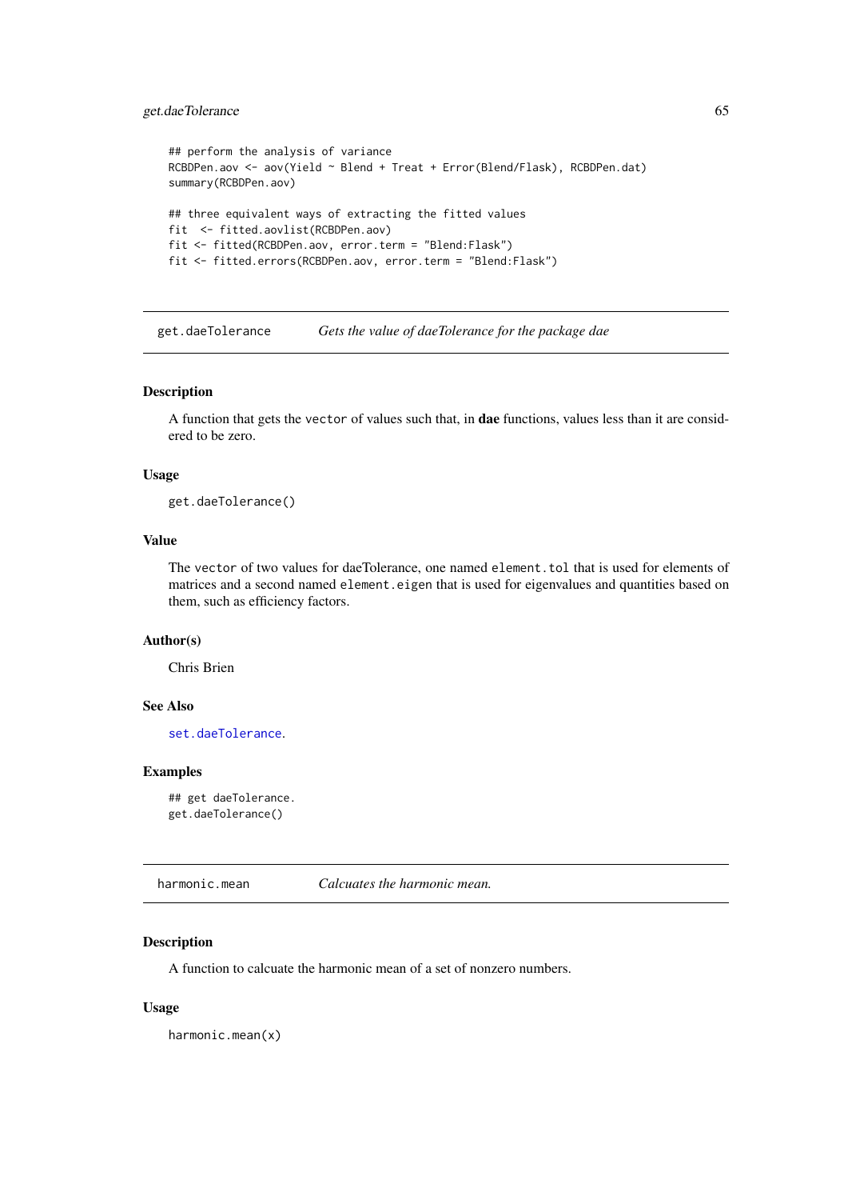```
## perform the analysis of variance
RCBDPen.aov <- aov(Yield ~ Blend + Treat + Error(Blend/Flask), RCBDPen.dat)
summary(RCBDPen.aov)

## three equivalent ways of extracting the fitted values
fit  <- fitted.aovlist(RCBDPen.aov)
fit <- fitted(RCBDPen.aov, error.term = "Blend:Flask")
fit <- fitted.errors(RCBDPen.aov, error.term = "Blend:Flask")
```

---

## get.daeTolerance — *Gets the value of daeTolerance for the package dae*

### Description

A function that gets the `vector` of values such that, in **dae** functions, values less than it are considered to be zero.

### Usage

```
get.daeTolerance()
```

### Value

The `vector` of two values for daeTolerance, one named `element.tol` that is used for elements of matrices and a second named `element.eigen` that is used for eigenvalues and quantities based on them, such as efficiency factors.

### Author(s)

Chris Brien

### See Also

`set.daeTolerance`.

### Examples

```
## get daeTolerance.
get.daeTolerance()
```

---

## harmonic.mean — *Calcuates the harmonic mean.*

### Description

A function to calcuate the harmonic mean of a set of nonzero numbers.

### Usage

```
harmonic.mean(x)
```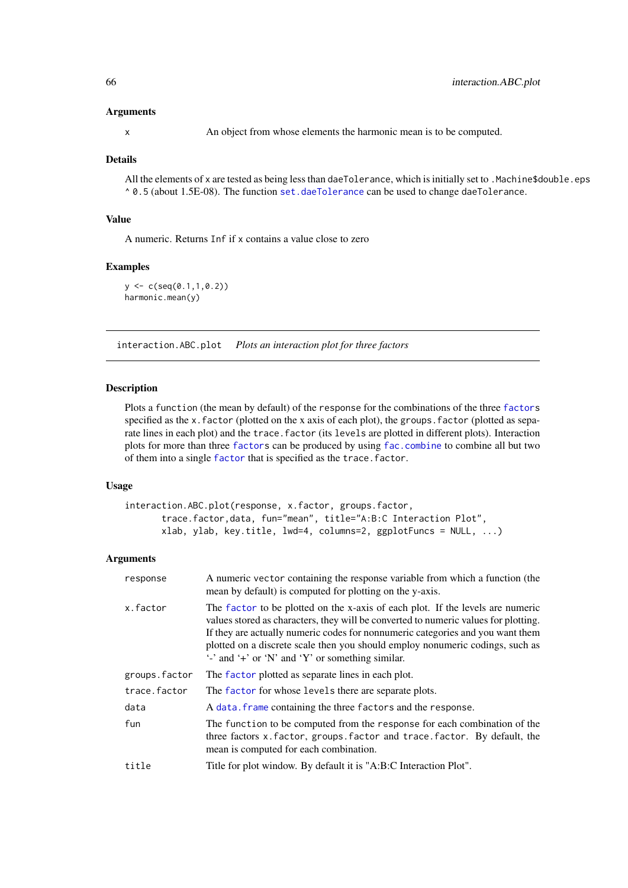### Arguments

| | |
|---|---|
| x | An object from whose elements the harmonic mean is to be computed. |

### Details

All the elements of x are tested as being less than daeTolerance, which is initially set to .Machine$double.eps ^ 0.5 (about 1.5E-08). The function set.daeTolerance can be used to change daeTolerance.

### Value

A numeric. Returns Inf if x contains a value close to zero

### Examples

```
y <- c(seq(0.1,1,0.2))
harmonic.mean(y)
```

---

## interaction.ABC.plot *Plots an interaction plot for three factors*

---

### Description

Plots a function (the mean by default) of the response for the combinations of the three factors specified as the x.factor (plotted on the x axis of each plot), the groups.factor (plotted as separate lines in each plot) and the trace.factor (its levels are plotted in different plots). Interaction plots for more than three factors can be produced by using fac.combine to combine all but two of them into a single factor that is specified as the trace.factor.

### Usage

```
interaction.ABC.plot(response, x.factor, groups.factor,
       trace.factor,data, fun="mean", title="A:B:C Interaction Plot",
       xlab, ylab, key.title, lwd=4, columns=2, ggplotFuncs = NULL, ...)
```

### Arguments

| | |
|---|---|
| response | A numeric vector containing the response variable from which a function (the mean by default) is computed for plotting on the y-axis. |
| x.factor | The factor to be plotted on the x-axis of each plot. If the levels are numeric values stored as characters, they will be converted to numeric values for plotting. If they are actually numeric codes for nonnumeric categories and you want them plotted on a discrete scale then you should employ nonnumeric codings, such as '-' and '+' or 'N' and 'Y' or something similar. |
| groups.factor | The factor plotted as separate lines in each plot. |
| trace.factor | The factor for whose levels there are separate plots. |
| data | A data.frame containing the three factors and the response. |
| fun | The function to be computed from the response for each combination of the three factors x.factor, groups.factor and trace.factor. By default, the mean is computed for each combination. |
| title | Title for plot window. By default it is "A:B:C Interaction Plot". |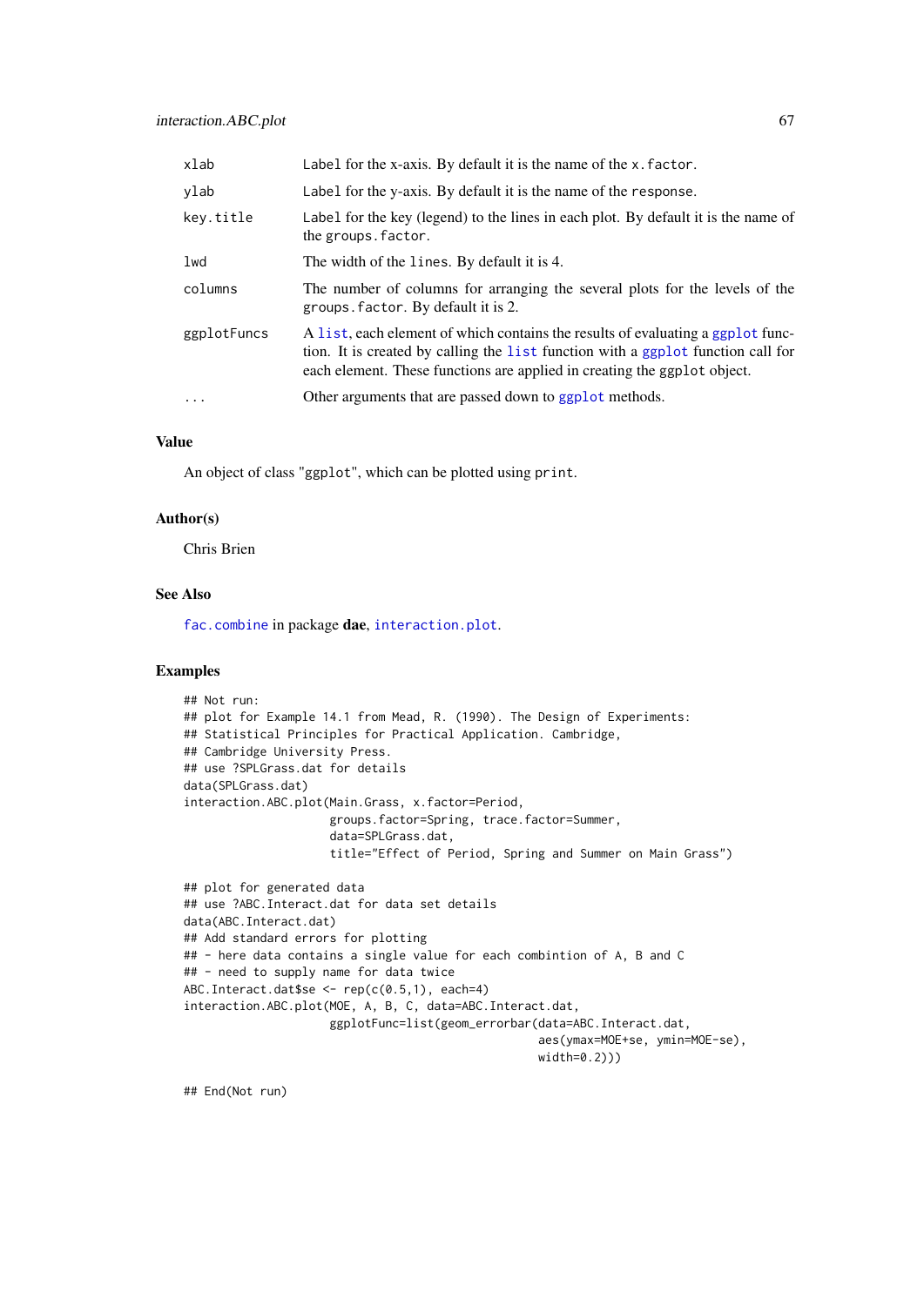| | |
|---|---|
| xlab | Label for the x-axis. By default it is the name of the x.factor. |
| ylab | Label for the y-axis. By default it is the name of the response. |
| key.title | Label for the key (legend) to the lines in each plot. By default it is the name of the groups.factor. |
| lwd | The width of the lines. By default it is 4. |
| columns | The number of columns for arranging the several plots for the levels of the groups.factor. By default it is 2. |
| ggplotFuncs | A list, each element of which contains the results of evaluating a ggplot function. It is created by calling the list function with a ggplot function call for each element. These functions are applied in creating the ggplot object. |
| ... | Other arguments that are passed down to ggplot methods. |

## Value

An object of class "ggplot", which can be plotted using print.

## Author(s)

Chris Brien

## See Also

fac.combine in package **dae**, interaction.plot.

## Examples

```
## Not run:
## plot for Example 14.1 from Mead, R. (1990). The Design of Experiments:
## Statistical Principles for Practical Application. Cambridge,
## Cambridge University Press.
## use ?SPLGrass.dat for details
data(SPLGrass.dat)
interaction.ABC.plot(Main.Grass, x.factor=Period,
                     groups.factor=Spring, trace.factor=Summer,
                     data=SPLGrass.dat,
                     title="Effect of Period, Spring and Summer on Main Grass")

## plot for generated data
## use ?ABC.Interact.dat for data set details
data(ABC.Interact.dat)
## Add standard errors for plotting
## - here data contains a single value for each combintion of A, B and C
## - need to supply name for data twice
ABC.Interact.dat$se <- rep(c(0.5,1), each=4)
interaction.ABC.plot(MOE, A, B, C, data=ABC.Interact.dat,
                     ggplotFunc=list(geom_errorbar(data=ABC.Interact.dat,
                                                   aes(ymax=MOE+se, ymin=MOE-se),
                                                   width=0.2)))

## End(Not run)
```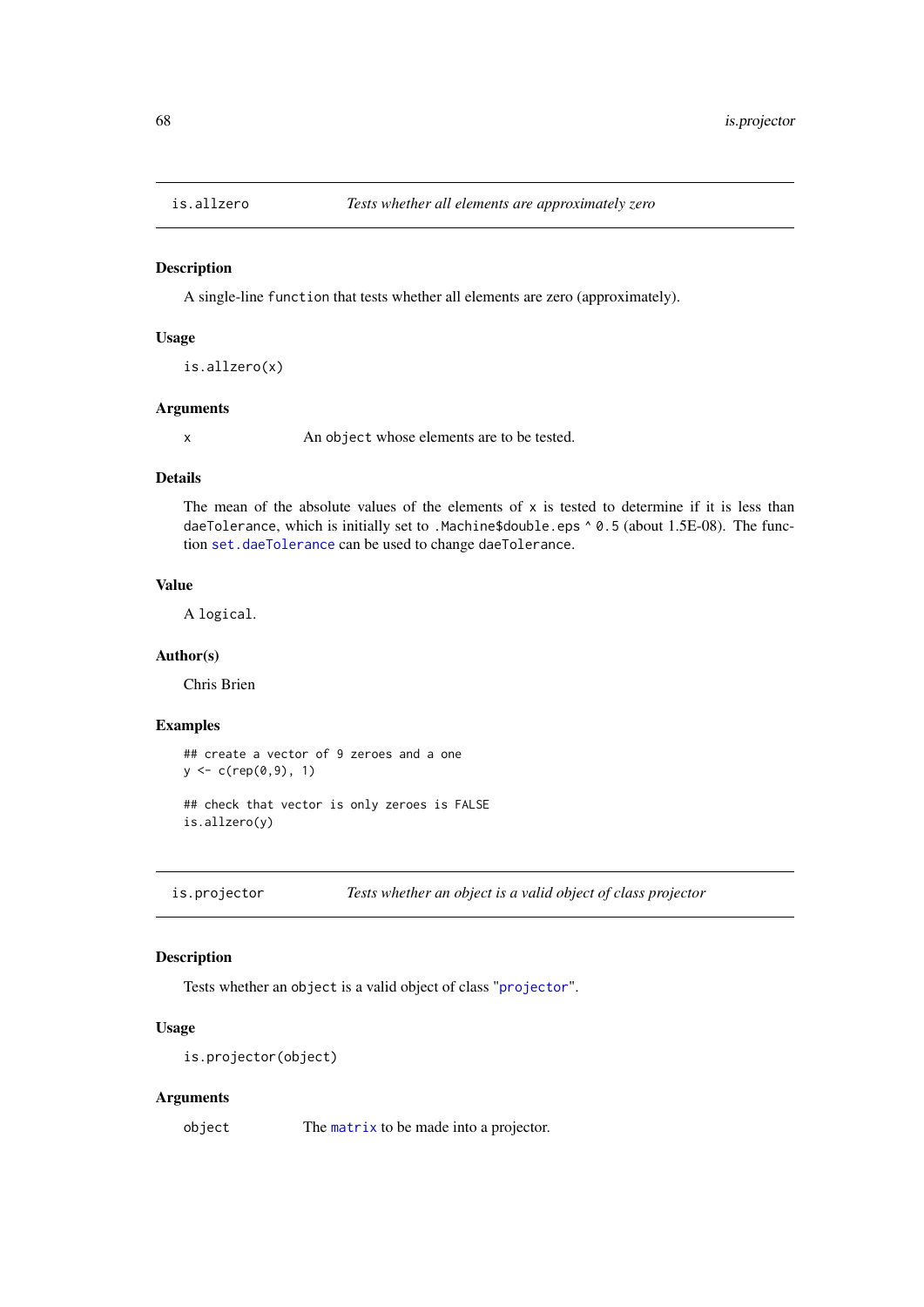## is.allzero — *Tests whether all elements are approximately zero*

### Description

A single-line `function` that tests whether all elements are zero (approximately).

### Usage

```
is.allzero(x)
```

### Arguments

`x` An `object` whose elements are to be tested.

### Details

The mean of the absolute values of the elements of `x` is tested to determine if it is less than `daeTolerance`, which is initially set to `.Machine$double.eps ^ 0.5` (about 1.5E-08). The function `set.daeTolerance` can be used to change `daeTolerance`.

### Value

A `logical`.

### Author(s)

Chris Brien

### Examples

```
## create a vector of 9 zeroes and a one
y <- c(rep(0,9), 1)

## check that vector is only zeroes is FALSE
is.allzero(y)
```

## is.projector — *Tests whether an object is a valid object of class projector*

### Description

Tests whether an `object` is a valid object of class "`projector`".

### Usage

```
is.projector(object)
```

### Arguments

`object` The `matrix` to be made into a projector.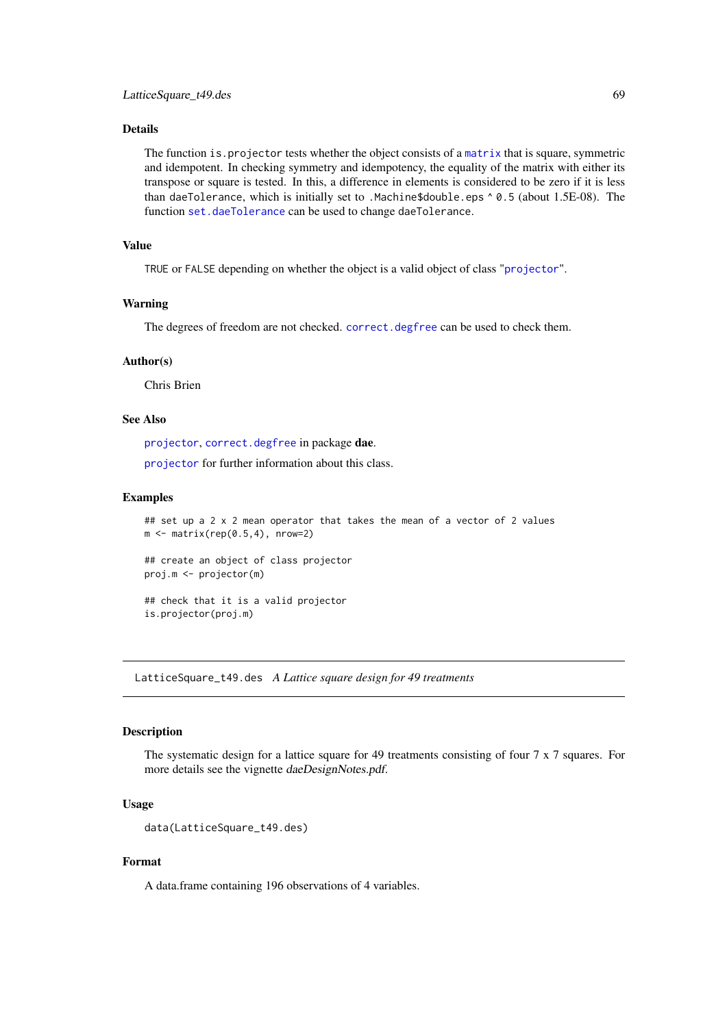## Details

The function `is.projector` tests whether the object consists of a `matrix` that is square, symmetric and idempotent. In checking symmetry and idempotency, the equality of the matrix with either its transpose or square is tested. In this, a difference in elements is considered to be zero if it is less than `daeTolerance`, which is initially set to `.Machine$double.eps ^ 0.5` (about 1.5E-08). The function `set.daeTolerance` can be used to change `daeTolerance`.

## Value

`TRUE` or `FALSE` depending on whether the object is a valid object of class "`projector`".

## Warning

The degrees of freedom are not checked. `correct.degfree` can be used to check them.

## Author(s)

Chris Brien

## See Also

`projector`, `correct.degfree` in package **dae**.

`projector` for further information about this class.

## Examples

```
## set up a 2 x 2 mean operator that takes the mean of a vector of 2 values
m <- matrix(rep(0.5,4), nrow=2)

## create an object of class projector
proj.m <- projector(m)

## check that it is a valid projector
is.projector(proj.m)
```

---

# `LatticeSquare_t49.des` *A Lattice square design for 49 treatments*

---

## Description

The systematic design for a lattice square for 49 treatments consisting of four 7 x 7 squares. For more details see the vignette *daeDesignNotes.pdf*.

## Usage

```
data(LatticeSquare_t49.des)
```

## Format

A data.frame containing 196 observations of 4 variables.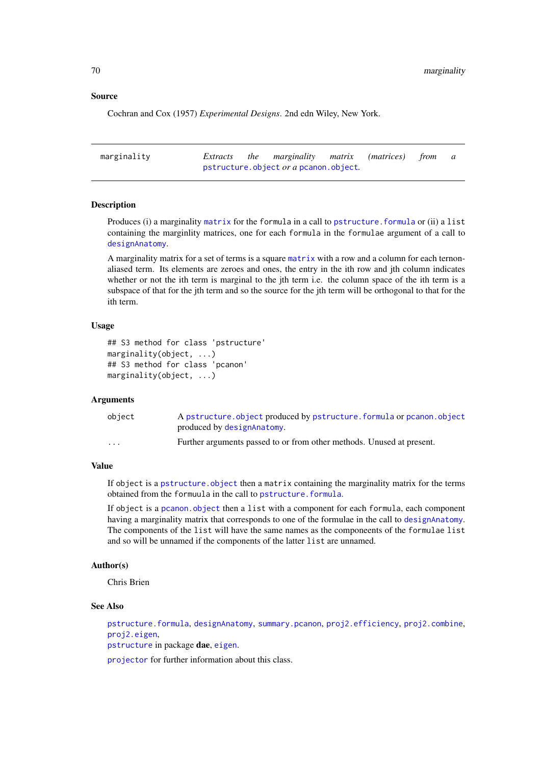### Source

Cochran and Cox (1957) *Experimental Designs*. 2nd edn Wiley, New York.

---

## marginality — *Extracts the marginality matrix (matrices) from a* pstructure.object *or a* pcanon.object.

---

### Description

Produces (i) a marginality matrix for the formula in a call to pstructure.formula or (ii) a list containing the marginlity matrices, one for each formula in the formulae argument of a call to designAnatomy.

A marginality matrix for a set of terms is a square matrix with a row and a column for each ternon-aliased term. Its elements are zeroes and ones, the entry in the ith row and jth column indicates whether or not the ith term is marginal to the jth term i.e. the column space of the ith term is a subspace of that for the jth term and so the source for the jth term will be orthogonal to that for the ith term.

### Usage

```
## S3 method for class 'pstructure'
marginality(object, ...)
## S3 method for class 'pcanon'
marginality(object, ...)
```

### Arguments

| | |
|---|---|
| object | A pstructure.object produced by pstructure.formula or pcanon.object produced by designAnatomy. |
| ... | Further arguments passed to or from other methods. Unused at present. |

### Value

If object is a pstructure.object then a matrix containing the marginality matrix for the terms obtained from the formuula in the call to pstructure.formula.

If object is a pcanon.object then a list with a component for each formula, each component having a marginality matrix that corresponds to one of the formulae in the call to designAnatomy. The components of the list will have the same names as the compoenents of the formulae list and so will be unnamed if the components of the latter list are unnamed.

### Author(s)

Chris Brien

### See Also

pstructure.formula, designAnatomy, summary.pcanon, proj2.efficiency, proj2.combine, proj2.eigen,
pstructure in package **dae**, eigen.

projector for further information about this class.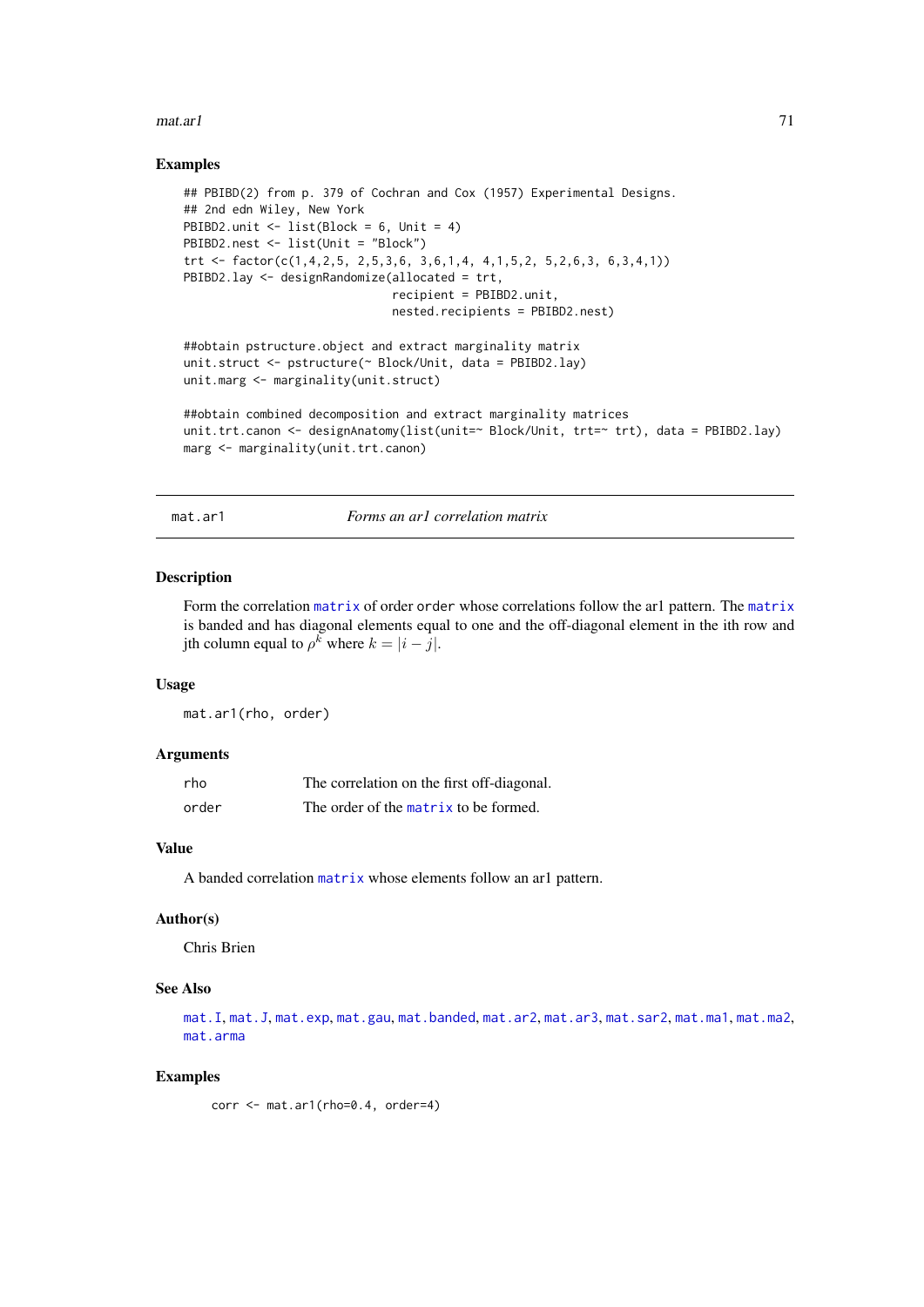### Examples

```
## PBIBD(2) from p. 379 of Cochran and Cox (1957) Experimental Designs.
## 2nd edn Wiley, New York
PBIBD2.unit <- list(Block = 6, Unit = 4)
PBIBD2.nest <- list(Unit = "Block")
trt <- factor(c(1,4,2,5, 2,5,3,6, 3,6,1,4, 4,1,5,2, 5,2,6,3, 6,3,4,1))
PBIBD2.lay <- designRandomize(allocated = trt,
                              recipient = PBIBD2.unit,
                              nested.recipients = PBIBD2.nest)

##obtain pstructure.object and extract marginality matrix
unit.struct <- pstructure(~ Block/Unit, data = PBIBD2.lay)
unit.marg <- marginality(unit.struct)

##obtain combined decomposition and extract marginality matrices
unit.trt.canon <- designAnatomy(list(unit=~ Block/Unit, trt=~ trt), data = PBIBD2.lay)
marg <- marginality(unit.trt.canon)
```

---

## mat.ar1 — *Forms an ar1 correlation matrix*

### Description

Form the correlation matrix of order order whose correlations follow the ar1 pattern. The matrix is banded and has diagonal elements equal to one and the off-diagonal element in the ith row and jth column equal to $\rho^k$ where $k = |i - j|$.

### Usage

```
mat.ar1(rho, order)
```

### Arguments

| | |
|---|---|
| rho | The correlation on the first off-diagonal. |
| order | The order of the matrix to be formed. |

### Value

A banded correlation matrix whose elements follow an ar1 pattern.

### Author(s)

Chris Brien

### See Also

mat.I, mat.J, mat.exp, mat.gau, mat.banded, mat.ar2, mat.ar3, mat.sar2, mat.ma1, mat.ma2, mat.arma

### Examples

```
corr <- mat.ar1(rho=0.4, order=4)
```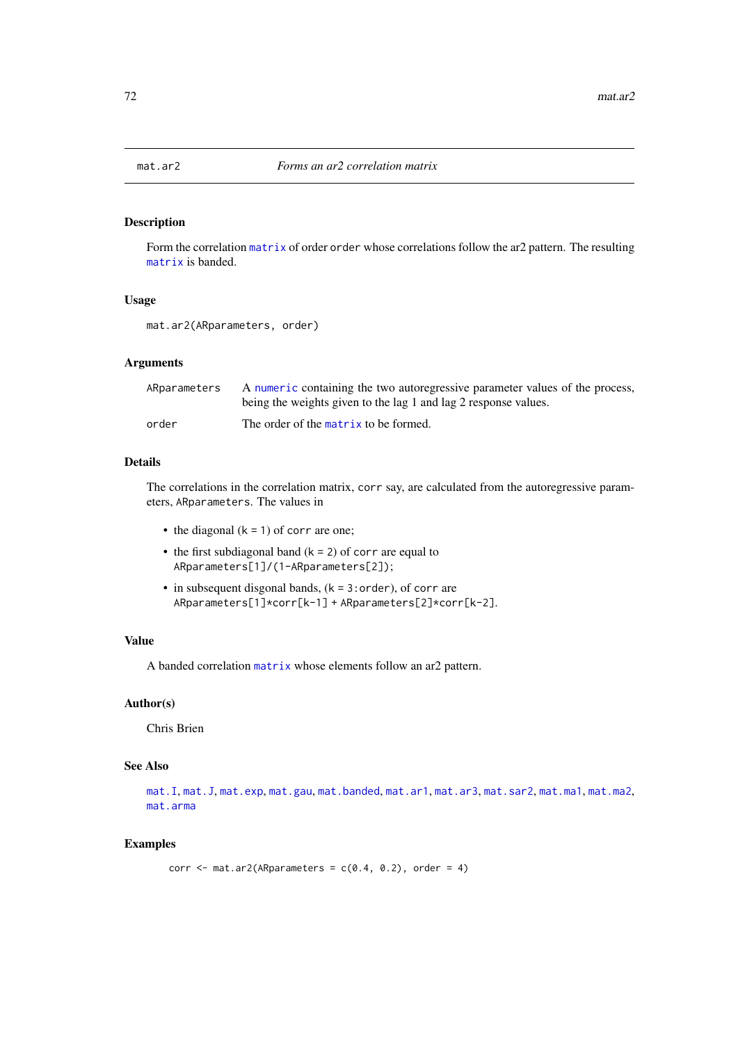mat.ar2 — *Forms an ar2 correlation matrix*

## Description

Form the correlation `matrix` of order `order` whose correlations follow the ar2 pattern. The resulting `matrix` is banded.

## Usage

```
mat.ar2(ARparameters, order)
```

## Arguments

| | |
|---|---|
| `ARparameters` | A `numeric` containing the two autoregressive parameter values of the process, being the weights given to the lag 1 and lag 2 response values. |
| `order` | The order of the `matrix` to be formed. |

## Details

The correlations in the correlation matrix, `corr` say, are calculated from the autoregressive parameters, `ARparameters`. The values in

- the diagonal (`k = 1`) of `corr` are one;
- the first subdiagonal band (`k = 2`) of `corr` are equal to `ARparameters[1]/(1-ARparameters[2])`;
- in subsequent disgonal bands, (`k = 3:order`), of `corr` are `ARparameters[1]*corr[k-1]` + `ARparameters[2]*corr[k-2]`.

## Value

A banded correlation `matrix` whose elements follow an ar2 pattern.

## Author(s)

Chris Brien

## See Also

`mat.I`, `mat.J`, `mat.exp`, `mat.gau`, `mat.banded`, `mat.ar1`, `mat.ar3`, `mat.sar2`, `mat.ma1`, `mat.ma2`, `mat.arma`

## Examples

```
corr <- mat.ar2(ARparameters = c(0.4, 0.2), order = 4)
```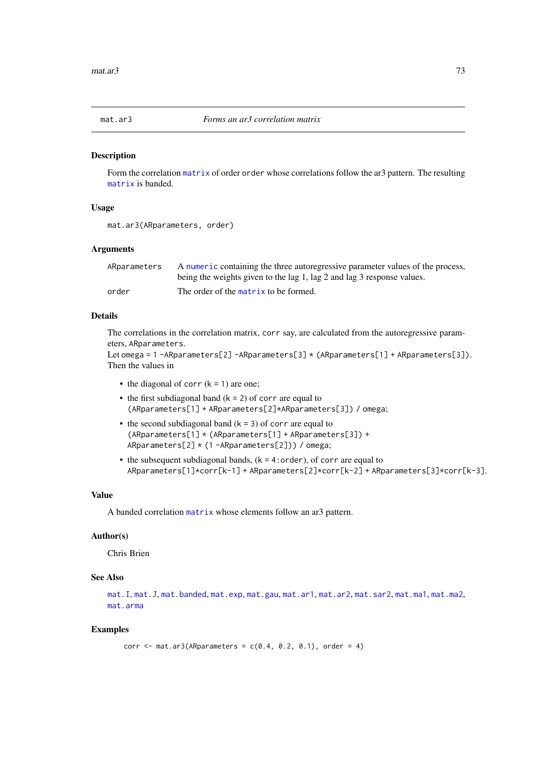mat.ar3 — *Forms an ar3 correlation matrix*

## Description

Form the correlation matrix of order order whose correlations follow the ar3 pattern. The resulting matrix is banded.

## Usage

```
mat.ar3(ARparameters, order)
```

## Arguments

| | |
|---|---|
| ARparameters | A numeric containing the three autoregressive parameter values of the process, being the weights given to the lag 1, lag 2 and lag 3 response values. |
| order | The order of the matrix to be formed. |

## Details

The correlations in the correlation matrix, corr say, are calculated from the autoregressive parameters, ARparameters.
Let omega = 1 -ARparameters[2] -ARparameters[3] * (ARparameters[1] + ARparameters[3]).
Then the values in

- the diagonal of corr (k = 1) are one;
- the first subdiagonal band (k = 2) of corr are equal to (ARparameters[1] + ARparameters[2]*ARparameters[3]) / omega;
- the second subdiagonal band (k = 3) of corr are equal to (ARparameters[1] * (ARparameters[1] + ARparameters[3]) + ARparameters[2] * (1 -ARparameters[2])) / omega;
- the subsequent subdiagonal bands, (k = 4:order), of corr are equal to ARparameters[1]*corr[k-1] + ARparameters[2]*corr[k-2] + ARparameters[3]*corr[k-3].

## Value

A banded correlation matrix whose elements follow an ar3 pattern.

## Author(s)

Chris Brien

## See Also

mat.I, mat.J, mat.banded, mat.exp, mat.gau, mat.ar1, mat.ar2, mat.sar2, mat.ma1, mat.ma2, mat.arma

## Examples

```
corr <- mat.ar3(ARparameters = c(0.4, 0.2, 0.1), order = 4)
```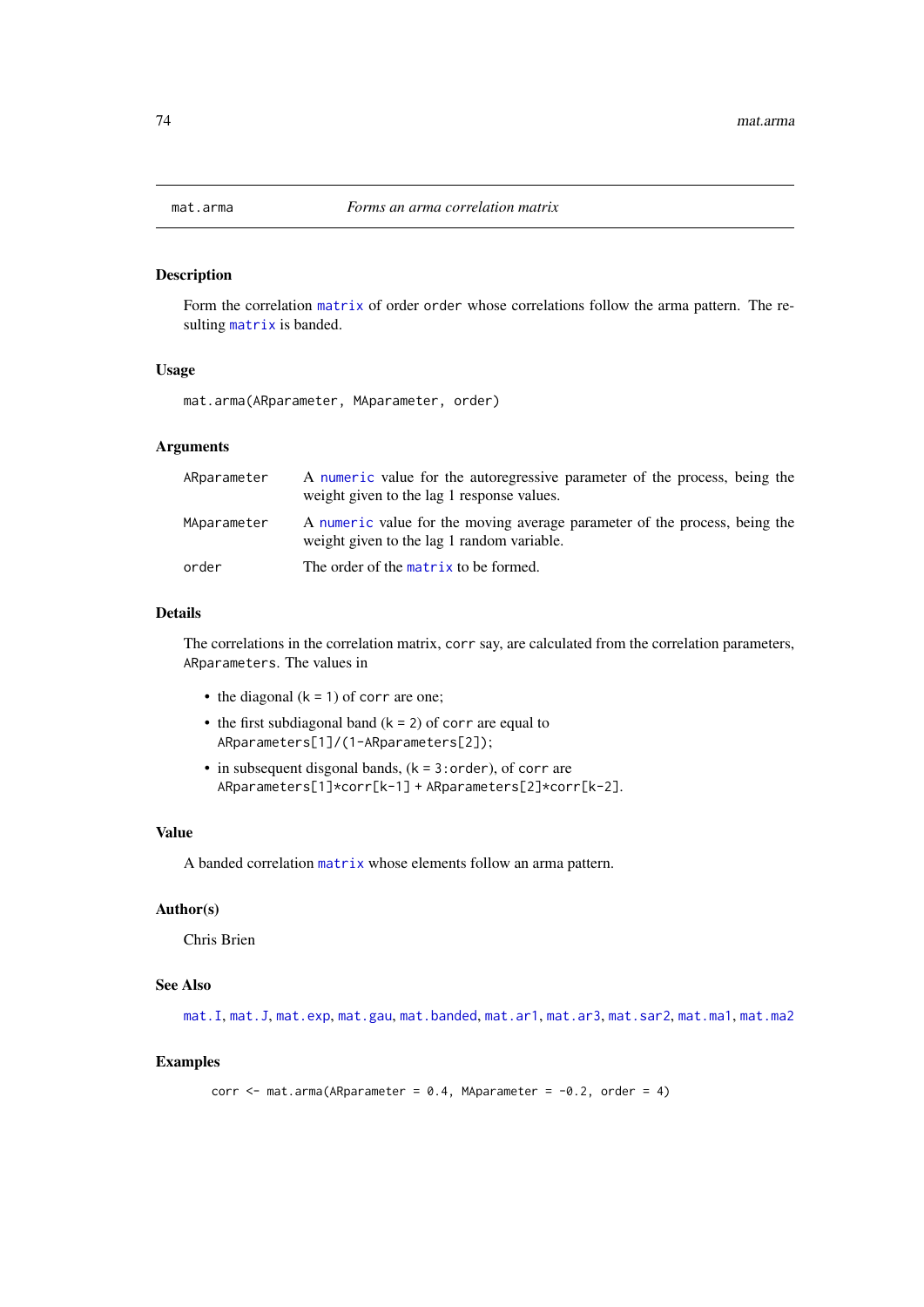mat.arma — *Forms an arma correlation matrix*

### Description

Form the correlation matrix of order `order` whose correlations follow the arma pattern. The resulting matrix is banded.

### Usage

```
mat.arma(ARparameter, MAparameter, order)
```

### Arguments

| | |
|---|---|
| `ARparameter` | A numeric value for the autoregressive parameter of the process, being the weight given to the lag 1 response values. |
| `MAparameter` | A numeric value for the moving average parameter of the process, being the weight given to the lag 1 random variable. |
| `order` | The order of the matrix to be formed. |

### Details

The correlations in the correlation matrix, `corr` say, are calculated from the correlation parameters, `ARparameters`. The values in

- the diagonal (`k = 1`) of `corr` are one;
- the first subdiagonal band (`k = 2`) of `corr` are equal to `ARparameters[1]/(1-ARparameters[2])`;
- in subsequent disgonal bands, (`k = 3:order`), of `corr` are `ARparameters[1]*corr[k-1] + ARparameters[2]*corr[k-2]`.

### Value

A banded correlation matrix whose elements follow an arma pattern.

### Author(s)

Chris Brien

### See Also

mat.I, mat.J, mat.exp, mat.gau, mat.banded, mat.ar1, mat.ar3, mat.sar2, mat.ma1, mat.ma2

### Examples

```
corr <- mat.arma(ARparameter = 0.4, MAparameter = -0.2, order = 4)
```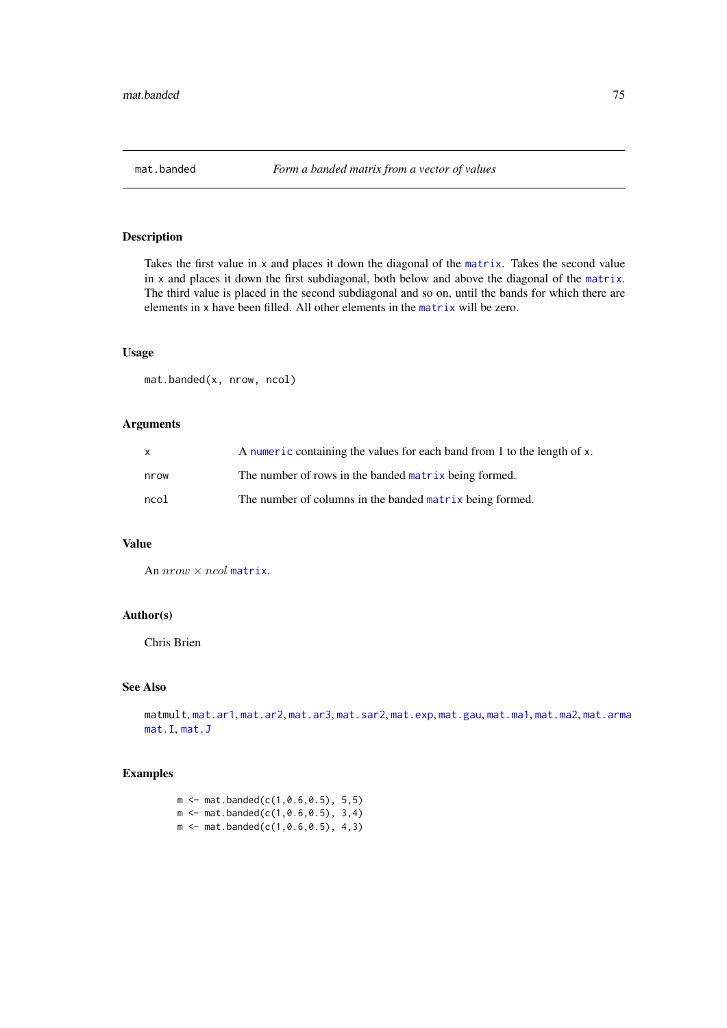# mat.banded — *Form a banded matrix from a vector of values*

## Description

Takes the first value in x and places it down the diagonal of the matrix. Takes the second value in x and places it down the first subdiagonal, both below and above the diagonal of the matrix. The third value is placed in the second subdiagonal and so on, until the bands for which there are elements in x have been filled. All other elements in the matrix will be zero.

## Usage

```
mat.banded(x, nrow, ncol)
```

## Arguments

| | |
|---|---|
| x | A numeric containing the values for each band from 1 to the length of x. |
| nrow | The number of rows in the banded matrix being formed. |
| ncol | The number of columns in the banded matrix being formed. |

## Value

An $nrow \times ncol$ matrix.

## Author(s)

Chris Brien

## See Also

matmult, mat.ar1, mat.ar2, mat.ar3, mat.sar2, mat.exp, mat.gau, mat.ma1, mat.ma2, mat.arma mat.I, mat.J

## Examples

```
m <- mat.banded(c(1,0.6,0.5), 5,5)
m <- mat.banded(c(1,0.6,0.5), 3,4)
m <- mat.banded(c(1,0.6,0.5), 4,3)
```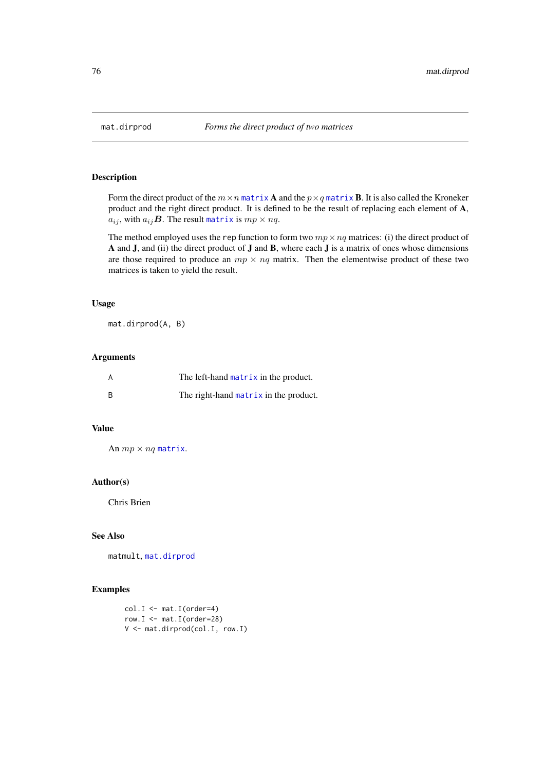mat.dirprod — *Forms the direct product of two matrices*

## Description

Form the direct product of the $m \times n$ matrix **A** and the $p \times q$ matrix **B**. It is also called the Kroneker product and the right direct product. It is defined to be the result of replacing each element of **A**, $a_{ij}$, with $a_{ij}\boldsymbol{B}$. The result matrix is $mp \times nq$.

The method employed uses the `rep` function to form two $mp \times nq$ matrices: (i) the direct product of **A** and **J**, and (ii) the direct product of **J** and **B**, where each **J** is a matrix of ones whose dimensions are those required to produce an $mp \times nq$ matrix. Then the elementwise product of these two matrices is taken to yield the result.

## Usage

```
mat.dirprod(A, B)
```

## Arguments

| | |
|---|---|
| A | The left-hand matrix in the product. |
| B | The right-hand matrix in the product. |

## Value

An $mp \times nq$ matrix.

## Author(s)

Chris Brien

## See Also

`matmult`, `mat.dirprod`

## Examples

```
col.I <- mat.I(order=4)
row.I <- mat.I(order=28)
V <- mat.dirprod(col.I, row.I)
```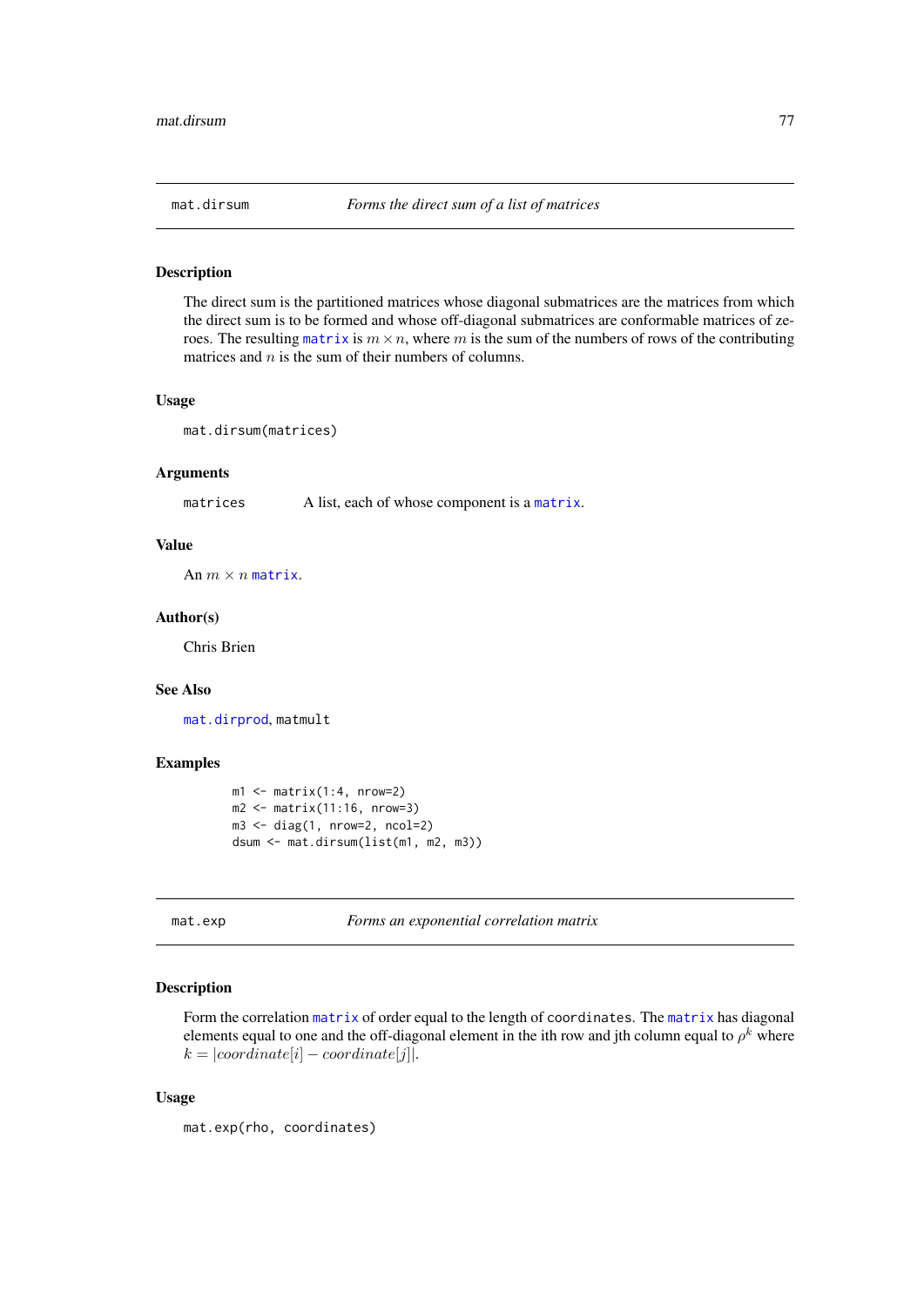## mat.dirsum — *Forms the direct sum of a list of matrices*

### Description

The direct sum is the partitioned matrices whose diagonal submatrices are the matrices from which the direct sum is to be formed and whose off-diagonal submatrices are conformable matrices of zeroes. The resulting matrix is $m \times n$, where $m$ is the sum of the numbers of rows of the contributing matrices and $n$ is the sum of their numbers of columns.

### Usage

```
mat.dirsum(matrices)
```

### Arguments

| | |
|---|---|
| matrices | A list, each of whose component is a matrix. |

### Value

An $m \times n$ matrix.

### Author(s)

Chris Brien

### See Also

mat.dirprod, matmult

### Examples

```
m1 <- matrix(1:4, nrow=2)
m2 <- matrix(11:16, nrow=3)
m3 <- diag(1, nrow=2, ncol=2)
dsum <- mat.dirsum(list(m1, m2, m3))
```

## mat.exp — *Forms an exponential correlation matrix*

### Description

Form the correlation matrix of order equal to the length of coordinates. The matrix has diagonal elements equal to one and the off-diagonal element in the ith row and jth column equal to $\rho^k$ where $k = |coordinate[i] - coordinate[j]|$.

### Usage

```
mat.exp(rho, coordinates)
```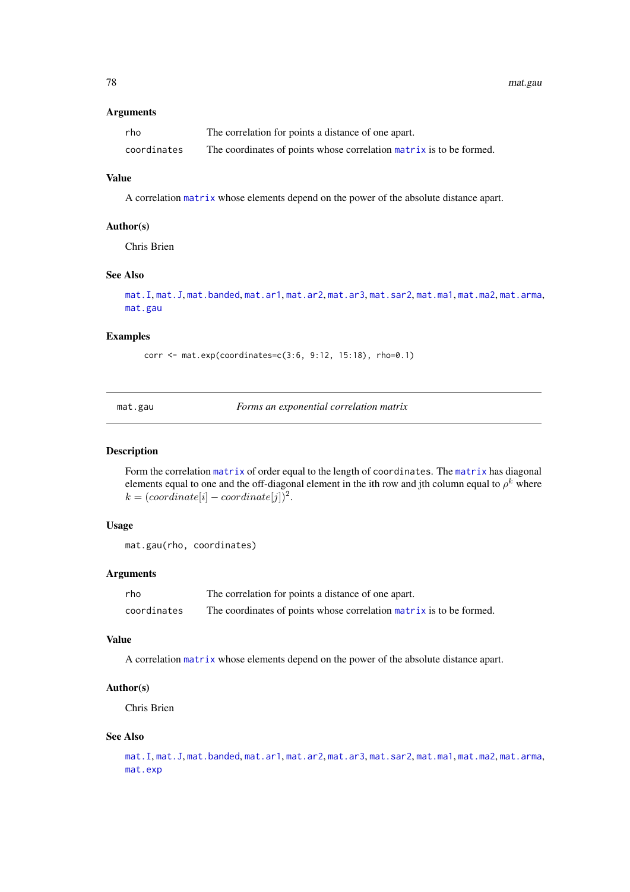### Arguments

| | |
|---|---|
| rho | The correlation for points a distance of one apart. |
| coordinates | The coordinates of points whose correlation matrix is to be formed. |

### Value

A correlation matrix whose elements depend on the power of the absolute distance apart.

### Author(s)

Chris Brien

### See Also

mat.I, mat.J, mat.banded, mat.ar1, mat.ar2, mat.ar3, mat.sar2, mat.ma1, mat.ma2, mat.arma, mat.gau

### Examples

```
corr <- mat.exp(coordinates=c(3:6, 9:12, 15:18), rho=0.1)
```

---

## mat.gau — *Forms an exponential correlation matrix*

### Description

Form the correlation matrix of order equal to the length of coordinates. The matrix has diagonal elements equal to one and the off-diagonal element in the ith row and jth column equal to $\rho^k$ where $k = (coordinate[i] - coordinate[j])^2$.

### Usage

```
mat.gau(rho, coordinates)
```

### Arguments

| | |
|---|---|
| rho | The correlation for points a distance of one apart. |
| coordinates | The coordinates of points whose correlation matrix is to be formed. |

### Value

A correlation matrix whose elements depend on the power of the absolute distance apart.

### Author(s)

Chris Brien

### See Also

mat.I, mat.J, mat.banded, mat.ar1, mat.ar2, mat.ar3, mat.sar2, mat.ma1, mat.ma2, mat.arma, mat.exp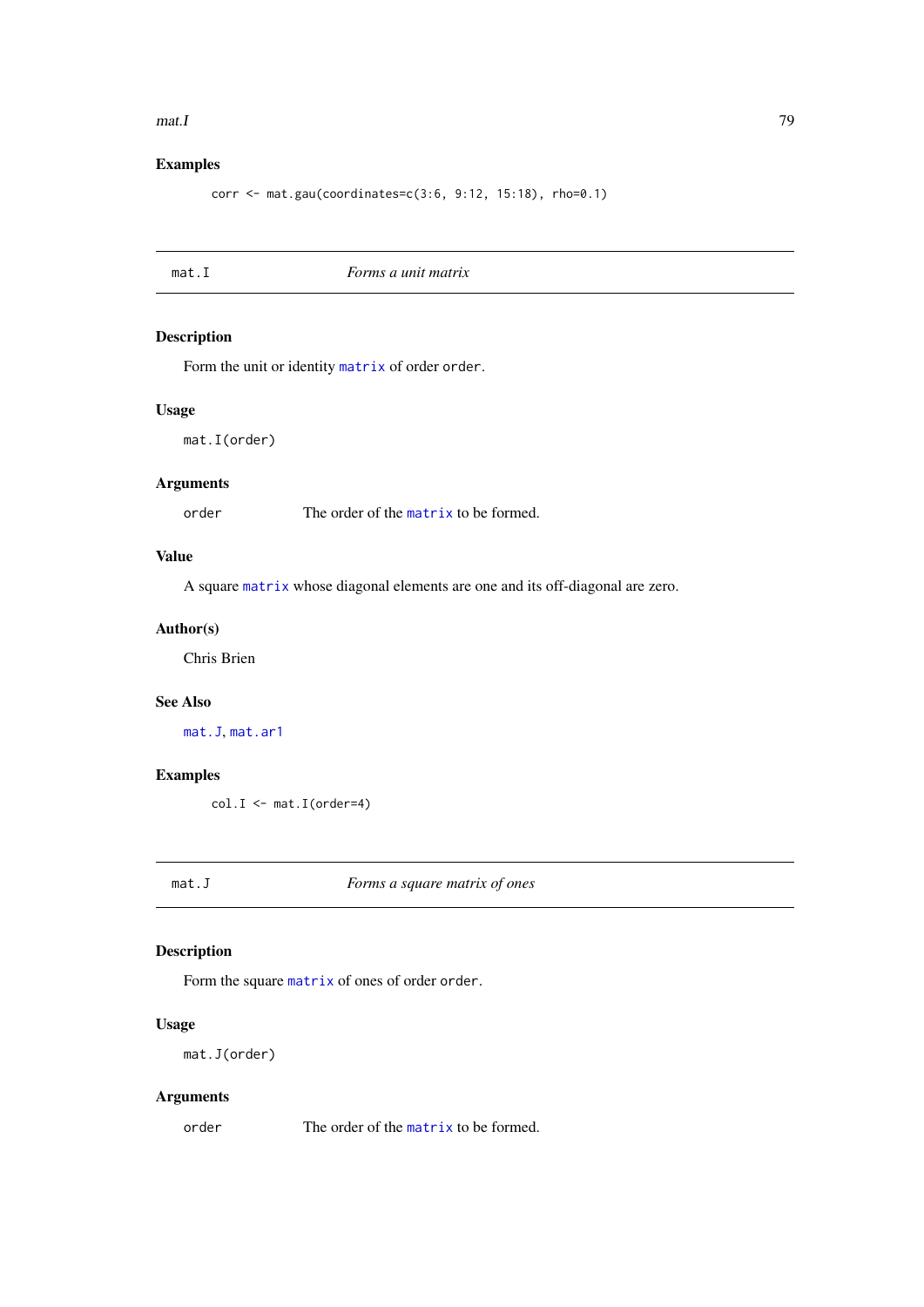### Examples

```
corr <- mat.gau(coordinates=c(3:6, 9:12, 15:18), rho=0.1)
```

---

## mat.I *Forms a unit matrix*

---

### Description

Form the unit or identity matrix of order order.

### Usage

```
mat.I(order)
```

### Arguments

| | |
|---|---|
| order | The order of the matrix to be formed. |

### Value

A square matrix whose diagonal elements are one and its off-diagonal are zero.

### Author(s)

Chris Brien

### See Also

mat.J, mat.ar1

### Examples

```
col.I <- mat.I(order=4)
```

---

## mat.J *Forms a square matrix of ones*

---

### Description

Form the square matrix of ones of order order.

### Usage

```
mat.J(order)
```

### Arguments

| | |
|---|---|
| order | The order of the matrix to be formed. |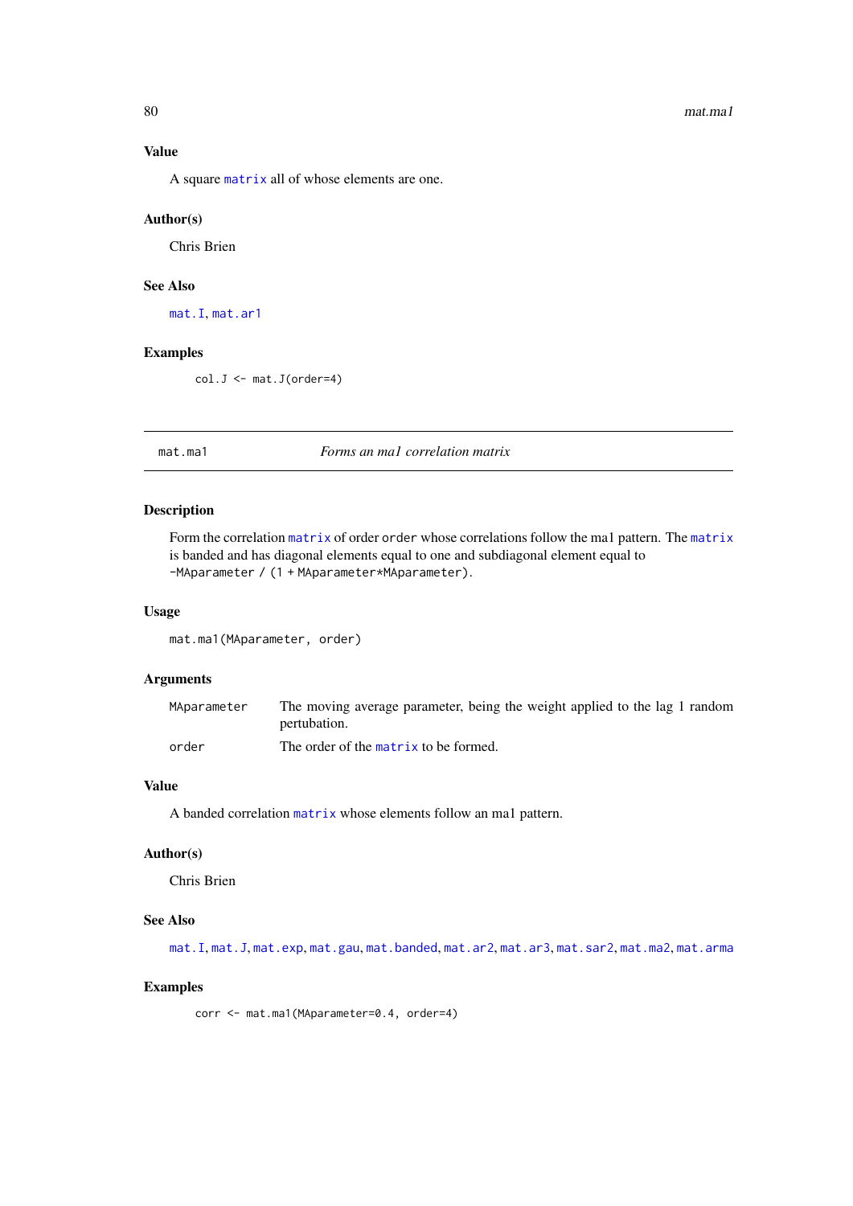### Value

A square matrix all of whose elements are one.

### Author(s)

Chris Brien

### See Also

mat.I, mat.ar1

### Examples

```
col.J <- mat.J(order=4)
```

---

## mat.ma1 — *Forms an ma1 correlation matrix*

### Description

Form the correlation matrix of order `order` whose correlations follow the ma1 pattern. The matrix is banded and has diagonal elements equal to one and subdiagonal element equal to `-MAparameter / (1 + MAparameter*MAparameter)`.

### Usage

```
mat.ma1(MAparameter, order)
```

### Arguments

| | |
|---|---|
| `MAparameter` | The moving average parameter, being the weight applied to the lag 1 random pertubation. |
| `order` | The order of the matrix to be formed. |

### Value

A banded correlation matrix whose elements follow an ma1 pattern.

### Author(s)

Chris Brien

### See Also

mat.I, mat.J, mat.exp, mat.gau, mat.banded, mat.ar2, mat.ar3, mat.sar2, mat.ma2, mat.arma

### Examples

```
corr <- mat.ma1(MAparameter=0.4, order=4)
```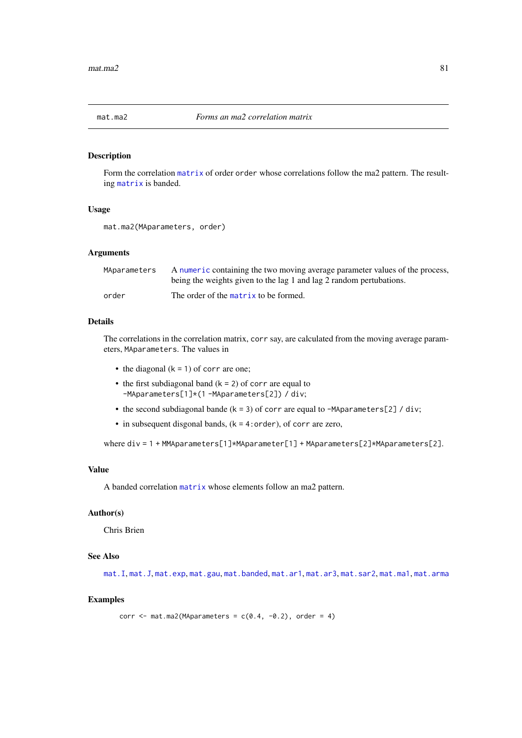mat.ma2 *Forms an ma2 correlation matrix*

## Description

Form the correlation matrix of order order whose correlations follow the ma2 pattern. The resulting matrix is banded.

## Usage

```
mat.ma2(MAparameters, order)
```

## Arguments

| | |
|---|---|
| MAparameters | A numeric containing the two moving average parameter values of the process, being the weights given to the lag 1 and lag 2 random pertubations. |
| order | The order of the matrix to be formed. |

## Details

The correlations in the correlation matrix, corr say, are calculated from the moving average parameters, MAparameters. The values in

- the diagonal (k = 1) of corr are one;
- the first subdiagonal band (k = 2) of corr are equal to -MAparameters[1]*(1 -MAparameters[2]) / div;
- the second subdiagonal bande (k = 3) of corr are equal to -MAparameters[2] / div;
- in subsequent disgonal bands, (k = 4:order), of corr are zero,

where div = 1 + MMAparameters[1]*MAparameter[1] + MAparameters[2]*MAparameters[2].

## Value

A banded correlation matrix whose elements follow an ma2 pattern.

## Author(s)

Chris Brien

## See Also

mat.I, mat.J, mat.exp, mat.gau, mat.banded, mat.ar1, mat.ar3, mat.sar2, mat.ma1, mat.arma

## Examples

```
corr <- mat.ma2(MAparameters = c(0.4, -0.2), order = 4)
```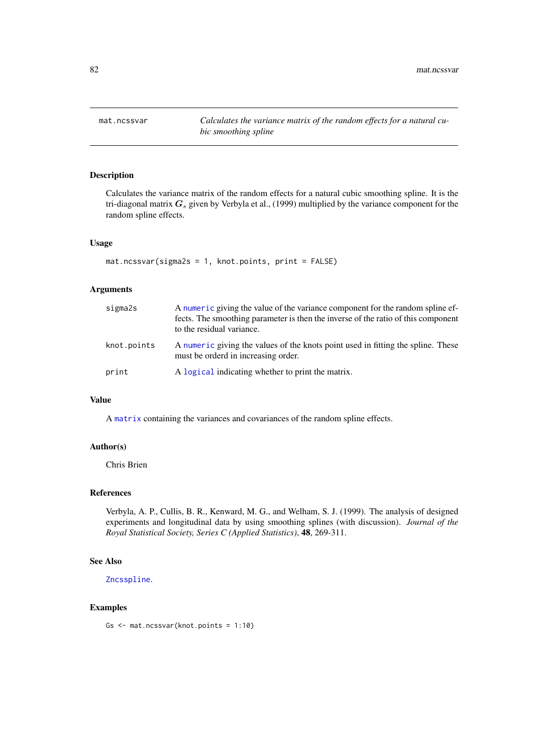mat.ncssvar — *Calculates the variance matrix of the random effects for a natural cubic smoothing spline*

## Description

Calculates the variance matrix of the random effects for a natural cubic smoothing spline. It is the tri-diagonal matrix $\boldsymbol{G}_s$ given by Verbyla et al., (1999) multiplied by the variance component for the random spline effects.

## Usage

```
mat.ncssvar(sigma2s = 1, knot.points, print = FALSE)
```

## Arguments

| | |
|---|---|
| `sigma2s` | A `numeric` giving the value of the variance component for the random spline effects. The smoothing parameter is then the inverse of the ratio of this component to the residual variance. |
| `knot.points` | A `numeric` giving the values of the knots point used in fitting the spline. These must be orderd in increasing order. |
| `print` | A `logical` indicating whether to print the matrix. |

## Value

A `matrix` containing the variances and covariances of the random spline effects.

## Author(s)

Chris Brien

## References

Verbyla, A. P., Cullis, B. R., Kenward, M. G., and Welham, S. J. (1999). The analysis of designed experiments and longitudinal data by using smoothing splines (with discussion). *Journal of the Royal Statistical Society, Series C (Applied Statistics)*, **48**, 269-311.

## See Also

`Zncsspline`.

## Examples

```
Gs <- mat.ncssvar(knot.points = 1:10)
```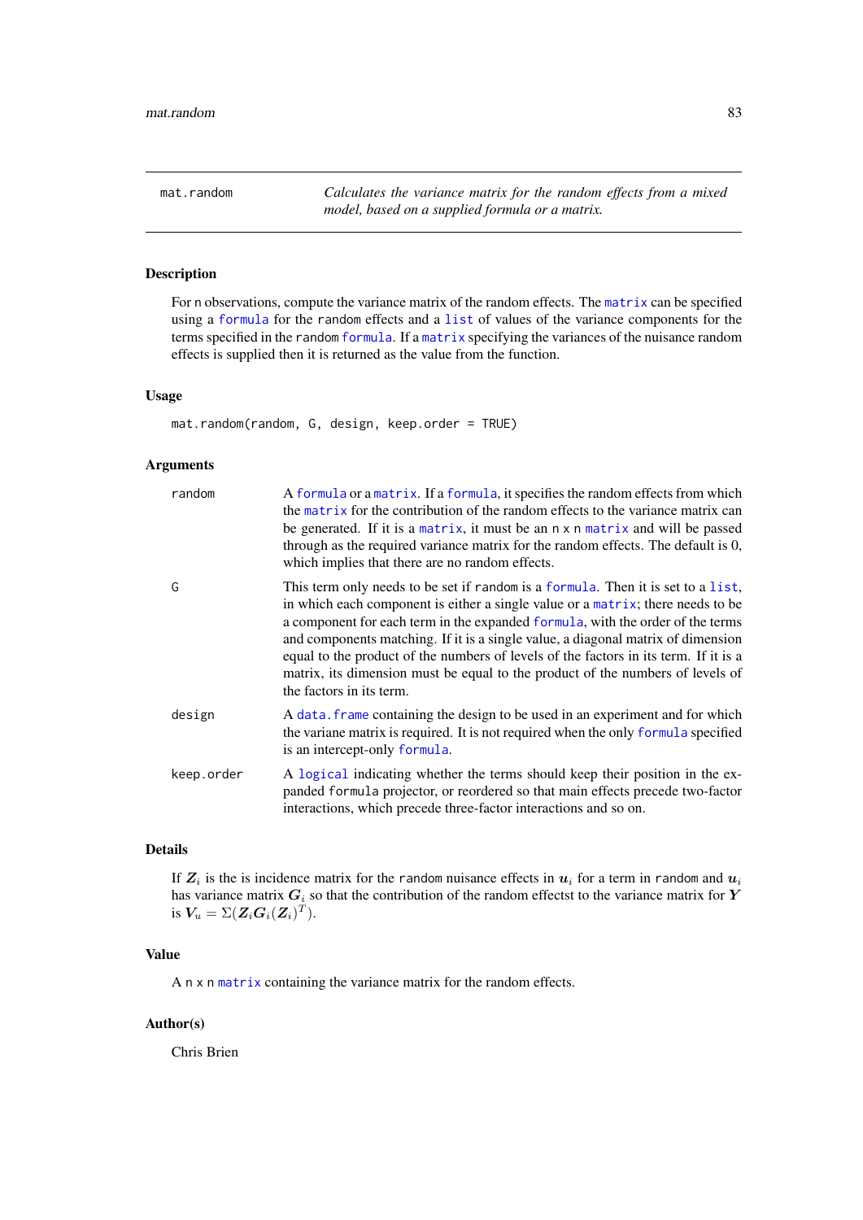mat.random *Calculates the variance matrix for the random effects from a mixed model, based on a supplied formula or a matrix.*

## Description

For n observations, compute the variance matrix of the random effects. The matrix can be specified using a formula for the random effects and a list of values of the variance components for the terms specified in the random formula. If a matrix specifying the variances of the nuisance random effects is supplied then it is returned as the value from the function.

## Usage

```
mat.random(random, G, design, keep.order = TRUE)
```

## Arguments

- `random` — A formula or a matrix. If a formula, it specifies the random effects from which the matrix for the contribution of the random effects to the variance matrix can be generated. If it is a matrix, it must be an n x n matrix and will be passed through as the required variance matrix for the random effects. The default is 0, which implies that there are no random effects.
- `G` — This term only needs to be set if random is a formula. Then it is set to a list, in which each component is either a single value or a matrix; there needs to be a component for each term in the expanded formula, with the order of the terms and components matching. If it is a single value, a diagonal matrix of dimension equal to the product of the numbers of levels of the factors in its term. If it is a matrix, its dimension must be equal to the product of the numbers of levels of the factors in its term.
- `design` — A data.frame containing the design to be used in an experiment and for which the variane matrix is required. It is not required when the only formula specified is an intercept-only formula.
- `keep.order` — A logical indicating whether the terms should keep their position in the expanded formula projector, or reordered so that main effects precede two-factor interactions, which precede three-factor interactions and so on.

## Details

If $\boldsymbol{Z}_i$ is the is incidence matrix for the random nuisance effects in $\boldsymbol{u}_i$ for a term in random and $\boldsymbol{u}_i$ has variance matrix $\boldsymbol{G}_i$ so that the contribution of the random effectst to the variance matrix for $\boldsymbol{Y}$ is $\boldsymbol{V}_u = \Sigma(\boldsymbol{Z}_i \boldsymbol{G}_i (\boldsymbol{Z}_i)^T)$.

## Value

A n x n matrix containing the variance matrix for the random effects.

## Author(s)

Chris Brien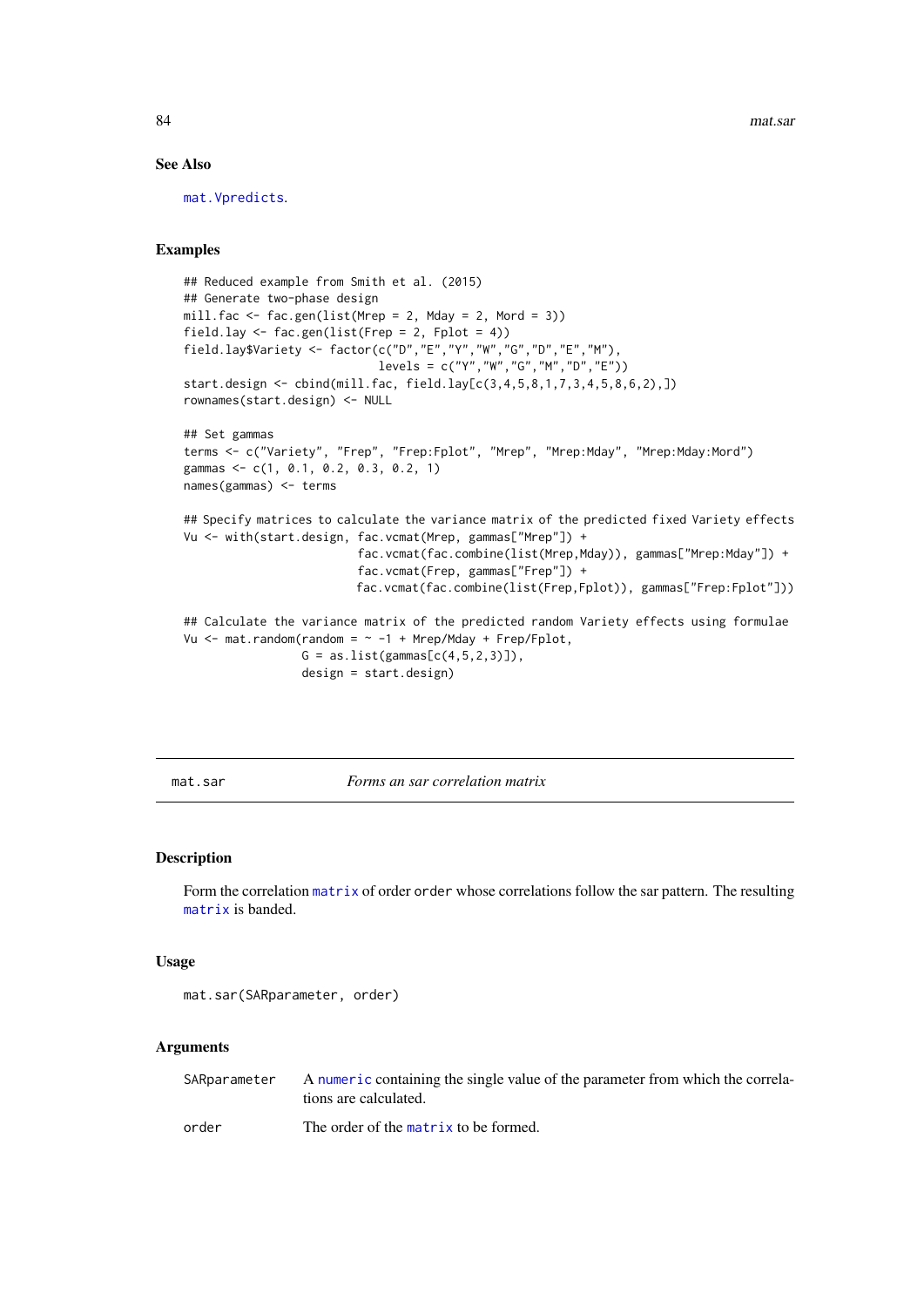### See Also

mat.Vpredicts.

### Examples

```
## Reduced example from Smith et al. (2015)
## Generate two-phase design
mill.fac <- fac.gen(list(Mrep = 2, Mday = 2, Mord = 3))
field.lay <- fac.gen(list(Frep = 2, Fplot = 4))
field.lay$Variety <- factor(c("D","E","Y","W","G","D","E","M"),
                            levels = c("Y","W","G","M","D","E"))
start.design <- cbind(mill.fac, field.lay[c(3,4,5,8,1,7,3,4,5,8,6,2),])
rownames(start.design) <- NULL

## Set gammas
terms <- c("Variety", "Frep", "Frep:Fplot", "Mrep", "Mrep:Mday", "Mrep:Mday:Mord")
gammas <- c(1, 0.1, 0.2, 0.3, 0.2, 1)
names(gammas) <- terms

## Specify matrices to calculate the variance matrix of the predicted fixed Variety effects
Vu <- with(start.design, fac.vcmat(Mrep, gammas["Mrep"]) +
                         fac.vcmat(fac.combine(list(Mrep,Mday)), gammas["Mrep:Mday"]) +
                         fac.vcmat(Frep, gammas["Frep"]) +
                         fac.vcmat(fac.combine(list(Frep,Fplot)), gammas["Frep:Fplot"]))

## Calculate the variance matrix of the predicted random Variety effects using formulae
Vu <- mat.random(random = ~ -1 + Mrep/Mday + Frep/Fplot,
                 G = as.list(gammas[c(4,5,2,3)]),
                 design = start.design)
```

---

## mat.sar *Forms an sar correlation matrix*

### Description

Form the correlation matrix of order order whose correlations follow the sar pattern. The resulting matrix is banded.

### Usage

```
mat.sar(SARparameter, order)
```

### Arguments

| | |
|---|---|
| SARparameter | A numeric containing the single value of the parameter from which the correlations are calculated. |
| order | The order of the matrix to be formed. |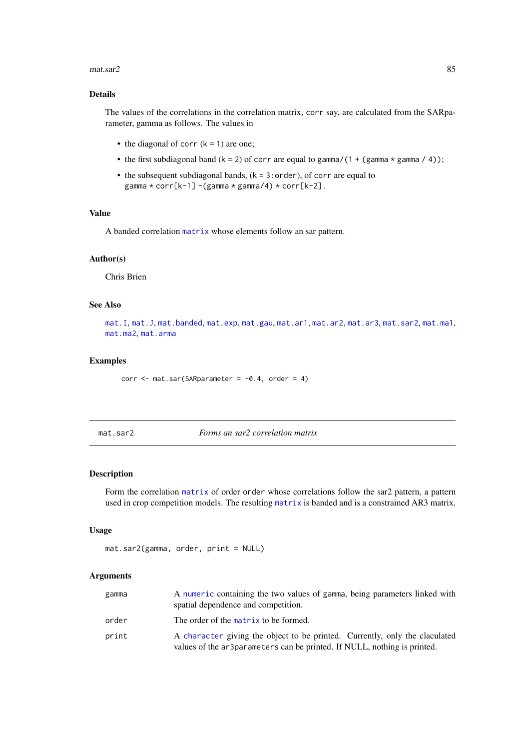### Details

The values of the correlations in the correlation matrix, `corr` say, are calculated from the SARparameter, gamma as follows. The values in

- the diagonal of `corr` (`k = 1`) are one;
- the first subdiagonal band (`k = 2`) of `corr` are equal to `gamma/(1 + (gamma * gamma / 4))`;
- the subsequent subdiagonal bands, (`k = 3:order`), of `corr` are equal to `gamma * corr[k-1] -(gamma * gamma/4) * corr[k-2]`.

### Value

A banded correlation `matrix` whose elements follow an sar pattern.

### Author(s)

Chris Brien

### See Also

`mat.I`, `mat.J`, `mat.banded`, `mat.exp`, `mat.gau`, `mat.ar1`, `mat.ar2`, `mat.ar3`, `mat.sar2`, `mat.ma1`, `mat.ma2`, `mat.arma`

### Examples

```
corr <- mat.sar(SARparameter = -0.4, order = 4)
```

---

## mat.sar2 — *Forms an sar2 correlation matrix*

### Description

Form the correlation `matrix` of order `order` whose correlations follow the sar2 pattern, a pattern used in crop competition models. The resulting `matrix` is banded and is a constrained AR3 matrix.

### Usage

```
mat.sar2(gamma, order, print = NULL)
```

### Arguments

| | |
|---|---|
| `gamma` | A `numeric` containing the two values of gamma, being parameters linked with spatial dependence and competition. |
| `order` | The order of the `matrix` to be formed. |
| `print` | A `character` giving the object to be printed. Currently, only the claculated values of the `ar3parameters` can be printed. If NULL, nothing is printed. |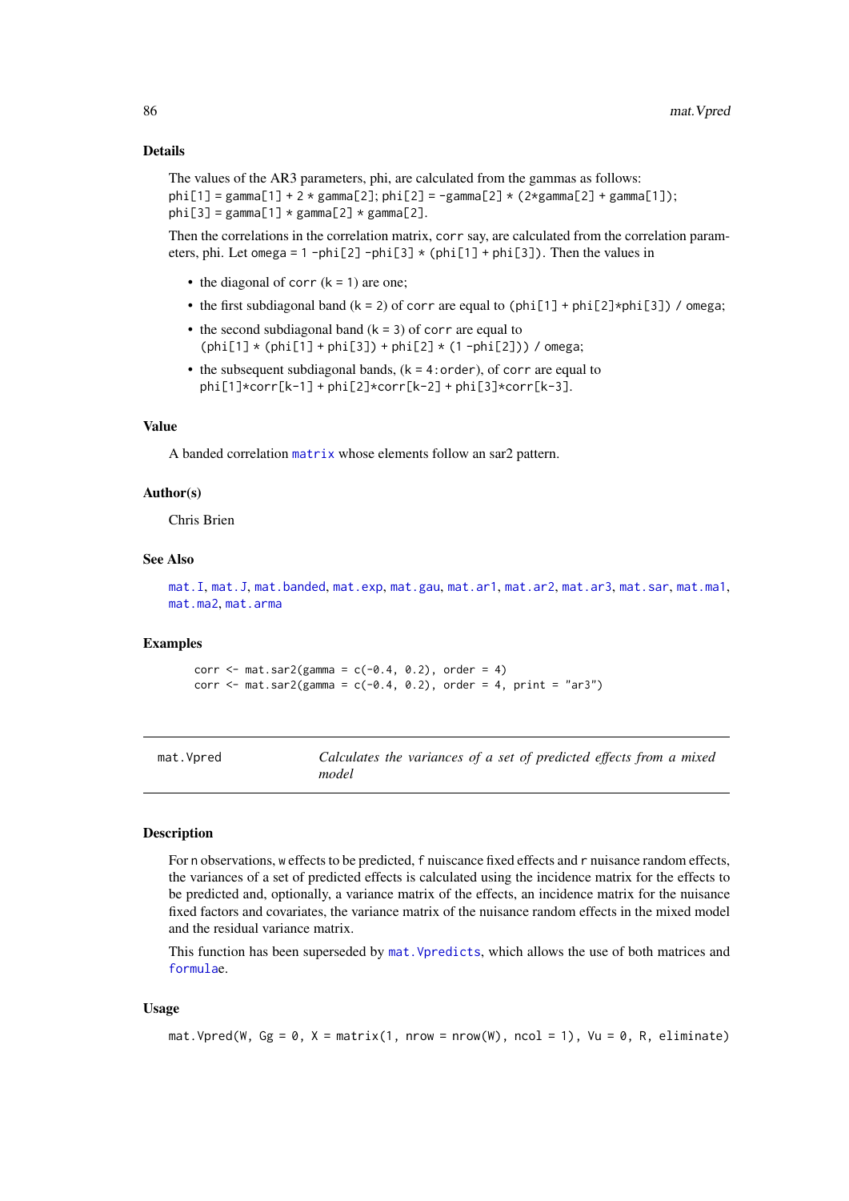### Details

The values of the AR3 parameters, phi, are calculated from the gammas as follows:
`phi[1] = gamma[1] + 2 * gamma[2]; phi[2] = -gamma[2] * (2*gamma[2] + gamma[1]);`
`phi[3] = gamma[1] * gamma[2] * gamma[2].`

Then the correlations in the correlation matrix, `corr` say, are calculated from the correlation parameters, phi. Let `omega = 1 -phi[2] -phi[3] * (phi[1] + phi[3])`. Then the values in

- the diagonal of `corr` (`k = 1`) are one;
- the first subdiagonal band (`k = 2`) of `corr` are equal to `(phi[1] + phi[2]*phi[3]) / omega`;
- the second subdiagonal band (`k = 3`) of `corr` are equal to `(phi[1] * (phi[1] + phi[3]) + phi[2] * (1 -phi[2])) / omega`;
- the subsequent subdiagonal bands, (`k = 4:order`), of `corr` are equal to `phi[1]*corr[k-1] + phi[2]*corr[k-2] + phi[3]*corr[k-3]`.

### Value

A banded correlation `matrix` whose elements follow an sar2 pattern.

### Author(s)

Chris Brien

### See Also

`mat.I`, `mat.J`, `mat.banded`, `mat.exp`, `mat.gau`, `mat.ar1`, `mat.ar2`, `mat.ar3`, `mat.sar`, `mat.ma1`, `mat.ma2`, `mat.arma`

### Examples

```
corr <- mat.sar2(gamma = c(-0.4, 0.2), order = 4)
corr <- mat.sar2(gamma = c(-0.4, 0.2), order = 4, print = "ar3")
```

---

## mat.Vpred — *Calculates the variances of a set of predicted effects from a mixed model*

---

### Description

For `n` observations, `w` effects to be predicted, `f` nuiscance fixed effects and `r` nuisance random effects, the variances of a set of predicted effects is calculated using the incidence matrix for the effects to be predicted and, optionally, a variance matrix of the effects, an incidence matrix for the nuisance fixed factors and covariates, the variance matrix of the nuisance random effects in the mixed model and the residual variance matrix.

This function has been superseded by `mat.Vpredicts`, which allows the use of both matrices and `formula`e.

### Usage

```
mat.Vpred(W, Gg = 0, X = matrix(1, nrow = nrow(W), ncol = 1), Vu = 0, R, eliminate)
```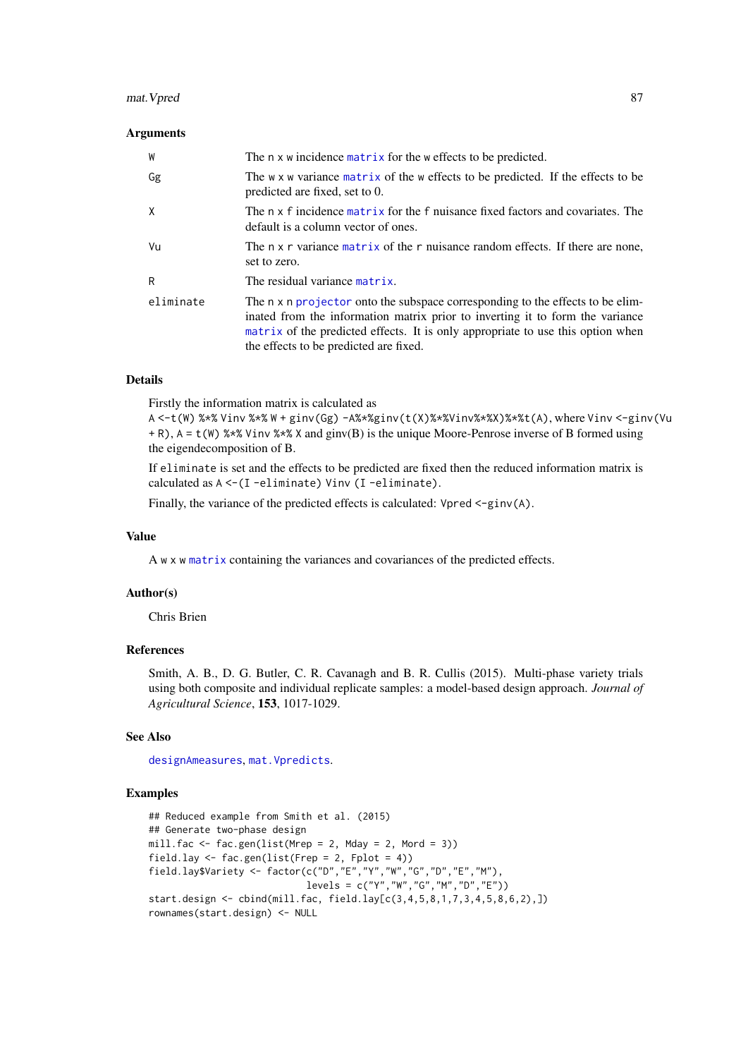### Arguments

| | |
|---|---|
| `W` | The `n x w` incidence `matrix` for the `w` effects to be predicted. |
| `Gg` | The `w x w` variance `matrix` of the `w` effects to be predicted. If the effects to be predicted are fixed, set to 0. |
| `X` | The `n x f` incidence `matrix` for the `f` nuisance fixed factors and covariates. The default is a column vector of ones. |
| `Vu` | The `n x r` variance `matrix` of the `r` nuisance random effects. If there are none, set to zero. |
| `R` | The residual variance `matrix`. |
| `eliminate` | The `n x n` `projector` onto the subspace corresponding to the effects to be eliminated from the information matrix prior to inverting it to form the variance `matrix` of the predicted effects. It is only appropriate to use this option when the effects to be predicted are fixed. |

### Details

Firstly the information matrix is calculated as `A <-t(W) %*% Vinv %*% W + ginv(Gg) -A%*%ginv(t(X)%*%Vinv%*%X)%*%t(A)`, where `Vinv <-ginv(Vu + R)`, `A = t(W) %*% Vinv %*% X` and ginv(B) is the unique Moore-Penrose inverse of B formed using the eigendecomposition of B.

If `eliminate` is set and the effects to be predicted are fixed then the reduced information matrix is calculated as `A <-(I -eliminate) Vinv (I -eliminate)`.

Finally, the variance of the predicted effects is calculated: `Vpred <-ginv(A)`.

### Value

A `w x w` `matrix` containing the variances and covariances of the predicted effects.

### Author(s)

Chris Brien

### References

Smith, A. B., D. G. Butler, C. R. Cavanagh and B. R. Cullis (2015). Multi-phase variety trials using both composite and individual replicate samples: a model-based design approach. *Journal of Agricultural Science*, **153**, 1017-1029.

### See Also

`designAmeasures`, `mat.Vpredicts`.

### Examples

```
## Reduced example from Smith et al. (2015)
## Generate two-phase design
mill.fac <- fac.gen(list(Mrep = 2, Mday = 2, Mord = 3))
field.lay <- fac.gen(list(Frep = 2, Fplot = 4))
field.lay$Variety <- factor(c("D","E","Y","W","G","D","E","M"),
                            levels = c("Y","W","G","M","D","E"))
start.design <- cbind(mill.fac, field.lay[c(3,4,5,8,1,7,3,4,5,8,6,2),])
rownames(start.design) <- NULL
```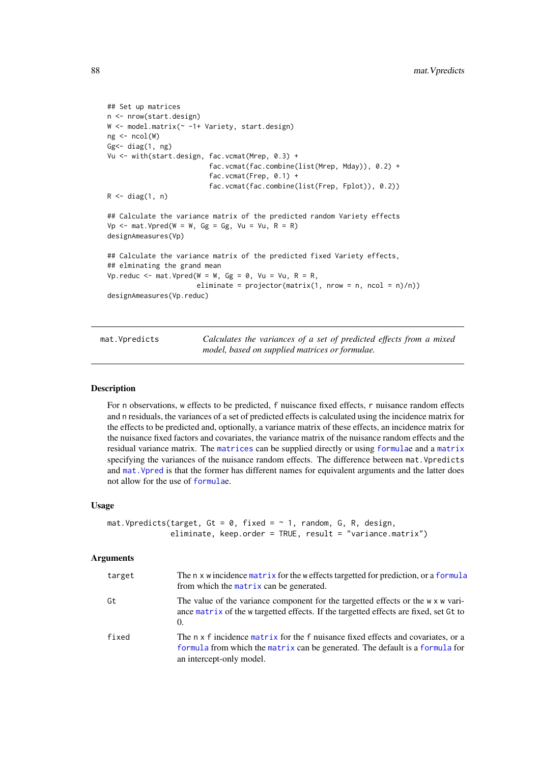```
## Set up matrices
n <- nrow(start.design)
W <- model.matrix(~ -1+ Variety, start.design)
ng <- ncol(W)
Gg<- diag(1, ng)
Vu <- with(start.design, fac.vcmat(Mrep, 0.3) +
                         fac.vcmat(fac.combine(list(Mrep, Mday)), 0.2) +
                         fac.vcmat(Frep, 0.1) +
                         fac.vcmat(fac.combine(list(Frep, Fplot)), 0.2))
R <- diag(1, n)

## Calculate the variance matrix of the predicted random Variety effects
Vp <- mat.Vpred(W = W, Gg = Gg, Vu = Vu, R = R)
designAmeasures(Vp)

## Calculate the variance matrix of the predicted fixed Variety effects,
## elminating the grand mean
Vp.reduc <- mat.Vpred(W = W, Gg = 0, Vu = Vu, R = R,
                      eliminate = projector(matrix(1, nrow = n, ncol = n)/n))
designAmeasures(Vp.reduc)
```

---

## mat.Vpredicts — *Calculates the variances of a set of predicted effects from a mixed model, based on supplied matrices or formulae.*

### Description

For n observations, w effects to be predicted, f nuisance fixed effects, r nuisance random effects and n residuals, the variances of a set of predicted effects is calculated using the incidence matrix for the effects to be predicted and, optionally, a variance matrix of these effects, an incidence matrix for the nuisance fixed factors and covariates, the variance matrix of the nuisance random effects and the residual variance matrix. The matrices can be supplied directly or using formulae and a matrix specifying the variances of the nuisance random effects. The difference between `mat.Vpredicts` and `mat.Vpred` is that the former has different names for equivalent arguments and the latter does not allow for the use of formulae.

### Usage

```
mat.Vpredicts(target, Gt = 0, fixed = ~ 1, random, G, R, design,
              eliminate, keep.order = TRUE, result = "variance.matrix")
```

### Arguments

| | |
|---|---|
| `target` | The n x w incidence matrix for the w effects targetted for prediction, or a formula from which the matrix can be generated. |
| `Gt` | The value of the variance component for the targetted effects or the w x w variance matrix of the w targetted effects. If the targetted effects are fixed, set Gt to 0. |
| `fixed` | The n x f incidence matrix for the f nuisance fixed effects and covariates, or a formula from which the matrix can be generated. The default is a formula for an intercept-only model. |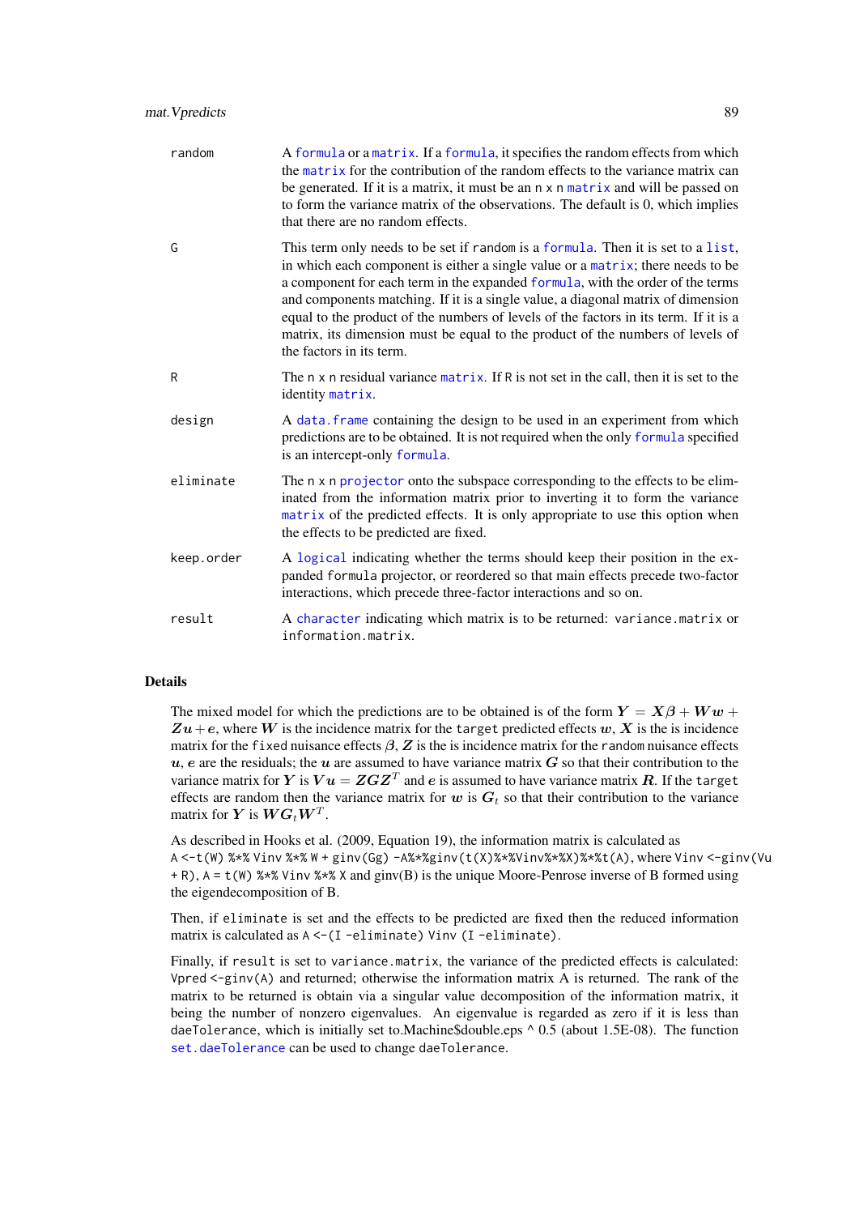random — A formula or a matrix. If a formula, it specifies the random effects from which the matrix for the contribution of the random effects to the variance matrix can be generated. If it is a matrix, it must be an `n x n` matrix and will be passed on to form the variance matrix of the observations. The default is 0, which implies that there are no random effects.

G — This term only needs to be set if `random` is a formula. Then it is set to a list, in which each component is either a single value or a matrix; there needs to be a component for each term in the expanded formula, with the order of the terms and components matching. If it is a single value, a diagonal matrix of dimension equal to the product of the numbers of levels of the factors in its term. If it is a matrix, its dimension must be equal to the product of the numbers of levels of the factors in its term.

R — The `n x n` residual variance matrix. If `R` is not set in the call, then it is set to the identity matrix.

design — A data.frame containing the design to be used in an experiment from which predictions are to be obtained. It is not required when the only formula specified is an intercept-only formula.

eliminate — The `n x n` projector onto the subspace corresponding to the effects to be eliminated from the information matrix prior to inverting it to form the variance matrix of the predicted effects. It is only appropriate to use this option when the effects to be predicted are fixed.

keep.order — A logical indicating whether the terms should keep their position in the expanded `formula` projector, or reordered so that main effects precede two-factor interactions, which precede three-factor interactions and so on.

result — A character indicating which matrix is to be returned: `variance.matrix` or `information.matrix`.

## Details

The mixed model for which the predictions are to be obtained is of the form $\boldsymbol{Y} = \boldsymbol{X\beta} + \boldsymbol{Ww} + \boldsymbol{Zu} + \boldsymbol{e}$, where $\boldsymbol{W}$ is the incidence matrix for the `target` predicted effects $\boldsymbol{w}$, $\boldsymbol{X}$ is the is incidence matrix for the `fixed` nuisance effects $\boldsymbol{\beta}$, $\boldsymbol{Z}$ is the is incidence matrix for the `random` nuisance effects $\boldsymbol{u}$, $\boldsymbol{e}$ are the residuals; the $\boldsymbol{u}$ are assumed to have variance matrix $\boldsymbol{G}$ so that their contribution to the variance matrix for $\boldsymbol{Y}$ is $\boldsymbol{Vu} = \boldsymbol{ZGZ}^T$ and $\boldsymbol{e}$ is assumed to have variance matrix $\boldsymbol{R}$. If the `target` effects are random then the variance matrix for $\boldsymbol{w}$ is $\boldsymbol{G}_t$ so that their contribution to the variance matrix for $\boldsymbol{Y}$ is $\boldsymbol{WG}_t\boldsymbol{W}^T$.

As described in Hooks et al. (2009, Equation 19), the information matrix is calculated as `A <-t(W) %*% Vinv %*% W + ginv(Gg) -A%*%ginv(t(X)%*%Vinv%*%X)%*%t(A)`, where `Vinv <-ginv(Vu + R)`, `A = t(W) %*% Vinv %*% X` and ginv(B) is the unique Moore-Penrose inverse of B formed using the eigendecomposition of B.

Then, if `eliminate` is set and the effects to be predicted are fixed then the reduced information matrix is calculated as `A <-(I -eliminate) Vinv (I -eliminate)`.

Finally, if `result` is set to `variance.matrix`, the variance of the predicted effects is calculated: `Vpred <-ginv(A)` and returned; otherwise the information matrix A is returned. The rank of the matrix to be returned is obtain via a singular value decomposition of the information matrix, it being the number of nonzero eigenvalues. An eigenvalue is regarded as zero if it is less than `daeTolerance`, which is initially set to.Machine$double.eps ^ 0.5 (about 1.5E-08). The function set.daeTolerance can be used to change `daeTolerance`.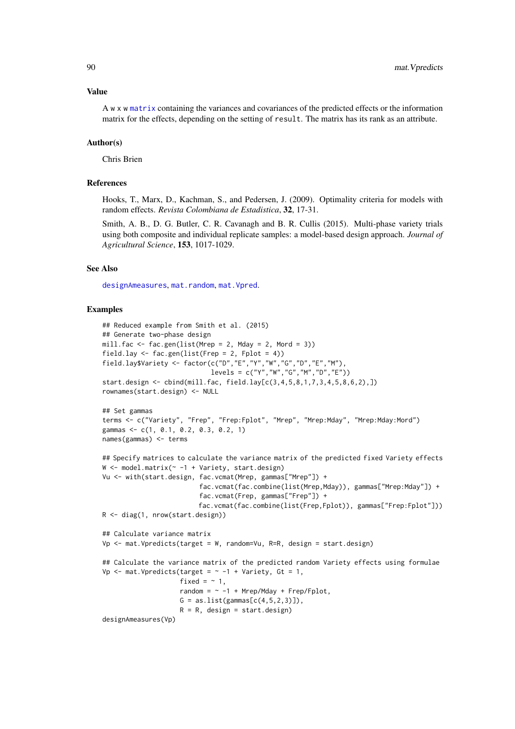## Value

A w x w `matrix` containing the variances and covariances of the predicted effects or the information matrix for the effects, depending on the setting of `result`. The matrix has its rank as an attribute.

## Author(s)

Chris Brien

## References

Hooks, T., Marx, D., Kachman, S., and Pedersen, J. (2009). Optimality criteria for models with random effects. *Revista Colombiana de Estadistica*, **32**, 17-31.

Smith, A. B., D. G. Butler, C. R. Cavanagh and B. R. Cullis (2015). Multi-phase variety trials using both composite and individual replicate samples: a model-based design approach. *Journal of Agricultural Science*, **153**, 1017-1029.

## See Also

`designAmeasures`, `mat.random`, `mat.Vpred`.

## Examples

```
## Reduced example from Smith et al. (2015)
## Generate two-phase design
mill.fac <- fac.gen(list(Mrep = 2, Mday = 2, Mord = 3))
field.lay <- fac.gen(list(Frep = 2, Fplot = 4))
field.lay$Variety <- factor(c("D","E","Y","W","G","D","E","M"),
                            levels = c("Y","W","G","M","D","E"))
start.design <- cbind(mill.fac, field.lay[c(3,4,5,8,1,7,3,4,5,8,6,2),])
rownames(start.design) <- NULL

## Set gammas
terms <- c("Variety", "Frep", "Frep:Fplot", "Mrep", "Mrep:Mday", "Mrep:Mday:Mord")
gammas <- c(1, 0.1, 0.2, 0.3, 0.2, 1)
names(gammas) <- terms

## Specify matrices to calculate the variance matrix of the predicted fixed Variety effects
W <- model.matrix(~ -1 + Variety, start.design)
Vu <- with(start.design, fac.vcmat(Mrep, gammas["Mrep"]) +
                         fac.vcmat(fac.combine(list(Mrep,Mday)), gammas["Mrep:Mday"]) +
                         fac.vcmat(Frep, gammas["Frep"]) +
                         fac.vcmat(fac.combine(list(Frep,Fplot)), gammas["Frep:Fplot"]))
R <- diag(1, nrow(start.design))

## Calculate variance matrix
Vp <- mat.Vpredicts(target = W, random=Vu, R=R, design = start.design)

## Calculate the variance matrix of the predicted random Variety effects using formulae
Vp <- mat.Vpredicts(target = ~ -1 + Variety, Gt = 1,
                    fixed = ~ 1,
                    random = ~ -1 + Mrep/Mday + Frep/Fplot,
                    G = as.list(gammas[c(4,5,2,3)]),
                    R = R, design = start.design)
designAmeasures(Vp)
```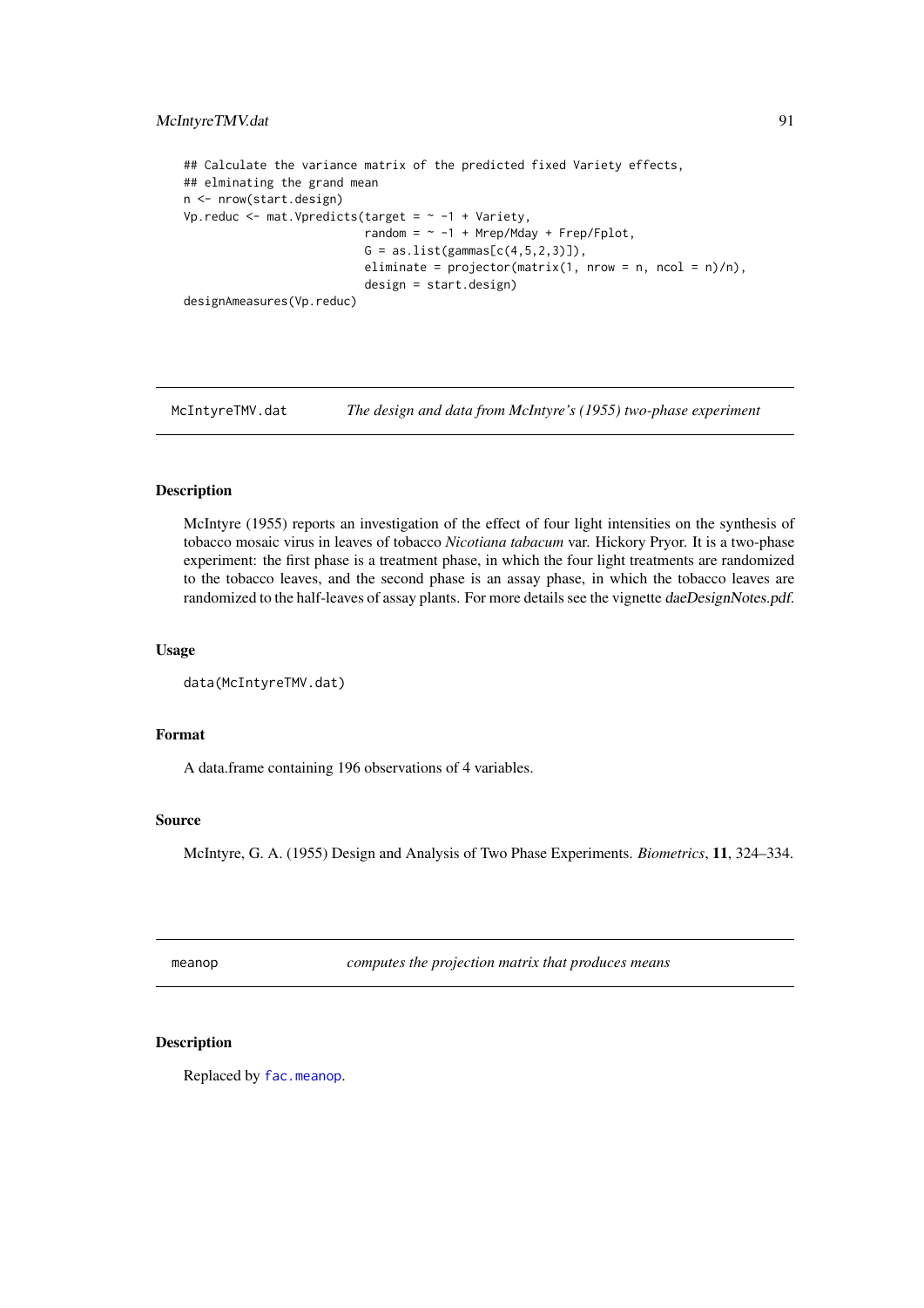```
## Calculate the variance matrix of the predicted fixed Variety effects,
## elminating the grand mean
n <- nrow(start.design)
Vp.reduc <- mat.Vpredicts(target = ~ -1 + Variety,
                          random = ~ -1 + Mrep/Mday + Frep/Fplot,
                          G = as.list(gammas[c(4,5,2,3)]),
                          eliminate = projector(matrix(1, nrow = n, ncol = n)/n),
                          design = start.design)
designAmeasures(Vp.reduc)
```

---

## McIntyreTMV.dat — *The design and data from McIntyre's (1955) two-phase experiment*

### Description

McIntyre (1955) reports an investigation of the effect of four light intensities on the synthesis of tobacco mosaic virus in leaves of tobacco *Nicotiana tabacum* var. Hickory Pryor. It is a two-phase experiment: the first phase is a treatment phase, in which the four light treatments are randomized to the tobacco leaves, and the second phase is an assay phase, in which the tobacco leaves are randomized to the half-leaves of assay plants. For more details see the vignette *daeDesignNotes.pdf*.

### Usage

```
data(McIntyreTMV.dat)
```

### Format

A data.frame containing 196 observations of 4 variables.

### Source

McIntyre, G. A. (1955) Design and Analysis of Two Phase Experiments. *Biometrics*, **11**, 324–334.

---

## meanop — *computes the projection matrix that produces means*

### Description

Replaced by `fac.meanop`.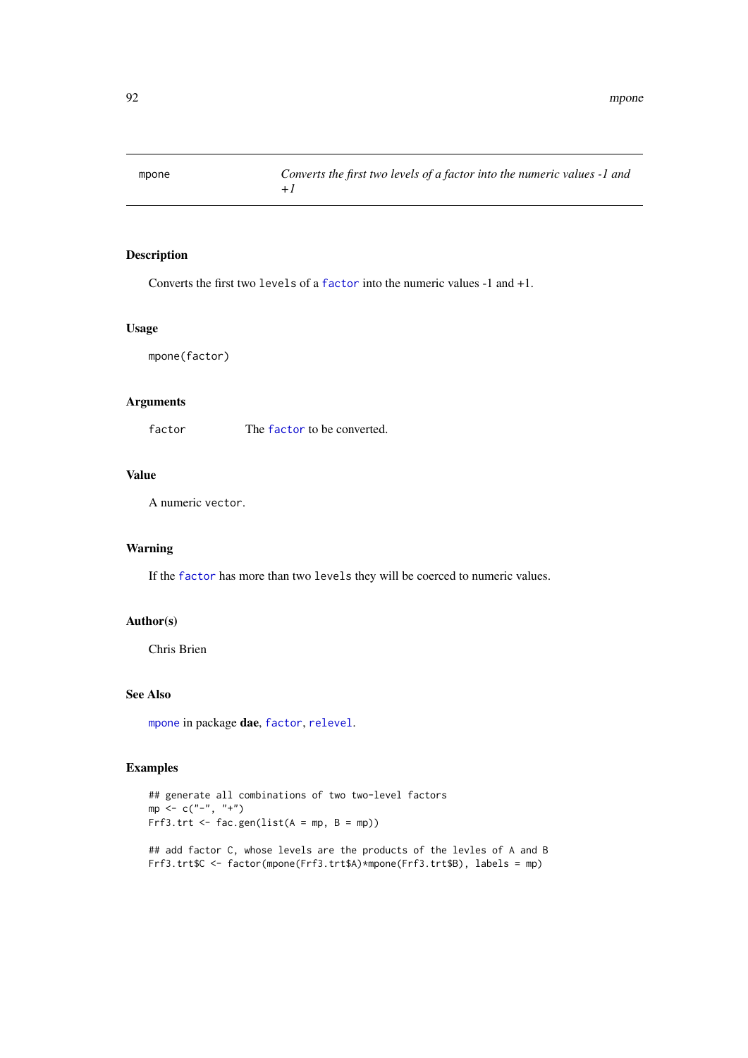mpone — *Converts the first two levels of a factor into the numeric values -1 and +1*

## Description

Converts the first two `levels` of a `factor` into the numeric values -1 and +1.

## Usage

```
mpone(factor)
```

## Arguments

| | |
|---|---|
| `factor` | The `factor` to be converted. |

## Value

A numeric `vector`.

## Warning

If the `factor` has more than two `levels` they will be coerced to numeric values.

## Author(s)

Chris Brien

## See Also

`mpone` in package **dae**, `factor`, `relevel`.

## Examples

```
## generate all combinations of two two-level factors
mp <- c("-", "+")
Frf3.trt <- fac.gen(list(A = mp, B = mp))

## add factor C, whose levels are the products of the levles of A and B
Frf3.trt$C <- factor(mpone(Frf3.trt$A)*mpone(Frf3.trt$B), labels = mp)
```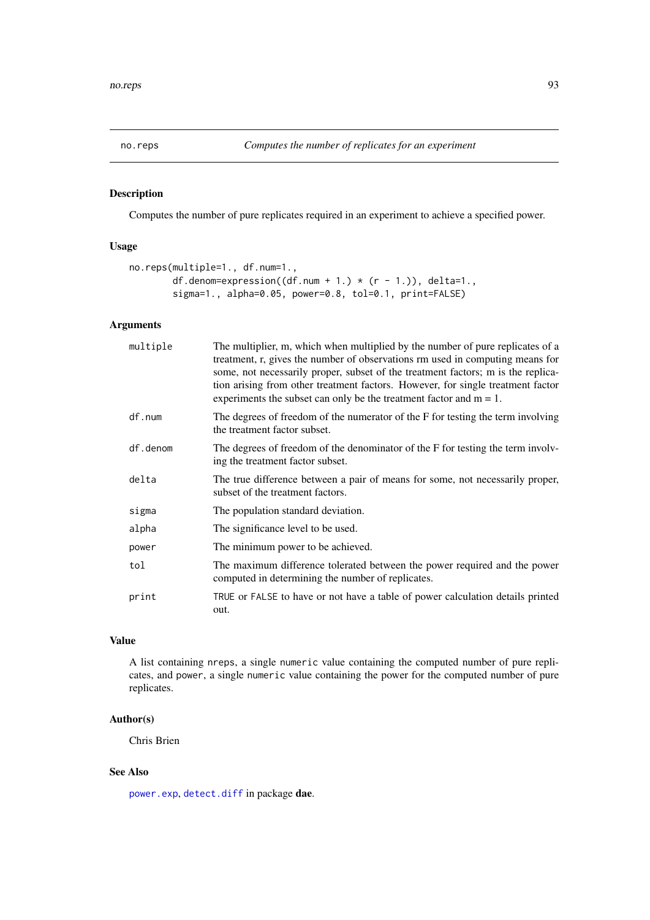# no.reps — *Computes the number of replicates for an experiment*

## Description

Computes the number of pure replicates required in an experiment to achieve a specified power.

## Usage

```
no.reps(multiple=1., df.num=1.,
        df.denom=expression((df.num + 1.) * (r - 1.)), delta=1.,
        sigma=1., alpha=0.05, power=0.8, tol=0.1, print=FALSE)
```

## Arguments

| | |
|---|---|
| multiple | The multiplier, m, which when multiplied by the number of pure replicates of a treatment, r, gives the number of observations rm used in computing means for some, not necessarily proper, subset of the treatment factors; m is the replication arising from other treatment factors. However, for single treatment factor experiments the subset can only be the treatment factor and m = 1. |
| df.num | The degrees of freedom of the numerator of the F for testing the term involving the treatment factor subset. |
| df.denom | The degrees of freedom of the denominator of the F for testing the term involving the treatment factor subset. |
| delta | The true difference between a pair of means for some, not necessarily proper, subset of the treatment factors. |
| sigma | The population standard deviation. |
| alpha | The significance level to be used. |
| power | The minimum power to be achieved. |
| tol | The maximum difference tolerated between the power required and the power computed in determining the number of replicates. |
| print | TRUE or FALSE to have or not have a table of power calculation details printed out. |

## Value

A list containing nreps, a single numeric value containing the computed number of pure replicates, and power, a single numeric value containing the power for the computed number of pure replicates.

## Author(s)

Chris Brien

## See Also

power.exp, detect.diff in package **dae**.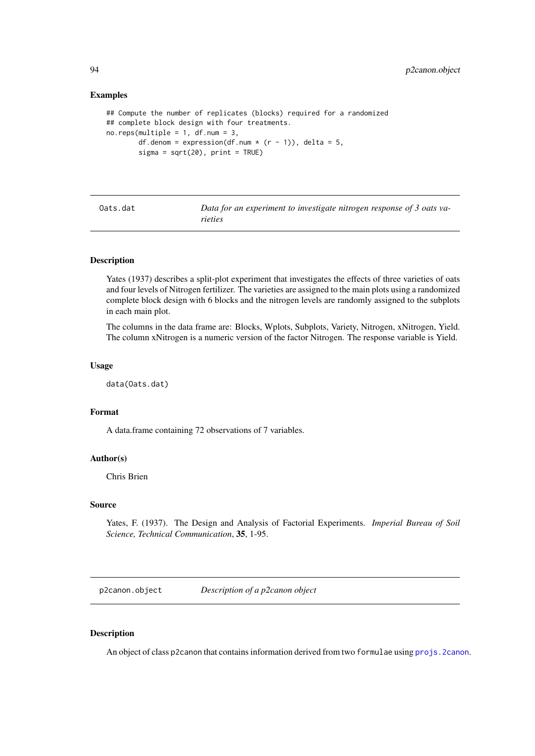### Examples

```
## Compute the number of replicates (blocks) required for a randomized
## complete block design with four treatments.
no.reps(multiple = 1, df.num = 3,
        df.denom = expression(df.num * (r - 1)), delta = 5,
        sigma = sqrt(20), print = TRUE)
```

---

## Oats.dat — *Data for an experiment to investigate nitrogen response of 3 oats varieties*

### Description

Yates (1937) describes a split-plot experiment that investigates the effects of three varieties of oats and four levels of Nitrogen fertilizer. The varieties are assigned to the main plots using a randomized complete block design with 6 blocks and the nitrogen levels are randomly assigned to the subplots in each main plot.

The columns in the data frame are: Blocks, Wplots, Subplots, Variety, Nitrogen, xNitrogen, Yield. The column xNitrogen is a numeric version of the factor Nitrogen. The response variable is Yield.

### Usage

```
data(Oats.dat)
```

### Format

A data.frame containing 72 observations of 7 variables.

### Author(s)

Chris Brien

### Source

Yates, F. (1937). The Design and Analysis of Factorial Experiments. *Imperial Bureau of Soil Science, Technical Communication*, **35**, 1-95.

---

## p2canon.object — *Description of a p2canon object*

### Description

An object of class `p2canon` that contains information derived from two `formulae` using `projs.2canon`.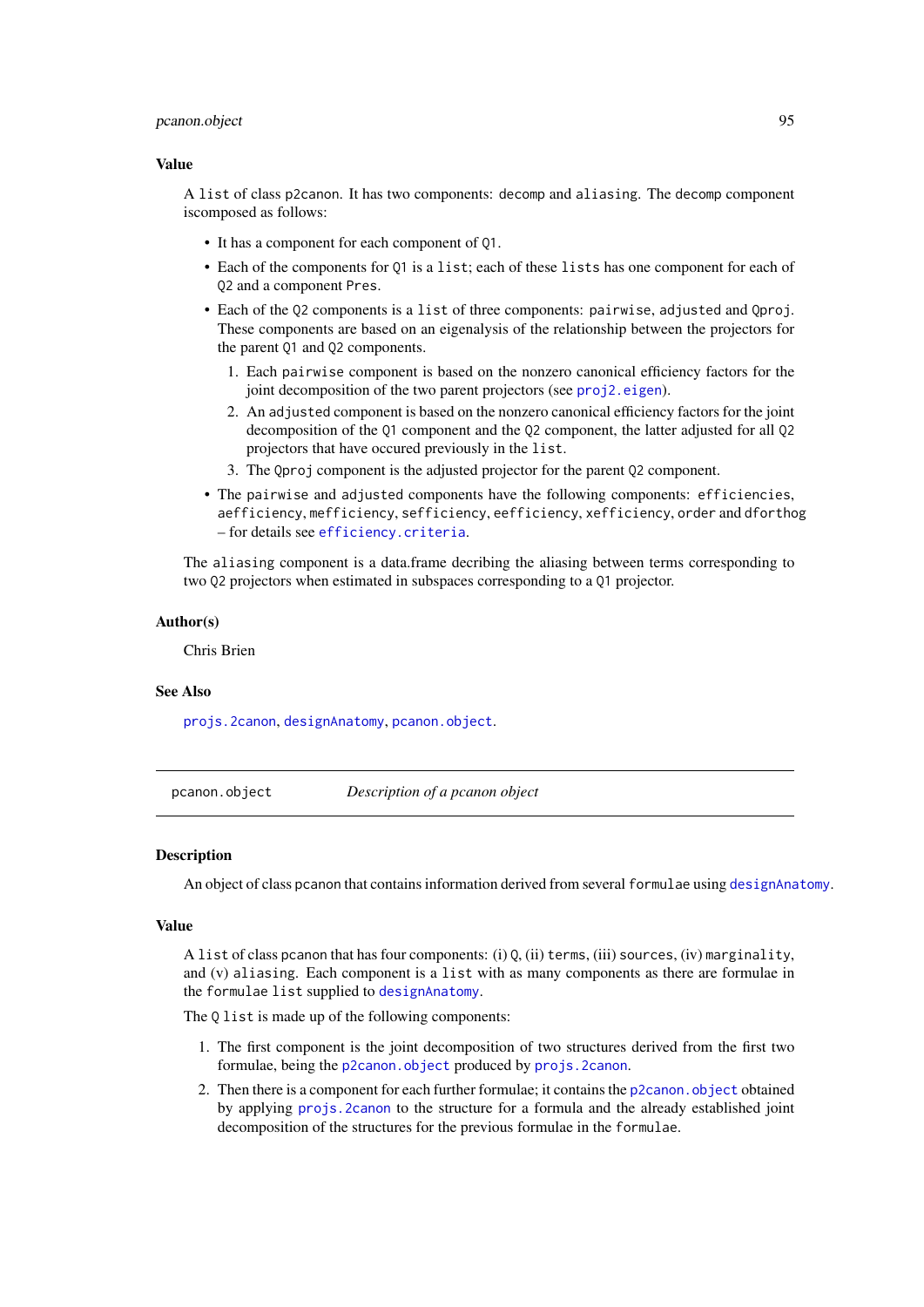### Value

A `list` of class `p2canon`. It has two components: `decomp` and `aliasing`. The `decomp` component iscomposed as follows:

- It has a component for each component of `Q1`.
- Each of the components for `Q1` is a `list`; each of these `lists` has one component for each of `Q2` and a component `Pres`.
- Each of the `Q2` components is a `list` of three components: `pairwise`, `adjusted` and `Qproj`. These components are based on an eigenalysis of the relationship between the projectors for the parent `Q1` and `Q2` components.
  1. Each `pairwise` component is based on the nonzero canonical efficiency factors for the joint decomposition of the two parent projectors (see `proj2.eigen`).
  2. An `adjusted` component is based on the nonzero canonical efficiency factors for the joint decomposition of the `Q1` component and the `Q2` component, the latter adjusted for all `Q2` projectors that have occured previously in the `list`.
  3. The `Qproj` component is the adjusted projector for the parent `Q2` component.
- The `pairwise` and `adjusted` components have the following components: `efficiencies`, `aefficiency`, `mefficiency`, `sefficiency`, `eefficiency`, `xefficiency`, `order` and `dforthog` – for details see `efficiency.criteria`.

The `aliasing` component is a data.frame decribing the aliasing between terms corresponding to two `Q2` projectors when estimated in subspaces corresponding to a `Q1` projector.

### Author(s)

Chris Brien

### See Also

`projs.2canon`, `designAnatomy`, `pcanon.object`.

---

## pcanon.object — *Description of a pcanon object*

---

### Description

An object of class pcanon that contains information derived from several `formulae` using `designAnatomy`.

### Value

A `list` of class pcanon that has four components: (i) `Q`, (ii) `terms`, (iii) `sources`, (iv) `marginality`, and (v) `aliasing`. Each component is a `list` with as many components as there are formulae in the `formulae` `list` supplied to `designAnatomy`.

The `Q` `list` is made up of the following components:

1. The first component is the joint decomposition of two structures derived from the first two formulae, being the `p2canon.object` produced by `projs.2canon`.
2. Then there is a component for each further formulae; it contains the `p2canon.object` obtained by applying `projs.2canon` to the structure for a formula and the already established joint decomposition of the structures for the previous formulae in the `formulae`.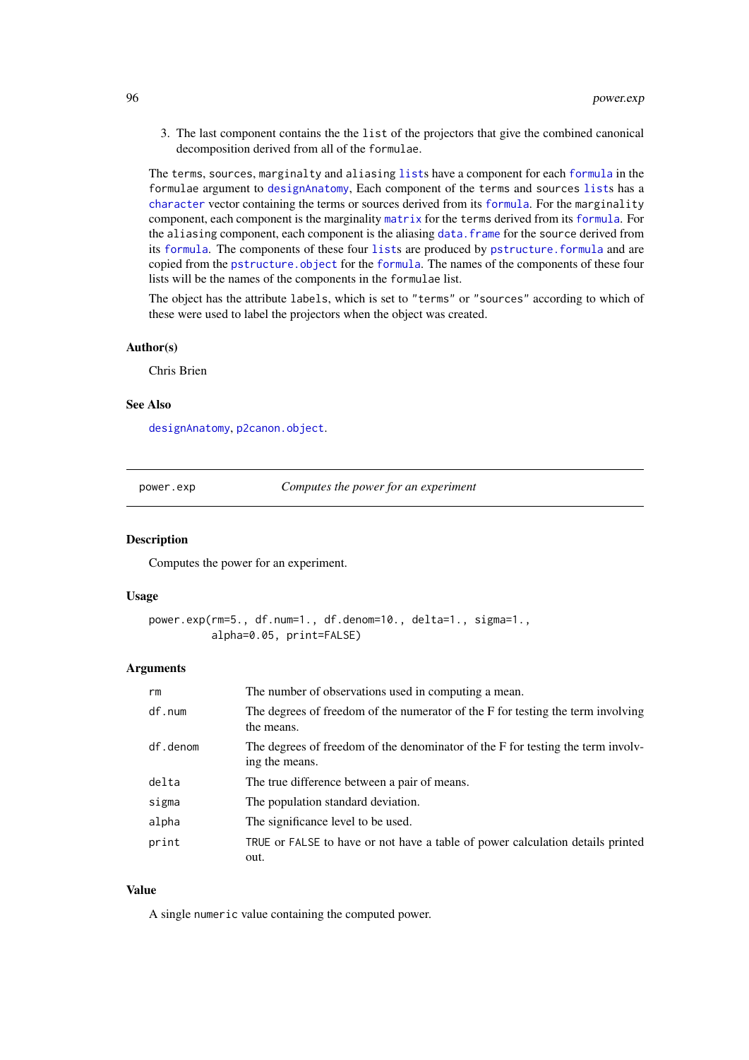3. The last component contains the the `list` of the projectors that give the combined canonical decomposition derived from all of the `formulae`.

The `terms`, `sources`, `marginalty` and `aliasing` `lists` have a component for each `formula` in the `formulae` argument to `designAnatomy`, Each component of the `terms` and `sources` `lists` has a `character` vector containing the terms or sources derived from its `formula`. For the `marginality` component, each component is the marginality `matrix` for the `terms` derived from its `formula`. For the `aliasing` component, each component is the aliasing `data.frame` for the `source` derived from its `formula`. The components of these four `lists` are produced by `pstructure.formula` and are copied from the `pstructure.object` for the `formula`. The names of the components of these four lists will be the names of the components in the `formulae` list.

The object has the attribute `labels`, which is set to `"terms"` or `"sources"` according to which of these were used to label the projectors when the object was created.

### Author(s)

Chris Brien

### See Also

`designAnatomy`, `p2canon.object`.

---

## power.exp — *Computes the power for an experiment*

### Description

Computes the power for an experiment.

### Usage

```
power.exp(rm=5., df.num=1., df.denom=10., delta=1., sigma=1.,
          alpha=0.05, print=FALSE)
```

### Arguments

| | |
|---|---|
| `rm` | The number of observations used in computing a mean. |
| `df.num` | The degrees of freedom of the numerator of the F for testing the term involving the means. |
| `df.denom` | The degrees of freedom of the denominator of the F for testing the term involving the means. |
| `delta` | The true difference between a pair of means. |
| `sigma` | The population standard deviation. |
| `alpha` | The significance level to be used. |
| `print` | `TRUE` or `FALSE` to have or not have a table of power calculation details printed out. |

### Value

A single `numeric` value containing the computed power.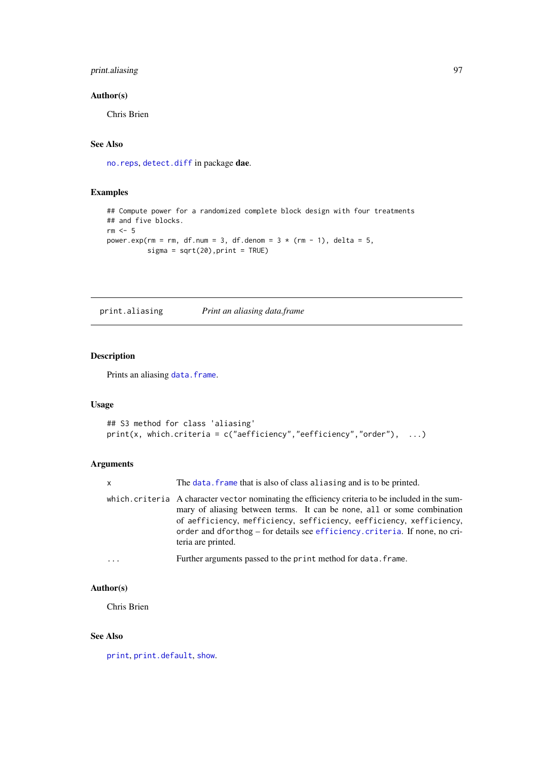### Author(s)

Chris Brien

### See Also

`no.reps`, `detect.diff` in package **dae**.

### Examples

```
## Compute power for a randomized complete block design with four treatments
## and five blocks.
rm <- 5
power.exp(rm = rm, df.num = 3, df.denom = 3 * (rm - 1), delta = 5,
          sigma = sqrt(20),print = TRUE)
```

---

## print.aliasing — *Print an aliasing data.frame*

### Description

Prints an aliasing `data.frame`.

### Usage

```
## S3 method for class 'aliasing'
print(x, which.criteria = c("aefficiency","eefficiency","order"),  ...)
```

### Arguments

| | |
|---|---|
| `x` | The `data.frame` that is also of class `aliasing` and is to be printed. |
| `which.criteria` | A character `vector` nominating the efficiency criteria to be included in the summary of aliasing between terms. It can be `none`, `all` or some combination of `aefficiency`, `mefficiency`, `sefficiency`, `eefficiency`, `xefficiency`, `order` and `dforthog` – for details see `efficiency.criteria`. If none, no criteria are printed. |
| `...` | Further arguments passed to the `print` method for `data.frame`. |

### Author(s)

Chris Brien

### See Also

`print`, `print.default`, `show`.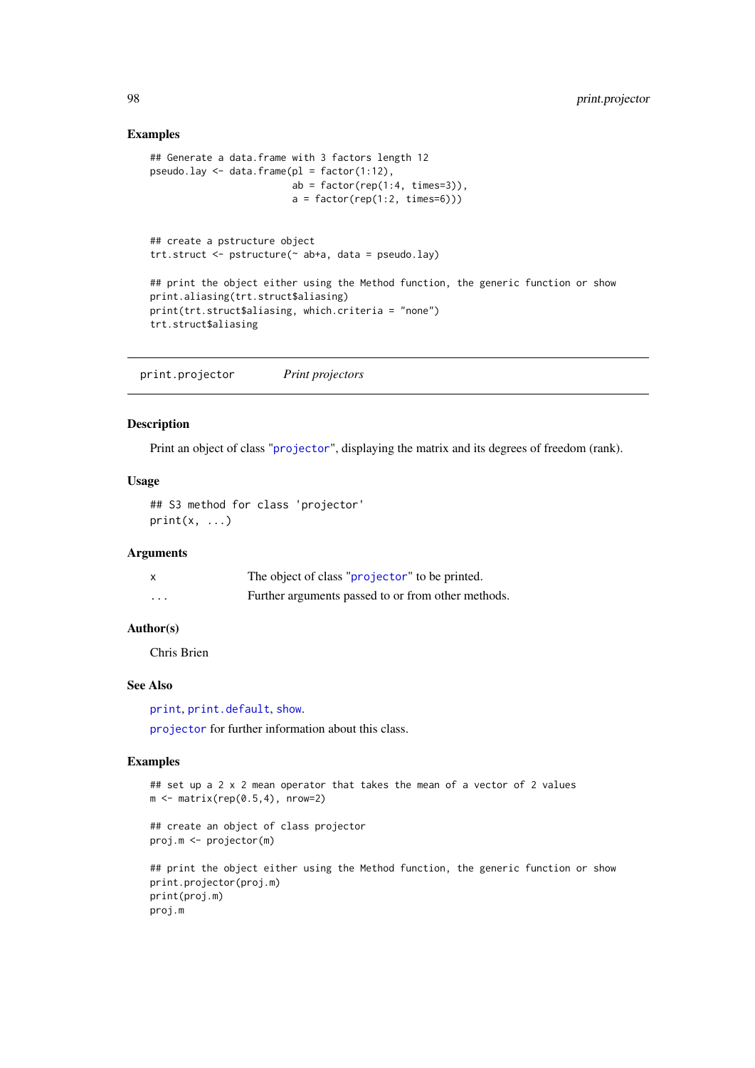### Examples

```
## Generate a data.frame with 3 factors length 12
pseudo.lay <- data.frame(pl = factor(1:12),
                         ab = factor(rep(1:4, times=3)),
                         a = factor(rep(1:2, times=6)))


## create a pstructure object
trt.struct <- pstructure(~ ab+a, data = pseudo.lay)

## print the object either using the Method function, the generic function or show
print.aliasing(trt.struct$aliasing)
print(trt.struct$aliasing, which.criteria = "none")
trt.struct$aliasing
```

---

## print.projector *Print projectors*

### Description

Print an object of class "projector", displaying the matrix and its degrees of freedom (rank).

### Usage

```
## S3 method for class 'projector'
print(x, ...)
```

### Arguments

| | |
|---|---|
| x | The object of class "projector" to be printed. |
| ... | Further arguments passed to or from other methods. |

### Author(s)

Chris Brien

### See Also

print, print.default, show.

projector for further information about this class.

### Examples

```
## set up a 2 x 2 mean operator that takes the mean of a vector of 2 values
m <- matrix(rep(0.5,4), nrow=2)

## create an object of class projector
proj.m <- projector(m)

## print the object either using the Method function, the generic function or show
print.projector(proj.m)
print(proj.m)
proj.m
```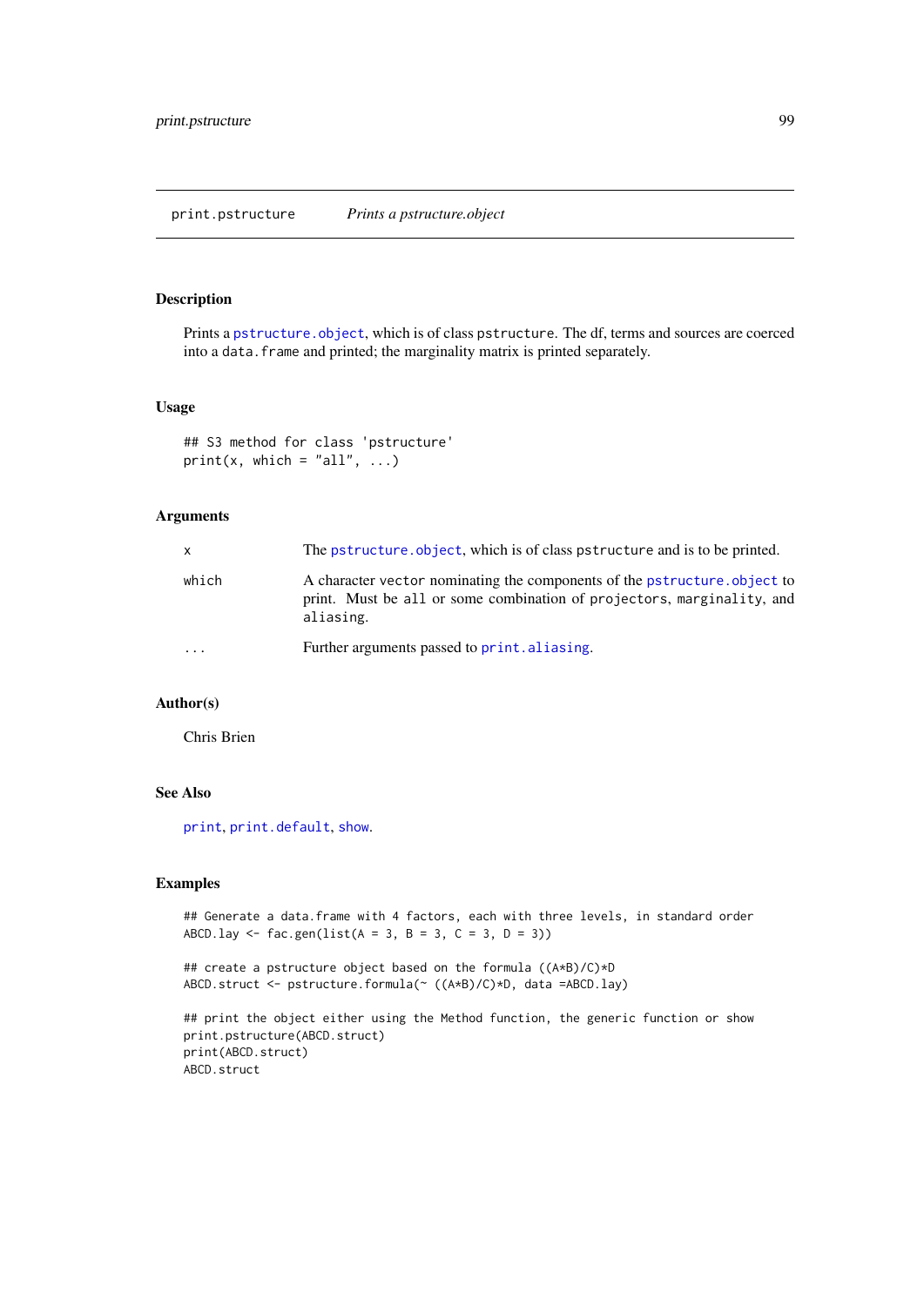## print.pstructure    *Prints a pstructure.object*

### Description

Prints a pstructure.object, which is of class pstructure. The df, terms and sources are coerced into a data.frame and printed; the marginality matrix is printed separately.

### Usage

```
## S3 method for class 'pstructure'
print(x, which = "all", ...)
```

### Arguments

| | |
|---|---|
| x | The pstructure.object, which is of class pstructure and is to be printed. |
| which | A character vector nominating the components of the pstructure.object to print. Must be all or some combination of projectors, marginality, and aliasing. |
| ... | Further arguments passed to print.aliasing. |

### Author(s)

Chris Brien

### See Also

print, print.default, show.

### Examples

```
## Generate a data.frame with 4 factors, each with three levels, in standard order
ABCD.lay <- fac.gen(list(A = 3, B = 3, C = 3, D = 3))

## create a pstructure object based on the formula ((A*B)/C)*D
ABCD.struct <- pstructure.formula(~ ((A*B)/C)*D, data =ABCD.lay)

## print the object either using the Method function, the generic function or show
print.pstructure(ABCD.struct)
print(ABCD.struct)
ABCD.struct
```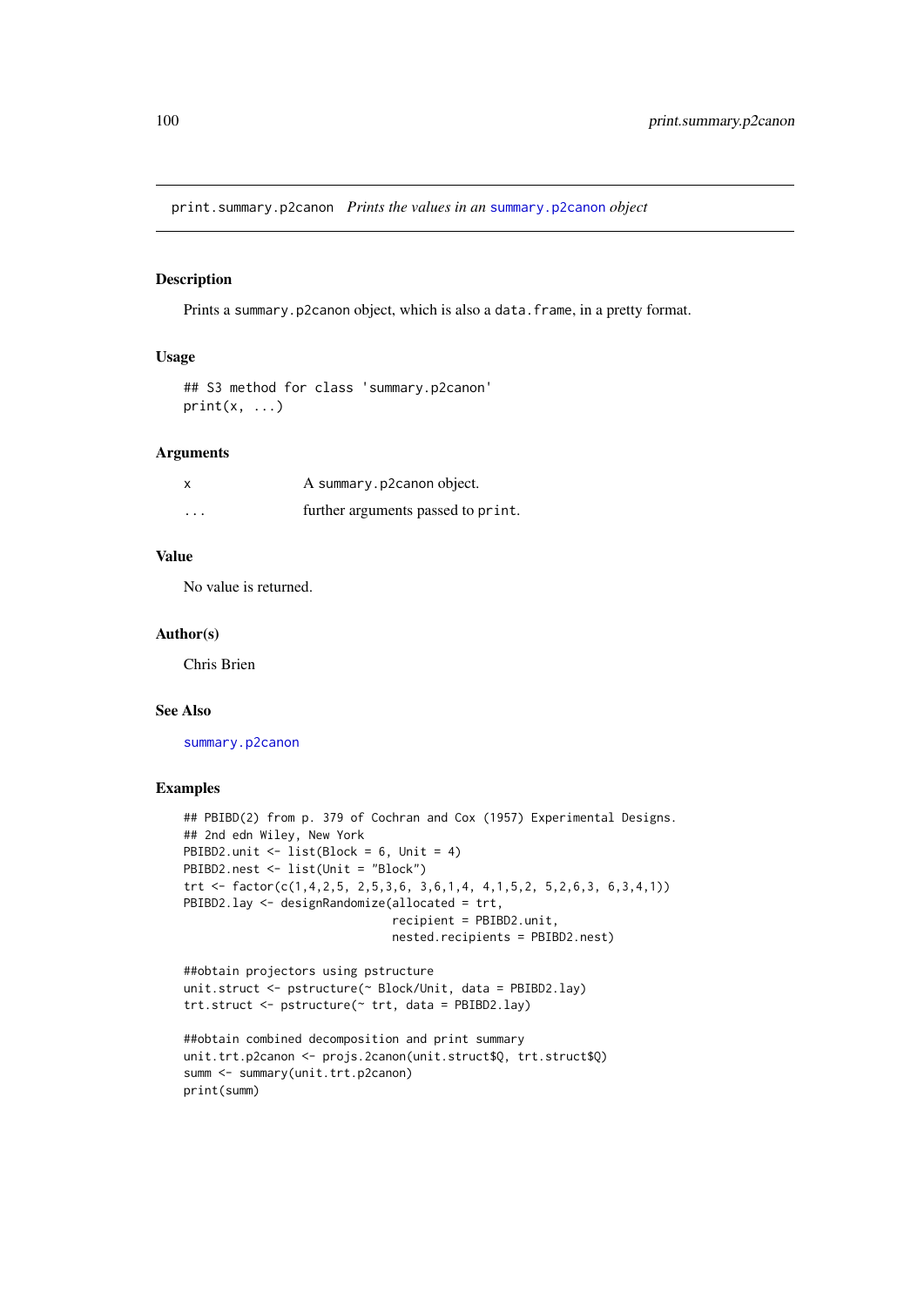print.summary.p2canon *Prints the values in an summary.p2canon object*

## Description

Prints a summary.p2canon object, which is also a data.frame, in a pretty format.

## Usage

```
## S3 method for class 'summary.p2canon'
print(x, ...)
```

## Arguments

| | |
|---|---|
| x | A summary.p2canon object. |
| ... | further arguments passed to print. |

## Value

No value is returned.

## Author(s)

Chris Brien

## See Also

summary.p2canon

## Examples

```
## PBIBD(2) from p. 379 of Cochran and Cox (1957) Experimental Designs.
## 2nd edn Wiley, New York
PBIBD2.unit <- list(Block = 6, Unit = 4)
PBIBD2.nest <- list(Unit = "Block")
trt <- factor(c(1,4,2,5, 2,5,3,6, 3,6,1,4, 4,1,5,2, 5,2,6,3, 6,3,4,1))
PBIBD2.lay <- designRandomize(allocated = trt,
                              recipient = PBIBD2.unit,
                              nested.recipients = PBIBD2.nest)

##obtain projectors using pstructure
unit.struct <- pstructure(~ Block/Unit, data = PBIBD2.lay)
trt.struct <- pstructure(~ trt, data = PBIBD2.lay)

##obtain combined decomposition and print summary
unit.trt.p2canon <- projs.2canon(unit.struct$Q, trt.struct$Q)
summ <- summary(unit.trt.p2canon)
print(summ)
```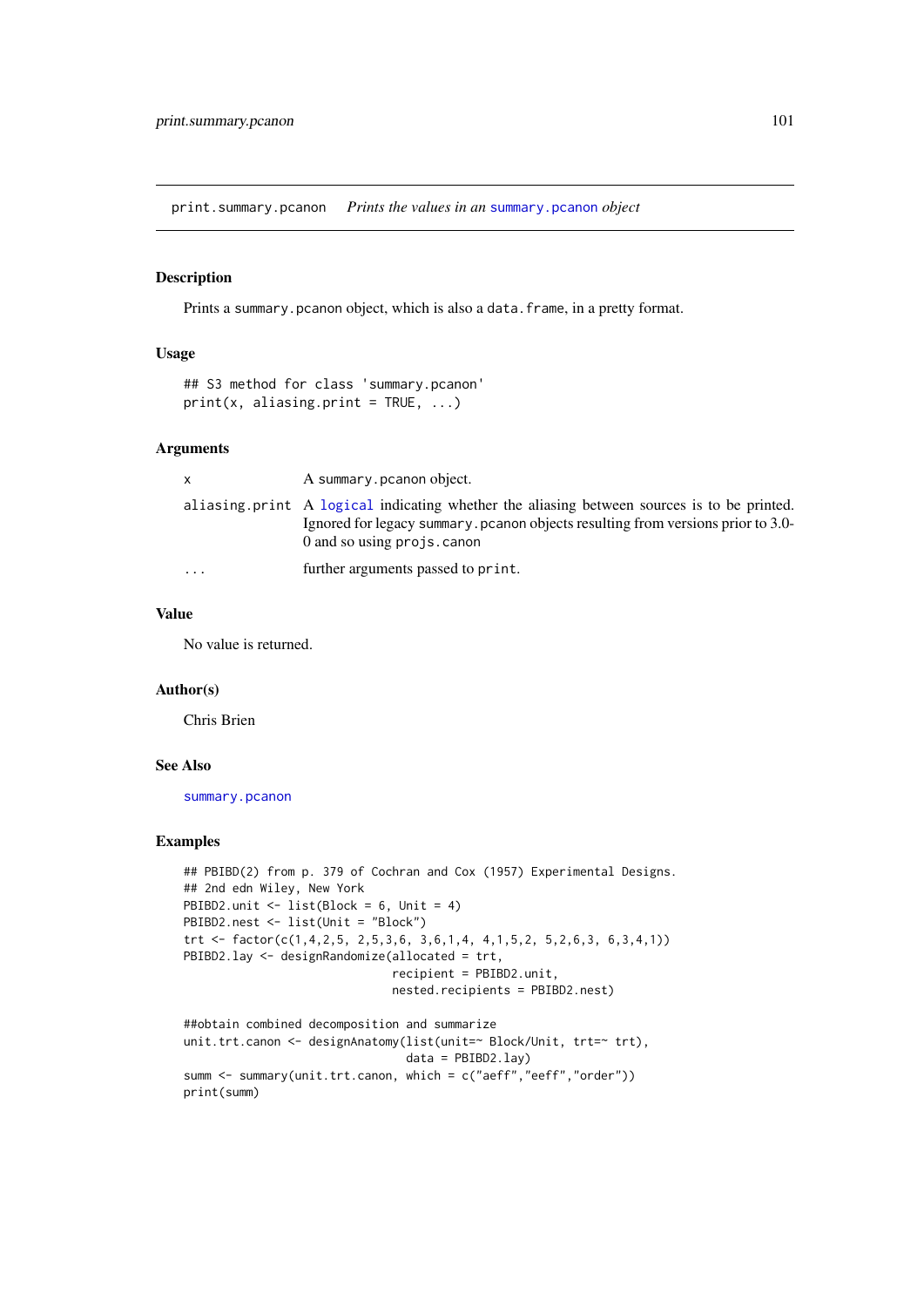print.summary.pcanon *Prints the values in an summary.pcanon object*

## Description

Prints a summary.pcanon object, which is also a data.frame, in a pretty format.

## Usage

```
## S3 method for class 'summary.pcanon'
print(x, aliasing.print = TRUE, ...)
```

## Arguments

| | |
|---|---|
| x | A summary.pcanon object. |
| aliasing.print | A logical indicating whether the aliasing between sources is to be printed. Ignored for legacy summary.pcanon objects resulting from versions prior to 3.0-0 and so using projs.canon |
| ... | further arguments passed to print. |

## Value

No value is returned.

## Author(s)

Chris Brien

## See Also

summary.pcanon

## Examples

```
## PBIBD(2) from p. 379 of Cochran and Cox (1957) Experimental Designs.
## 2nd edn Wiley, New York
PBIBD2.unit <- list(Block = 6, Unit = 4)
PBIBD2.nest <- list(Unit = "Block")
trt <- factor(c(1,4,2,5, 2,5,3,6, 3,6,1,4, 4,1,5,2, 5,2,6,3, 6,3,4,1))
PBIBD2.lay <- designRandomize(allocated = trt,
                              recipient = PBIBD2.unit,
                              nested.recipients = PBIBD2.nest)

##obtain combined decomposition and summarize
unit.trt.canon <- designAnatomy(list(unit=~ Block/Unit, trt=~ trt),
                                data = PBIBD2.lay)
summ <- summary(unit.trt.canon, which = c("aeff","eeff","order"))
print(summ)
```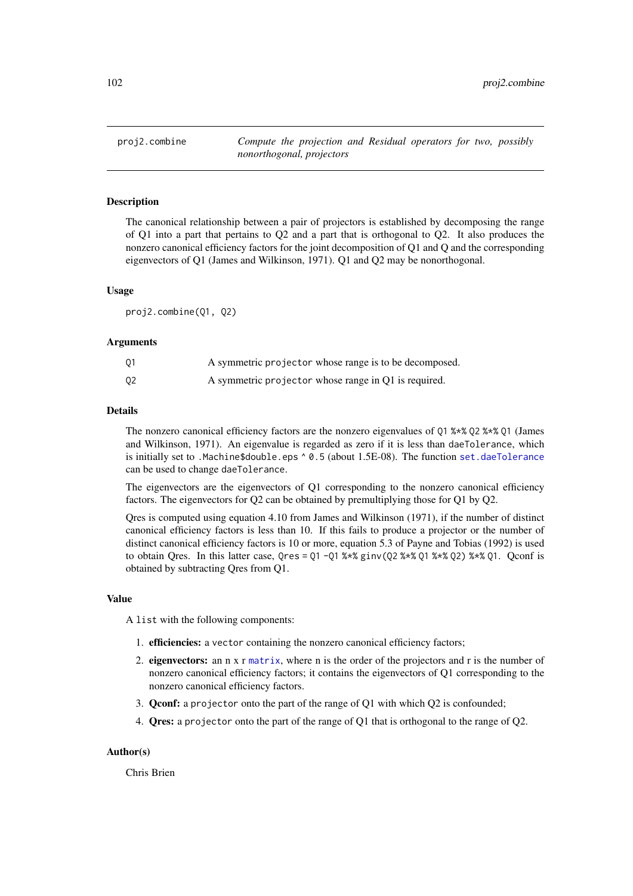## proj2.combine — *Compute the projection and Residual operators for two, possibly nonorthogonal, projectors*

### Description

The canonical relationship between a pair of projectors is established by decomposing the range of Q1 into a part that pertains to Q2 and a part that is orthogonal to Q2. It also produces the nonzero canonical efficiency factors for the joint decomposition of Q1 and Q and the corresponding eigenvectors of Q1 (James and Wilkinson, 1971). Q1 and Q2 may be nonorthogonal.

### Usage

```
proj2.combine(Q1, Q2)
```

### Arguments

| | |
|---|---|
| Q1 | A symmetric `projector` whose range is to be decomposed. |
| Q2 | A symmetric `projector` whose range in Q1 is required. |

### Details

The nonzero canonical efficiency factors are the nonzero eigenvalues of `Q1 %*% Q2 %*% Q1` (James and Wilkinson, 1971). An eigenvalue is regarded as zero if it is less than `daeTolerance`, which is initially set to `.Machine$double.eps ^ 0.5` (about 1.5E-08). The function `set.daeTolerance` can be used to change `daeTolerance`.

The eigenvectors are the eigenvectors of Q1 corresponding to the nonzero canonical efficiency factors. The eigenvectors for Q2 can be obtained by premultiplying those for Q1 by Q2.

Qres is computed using equation 4.10 from James and Wilkinson (1971), if the number of distinct canonical efficiency factors is less than 10. If this fails to produce a projector or the number of distinct canonical efficiency factors is 10 or more, equation 5.3 of Payne and Tobias (1992) is used to obtain Qres. In this latter case, `Qres = Q1 -Q1 %*% ginv(Q2 %*% Q1 %*% Q2) %*% Q1`. Qconf is obtained by subtracting Qres from Q1.

### Value

A `list` with the following components:

1. **efficiencies:** a `vector` containing the nonzero canonical efficiency factors;
2. **eigenvectors:** an n x r `matrix`, where n is the order of the projectors and r is the number of nonzero canonical efficiency factors; it contains the eigenvectors of Q1 corresponding to the nonzero canonical efficiency factors.
3. **Qconf:** a `projector` onto the part of the range of Q1 with which Q2 is confounded;
4. **Qres:** a `projector` onto the part of the range of Q1 that is orthogonal to the range of Q2.

### Author(s)

Chris Brien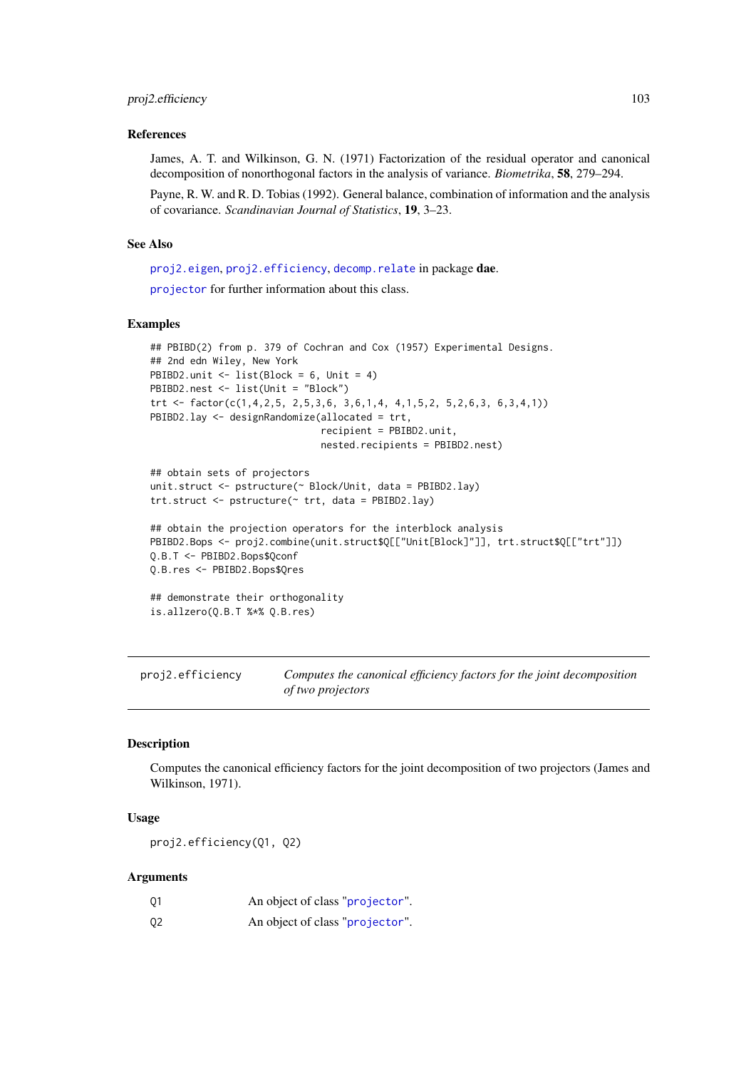### References

James, A. T. and Wilkinson, G. N. (1971) Factorization of the residual operator and canonical decomposition of nonorthogonal factors in the analysis of variance. *Biometrika*, **58**, 279–294.

Payne, R. W. and R. D. Tobias (1992). General balance, combination of information and the analysis of covariance. *Scandinavian Journal of Statistics*, **19**, 3–23.

### See Also

proj2.eigen, proj2.efficiency, decomp.relate in package **dae**.

projector for further information about this class.

### Examples

```
## PBIBD(2) from p. 379 of Cochran and Cox (1957) Experimental Designs.
## 2nd edn Wiley, New York
PBIBD2.unit <- list(Block = 6, Unit = 4)
PBIBD2.nest <- list(Unit = "Block")
trt <- factor(c(1,4,2,5, 2,5,3,6, 3,6,1,4, 4,1,5,2, 5,2,6,3, 6,3,4,1))
PBIBD2.lay <- designRandomize(allocated = trt,
                              recipient = PBIBD2.unit,
                              nested.recipients = PBIBD2.nest)

## obtain sets of projectors
unit.struct <- pstructure(~ Block/Unit, data = PBIBD2.lay)
trt.struct <- pstructure(~ trt, data = PBIBD2.lay)

## obtain the projection operators for the interblock analysis
PBIBD2.Bops <- proj2.combine(unit.struct$Q[["Unit[Block]"]], trt.struct$Q[["trt"]])
Q.B.T <- PBIBD2.Bops$Qconf
Q.B.res <- PBIBD2.Bops$Qres

## demonstrate their orthogonality
is.allzero(Q.B.T %*% Q.B.res)
```

---

## proj2.efficiency — *Computes the canonical efficiency factors for the joint decomposition of two projectors*

### Description

Computes the canonical efficiency factors for the joint decomposition of two projectors (James and Wilkinson, 1971).

### Usage

```
proj2.efficiency(Q1, Q2)
```

### Arguments

| | |
|---|---|
| Q1 | An object of class "projector". |
| Q2 | An object of class "projector". |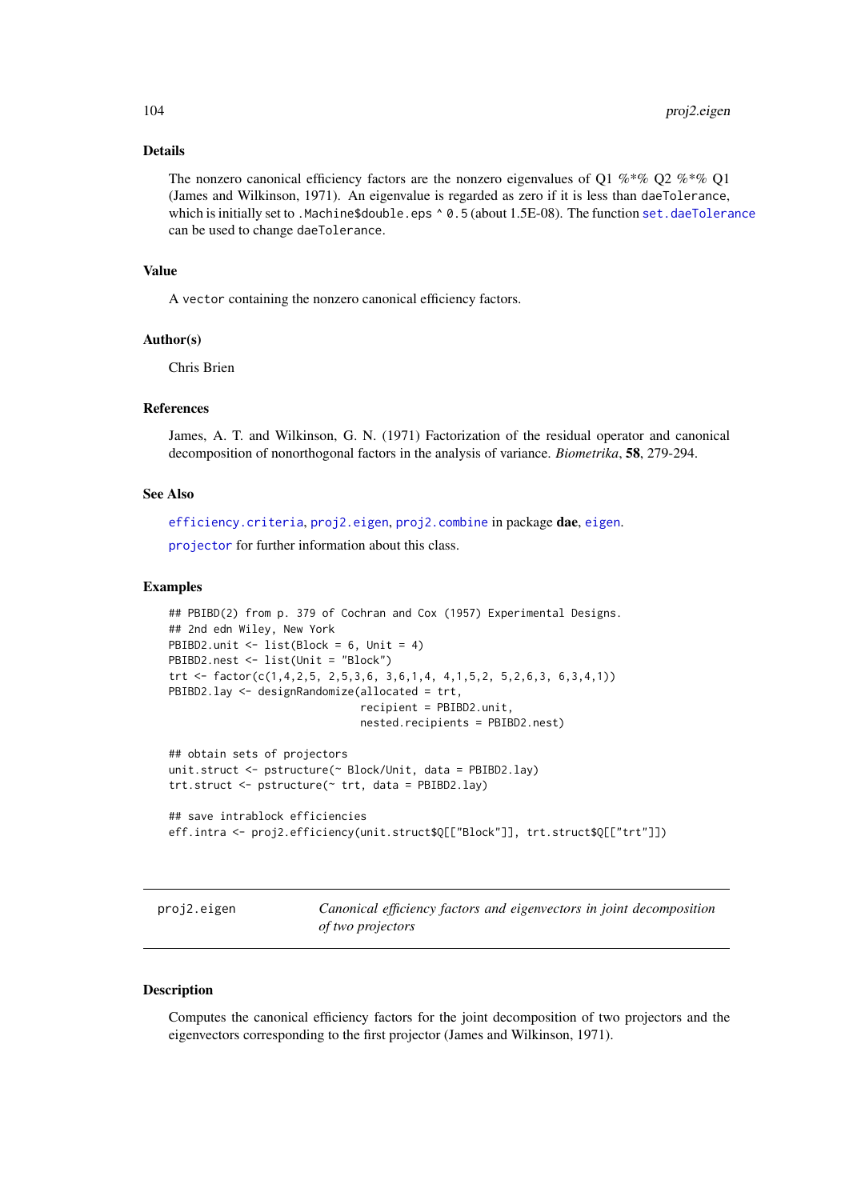## Details

The nonzero canonical efficiency factors are the nonzero eigenvalues of Q1 %*% Q2 %*% Q1 (James and Wilkinson, 1971). An eigenvalue is regarded as zero if it is less than daeTolerance, which is initially set to .Machine$double.eps ^ 0.5 (about 1.5E-08). The function set.daeTolerance can be used to change daeTolerance.

## Value

A vector containing the nonzero canonical efficiency factors.

## Author(s)

Chris Brien

## References

James, A. T. and Wilkinson, G. N. (1971) Factorization of the residual operator and canonical decomposition of nonorthogonal factors in the analysis of variance. *Biometrika*, **58**, 279-294.

## See Also

efficiency.criteria, proj2.eigen, proj2.combine in package **dae**, eigen.

projector for further information about this class.

## Examples

```
## PBIBD(2) from p. 379 of Cochran and Cox (1957) Experimental Designs.
## 2nd edn Wiley, New York
PBIBD2.unit <- list(Block = 6, Unit = 4)
PBIBD2.nest <- list(Unit = "Block")
trt <- factor(c(1,4,2,5, 2,5,3,6, 3,6,1,4, 4,1,5,2, 5,2,6,3, 6,3,4,1))
PBIBD2.lay <- designRandomize(allocated = trt,
                              recipient = PBIBD2.unit,
                              nested.recipients = PBIBD2.nest)

## obtain sets of projectors
unit.struct <- pstructure(~ Block/Unit, data = PBIBD2.lay)
trt.struct <- pstructure(~ trt, data = PBIBD2.lay)

## save intrablock efficiencies
eff.intra <- proj2.efficiency(unit.struct$Q[["Block"]], trt.struct$Q[["trt"]])
```

---

# proj2.eigen — *Canonical efficiency factors and eigenvectors in joint decomposition of two projectors*

## Description

Computes the canonical efficiency factors for the joint decomposition of two projectors and the eigenvectors corresponding to the first projector (James and Wilkinson, 1971).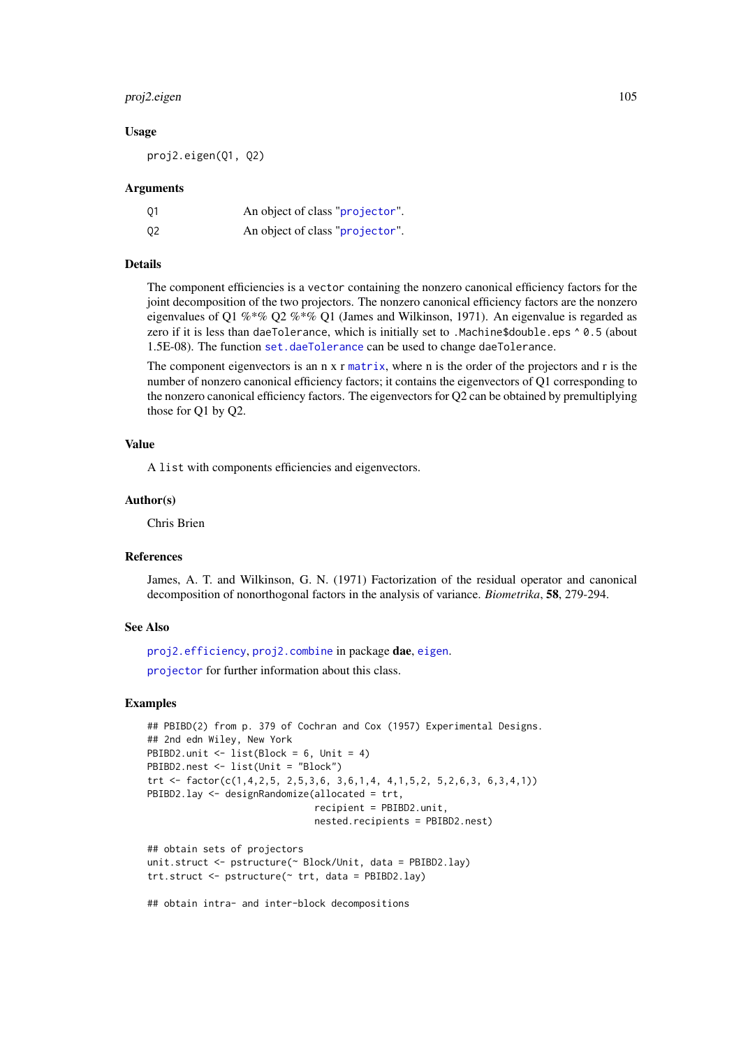### Usage

```
proj2.eigen(Q1, Q2)
```

### Arguments

| | |
|---|---|
| Q1 | An object of class "projector". |
| Q2 | An object of class "projector". |

### Details

The component efficiencies is a `vector` containing the nonzero canonical efficiency factors for the joint decomposition of the two projectors. The nonzero canonical efficiency factors are the nonzero eigenvalues of Q1 %*% Q2 %*% Q1 (James and Wilkinson, 1971). An eigenvalue is regarded as zero if it is less than `daeTolerance`, which is initially set to `.Machine$double.eps ^ 0.5` (about 1.5E-08). The function `set.daeTolerance` can be used to change `daeTolerance`.

The component eigenvectors is an n x r `matrix`, where n is the order of the projectors and r is the number of nonzero canonical efficiency factors; it contains the eigenvectors of Q1 corresponding to the nonzero canonical efficiency factors. The eigenvectors for Q2 can be obtained by premultiplying those for Q1 by Q2.

### Value

A `list` with components efficiencies and eigenvectors.

### Author(s)

Chris Brien

### References

James, A. T. and Wilkinson, G. N. (1971) Factorization of the residual operator and canonical decomposition of nonorthogonal factors in the analysis of variance. *Biometrika*, **58**, 279-294.

### See Also

`proj2.efficiency`, `proj2.combine` in package **dae**, `eigen`.

`projector` for further information about this class.

### Examples

```
## PBIBD(2) from p. 379 of Cochran and Cox (1957) Experimental Designs.
## 2nd edn Wiley, New York
PBIBD2.unit <- list(Block = 6, Unit = 4)
PBIBD2.nest <- list(Unit = "Block")
trt <- factor(c(1,4,2,5, 2,5,3,6, 3,6,1,4, 4,1,5,2, 5,2,6,3, 6,3,4,1))
PBIBD2.lay <- designRandomize(allocated = trt,
                              recipient = PBIBD2.unit,
                              nested.recipients = PBIBD2.nest)

## obtain sets of projectors
unit.struct <- pstructure(~ Block/Unit, data = PBIBD2.lay)
trt.struct <- pstructure(~ trt, data = PBIBD2.lay)

## obtain intra- and inter-block decompositions
```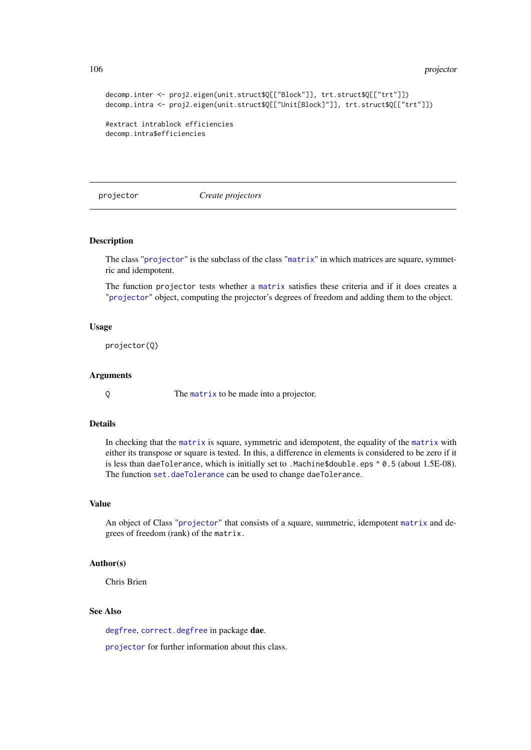```
decomp.inter <- proj2.eigen(unit.struct$Q[["Block"]], trt.struct$Q[["trt"]])
decomp.intra <- proj2.eigen(unit.struct$Q[["Unit[Block]"]], trt.struct$Q[["trt"]])

#extract intrablock efficiencies
decomp.intra$efficiencies
```

---

## projector — *Create projectors*

---

### Description

The class "projector" is the subclass of the class "matrix" in which matrices are square, symmetric and idempotent.

The function projector tests whether a matrix satisfies these criteria and if it does creates a "projector" object, computing the projector's degrees of freedom and adding them to the object.

### Usage

```
projector(Q)
```

### Arguments

| | |
|---|---|
| Q | The matrix to be made into a projector. |

### Details

In checking that the matrix is square, symmetric and idempotent, the equality of the matrix with either its transpose or square is tested. In this, a difference in elements is considered to be zero if it is less than daeTolerance, which is initially set to .Machine$double.eps ^ 0.5 (about 1.5E-08). The function set.daeTolerance can be used to change daeTolerance.

### Value

An object of Class "projector" that consists of a square, summetric, idempotent matrix and degrees of freedom (rank) of the matrix.

### Author(s)

Chris Brien

### See Also

degfree, correct.degfree in package **dae**.

projector for further information about this class.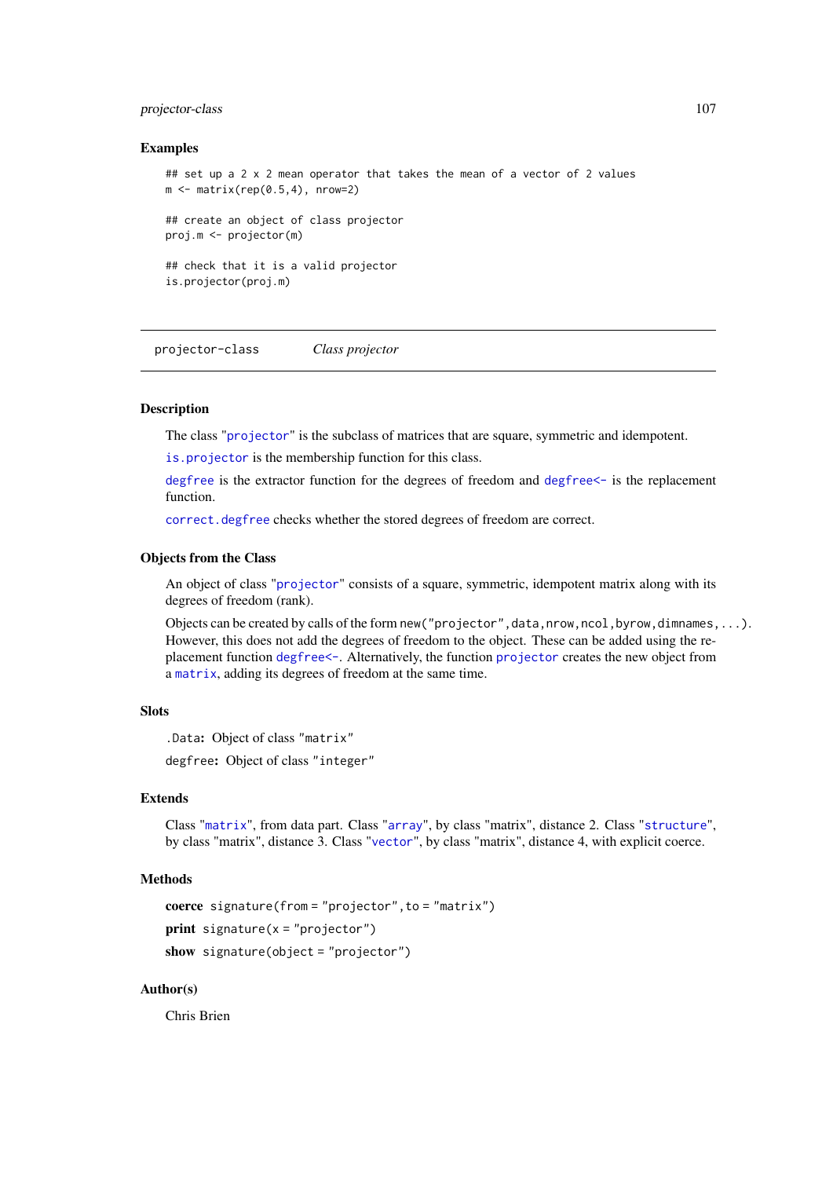### Examples

```
## set up a 2 x 2 mean operator that takes the mean of a vector of 2 values
m <- matrix(rep(0.5,4), nrow=2)

## create an object of class projector
proj.m <- projector(m)

## check that it is a valid projector
is.projector(proj.m)
```

---

## projector-class    *Class projector*

---

### Description

The class "projector" is the subclass of matrices that are square, symmetric and idempotent.

is.projector is the membership function for this class.

degfree is the extractor function for the degrees of freedom and degfree<- is the replacement function.

correct.degfree checks whether the stored degrees of freedom are correct.

### Objects from the Class

An object of class "projector" consists of a square, symmetric, idempotent matrix along with its degrees of freedom (rank).

Objects can be created by calls of the form `new("projector",data,nrow,ncol,byrow,dimnames,...)`. However, this does not add the degrees of freedom to the object. These can be added using the replacement function degfree<-. Alternatively, the function projector creates the new object from a matrix, adding its degrees of freedom at the same time.

### Slots

`.Data`: Object of class "matrix"

`degfree`: Object of class "integer"

### Extends

Class "matrix", from data part. Class "array", by class "matrix", distance 2. Class "structure", by class "matrix", distance 3. Class "vector", by class "matrix", distance 4, with explicit coerce.

### Methods

**coerce** `signature(from = "projector", to = "matrix")`

**print** `signature(x = "projector")`

**show** `signature(object = "projector")`

### Author(s)

Chris Brien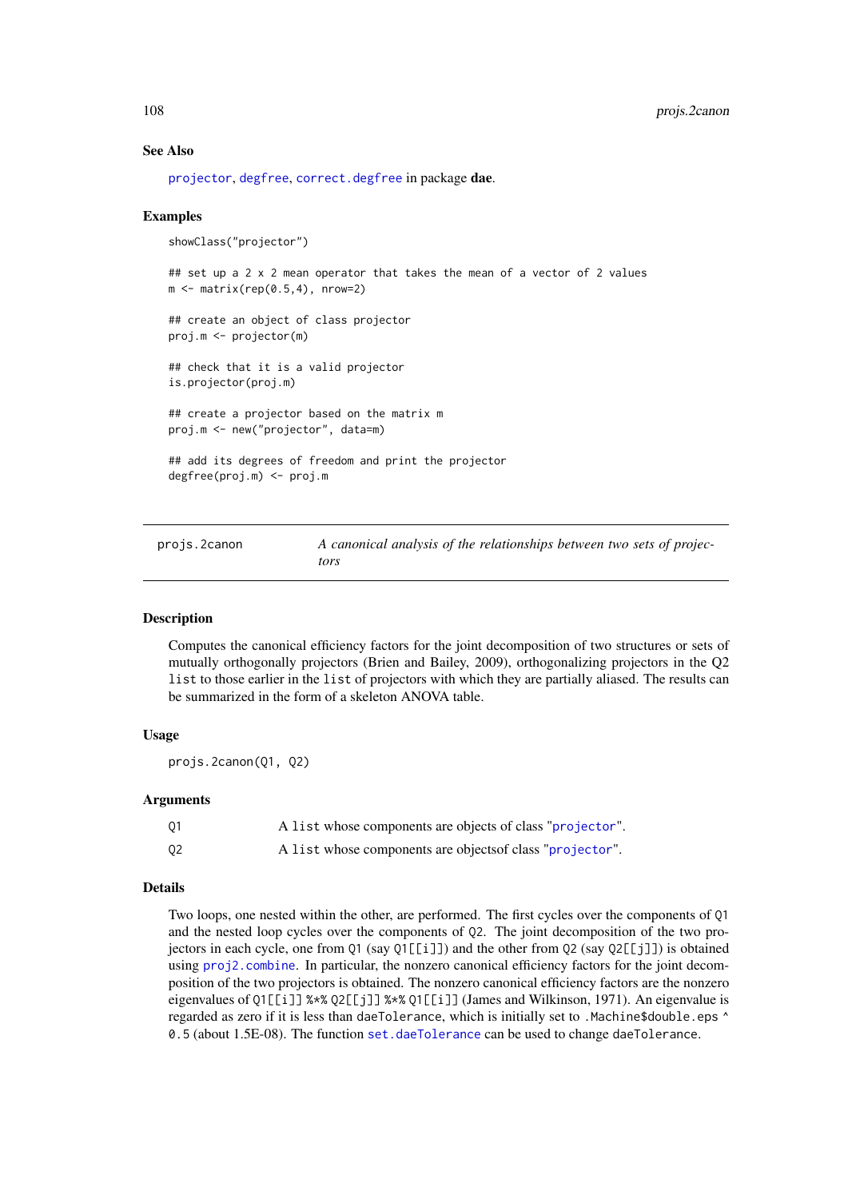### See Also

projector, degfree, correct.degfree in package **dae**.

### Examples

```
showClass("projector")

## set up a 2 x 2 mean operator that takes the mean of a vector of 2 values
m <- matrix(rep(0.5,4), nrow=2)

## create an object of class projector
proj.m <- projector(m)

## check that it is a valid projector
is.projector(proj.m)

## create a projector based on the matrix m
proj.m <- new("projector", data=m)

## add its degrees of freedom and print the projector
degfree(proj.m) <- proj.m
```

---

## projs.2canon — *A canonical analysis of the relationships between two sets of projectors*

---

### Description

Computes the canonical efficiency factors for the joint decomposition of two structures or sets of mutually orthogonally projectors (Brien and Bailey, 2009), orthogonalizing projectors in the Q2 `list` to those earlier in the `list` of projectors with which they are partially aliased. The results can be summarized in the form of a skeleton ANOVA table.

### Usage

```
projs.2canon(Q1, Q2)
```

### Arguments

| | |
|---|---|
| Q1 | A `list` whose components are objects of class "projector". |
| Q2 | A `list` whose components are objectsof class "projector". |

### Details

Two loops, one nested within the other, are performed. The first cycles over the components of `Q1` and the nested loop cycles over the components of `Q2`. The joint decomposition of the two projectors in each cycle, one from `Q1` (say `Q1[[i]]`) and the other from `Q2` (say `Q2[[j]]`) is obtained using `proj2.combine`. In particular, the nonzero canonical efficiency factors for the joint decomposition of the two projectors is obtained. The nonzero canonical efficiency factors are the nonzero eigenvalues of `Q1[[i]] %*% Q2[[j]] %*% Q1[[i]]` (James and Wilkinson, 1971). An eigenvalue is regarded as zero if it is less than `daeTolerance`, which is initially set to `.Machine$double.eps ^ 0.5` (about 1.5E-08). The function `set.daeTolerance` can be used to change `daeTolerance`.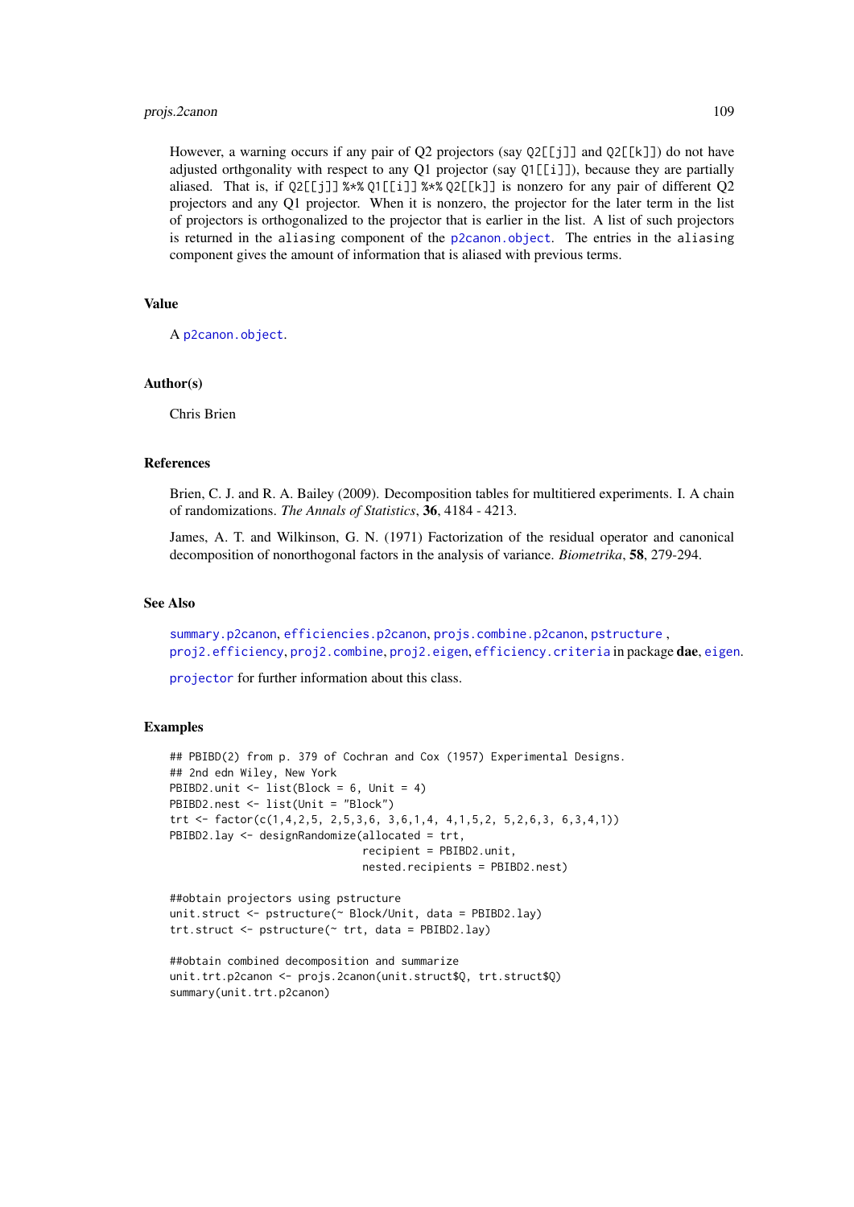However, a warning occurs if any pair of Q2 projectors (say `Q2[[j]]` and `Q2[[k]]`) do not have adjusted orthgonality with respect to any Q1 projector (say `Q1[[i]]`), because they are partially aliased. That is, if `Q2[[j]] %*% Q1[[i]] %*% Q2[[k]]` is nonzero for any pair of different Q2 projectors and any Q1 projector. When it is nonzero, the projector for the later term in the list of projectors is orthogonalized to the projector that is earlier in the list. A list of such projectors is returned in the `aliasing` component of the `p2canon.object`. The entries in the `aliasing` component gives the amount of information that is aliased with previous terms.

### Value

A `p2canon.object`.

### Author(s)

Chris Brien

### References

Brien, C. J. and R. A. Bailey (2009). Decomposition tables for multitiered experiments. I. A chain of randomizations. *The Annals of Statistics*, **36**, 4184 - 4213.

James, A. T. and Wilkinson, G. N. (1971) Factorization of the residual operator and canonical decomposition of nonorthogonal factors in the analysis of variance. *Biometrika*, **58**, 279-294.

### See Also

`summary.p2canon`, `efficiencies.p2canon`, `projs.combine.p2canon`, `pstructure` , `proj2.efficiency`, `proj2.combine`, `proj2.eigen`, `efficiency.criteria` in package **dae**, `eigen`.

`projector` for further information about this class.

### Examples

```
## PBIBD(2) from p. 379 of Cochran and Cox (1957) Experimental Designs.
## 2nd edn Wiley, New York
PBIBD2.unit <- list(Block = 6, Unit = 4)
PBIBD2.nest <- list(Unit = "Block")
trt <- factor(c(1,4,2,5, 2,5,3,6, 3,6,1,4, 4,1,5,2, 5,2,6,3, 6,3,4,1))
PBIBD2.lay <- designRandomize(allocated = trt,
                              recipient = PBIBD2.unit,
                              nested.recipients = PBIBD2.nest)

##obtain projectors using pstructure
unit.struct <- pstructure(~ Block/Unit, data = PBIBD2.lay)
trt.struct <- pstructure(~ trt, data = PBIBD2.lay)

##obtain combined decomposition and summarize
unit.trt.p2canon <- projs.2canon(unit.struct$Q, trt.struct$Q)
summary(unit.trt.p2canon)
```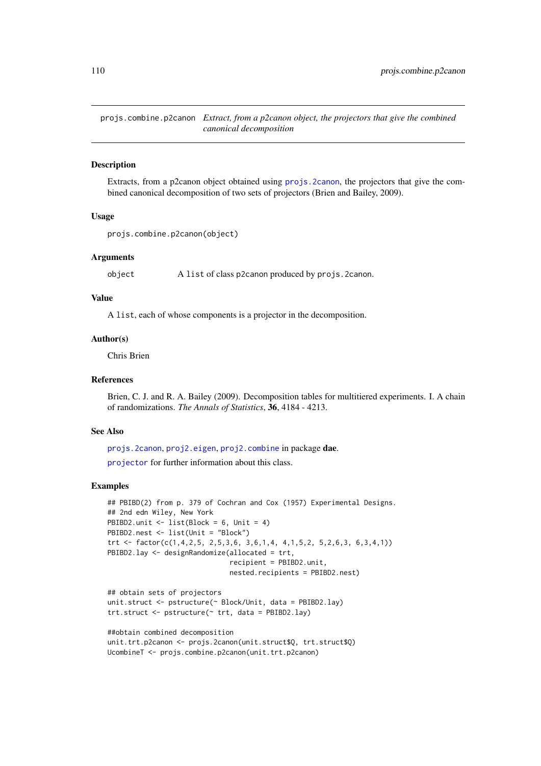# projs.combine.p2canon

*Extract, from a p2canon object, the projectors that give the combined canonical decomposition*

## Description

Extracts, from a p2canon object obtained using projs.2canon, the projectors that give the combined canonical decomposition of two sets of projectors (Brien and Bailey, 2009).

## Usage

```
projs.combine.p2canon(object)
```

## Arguments

object  A list of class p2canon produced by projs.2canon.

## Value

A list, each of whose components is a projector in the decomposition.

## Author(s)

Chris Brien

## References

Brien, C. J. and R. A. Bailey (2009). Decomposition tables for multitiered experiments. I. A chain of randomizations. *The Annals of Statistics*, **36**, 4184 - 4213.

## See Also

projs.2canon, proj2.eigen, proj2.combine in package **dae**.

projector for further information about this class.

## Examples

```
## PBIBD(2) from p. 379 of Cochran and Cox (1957) Experimental Designs.
## 2nd edn Wiley, New York
PBIBD2.unit <- list(Block = 6, Unit = 4)
PBIBD2.nest <- list(Unit = "Block")
trt <- factor(c(1,4,2,5, 2,5,3,6, 3,6,1,4, 4,1,5,2, 5,2,6,3, 6,3,4,1))
PBIBD2.lay <- designRandomize(allocated = trt,
                              recipient = PBIBD2.unit,
                              nested.recipients = PBIBD2.nest)

## obtain sets of projectors
unit.struct <- pstructure(~ Block/Unit, data = PBIBD2.lay)
trt.struct <- pstructure(~ trt, data = PBIBD2.lay)

##obtain combined decomposition
unit.trt.p2canon <- projs.2canon(unit.struct$Q, trt.struct$Q)
UcombineT <- projs.combine.p2canon(unit.trt.p2canon)
```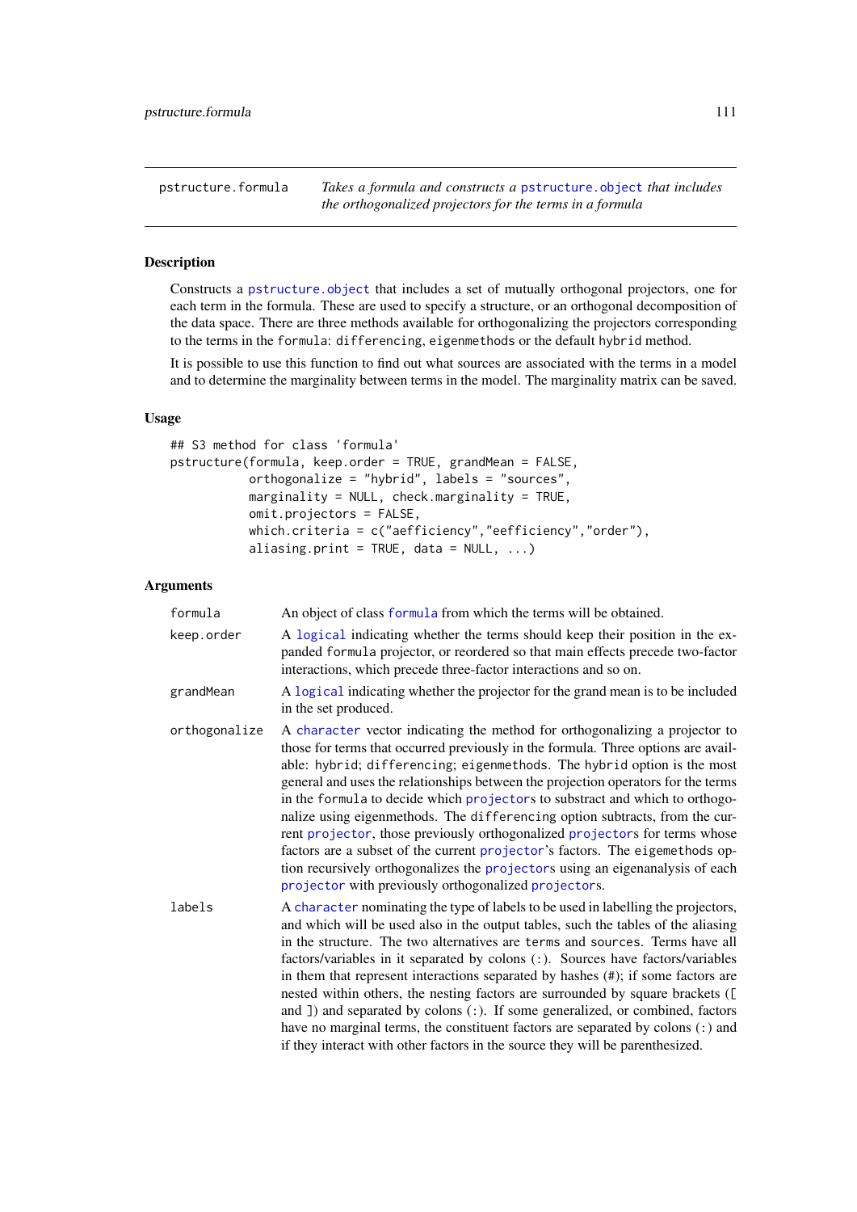pstructure.formula — *Takes a formula and constructs a* pstructure.object *that includes the orthogonalized projectors for the terms in a formula*

## Description

Constructs a pstructure.object that includes a set of mutually orthogonal projectors, one for each term in the formula. These are used to specify a structure, or an orthogonal decomposition of the data space. There are three methods available for orthogonalizing the projectors corresponding to the terms in the formula: differencing, eigenmethods or the default hybrid method.

It is possible to use this function to find out what sources are associated with the terms in a model and to determine the marginality between terms in the model. The marginality matrix can be saved.

## Usage

```
## S3 method for class 'formula'
pstructure(formula, keep.order = TRUE, grandMean = FALSE,
           orthogonalize = "hybrid", labels = "sources",
           marginality = NULL, check.marginality = TRUE,
           omit.projectors = FALSE,
           which.criteria = c("aefficiency","eefficiency","order"),
           aliasing.print = TRUE, data = NULL, ...)
```

## Arguments

| | |
|---|---|
| formula | An object of class formula from which the terms will be obtained. |
| keep.order | A logical indicating whether the terms should keep their position in the expanded formula projector, or reordered so that main effects precede two-factor interactions, which precede three-factor interactions and so on. |
| grandMean | A logical indicating whether the projector for the grand mean is to be included in the set produced. |
| orthogonalize | A character vector indicating the method for orthogonalizing a projector to those for terms that occurred previously in the formula. Three options are available: hybrid; differencing; eigenmethods. The hybrid option is the most general and uses the relationships between the projection operators for the terms in the formula to decide which projectors to substract and which to orthogonalize using eigenmethods. The differencing option subtracts, from the current projector, those previously orthogonalized projectors for terms whose factors are a subset of the current projector's factors. The eigemethods option recursively orthogonalizes the projectors using an eigenanalysis of each projector with previously orthogonalized projectors. |
| labels | A character nominating the type of labels to be used in labelling the projectors, and which will be used also in the output tables, such the tables of the aliasing in the structure. The two alternatives are terms and sources. Terms have all factors/variables in it separated by colons (:). Sources have factors/variables in them that represent interactions separated by hashes (#); if some factors are nested within others, the nesting factors are surrounded by square brackets ([ and ]) and separated by colons (:). If some generalized, or combined, factors have no marginal terms, the constituent factors are separated by colons (:) and if they interact with other factors in the source they will be parenthesized. |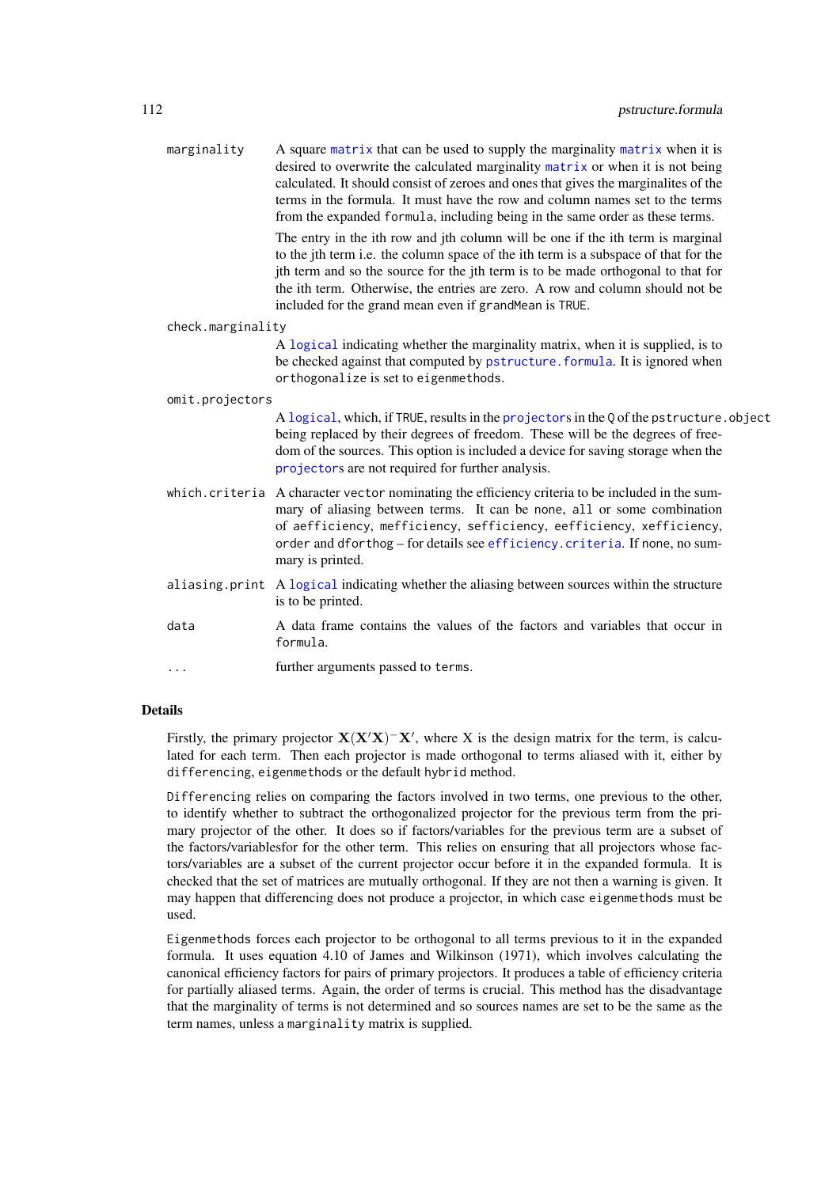`marginality` A square matrix that can be used to supply the marginality matrix when it is desired to overwrite the calculated marginality matrix or when it is not being calculated. It should consist of zeroes and ones that gives the marginalites of the terms in the formula. It must have the row and column names set to the terms from the expanded `formula`, including being in the same order as these terms.

The entry in the ith row and jth column will be one if the ith term is marginal to the jth term i.e. the column space of the ith term is a subspace of that for the jth term and so the source for the jth term is to be made orthogonal to that for the ith term. Otherwise, the entries are zero. A row and column should not be included for the grand mean even if `grandMean` is `TRUE`.

`check.marginality`
A logical indicating whether the marginality matrix, when it is supplied, is to be checked against that computed by `pstructure.formula`. It is ignored when `orthogonalize` is set to `eigenmethods`.

`omit.projectors`
A logical, which, if `TRUE`, results in the projectors in the `Q` of the `pstructure.object` being replaced by their degrees of freedom. These will be the degrees of freedom of the sources. This option is included a device for saving storage when the projectors are not required for further analysis.

`which.criteria` A character `vector` nominating the efficiency criteria to be included in the summary of aliasing between terms. It can be `none`, `all` or some combination of `aefficiency`, `mefficiency`, `sefficiency`, `eefficiency`, `xefficiency`, `order` and `dforthog` – for details see `efficiency.criteria`. If `none`, no summary is printed.

`aliasing.print` A logical indicating whether the aliasing between sources within the structure is to be printed.

`data` A data frame contains the values of the factors and variables that occur in `formula`.

`...` further arguments passed to `terms`.

## Details

Firstly, the primary projector $\mathbf{X}(\mathbf{X}'\mathbf{X})^{-}\mathbf{X}'$, where X is the design matrix for the term, is calculated for each term. Then each projector is made orthogonal to terms aliased with it, either by `differencing`, `eigenmethods` or the default `hybrid` method.

`Differencing` relies on comparing the factors involved in two terms, one previous to the other, to identify whether to subtract the orthogonalized projector for the previous term from the primary projector of the other. It does so if factors/variables for the previous term are a subset of the factors/variablesfor for the other term. This relies on ensuring that all projectors whose factors/variables are a subset of the current projector occur before it in the expanded formula. It is checked that the set of matrices are mutually orthogonal. If they are not then a warning is given. It may happen that differencing does not produce a projector, in which case `eigenmethods` must be used.

`Eigenmethods` forces each projector to be orthogonal to all terms previous to it in the expanded formula. It uses equation 4.10 of James and Wilkinson (1971), which involves calculating the canonical efficiency factors for pairs of primary projectors. It produces a table of efficiency criteria for partially aliased terms. Again, the order of terms is crucial. This method has the disadvantage that the marginality of terms is not determined and so sources names are set to be the same as the term names, unless a `marginality` matrix is supplied.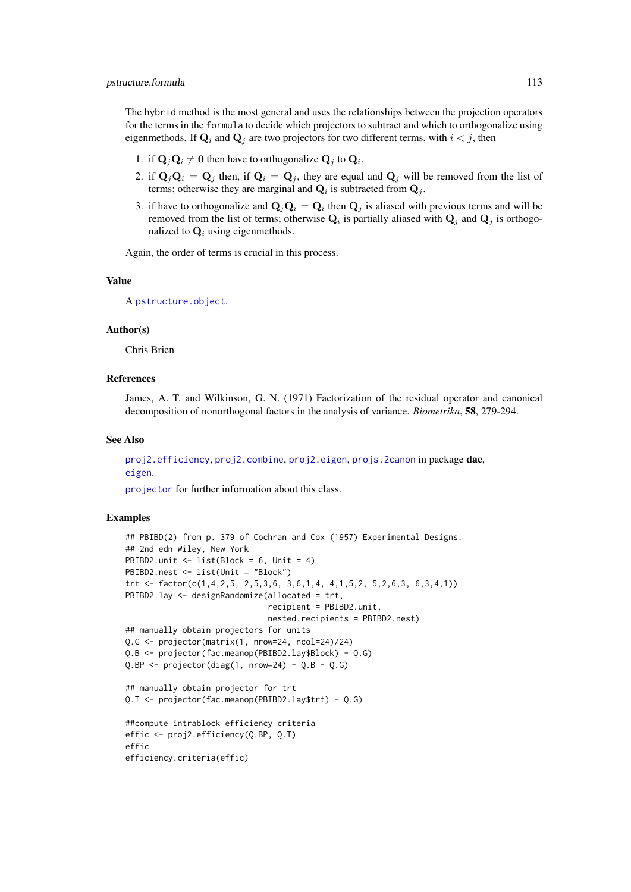The hybrid method is the most general and uses the relationships between the projection operators for the terms in the formula to decide which projectors to subtract and which to orthogonalize using eigenmethods. If $\mathbf{Q}_i$ and $\mathbf{Q}_j$ are two projectors for two different terms, with $i < j$, then

1. if $\mathbf{Q}_j\mathbf{Q}_i \neq \mathbf{0}$ then have to orthogonalize $\mathbf{Q}_j$ to $\mathbf{Q}_i$.
2. if $\mathbf{Q}_j\mathbf{Q}_i = \mathbf{Q}_j$ then, if $\mathbf{Q}_i = \mathbf{Q}_j$, they are equal and $\mathbf{Q}_j$ will be removed from the list of terms; otherwise they are marginal and $\mathbf{Q}_i$ is subtracted from $\mathbf{Q}_j$.
3. if have to orthogonalize and $\mathbf{Q}_j\mathbf{Q}_i = \mathbf{Q}_i$ then $\mathbf{Q}_j$ is aliased with previous terms and will be removed from the list of terms; otherwise $\mathbf{Q}_i$ is partially aliased with $\mathbf{Q}_j$ and $\mathbf{Q}_j$ is orthogonalized to $\mathbf{Q}_i$ using eigenmethods.

Again, the order of terms is crucial in this process.

### Value

A pstructure.object.

### Author(s)

Chris Brien

### References

James, A. T. and Wilkinson, G. N. (1971) Factorization of the residual operator and canonical decomposition of nonorthogonal factors in the analysis of variance. *Biometrika*, **58**, 279-294.

### See Also

proj2.efficiency, proj2.combine, proj2.eigen, projs.2canon in package **dae**, eigen.

projector for further information about this class.

### Examples

```
## PBIBD(2) from p. 379 of Cochran and Cox (1957) Experimental Designs.
## 2nd edn Wiley, New York
PBIBD2.unit <- list(Block = 6, Unit = 4)
PBIBD2.nest <- list(Unit = "Block")
trt <- factor(c(1,4,2,5, 2,5,3,6, 3,6,1,4, 4,1,5,2, 5,2,6,3, 6,3,4,1))
PBIBD2.lay <- designRandomize(allocated = trt,
                              recipient = PBIBD2.unit,
                              nested.recipients = PBIBD2.nest)
## manually obtain projectors for units
Q.G <- projector(matrix(1, nrow=24, ncol=24)/24)
Q.B <- projector(fac.meanop(PBIBD2.lay$Block) - Q.G)
Q.BP <- projector(diag(1, nrow=24) - Q.B - Q.G)

## manually obtain projector for trt
Q.T <- projector(fac.meanop(PBIBD2.lay$trt) - Q.G)

##compute intrablock efficiency criteria
effic <- proj2.efficiency(Q.BP, Q.T)
effic
efficiency.criteria(effic)
```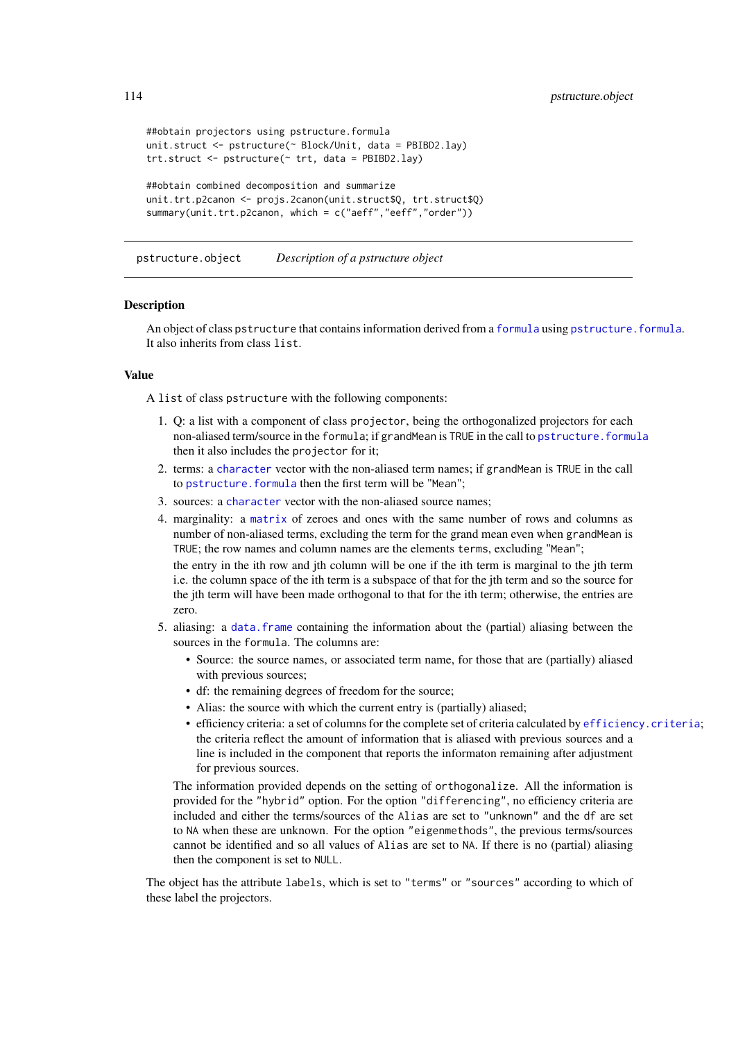```
##obtain projectors using pstructure.formula
unit.struct <- pstructure(~ Block/Unit, data = PBIBD2.lay)
trt.struct <- pstructure(~ trt, data = PBIBD2.lay)

##obtain combined decomposition and summarize
unit.trt.p2canon <- projs.2canon(unit.struct$Q, trt.struct$Q)
summary(unit.trt.p2canon, which = c("aeff","eeff","order"))
```

---

pstructure.object *Description of a pstructure object*

---

## Description

An object of class pstructure that contains information derived from a formula using pstructure.formula. It also inherits from class list.

## Value

A list of class pstructure with the following components:

1. Q: a list with a component of class projector, being the orthogonalized projectors for each non-aliased term/source in the formula; if grandMean is TRUE in the call to pstructure.formula then it also includes the projector for it;
2. terms: a character vector with the non-aliased term names; if grandMean is TRUE in the call to pstructure.formula then the first term will be "Mean";
3. sources: a character vector with the non-aliased source names;
4. marginality: a matrix of zeroes and ones with the same number of rows and columns as number of non-aliased terms, excluding the term for the grand mean even when grandMean is TRUE; the row names and column names are the elements terms, excluding "Mean";

   the entry in the ith row and jth column will be one if the ith term is marginal to the jth term i.e. the column space of the ith term is a subspace of that for the jth term and so the source for the jth term will have been made orthogonal to that for the ith term; otherwise, the entries are zero.
5. aliasing: a data.frame containing the information about the (partial) aliasing between the sources in the formula. The columns are:
   - Source: the source names, or associated term name, for those that are (partially) aliased with previous sources;
   - df: the remaining degrees of freedom for the source;
   - Alias: the source with which the current entry is (partially) aliased;
   - efficiency criteria: a set of columns for the complete set of criteria calculated by efficiency.criteria; the criteria reflect the amount of information that is aliased with previous sources and a line is included in the component that reports the informaton remaining after adjustment for previous sources.

   The information provided depends on the setting of orthogonalize. All the information is provided for the "hybrid" option. For the option "differencing", no efficiency criteria are included and either the terms/sources of the Alias are set to "unknown" and the df are set to NA when these are unknown. For the option "eigenmethods", the previous terms/sources cannot be identified and so all values of Alias are set to NA. If there is no (partial) aliasing then the component is set to NULL.

The object has the attribute labels, which is set to "terms" or "sources" according to which of these label the projectors.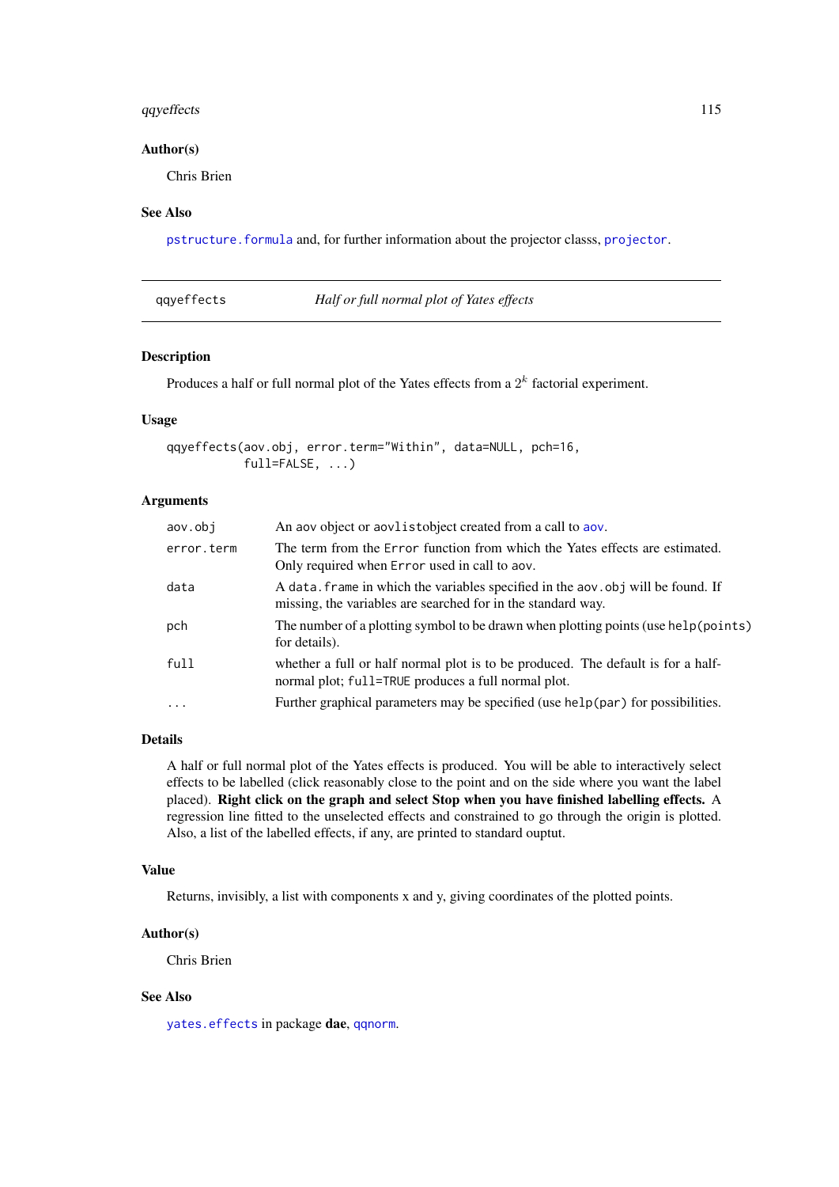## Author(s)

Chris Brien

## See Also

`pstructure.formula` and, for further information about the projector classs, `projector`.

---

## qqyeffects — *Half or full normal plot of Yates effects*

---

### Description

Produces a half or full normal plot of the Yates effects from a $2^k$ factorial experiment.

### Usage

```
qqyeffects(aov.obj, error.term="Within", data=NULL, pch=16,
           full=FALSE, ...)
```

### Arguments

| | |
|---|---|
| `aov.obj` | An aov object or `aovlist`object created from a call to `aov`. |
| `error.term` | The term from the `Error` function from which the Yates effects are estimated. Only required when `Error` used in call to aov. |
| `data` | A `data.frame` in which the variables specified in the `aov.obj` will be found. If missing, the variables are searched for in the standard way. |
| `pch` | The number of a plotting symbol to be drawn when plotting points (use `help(points)` for details). |
| `full` | whether a full or half normal plot is to be produced. The default is for a half-normal plot; `full=TRUE` produces a full normal plot. |
| `...` | Further graphical parameters may be specified (use `help(par)` for possibilities. |

### Details

A half or full normal plot of the Yates effects is produced. You will be able to interactively select effects to be labelled (click reasonably close to the point and on the side where you want the label placed). **Right click on the graph and select Stop when you have finished labelling effects.** A regression line fitted to the unselected effects and constrained to go through the origin is plotted. Also, a list of the labelled effects, if any, are printed to standard ouptut.

### Value

Returns, invisibly, a list with components x and y, giving coordinates of the plotted points.

### Author(s)

Chris Brien

### See Also

`yates.effects` in package **dae**, `qqnorm`.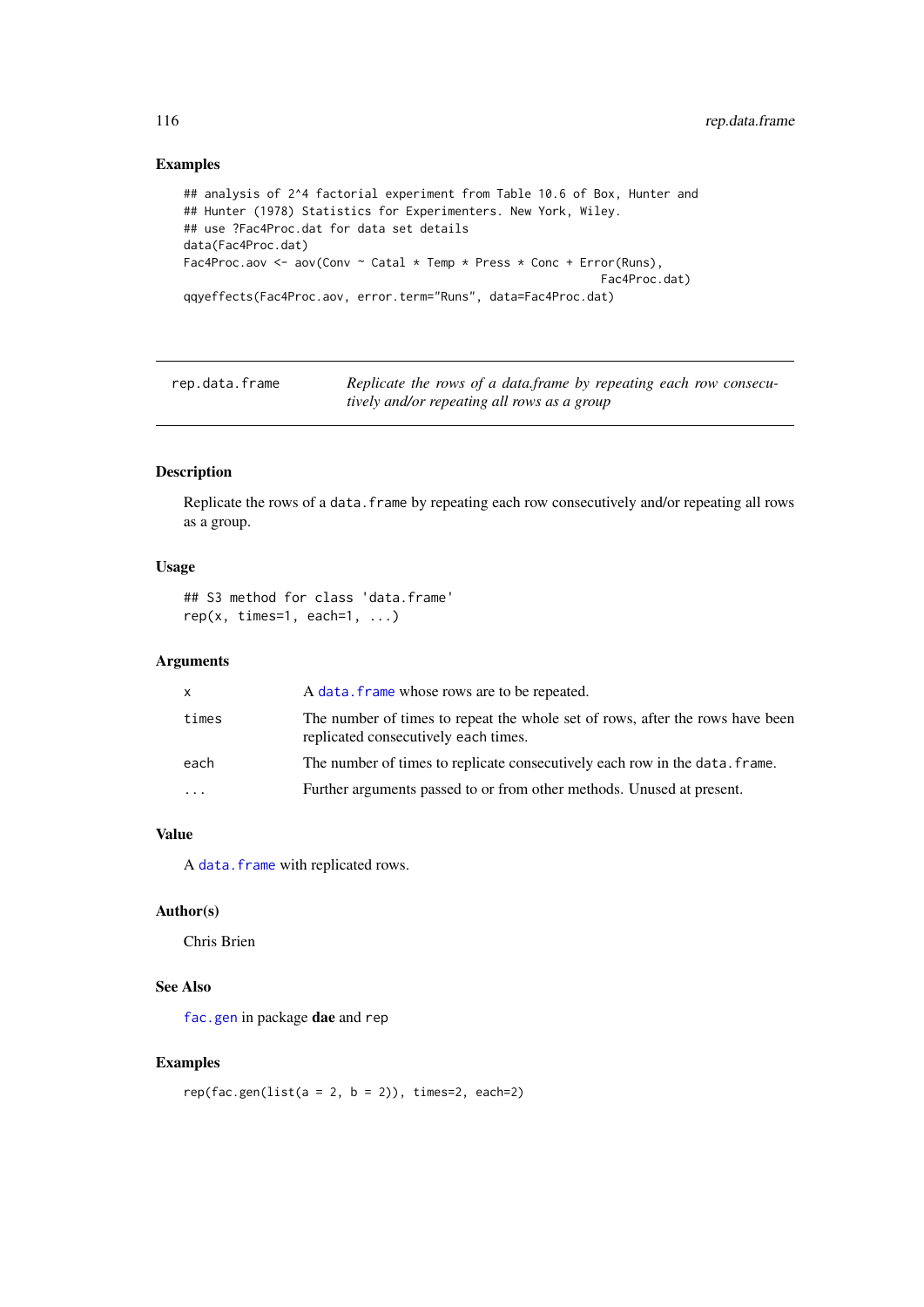### Examples

```
## analysis of 2^4 factorial experiment from Table 10.6 of Box, Hunter and
## Hunter (1978) Statistics for Experimenters. New York, Wiley.
## use ?Fac4Proc.dat for data set details
data(Fac4Proc.dat)
Fac4Proc.aov <- aov(Conv ~ Catal * Temp * Press * Conc + Error(Runs),
                                                        Fac4Proc.dat)
qqyeffects(Fac4Proc.aov, error.term="Runs", data=Fac4Proc.dat)
```

---

## rep.data.frame — *Replicate the rows of a data.frame by repeating each row consecutively and/or repeating all rows as a group*

---

### Description

Replicate the rows of a `data.frame` by repeating each row consecutively and/or repeating all rows as a group.

### Usage

```
## S3 method for class 'data.frame'
rep(x, times=1, each=1, ...)
```

### Arguments

| | |
|---|---|
| `x` | A `data.frame` whose rows are to be repeated. |
| `times` | The number of times to repeat the whole set of rows, after the rows have been replicated consecutively each times. |
| `each` | The number of times to replicate consecutively each row in the `data.frame`. |
| `...` | Further arguments passed to or from other methods. Unused at present. |

### Value

A `data.frame` with replicated rows.

### Author(s)

Chris Brien

### See Also

`fac.gen` in package **dae** and `rep`

### Examples

```
rep(fac.gen(list(a = 2, b = 2)), times=2, each=2)
```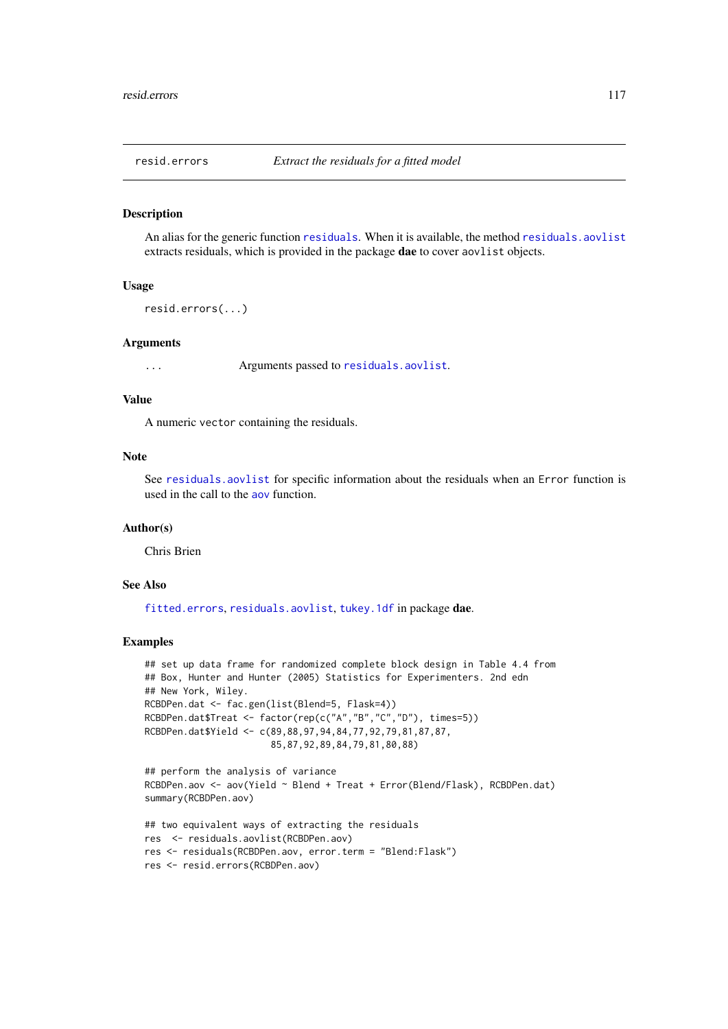## resid.errors — *Extract the residuals for a fitted model*

### Description

An alias for the generic function `residuals`. When it is available, the method `residuals.aovlist` extracts residuals, which is provided in the package **dae** to cover `aovlist` objects.

### Usage

```
resid.errors(...)
```

### Arguments

`...` Arguments passed to `residuals.aovlist`.

### Value

A numeric `vector` containing the residuals.

### Note

See `residuals.aovlist` for specific information about the residuals when an `Error` function is used in the call to the `aov` function.

### Author(s)

Chris Brien

### See Also

`fitted.errors`, `residuals.aovlist`, `tukey.1df` in package **dae**.

### Examples

```
## set up data frame for randomized complete block design in Table 4.4 from
## Box, Hunter and Hunter (2005) Statistics for Experimenters. 2nd edn
## New York, Wiley.
RCBDPen.dat <- fac.gen(list(Blend=5, Flask=4))
RCBDPen.dat$Treat <- factor(rep(c("A","B","C","D"), times=5))
RCBDPen.dat$Yield <- c(89,88,97,94,84,77,92,79,81,87,87,
                        85,87,92,89,84,79,81,80,88)

## perform the analysis of variance
RCBDPen.aov <- aov(Yield ~ Blend + Treat + Error(Blend/Flask), RCBDPen.dat)
summary(RCBDPen.aov)

## two equivalent ways of extracting the residuals
res  <- residuals.aovlist(RCBDPen.aov)
res <- residuals(RCBDPen.aov, error.term = "Blend:Flask")
res <- resid.errors(RCBDPen.aov)
```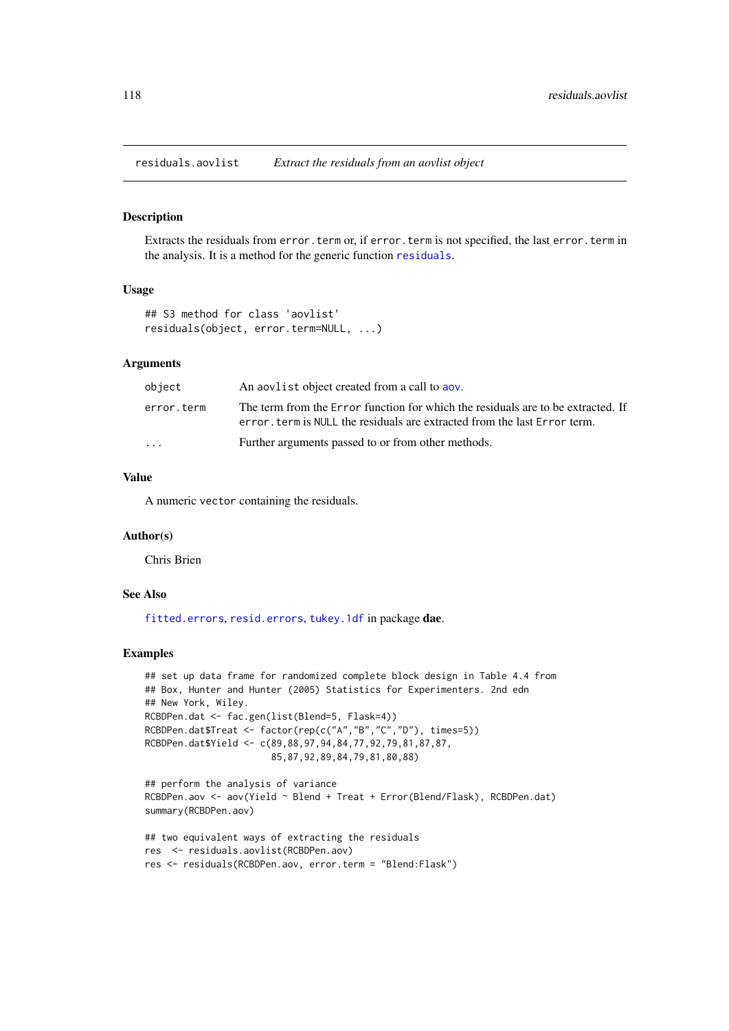## residuals.aovlist *Extract the residuals from an aovlist object*

### Description

Extracts the residuals from `error.term` or, if `error.term` is not specified, the last `error.term` in the analysis. It is a method for the generic function `residuals`.

### Usage

```
## S3 method for class 'aovlist'
residuals(object, error.term=NULL, ...)
```

### Arguments

| | |
|---|---|
| `object` | An `aovlist` object created from a call to `aov`. |
| `error.term` | The term from the `Error` function for which the residuals are to be extracted. If `error.term` is `NULL` the residuals are extracted from the last `Error` term. |
| `...` | Further arguments passed to or from other methods. |

### Value

A numeric `vector` containing the residuals.

### Author(s)

Chris Brien

### See Also

`fitted.errors`, `resid.errors`, `tukey.1df` in package **dae**.

### Examples

```
## set up data frame for randomized complete block design in Table 4.4 from
## Box, Hunter and Hunter (2005) Statistics for Experimenters. 2nd edn
## New York, Wiley.
RCBDPen.dat <- fac.gen(list(Blend=5, Flask=4))
RCBDPen.dat$Treat <- factor(rep(c("A","B","C","D"), times=5))
RCBDPen.dat$Yield <- c(89,88,97,94,84,77,92,79,81,87,87,
                       85,87,92,89,84,79,81,80,88)

## perform the analysis of variance
RCBDPen.aov <- aov(Yield ~ Blend + Treat + Error(Blend/Flask), RCBDPen.dat)
summary(RCBDPen.aov)

## two equivalent ways of extracting the residuals
res  <- residuals.aovlist(RCBDPen.aov)
res <- residuals(RCBDPen.aov, error.term = "Blend:Flask")
```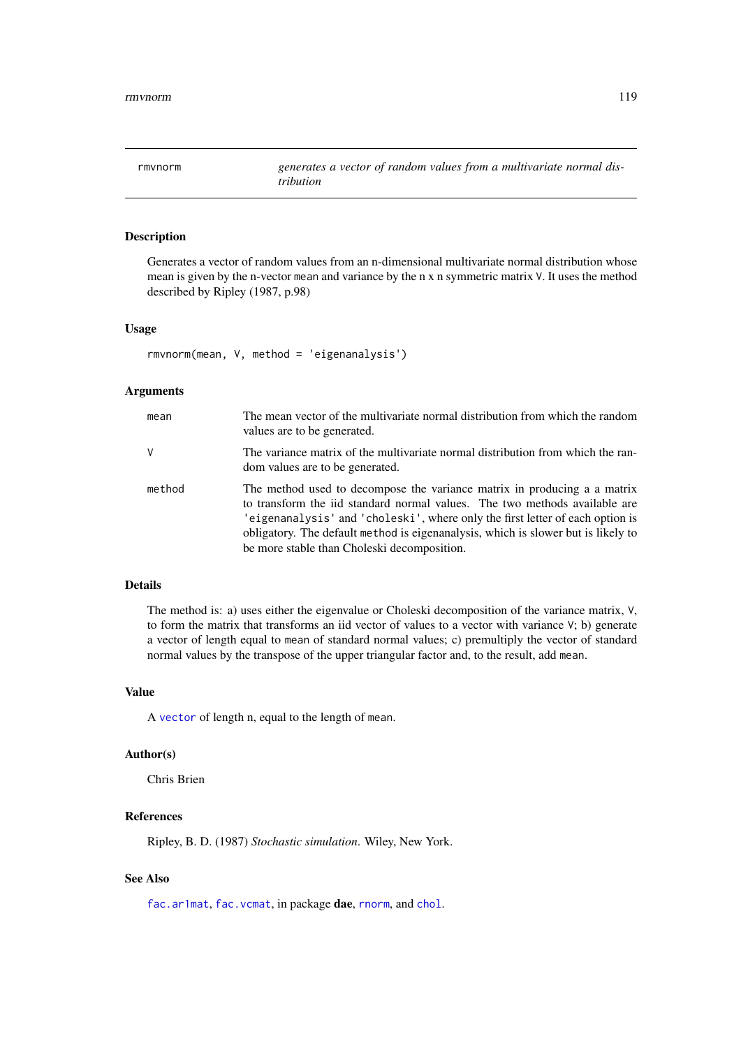## rmvnorm *generates a vector of random values from a multivariate normal distribution*

### Description

Generates a vector of random values from an n-dimensional multivariate normal distribution whose mean is given by the n-vector `mean` and variance by the n x n symmetric matrix `V`. It uses the method described by Ripley (1987, p.98)

### Usage

```
rmvnorm(mean, V, method = 'eigenanalysis')
```

### Arguments

| | |
|---|---|
| `mean` | The mean vector of the multivariate normal distribution from which the random values are to be generated. |
| `V` | The variance matrix of the multivariate normal distribution from which the random values are to be generated. |
| `method` | The method used to decompose the variance matrix in producing a a matrix to transform the iid standard normal values. The two methods available are `'eigenanalysis'` and `'choleski'`, where only the first letter of each option is obligatory. The default `method` is eigenanalysis, which is slower but is likely to be more stable than Choleski decomposition. |

### Details

The method is: a) uses either the eigenvalue or Choleski decomposition of the variance matrix, `V`, to form the matrix that transforms an iid vector of values to a vector with variance `V`; b) generate a vector of length equal to `mean` of standard normal values; c) premultiply the vector of standard normal values by the transpose of the upper triangular factor and, to the result, add `mean`.

### Value

A `vector` of length n, equal to the length of `mean`.

### Author(s)

Chris Brien

### References

Ripley, B. D. (1987) *Stochastic simulation*. Wiley, New York.

### See Also

`fac.ar1mat`, `fac.vcmat`, in package **dae**, `rnorm`, and `chol`.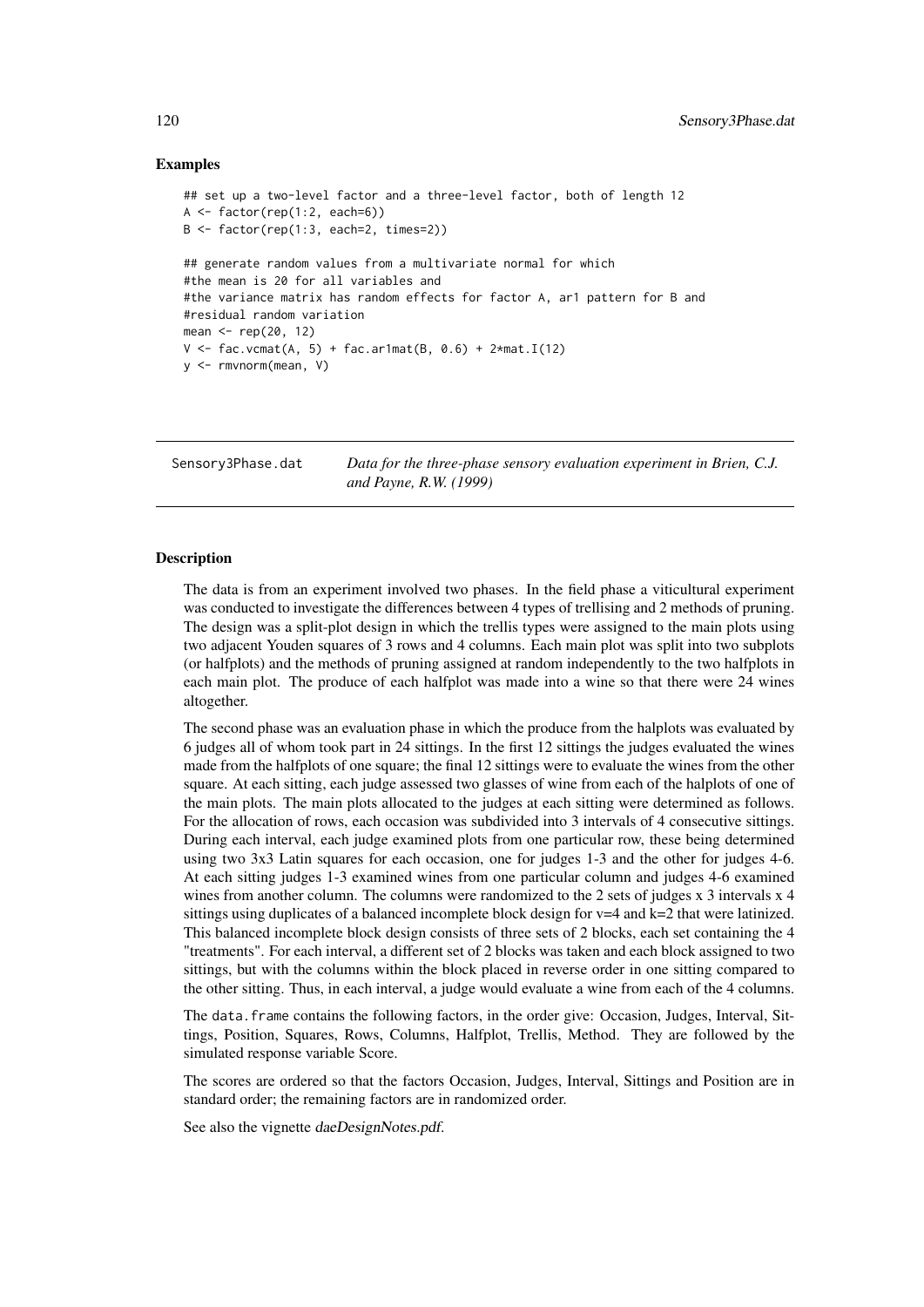### Examples

```
## set up a two-level factor and a three-level factor, both of length 12
A <- factor(rep(1:2, each=6))
B <- factor(rep(1:3, each=2, times=2))

## generate random values from a multivariate normal for which
#the mean is 20 for all variables and
#the variance matrix has random effects for factor A, ar1 pattern for B and
#residual random variation
mean <- rep(20, 12)
V <- fac.vcmat(A, 5) + fac.ar1mat(B, 0.6) + 2*mat.I(12)
y <- rmvnorm(mean, V)
```

---

## Sensory3Phase.dat — *Data for the three-phase sensory evaluation experiment in Brien, C.J. and Payne, R.W. (1999)*

---

### Description

The data is from an experiment involved two phases. In the field phase a viticultural experiment was conducted to investigate the differences between 4 types of trellising and 2 methods of pruning. The design was a split-plot design in which the trellis types were assigned to the main plots using two adjacent Youden squares of 3 rows and 4 columns. Each main plot was split into two subplots (or halfplots) and the methods of pruning assigned at random independently to the two halfplots in each main plot. The produce of each halfplot was made into a wine so that there were 24 wines altogether.

The second phase was an evaluation phase in which the produce from the halplots was evaluated by 6 judges all of whom took part in 24 sittings. In the first 12 sittings the judges evaluated the wines made from the halfplots of one square; the final 12 sittings were to evaluate the wines from the other square. At each sitting, each judge assessed two glasses of wine from each of the halplots of one of the main plots. The main plots allocated to the judges at each sitting were determined as follows. For the allocation of rows, each occasion was subdivided into 3 intervals of 4 consecutive sittings. During each interval, each judge examined plots from one particular row, these being determined using two 3x3 Latin squares for each occasion, one for judges 1-3 and the other for judges 4-6. At each sitting judges 1-3 examined wines from one particular column and judges 4-6 examined wines from another column. The columns were randomized to the 2 sets of judges x 3 intervals x 4 sittings using duplicates of a balanced incomplete block design for v=4 and k=2 that were latinized. This balanced incomplete block design consists of three sets of 2 blocks, each set containing the 4 "treatments". For each interval, a different set of 2 blocks was taken and each block assigned to two sittings, but with the columns within the block placed in reverse order in one sitting compared to the other sitting. Thus, in each interval, a judge would evaluate a wine from each of the 4 columns.

The `data.frame` contains the following factors, in the order give: Occasion, Judges, Interval, Sittings, Position, Squares, Rows, Columns, Halfplot, Trellis, Method. They are followed by the simulated response variable Score.

The scores are ordered so that the factors Occasion, Judges, Interval, Sittings and Position are in standard order; the remaining factors are in randomized order.

See also the vignette *daeDesignNotes.pdf*.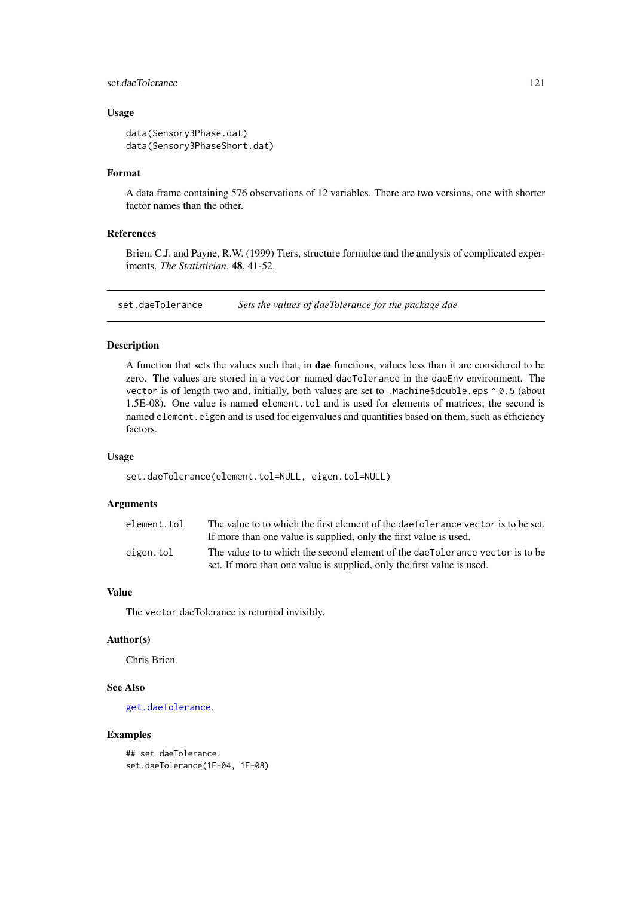### Usage

```
data(Sensory3Phase.dat)
data(Sensory3PhaseShort.dat)
```

### Format

A data.frame containing 576 observations of 12 variables. There are two versions, one with shorter factor names than the other.

### References

Brien, C.J. and Payne, R.W. (1999) Tiers, structure formulae and the analysis of complicated experiments. *The Statistician*, **48**, 41-52.

---

## set.daeTolerance &nbsp;&nbsp;&nbsp; *Sets the values of daeTolerance for the package dae*

---

### Description

A function that sets the values such that, in **dae** functions, values less than it are considered to be zero. The values are stored in a `vector` named `daeTolerance` in the `daeEnv` environment. The `vector` is of length two and, initially, both values are set to `.Machine$double.eps ^ 0.5` (about 1.5E-08). One value is named `element.tol` and is used for elements of matrices; the second is named `element.eigen` and is used for eigenvalues and quantities based on them, such as efficiency factors.

### Usage

```
set.daeTolerance(element.tol=NULL, eigen.tol=NULL)
```

### Arguments

| | |
|---|---|
| `element.tol` | The value to to which the first element of the `daeTolerance` `vector` is to be set. If more than one value is supplied, only the first value is used. |
| `eigen.tol` | The value to to which the second element of the `daeTolerance` `vector` is to be set. If more than one value is supplied, only the first value is used. |

### Value

The `vector` daeTolerance is returned invisibly.

### Author(s)

Chris Brien

### See Also

`get.daeTolerance`.

### Examples

```
## set daeTolerance.
set.daeTolerance(1E-04, 1E-08)
```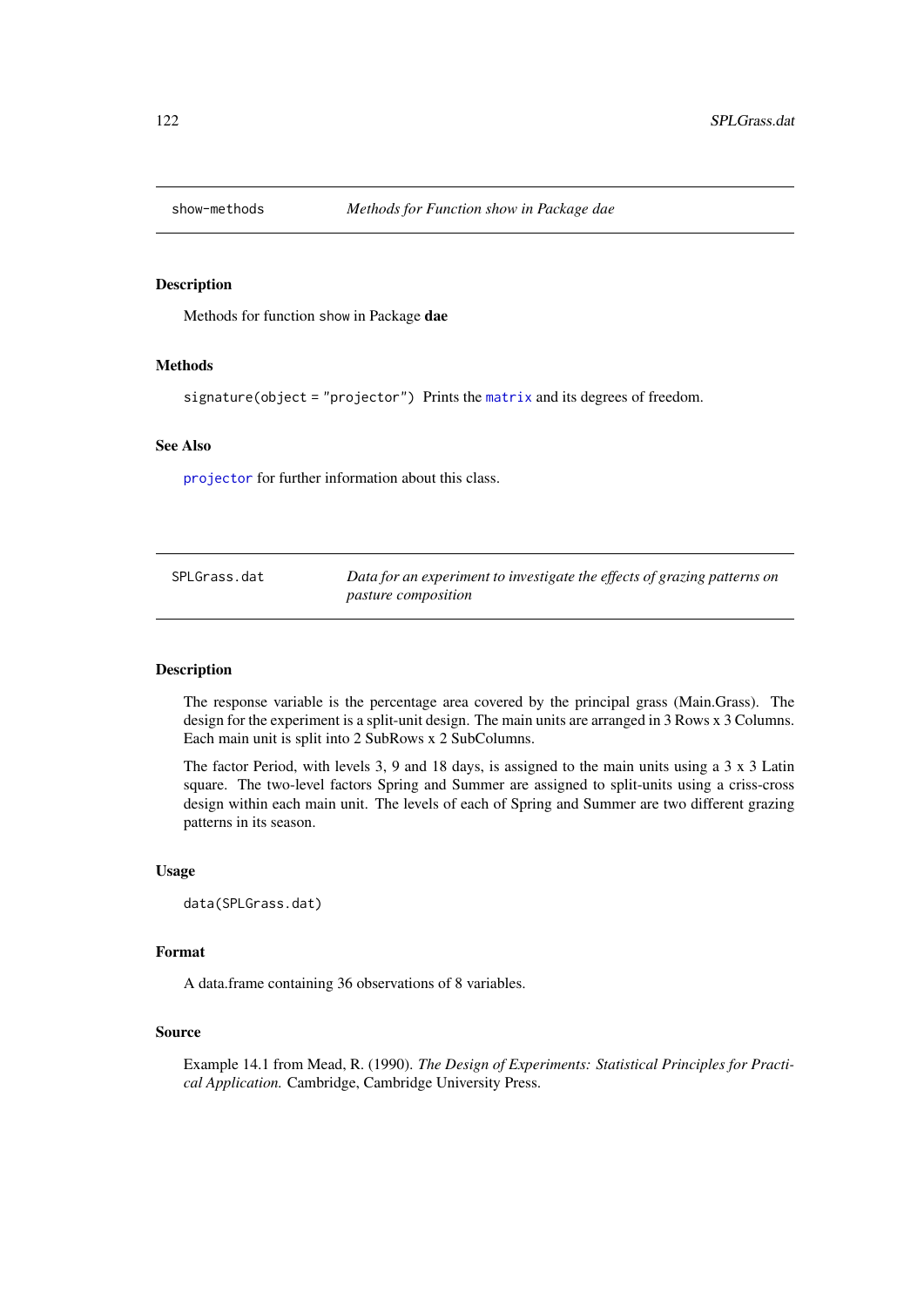## show-methods — *Methods for Function show in Package dae*

### Description

Methods for function `show` in Package **dae**

### Methods

`signature(object = "projector")` Prints the `matrix` and its degrees of freedom.

### See Also

`projector` for further information about this class.

## SPLGrass.dat — *Data for an experiment to investigate the effects of grazing patterns on pasture composition*

### Description

The response variable is the percentage area covered by the principal grass (Main.Grass). The design for the experiment is a split-unit design. The main units are arranged in 3 Rows x 3 Columns. Each main unit is split into 2 SubRows x 2 SubColumns.

The factor Period, with levels 3, 9 and 18 days, is assigned to the main units using a 3 x 3 Latin square. The two-level factors Spring and Summer are assigned to split-units using a criss-cross design within each main unit. The levels of each of Spring and Summer are two different grazing patterns in its season.

### Usage

```
data(SPLGrass.dat)
```

### Format

A data.frame containing 36 observations of 8 variables.

### Source

Example 14.1 from Mead, R. (1990). *The Design of Experiments: Statistical Principles for Practical Application.* Cambridge, Cambridge University Press.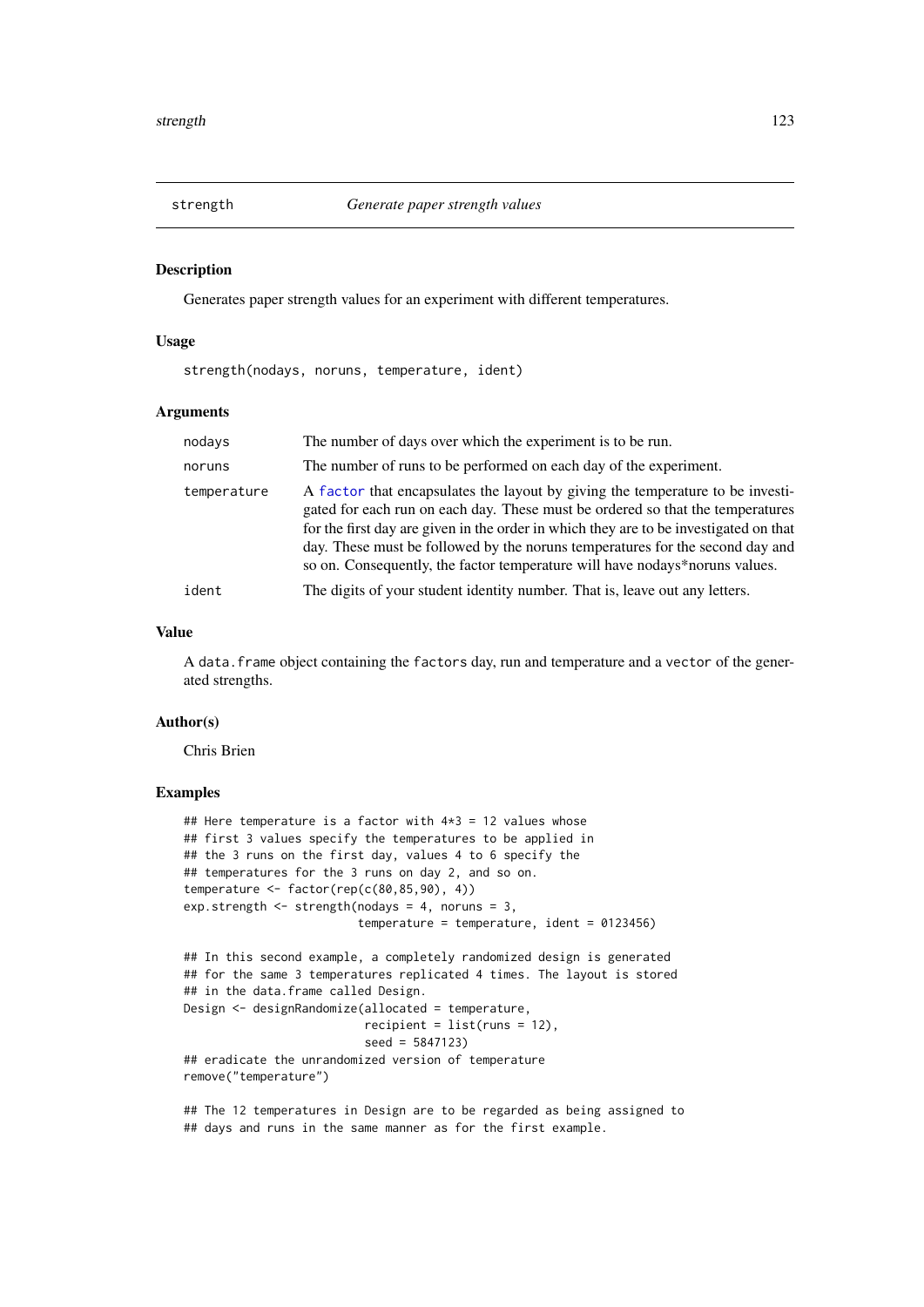## strength — *Generate paper strength values*

### Description

Generates paper strength values for an experiment with different temperatures.

### Usage

```
strength(nodays, noruns, temperature, ident)
```

### Arguments

| | |
|---|---|
| `nodays` | The number of days over which the experiment is to be run. |
| `noruns` | The number of runs to be performed on each day of the experiment. |
| `temperature` | A `factor` that encapsulates the layout by giving the temperature to be investigated for each run on each day. These must be ordered so that the temperatures for the first day are given in the order in which they are to be investigated on that day. These must be followed by the noruns temperatures for the second day and so on. Consequently, the factor temperature will have nodays*noruns values. |
| `ident` | The digits of your student identity number. That is, leave out any letters. |

### Value

A `data.frame` object containing the `factors` day, run and temperature and a `vector` of the generated strengths.

### Author(s)

Chris Brien

### Examples

```
## Here temperature is a factor with 4*3 = 12 values whose
## first 3 values specify the temperatures to be applied in
## the 3 runs on the first day, values 4 to 6 specify the
## temperatures for the 3 runs on day 2, and so on.
temperature <- factor(rep(c(80,85,90), 4))
exp.strength <- strength(nodays = 4, noruns = 3,
                         temperature = temperature, ident = 0123456)

## In this second example, a completely randomized design is generated
## for the same 3 temperatures replicated 4 times. The layout is stored
## in the data.frame called Design.
Design <- designRandomize(allocated = temperature,
                          recipient = list(runs = 12),
                          seed = 5847123)
## eradicate the unrandomized version of temperature
remove("temperature")

## The 12 temperatures in Design are to be regarded as being assigned to
## days and runs in the same manner as for the first example.
```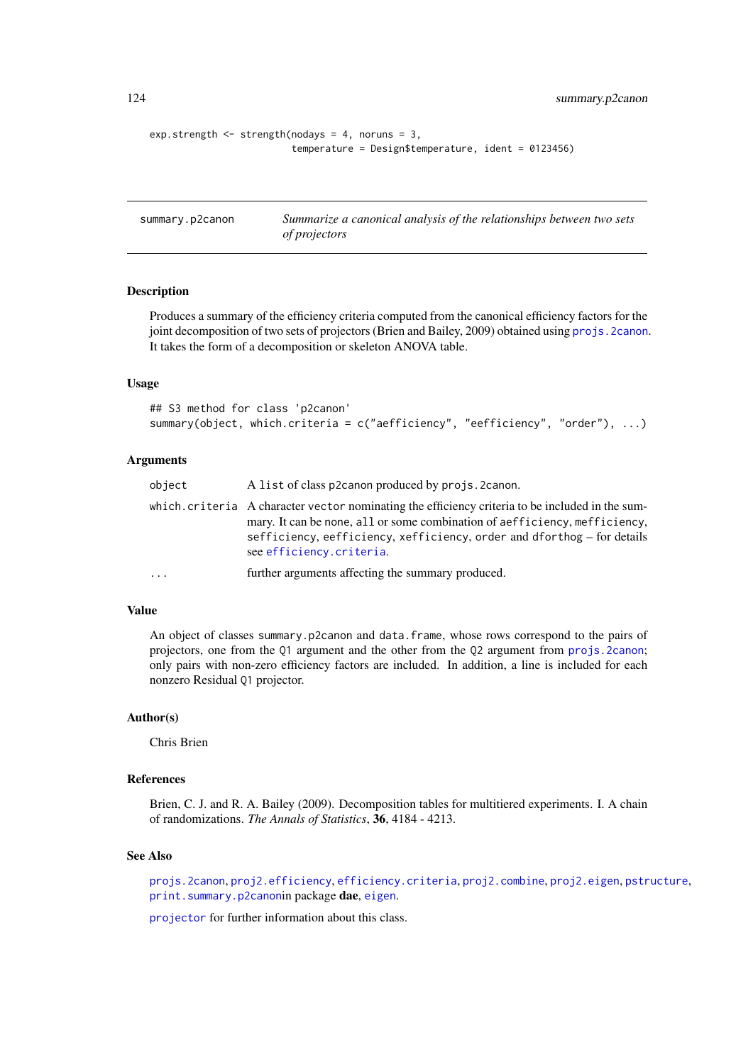```
exp.strength <- strength(nodays = 4, noruns = 3,
                         temperature = Design$temperature, ident = 0123456)
```

---

`summary.p2canon` *Summarize a canonical analysis of the relationships between two sets of projectors*

---

### Description

Produces a summary of the efficiency criteria computed from the canonical efficiency factors for the joint decomposition of two sets of projectors (Brien and Bailey, 2009) obtained using `projs.2canon`. It takes the form of a decomposition or skeleton ANOVA table.

### Usage

```
## S3 method for class 'p2canon'
summary(object, which.criteria = c("aefficiency", "eefficiency", "order"), ...)
```

### Arguments

| | |
|---|---|
| `object` | A `list` of class `p2canon` produced by `projs.2canon`. |
| `which.criteria` | A character `vector` nominating the efficiency criteria to be included in the summary. It can be `none`, `all` or some combination of `aefficiency`, `mefficiency`, `sefficiency`, `eefficiency`, `xefficiency`, `order` and `dforthog` – for details see `efficiency.criteria`. |
| `...` | further arguments affecting the summary produced. |

### Value

An object of classes `summary.p2canon` and `data.frame`, whose rows correspond to the pairs of projectors, one from the `Q1` argument and the other from the `Q2` argument from `projs.2canon`; only pairs with non-zero efficiency factors are included. In addition, a line is included for each nonzero Residual `Q1` projector.

### Author(s)

Chris Brien

### References

Brien, C. J. and R. A. Bailey (2009). Decomposition tables for multitiered experiments. I. A chain of randomizations. *The Annals of Statistics*, **36**, 4184 - 4213.

### See Also

`projs.2canon`, `proj2.efficiency`, `efficiency.criteria`, `proj2.combine`, `proj2.eigen`, `pstructure`, `print.summary.p2canon`in package **dae**, `eigen`.

`projector` for further information about this class.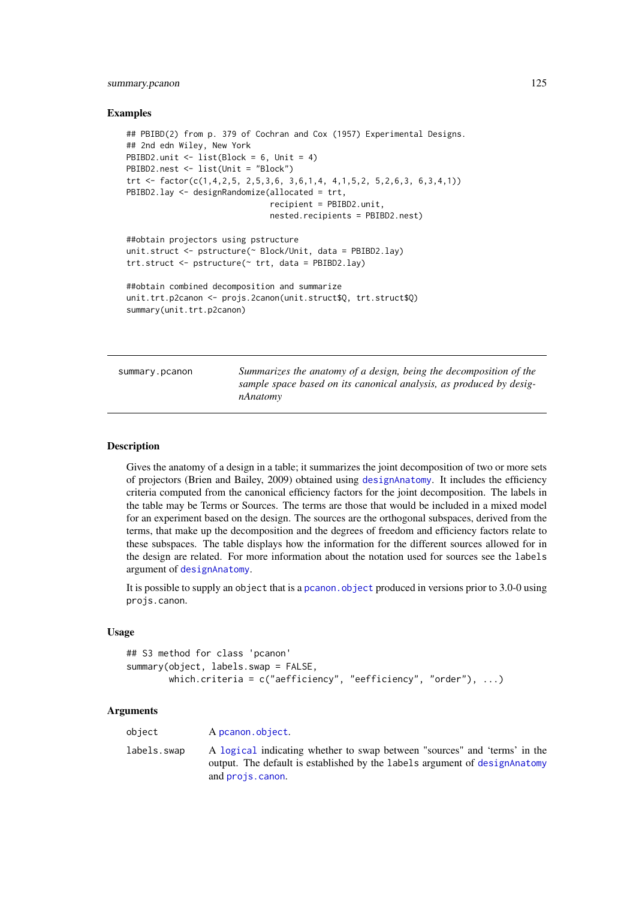### Examples

```
## PBIBD(2) from p. 379 of Cochran and Cox (1957) Experimental Designs.
## 2nd edn Wiley, New York
PBIBD2.unit <- list(Block = 6, Unit = 4)
PBIBD2.nest <- list(Unit = "Block")
trt <- factor(c(1,4,2,5, 2,5,3,6, 3,6,1,4, 4,1,5,2, 5,2,6,3, 6,3,4,1))
PBIBD2.lay <- designRandomize(allocated = trt,
                              recipient = PBIBD2.unit,
                              nested.recipients = PBIBD2.nest)

##obtain projectors using pstructure
unit.struct <- pstructure(~ Block/Unit, data = PBIBD2.lay)
trt.struct <- pstructure(~ trt, data = PBIBD2.lay)

##obtain combined decomposition and summarize
unit.trt.p2canon <- projs.2canon(unit.struct$Q, trt.struct$Q)
summary(unit.trt.p2canon)
```

---

## summary.pcanon

*Summarizes the anatomy of a design, being the decomposition of the sample space based on its canonical analysis, as produced by designAnatomy*

---

### Description

Gives the anatomy of a design in a table; it summarizes the joint decomposition of two or more sets of projectors (Brien and Bailey, 2009) obtained using `designAnatomy`. It includes the efficiency criteria computed from the canonical efficiency factors for the joint decomposition. The labels in the table may be Terms or Sources. The terms are those that would be included in a mixed model for an experiment based on the design. The sources are the orthogonal subspaces, derived from the terms, that make up the decomposition and the degrees of freedom and efficiency factors relate to these subspaces. The table displays how the information for the different sources allowed for in the design are related. For more information about the notation used for sources see the `labels` argument of `designAnatomy`.

It is possible to supply an `object` that is a `pcanon.object` produced in versions prior to 3.0-0 using `projs.canon`.

### Usage

```
## S3 method for class 'pcanon'
summary(object, labels.swap = FALSE,
        which.criteria = c("aefficiency", "eefficiency", "order"), ...)
```

### Arguments

| | |
|---|---|
| `object` | A `pcanon.object`. |
| `labels.swap` | A `logical` indicating whether to swap between "sources" and 'terms' in the output. The default is established by the `labels` argument of `designAnatomy` and `projs.canon`. |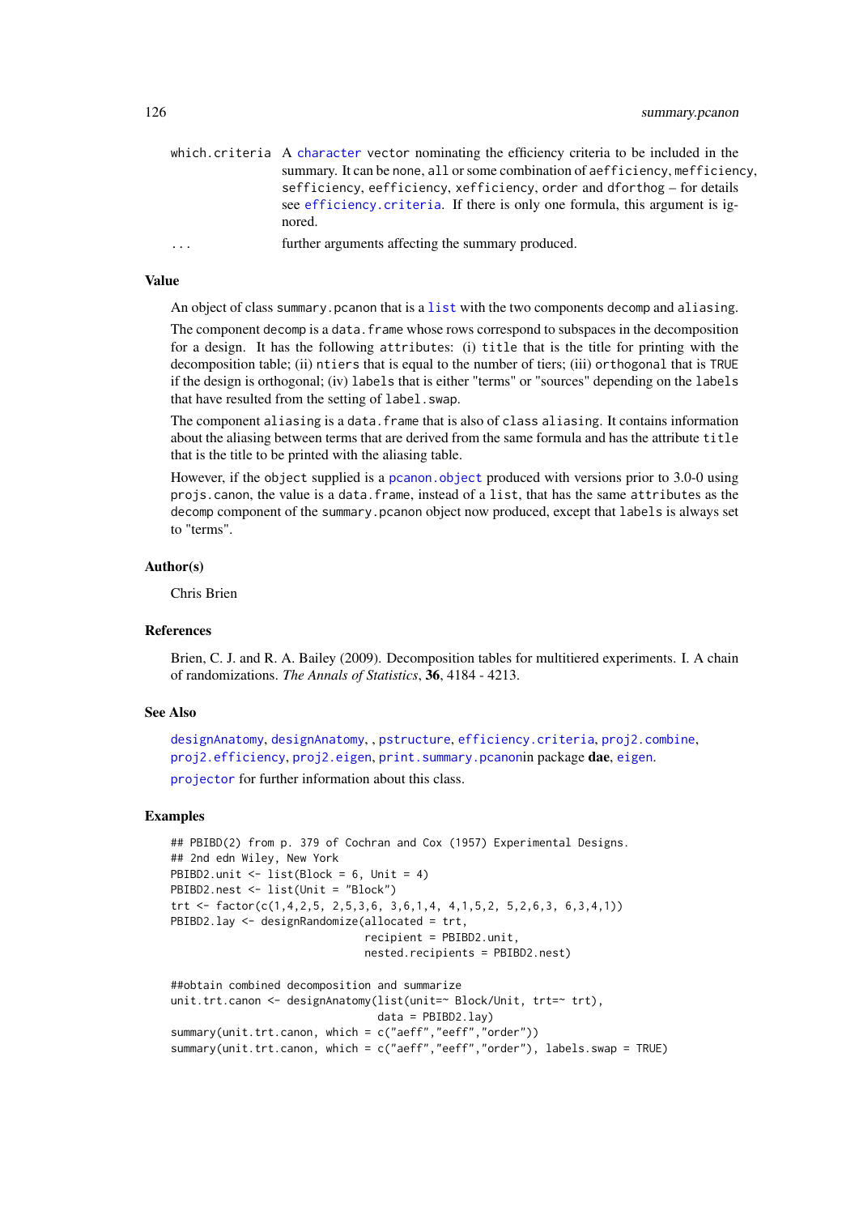| | |
|---|---|
| which.criteria | A character vector nominating the efficiency criteria to be included in the summary. It can be none, all or some combination of aefficiency, mefficiency, sefficiency, eefficiency, xefficiency, order and dforthog – for details see efficiency.criteria. If there is only one formula, this argument is ignored. |
| ... | further arguments affecting the summary produced. |

### Value

An object of class summary.pcanon that is a list with the two components decomp and aliasing.

The component decomp is a data.frame whose rows correspond to subspaces in the decomposition for a design. It has the following attributes: (i) title that is the title for printing with the decomposition table; (ii) ntiers that is equal to the number of tiers; (iii) orthogonal that is TRUE if the design is orthogonal; (iv) labels that is either "terms" or "sources" depending on the labels that have resulted from the setting of label.swap.

The component aliasing is a data.frame that is also of class aliasing. It contains information about the aliasing between terms that are derived from the same formula and has the attribute title that is the title to be printed with the aliasing table.

However, if the object supplied is a pcanon.object produced with versions prior to 3.0-0 using projs.canon, the value is a data.frame, instead of a list, that has the same attributes as the decomp component of the summary.pcanon object now produced, except that labels is always set to "terms".

### Author(s)

Chris Brien

### References

Brien, C. J. and R. A. Bailey (2009). Decomposition tables for multitiered experiments. I. A chain of randomizations. *The Annals of Statistics*, **36**, 4184 - 4213.

### See Also

designAnatomy, designAnatomy, , pstructure, efficiency.criteria, proj2.combine, proj2.efficiency, proj2.eigen, print.summary.pcanonin package **dae**, eigen.

projector for further information about this class.

### Examples

```
## PBIBD(2) from p. 379 of Cochran and Cox (1957) Experimental Designs.
## 2nd edn Wiley, New York
PBIBD2.unit <- list(Block = 6, Unit = 4)
PBIBD2.nest <- list(Unit = "Block")
trt <- factor(c(1,4,2,5, 2,5,3,6, 3,6,1,4, 4,1,5,2, 5,2,6,3, 6,3,4,1))
PBIBD2.lay <- designRandomize(allocated = trt,
                              recipient = PBIBD2.unit,
                              nested.recipients = PBIBD2.nest)

##obtain combined decomposition and summarize
unit.trt.canon <- designAnatomy(list(unit=~ Block/Unit, trt=~ trt),
                                data = PBIBD2.lay)
summary(unit.trt.canon, which = c("aeff","eeff","order"))
summary(unit.trt.canon, which = c("aeff","eeff","order"), labels.swap = TRUE)
```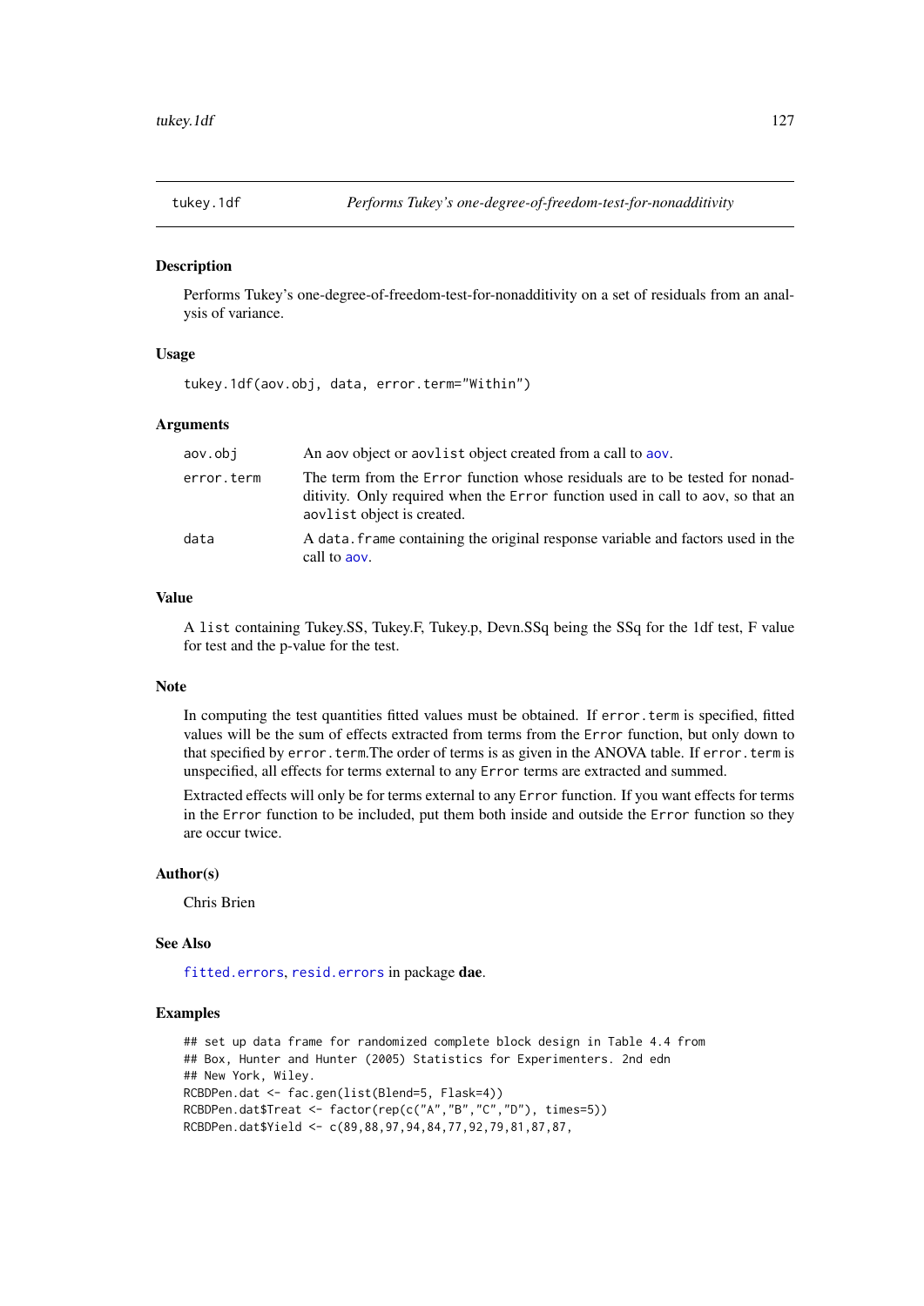## tukey.1df    *Performs Tukey's one-degree-of-freedom-test-for-nonadditivity*

### Description

Performs Tukey's one-degree-of-freedom-test-for-nonadditivity on a set of residuals from an analysis of variance.

### Usage

```
tukey.1df(aov.obj, data, error.term="Within")
```

### Arguments

| | |
|---|---|
| `aov.obj` | An aov object or `aovlist` object created from a call to `aov`. |
| `error.term` | The term from the `Error` function whose residuals are to be tested for nonadditivity. Only required when the `Error` function used in call to aov, so that an `aovlist` object is created. |
| `data` | A `data.frame` containing the original response variable and factors used in the call to `aov`. |

### Value

A `list` containing Tukey.SS, Tukey.F, Tukey.p, Devn.SSq being the SSq for the 1df test, F value for test and the p-value for the test.

### Note

In computing the test quantities fitted values must be obtained. If `error.term` is specified, fitted values will be the sum of effects extracted from terms from the `Error` function, but only down to that specified by `error.term`.The order of terms is as given in the ANOVA table. If `error.term` is unspecified, all effects for terms external to any `Error` terms are extracted and summed.

Extracted effects will only be for terms external to any `Error` function. If you want effects for terms in the `Error` function to be included, put them both inside and outside the `Error` function so they are occur twice.

### Author(s)

Chris Brien

### See Also

`fitted.errors`, `resid.errors` in package **dae**.

### Examples

```
## set up data frame for randomized complete block design in Table 4.4 from
## Box, Hunter and Hunter (2005) Statistics for Experimenters. 2nd edn
## New York, Wiley.
RCBDPen.dat <- fac.gen(list(Blend=5, Flask=4))
RCBDPen.dat$Treat <- factor(rep(c("A","B","C","D"), times=5))
RCBDPen.dat$Yield <- c(89,88,97,94,84,77,92,79,81,87,87,
```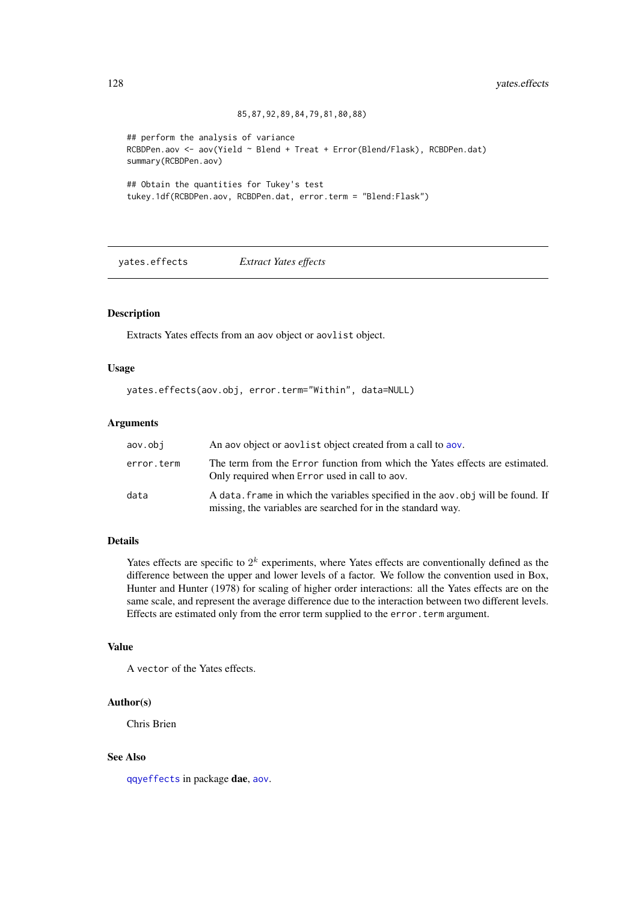```
                    85,87,92,89,84,79,81,80,88)

## perform the analysis of variance
RCBDPen.aov <- aov(Yield ~ Blend + Treat + Error(Blend/Flask), RCBDPen.dat)
summary(RCBDPen.aov)

## Obtain the quantities for Tukey's test
tukey.1df(RCBDPen.aov, RCBDPen.dat, error.term = "Blend:Flask")
```

---

## yates.effects — *Extract Yates effects*

### Description

Extracts Yates effects from an aov object or aovlist object.

### Usage

```
yates.effects(aov.obj, error.term="Within", data=NULL)
```

### Arguments

| | |
|---|---|
| aov.obj | An aov object or aovlist object created from a call to aov. |
| error.term | The term from the Error function from which the Yates effects are estimated. Only required when Error used in call to aov. |
| data | A data.frame in which the variables specified in the aov.obj will be found. If missing, the variables are searched for in the standard way. |

### Details

Yates effects are specific to $2^k$ experiments, where Yates effects are conventionally defined as the difference between the upper and lower levels of a factor. We follow the convention used in Box, Hunter and Hunter (1978) for scaling of higher order interactions: all the Yates effects are on the same scale, and represent the average difference due to the interaction between two different levels. Effects are estimated only from the error term supplied to the error.term argument.

### Value

A vector of the Yates effects.

### Author(s)

Chris Brien

### See Also

qqyeffects in package **dae**, aov.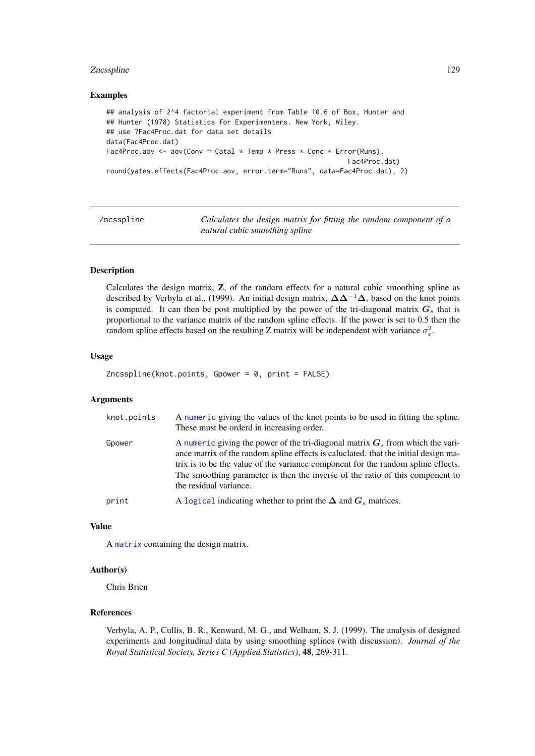### Examples

```
## analysis of 2^4 factorial experiment from Table 10.6 of Box, Hunter and
## Hunter (1978) Statistics for Experimenters. New York, Wiley.
## use ?Fac4Proc.dat for data set details
data(Fac4Proc.dat)
Fac4Proc.aov <- aov(Conv ~ Catal * Temp * Press * Conc + Error(Runs),
                                                          Fac4Proc.dat)
round(yates.effects(Fac4Proc.aov, error.term="Runs", data=Fac4Proc.dat), 2)
```

---

## Zncsspline — *Calculates the design matrix for fitting the random component of a natural cubic smoothing spline*

### Description

Calculates the design matrix, $\mathbf{Z}$, of the random effects for a natural cubic smoothing spline as described by Verbyla et al., (1999). An initial design matrix, $\mathbf{\Delta}\mathbf{\Delta}^{-1}\mathbf{\Delta}$, based on the knot points is computed. It can then be post multiplied by the power of the tri-diagonal matrix $\boldsymbol{G}_s$ that is proportional to the variance matrix of the random spline effects. If the power is set to 0.5 then the random spline effects based on the resulting Z matrix will be independent with variance $\sigma_s^2$.

### Usage

```
Zncsspline(knot.points, Gpower = 0, print = FALSE)
```

### Arguments

| | |
|---|---|
| `knot.points` | A `numeric` giving the values of the knot points to be used in fitting the spline. These must be orderd in increasing order. |
| `Gpower` | A `numeric` giving the power of the tri-diagonal matrix $\boldsymbol{G}_s$ from which the variance matrix of the random spline effects is caluclated. that the initial design matrix is to be the value of the variance component for the random spline effects. The smoothing parameter is then the inverse of the ratio of this component to the residual variance. |
| `print` | A `logical` indicating whether to print the $\mathbf{\Delta}$ and $\boldsymbol{G}_s$ matrices. |

### Value

A `matrix` containing the design matrix.

### Author(s)

Chris Brien

### References

Verbyla, A. P., Cullis, B. R., Kenward, M. G., and Welham, S. J. (1999). The analysis of designed experiments and longitudinal data by using smoothing splines (with discussion). *Journal of the Royal Statistical Society, Series C (Applied Statistics)*, **48**, 269-311.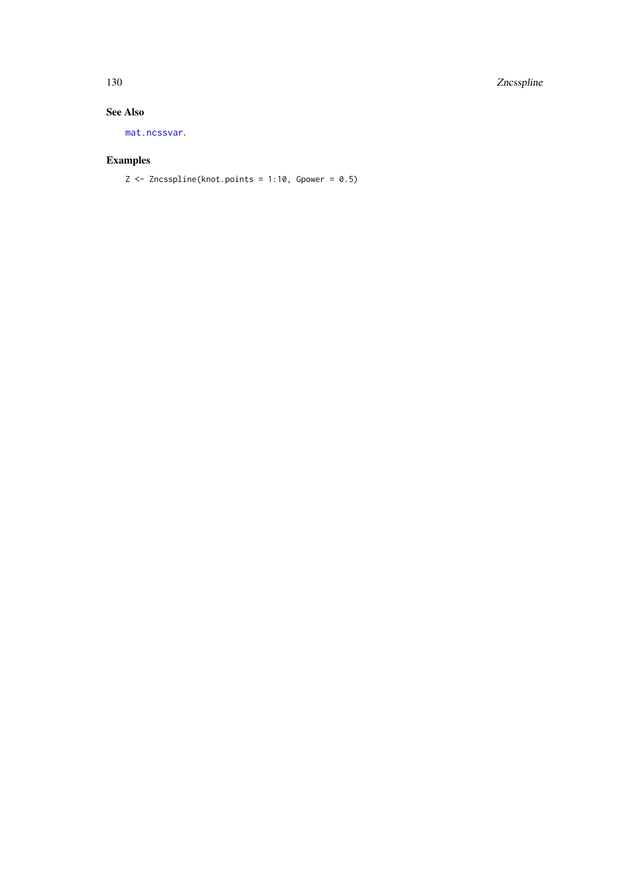## See Also

mat.ncssvar.

## Examples

```
Z <- Zncsspline(knot.points = 1:10, Gpower = 0.5)
```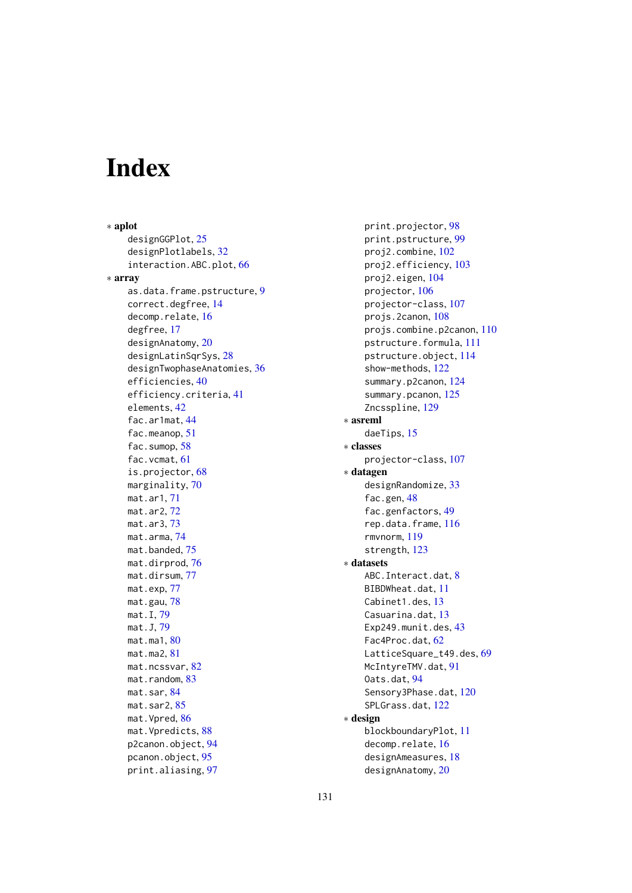# Index

∗ **aplot**
  designGGPlot, 25
  designPlotlabels, 32
  interaction.ABC.plot, 66

∗ **array**
  as.data.frame.pstructure, 9
  correct.degfree, 14
  decomp.relate, 16
  degfree, 17
  designAnatomy, 20
  designLatinSqrSys, 28
  designTwophaseAnatomies, 36
  efficiencies, 40
  efficiency.criteria, 41
  elements, 42
  fac.ar1mat, 44
  fac.meanop, 51
  fac.sumop, 58
  fac.vcmat, 61
  is.projector, 68
  marginality, 70
  mat.ar1, 71
  mat.ar2, 72
  mat.ar3, 73
  mat.arma, 74
  mat.banded, 75
  mat.dirprod, 76
  mat.dirsum, 77
  mat.exp, 77
  mat.gau, 78
  mat.I, 79
  mat.J, 79
  mat.ma1, 80
  mat.ma2, 81
  mat.ncssvar, 82
  mat.random, 83
  mat.sar, 84
  mat.sar2, 85
  mat.Vpred, 86
  mat.Vpredicts, 88
  p2canon.object, 94
  pcanon.object, 95
  print.aliasing, 97
  print.projector, 98
  print.pstructure, 99
  proj2.combine, 102
  proj2.efficiency, 103
  proj2.eigen, 104
  projector, 106
  projector-class, 107
  projs.2canon, 108
  projs.combine.p2canon, 110
  pstructure.formula, 111
  pstructure.object, 114
  show-methods, 122
  summary.p2canon, 124
  summary.pcanon, 125
  Zncsspline, 129

∗ **asreml**
  daeTips, 15

∗ **classes**
  projector-class, 107

∗ **datagen**
  designRandomize, 33
  fac.gen, 48
  fac.genfactors, 49
  rep.data.frame, 116
  rmvnorm, 119
  strength, 123

∗ **datasets**
  ABC.Interact.dat, 8
  BIBDWheat.dat, 11
  Cabinet1.des, 13
  Casuarina.dat, 13
  Exp249.munit.des, 43
  Fac4Proc.dat, 62
  LatticeSquare_t49.des, 69
  McIntyreTMV.dat, 91
  Oats.dat, 94
  Sensory3Phase.dat, 120
  SPLGrass.dat, 122

∗ **design**
  blockboundaryPlot, 11
  decomp.relate, 16
  designAmeasures, 18
  designAnatomy, 20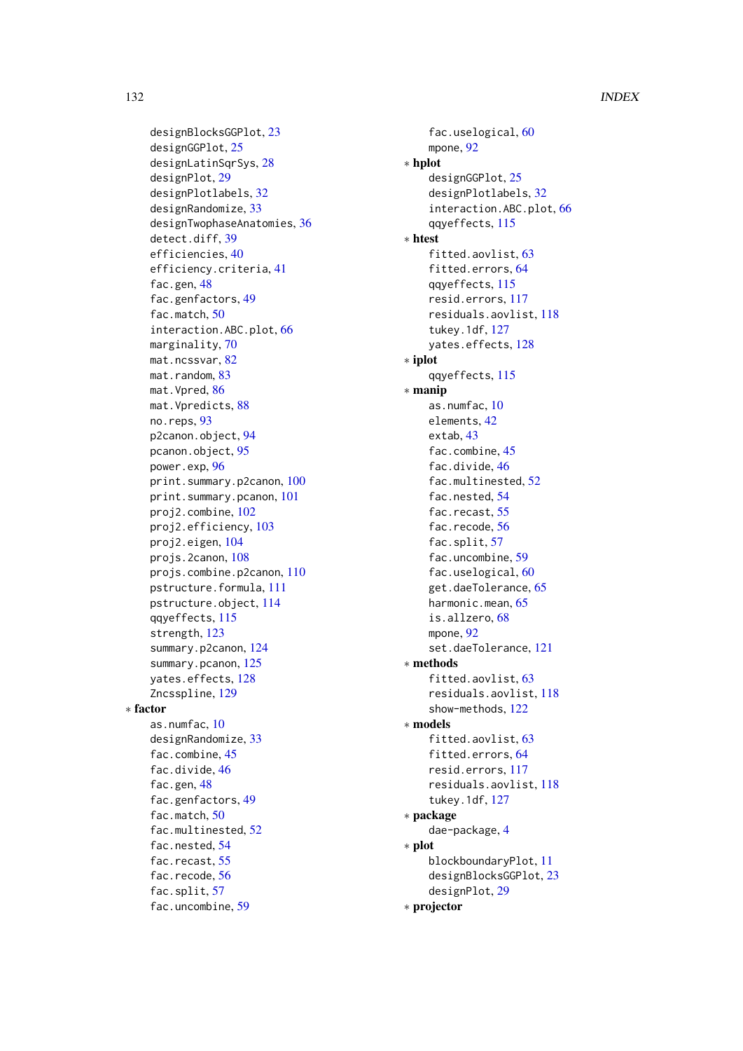designBlocksGGPlot, 23
designGGPlot, 25
designLatinSqrSys, 28
designPlot, 29
designPlotlabels, 32
designRandomize, 33
designTwophaseAnatomies, 36
detect.diff, 39
efficiencies, 40
efficiency.criteria, 41
fac.gen, 48
fac.genfactors, 49
fac.match, 50
interaction.ABC.plot, 66
marginality, 70
mat.ncssvar, 82
mat.random, 83
mat.Vpred, 86
mat.Vpredicts, 88
no.reps, 93
p2canon.object, 94
pcanon.object, 95
power.exp, 96
print.summary.p2canon, 100
print.summary.pcanon, 101
proj2.combine, 102
proj2.efficiency, 103
proj2.eigen, 104
projs.2canon, 108
projs.combine.p2canon, 110
pstructure.formula, 111
pstructure.object, 114
qqyeffects, 115
strength, 123
summary.p2canon, 124
summary.pcanon, 125
yates.effects, 128
Zncsspline, 129

∗ **factor**
as.numfac, 10
designRandomize, 33
fac.combine, 45
fac.divide, 46
fac.gen, 48
fac.genfactors, 49
fac.match, 50
fac.multinested, 52
fac.nested, 54
fac.recast, 55
fac.recode, 56
fac.split, 57
fac.uncombine, 59
fac.uselogical, 60
mpone, 92

∗ **hplot**
designGGPlot, 25
designPlotlabels, 32
interaction.ABC.plot, 66
qqyeffects, 115

∗ **htest**
fitted.aovlist, 63
fitted.errors, 64
qqyeffects, 115
resid.errors, 117
residuals.aovlist, 118
tukey.1df, 127
yates.effects, 128

∗ **iplot**
qqyeffects, 115

∗ **manip**
as.numfac, 10
elements, 42
extab, 43
fac.combine, 45
fac.divide, 46
fac.multinested, 52
fac.nested, 54
fac.recast, 55
fac.recode, 56
fac.split, 57
fac.uncombine, 59
fac.uselogical, 60
get.daeTolerance, 65
harmonic.mean, 65
is.allzero, 68
mpone, 92
set.daeTolerance, 121

∗ **methods**
fitted.aovlist, 63
residuals.aovlist, 118
show-methods, 122

∗ **models**
fitted.aovlist, 63
fitted.errors, 64
resid.errors, 117
residuals.aovlist, 118
tukey.1df, 127

∗ **package**
dae-package, 4

∗ **plot**
blockboundaryPlot, 11
designBlocksGGPlot, 23
designPlot, 29

∗ **projector**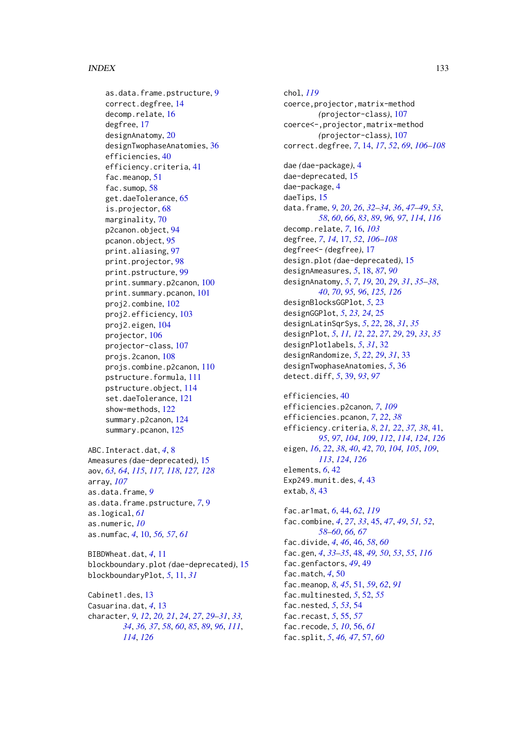as.data.frame.pstructure, 9
correct.degfree, 14
decomp.relate, 16
degfree, 17
designAnatomy, 20
designTwophaseAnatomies, 36
efficiencies, 40
efficiency.criteria, 41
fac.meanop, 51
fac.sumop, 58
get.daeTolerance, 65
is.projector, 68
marginality, 70
p2canon.object, 94
pcanon.object, 95
print.aliasing, 97
print.projector, 98
print.pstructure, 99
print.summary.p2canon, 100
print.summary.pcanon, 101
proj2.combine, 102
proj2.efficiency, 103
proj2.eigen, 104
projector, 106
projector-class, 107
projs.2canon, 108
projs.combine.p2canon, 110
pstructure.formula, 111
pstructure.object, 114
set.daeTolerance, 121
show-methods, 122
summary.p2canon, 124
summary.pcanon, 125

ABC.Interact.dat, *4*, 8
Ameasures *(dae-deprecated)*, 15
aov, *63, 64*, *115*, *117, 118*, *127, 128*
array, *107*
as.data.frame, *9*
as.data.frame.pstructure, *7*, 9
as.logical, *61*
as.numeric, *10*
as.numfac, *4*, 10, *56, 57*, *61*

BIBDWheat.dat, *4*, 11
blockboundary.plot *(dae-deprecated)*, 15
blockboundaryPlot, *5*, 11, *31*

Cabinet1.des, 13
Casuarina.dat, *4*, 13
character, *9*, *12*, *20, 21*, *24*, *27*, *29–31*, *33, 34*, *36, 37*, *58*, *60*, *85*, *89*, *96*, *111*, *114*, *126*

chol, *119*
coerce,projector,matrix-method *(projector-class)*, 107
coerce<-,projector,matrix-method *(projector-class)*, 107
correct.degfree, *7*, 14, *17*, *52*, *69*, *106–108*

dae *(dae-package)*, 4
dae-deprecated, 15
dae-package, 4
daeTips, 15
data.frame, *9*, *20*, *26*, *32–34*, *36*, *47–49*, *53*, *58*, *60*, *66*, *83*, *89*, *96*, *97*, *114*, *116*
decomp.relate, *7*, 16, *103*
degfree, *7*, *14*, 17, *52*, *106–108*
degfree<- *(degfree)*, 17
design.plot *(dae-deprecated)*, 15
designAmeasures, *5*, 18, *87*, *90*
designAnatomy, *5*, *7*, *19*, 20, *29*, *31*, *35–38*, *40*, *70*, *95, 96*, *125, 126*
designBlocksGGPlot, *5*, 23
designGGPlot, *5*, *23, 24*, 25
designLatinSqrSys, *5*, *22*, 28, *31*, *35*
designPlot, *5*, *11, 12*, *22*, *27*, *29*, 29, *33*, *35*
designPlotlabels, *5*, *31*, 32
designRandomize, *5*, *22*, *29*, *31*, 33
designTwophaseAnatomies, *5*, 36
detect.diff, *5*, 39, *93*, *97*

efficiencies, 40
efficiencies.p2canon, *7*, *109*
efficiencies.pcanon, *7*, *22*, *38*
efficiency.criteria, *8*, *21, 22*, *37, 38*, 41, *95*, *97*, *104*, *109*, *112*, *114*, *124*, *126*
eigen, *16*, *22*, *38*, *40*, *42*, *70*, *104, 105*, *109*, *113*, *124*, *126*
elements, *6*, 42
Exp249.munit.des, *4*, 43
extab, *8*, 43

fac.ar1mat, *6*, 44, *62*, *119*
fac.combine, *4*, *27*, *33*, 45, *47*, *49*, *51, 52*, *58–60*, *66, 67*
fac.divide, *4*, *46*, 46, *58*, *60*
fac.gen, *4*, *33–35*, 48, *49, 50*, *53*, *55*, *116*
fac.genfactors, *49*, 49
fac.match, *4*, 50
fac.meanop, *8*, *45*, 51, *59*, *62*, *91*
fac.multinested, *5*, 52, *55*
fac.nested, *5*, *53*, 54
fac.recast, *5*, 55, *57*
fac.recode, *5*, *10*, 56, *61*
fac.split, *5*, *46, 47*, 57, *60*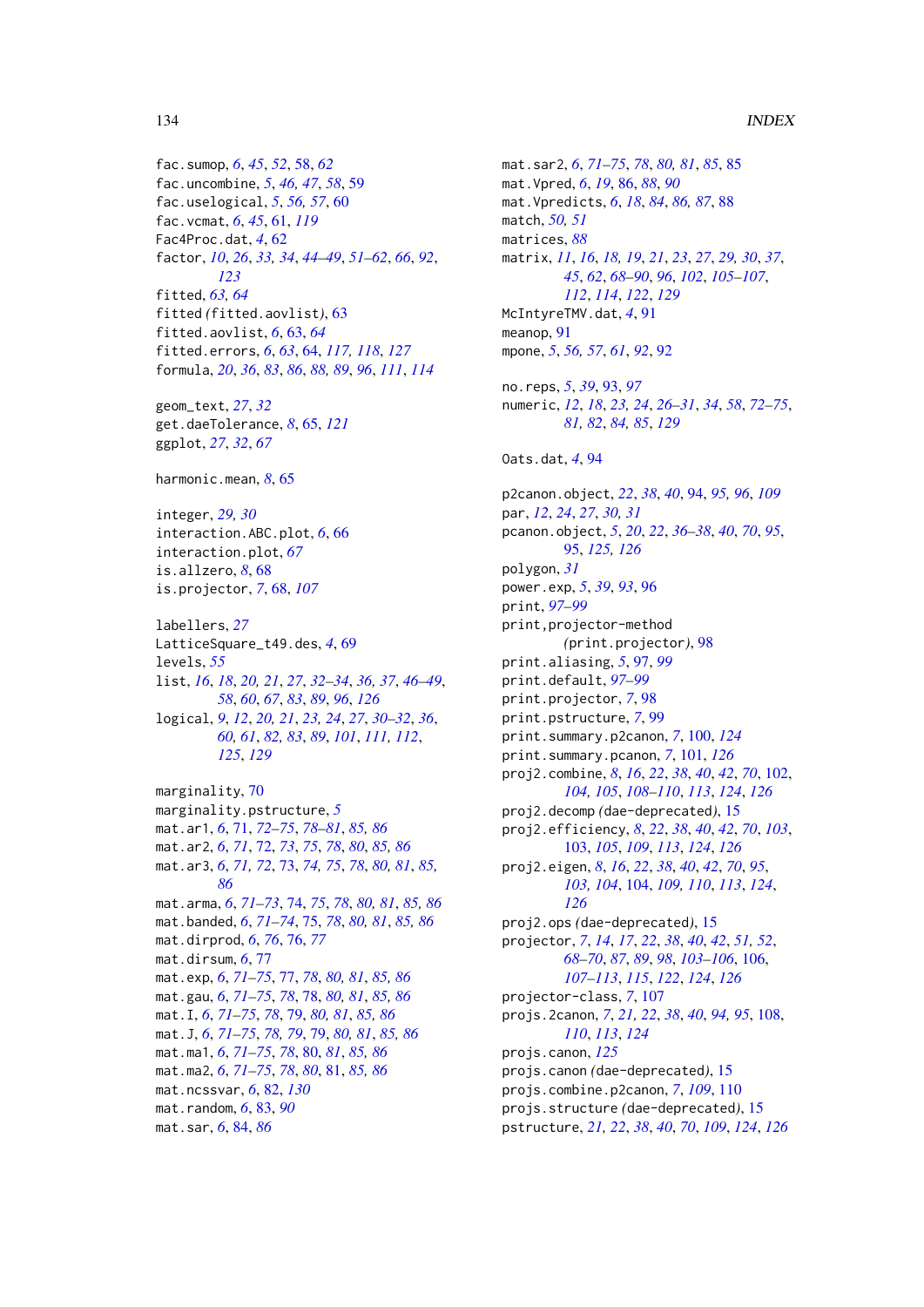fac.sumop, 6, 45, 52, 58, 62
fac.uncombine, 5, 46, 47, 58, 59
fac.uselogical, 5, 56, 57, 60
fac.vcmat, 6, 45, 61, 119
Fac4Proc.dat, 4, 62
factor, 10, 26, 33, 34, 44–49, 51–62, 66, 92, 123
fitted, 63, 64
fitted (fitted.aovlist), 63
fitted.aovlist, 6, 63, 64
fitted.errors, 6, 63, 64, 117, 118, 127
formula, 20, 36, 83, 86, 88, 89, 96, 111, 114

geom_text, 27, 32
get.daeTolerance, 8, 65, 121
ggplot, 27, 32, 67

harmonic.mean, 8, 65

integer, 29, 30
interaction.ABC.plot, 6, 66
interaction.plot, 67
is.allzero, 8, 68
is.projector, 7, 68, 107

labellers, 27
LatticeSquare_t49.des, 4, 69
levels, 55
list, 16, 18, 20, 21, 27, 32–34, 36, 37, 46–49, 58, 60, 67, 83, 89, 96, 126
logical, 9, 12, 20, 21, 23, 24, 27, 30–32, 36, 60, 61, 82, 83, 89, 101, 111, 112, 125, 129

marginality, 70
marginality.pstructure, 5
mat.ar1, 6, 71, 72–75, 78–81, 85, 86
mat.ar2, 6, 71, 72, 73, 75, 78, 80, 85, 86
mat.ar3, 6, 71, 72, 73, 74, 75, 78, 80, 81, 85, 86
mat.arma, 6, 71–73, 74, 75, 78, 80, 81, 85, 86
mat.banded, 6, 71–74, 75, 78, 80, 81, 85, 86
mat.dirprod, 6, 76, 76, 77
mat.dirsum, 6, 77
mat.exp, 6, 71–75, 77, 78, 80, 81, 85, 86
mat.gau, 6, 71–75, 78, 78, 80, 81, 85, 86
mat.I, 6, 71–75, 78, 79, 80, 81, 85, 86
mat.J, 6, 71–75, 78, 79, 79, 80, 81, 85, 86
mat.ma1, 6, 71–75, 78, 80, 81, 85, 86
mat.ma2, 6, 71–75, 78, 80, 81, 85, 86
mat.ncssvar, 6, 82, 130
mat.random, 6, 83, 90
mat.sar, 6, 84, 86
mat.sar2, 6, 71–75, 78, 80, 81, 85, 85
mat.Vpred, 6, 19, 86, 88, 90
mat.Vpredicts, 6, 18, 84, 86, 87, 88
match, 50, 51
matrices, 88
matrix, 11, 16, 18, 19, 21, 23, 27, 29, 30, 37, 45, 62, 68–90, 96, 102, 105–107, 112, 114, 122, 129
McIntyreTMV.dat, 4, 91
meanop, 91
mpone, 5, 56, 57, 61, 92, 92

no.reps, 5, 39, 93, 97
numeric, 12, 18, 23, 24, 26–31, 34, 58, 72–75, 81, 82, 84, 85, 129

Oats.dat, 4, 94

p2canon.object, 22, 38, 40, 94, 95, 96, 109
par, 12, 24, 27, 30, 31
pcanon.object, 5, 20, 22, 36–38, 40, 70, 95, 95, 125, 126
polygon, 31
power.exp, 5, 39, 93, 96
print, 97–99
print,projector-method (print.projector), 98
print.aliasing, 5, 97, 99
print.default, 97–99
print.projector, 7, 98
print.pstructure, 7, 99
print.summary.p2canon, 7, 100, 124
print.summary.pcanon, 7, 101, 126
proj2.combine, 8, 16, 22, 38, 40, 42, 70, 102, 104, 105, 108–110, 113, 124, 126
proj2.decomp (dae-deprecated), 15
proj2.efficiency, 8, 22, 38, 40, 42, 70, 103, 103, 105, 109, 113, 124, 126
proj2.eigen, 8, 16, 22, 38, 40, 42, 70, 95, 103, 104, 104, 109, 110, 113, 124, 126
proj2.ops (dae-deprecated), 15
projector, 7, 14, 17, 22, 38, 40, 42, 51, 52, 68–70, 87, 89, 98, 103–106, 106, 107–113, 115, 122, 124, 126
projector-class, 7, 107
projs.2canon, 7, 21, 22, 38, 40, 94, 95, 108, 110, 113, 124
projs.canon, 125
projs.canon (dae-deprecated), 15
projs.combine.p2canon, 7, 109, 110
projs.structure (dae-deprecated), 15
pstructure, 21, 22, 38, 40, 70, 109, 124, 126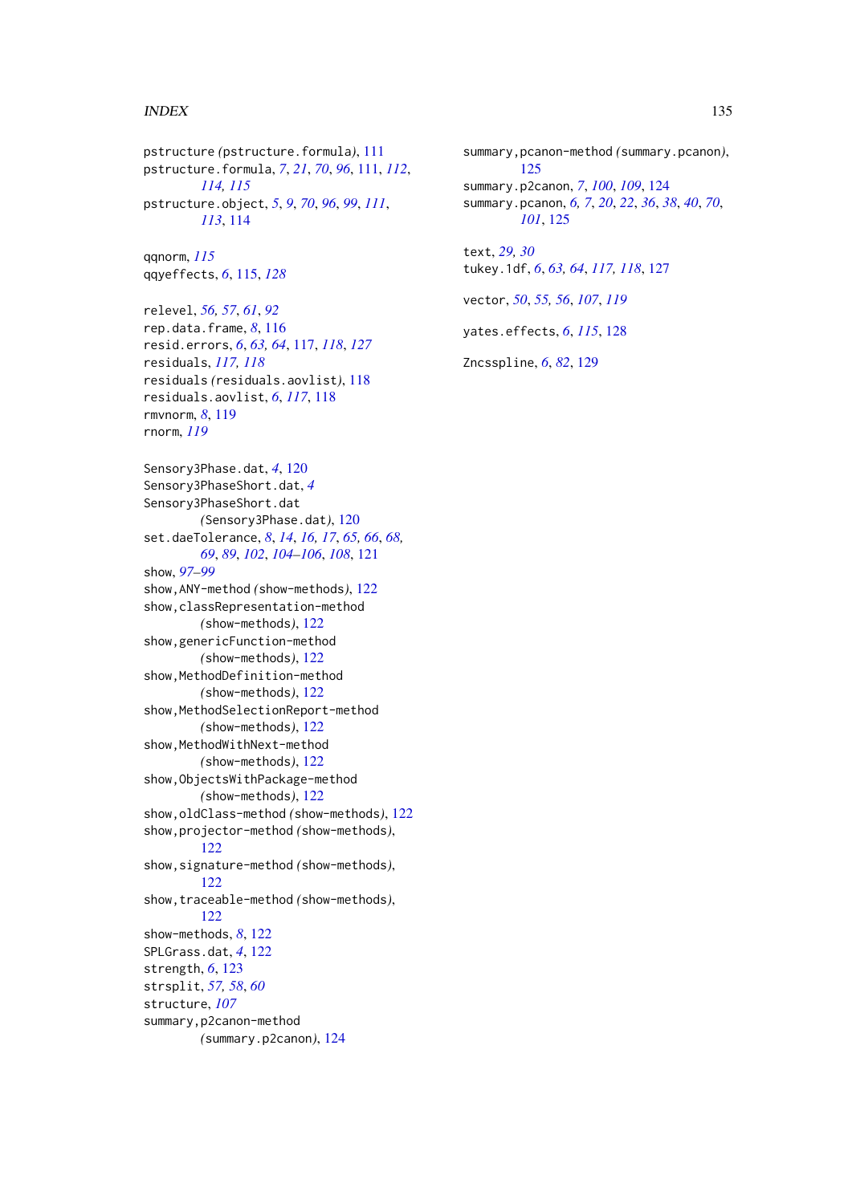pstructure (pstructure.formula), 111
pstructure.formula, *7*, *21*, *70*, *96*, 111, *112*, *114, 115*
pstructure.object, *5*, *9*, *70*, *96*, *99*, *111*, *113*, 114

qqnorm, *115*
qqyeffects, *6*, 115, *128*

relevel, *56, 57*, *61*, *92*
rep.data.frame, *8*, 116
resid.errors, *6*, *63, 64*, 117, *118*, *127*
residuals, *117, 118*
residuals (residuals.aovlist), 118
residuals.aovlist, *6*, *117*, 118
rmvnorm, *8*, 119
rnorm, *119*

Sensory3Phase.dat, *4*, 120
Sensory3PhaseShort.dat, *4*
Sensory3PhaseShort.dat (Sensory3Phase.dat), 120
set.daeTolerance, *8*, *14*, *16, 17*, *65, 66*, *68, 69*, *89*, *102*, *104–106*, *108*, 121
show, *97–99*
show,ANY-method (show-methods), 122
show,classRepresentation-method (show-methods), 122
show,genericFunction-method (show-methods), 122
show,MethodDefinition-method (show-methods), 122
show,MethodSelectionReport-method (show-methods), 122
show,MethodWithNext-method (show-methods), 122
show,ObjectsWithPackage-method (show-methods), 122
show,oldClass-method (show-methods), 122
show,projector-method (show-methods), 122
show,signature-method (show-methods), 122
show,traceable-method (show-methods), 122
show-methods, *8*, 122
SPLGrass.dat, *4*, 122
strength, *6*, 123
strsplit, *57, 58*, *60*
structure, *107*
summary,p2canon-method (summary.p2canon), 124
summary,pcanon-method (summary.pcanon), 125
summary.p2canon, *7*, *100*, *109*, 124
summary.pcanon, *6, 7*, *20*, *22*, *36*, *38*, *40*, *70*, *101*, 125

text, *29, 30*
tukey.1df, *6*, *63, 64*, *117, 118*, 127

vector, *50*, *55, 56*, *107*, *119*

yates.effects, *6*, *115*, 128

Zncsspline, *6*, *82*, 129